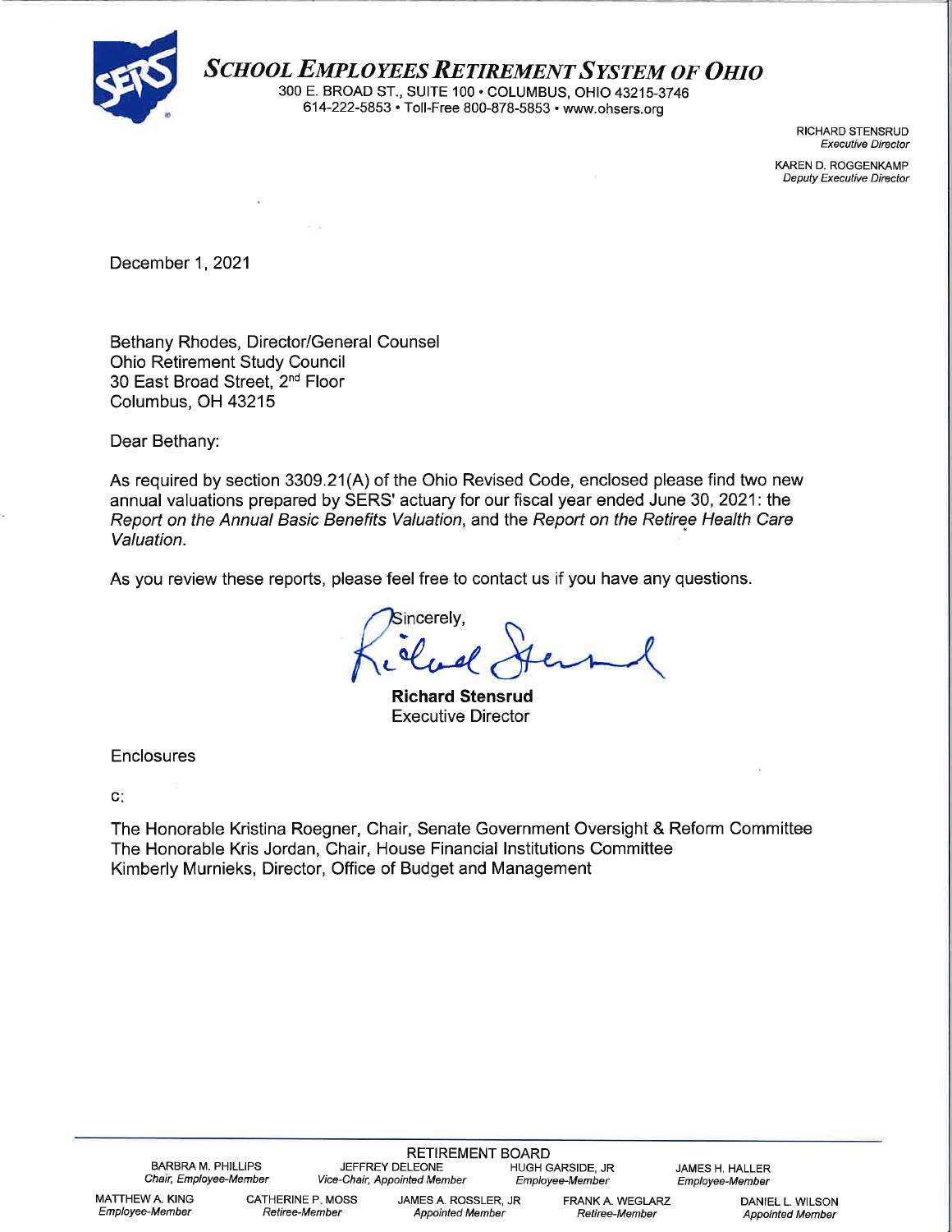# *SCHOOL EMPLOYEES RETIREMENT SYSTEM OF OHIO*

300 E. BROAD ST., SUITE 100 • COLUMBUS, OHIO 43215-3746
614-222-5853 • Toll-Free 800-878-5853 • www.ohsers.org

RICHARD STENSRUD
*Executive Director*

KAREN D. ROGGENKAMP
*Deputy Executive Director*

December 1, 2021

Bethany Rhodes, Director/General Counsel
Ohio Retirement Study Council
30 East Broad Street, 2nd Floor
Columbus, OH 43215

Dear Bethany:

As required by section 3309.21(A) of the Ohio Revised Code, enclosed please find two new annual valuations prepared by SERS' actuary for our fiscal year ended June 30, 2021: the *Report on the Annual Basic Benefits Valuation*, and the *Report on the Retiree Health Care Valuation.*

As you review these reports, please feel free to contact us if you have any questions.

Sincerely,

**Richard Stensrud**
Executive Director

Enclosures

c:

The Honorable Kristina Roegner, Chair, Senate Government Oversight & Reform Committee
The Honorable Kris Jordan, Chair, House Financial Institutions Committee
Kimberly Murnieks, Director, Office of Budget and Management

RETIREMENT BOARD

BARBRA M. PHILLIPS, *Chair, Employee-Member*
JEFFREY DELEONE, *Vice-Chair, Appointed Member*
HUGH GARSIDE, JR, *Employee-Member*
JAMES H. HALLER, *Employee-Member*
MATTHEW A. KING, *Employee-Member*
CATHERINE P. MOSS, *Retiree-Member*
JAMES A. ROSSLER, JR, *Appointed Member*
FRANK A. WEGLARZ, *Retiree-Member*
DANIEL L. WILSON, *Appointed Member*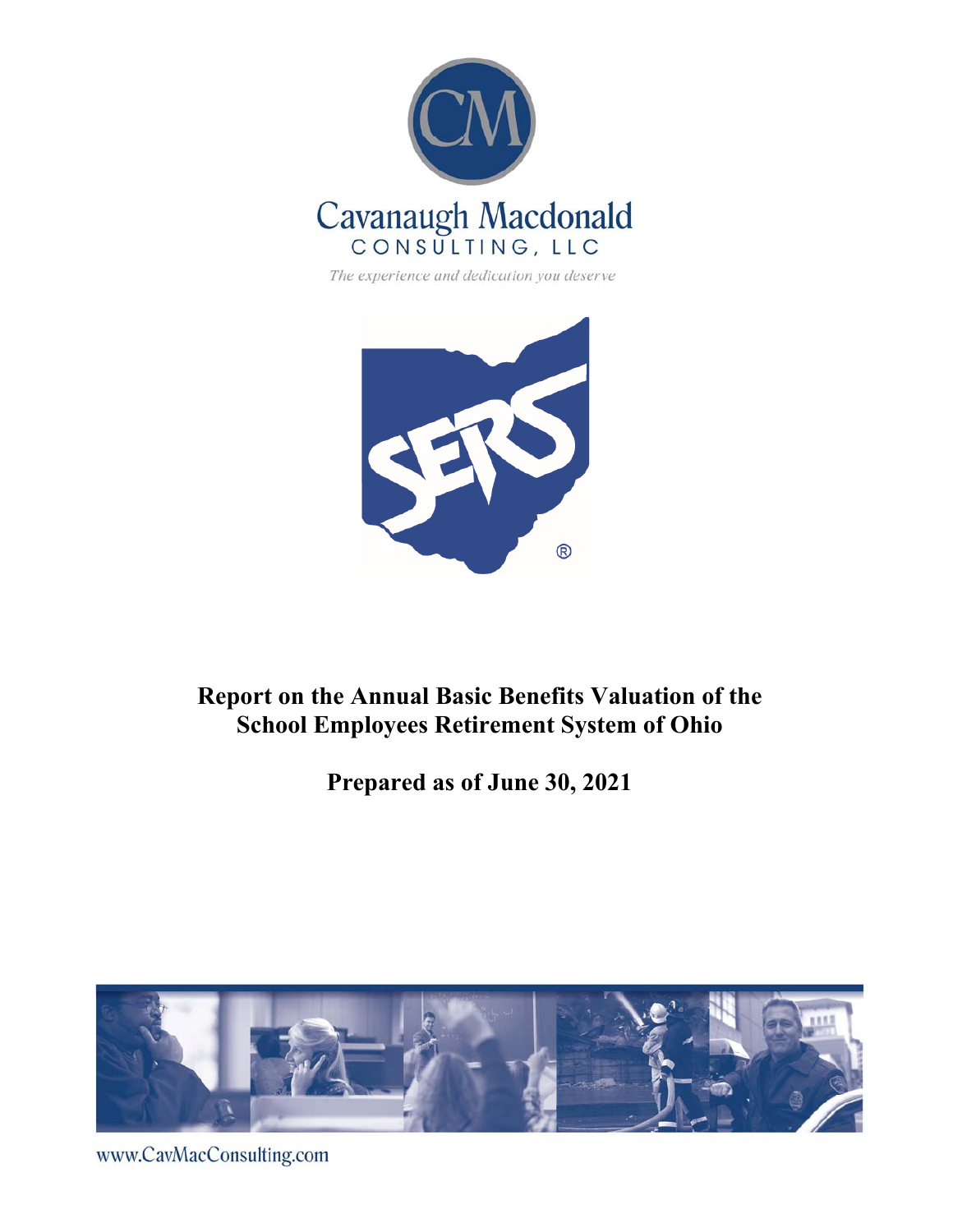Cavanaugh Macdonald
CONSULTING, LLC

*The experience and dedication you deserve*

# Report on the Annual Basic Benefits Valuation of the School Employees Retirement System of Ohio

## Prepared as of June 30, 2021

www.CavMacConsulting.com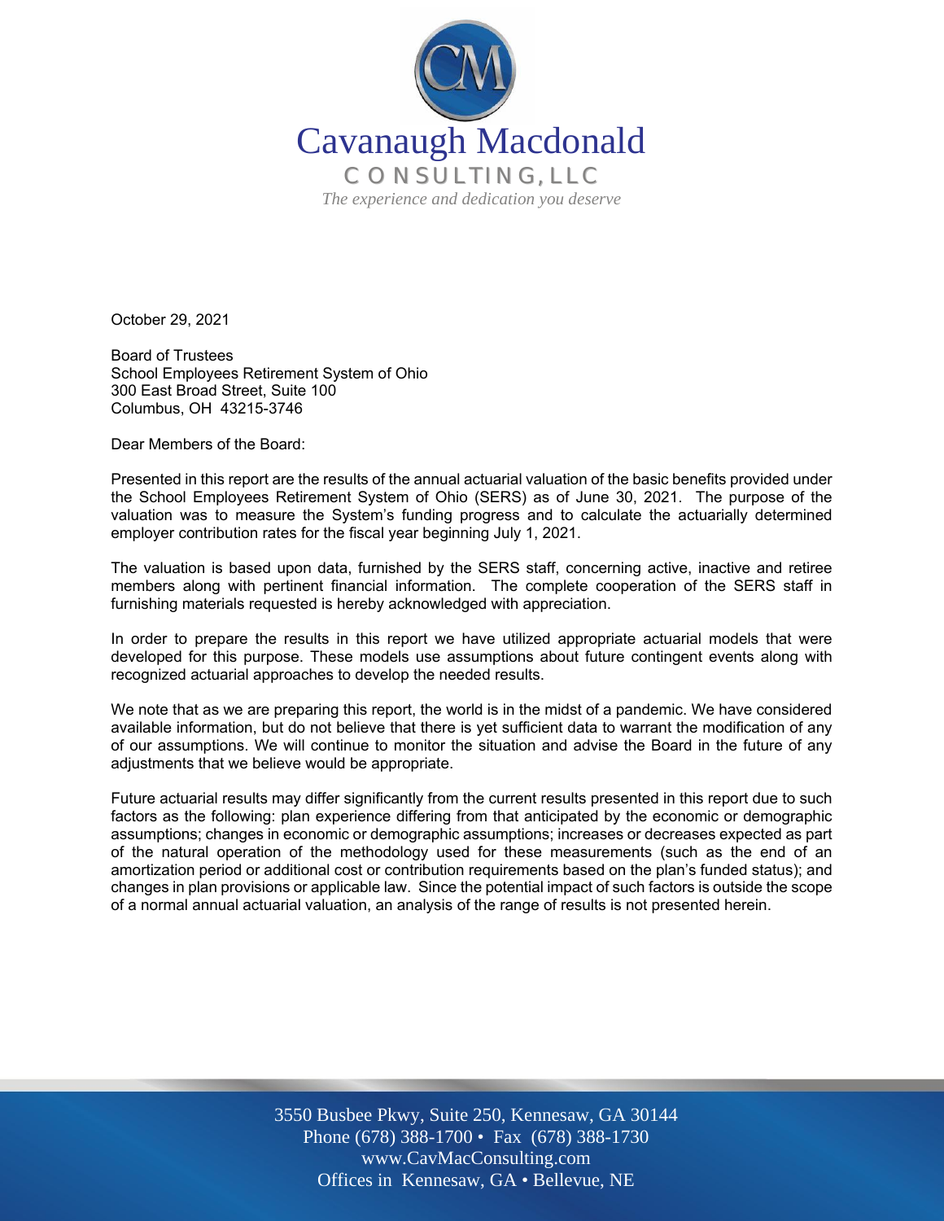Cavanaugh Macdonald
CONSULTING, LLC
*The experience and dedication you deserve*

October 29, 2021

Board of Trustees
School Employees Retirement System of Ohio
300 East Broad Street, Suite 100
Columbus, OH 43215-3746

Dear Members of the Board:

Presented in this report are the results of the annual actuarial valuation of the basic benefits provided under the School Employees Retirement System of Ohio (SERS) as of June 30, 2021. The purpose of the valuation was to measure the System's funding progress and to calculate the actuarially determined employer contribution rates for the fiscal year beginning July 1, 2021.

The valuation is based upon data, furnished by the SERS staff, concerning active, inactive and retiree members along with pertinent financial information. The complete cooperation of the SERS staff in furnishing materials requested is hereby acknowledged with appreciation.

In order to prepare the results in this report we have utilized appropriate actuarial models that were developed for this purpose. These models use assumptions about future contingent events along with recognized actuarial approaches to develop the needed results.

We note that as we are preparing this report, the world is in the midst of a pandemic. We have considered available information, but do not believe that there is yet sufficient data to warrant the modification of any of our assumptions. We will continue to monitor the situation and advise the Board in the future of any adjustments that we believe would be appropriate.

Future actuarial results may differ significantly from the current results presented in this report due to such factors as the following: plan experience differing from that anticipated by the economic or demographic assumptions; changes in economic or demographic assumptions; increases or decreases expected as part of the natural operation of the methodology used for these measurements (such as the end of an amortization period or additional cost or contribution requirements based on the plan's funded status); and changes in plan provisions or applicable law. Since the potential impact of such factors is outside the scope of a normal annual actuarial valuation, an analysis of the range of results is not presented herein.

3550 Busbee Pkwy, Suite 250, Kennesaw, GA 30144
Phone (678) 388-1700 • Fax (678) 388-1730
www.CavMacConsulting.com
Offices in Kennesaw, GA • Bellevue, NE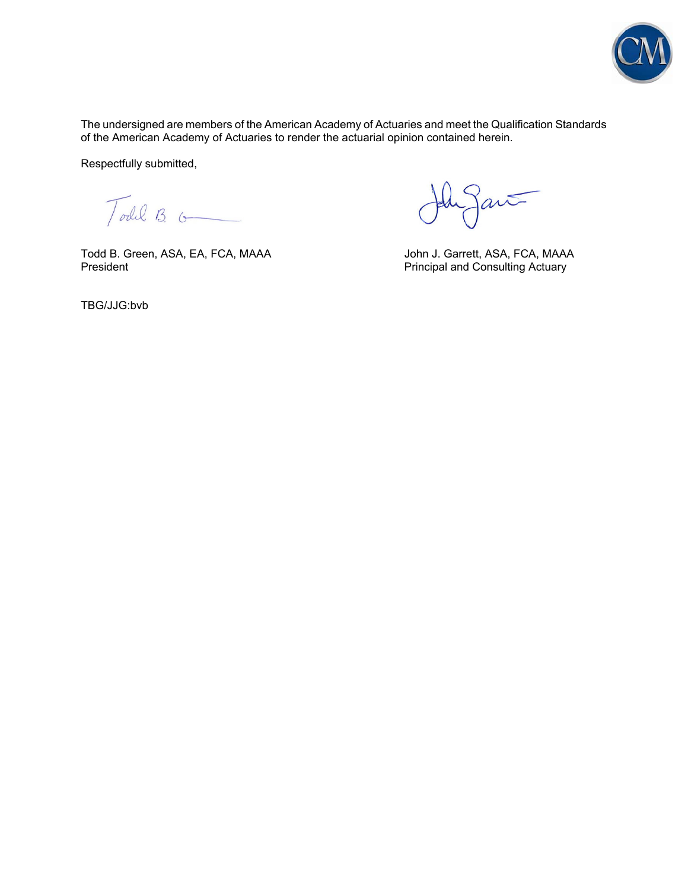The undersigned are members of the American Academy of Actuaries and meet the Qualification Standards of the American Academy of Actuaries to render the actuarial opinion contained herein.

Respectfully submitted,

Todd B. Green, ASA, EA, FCA, MAAA
President

John J. Garrett, ASA, FCA, MAAA
Principal and Consulting Actuary

TBG/JJG:bvb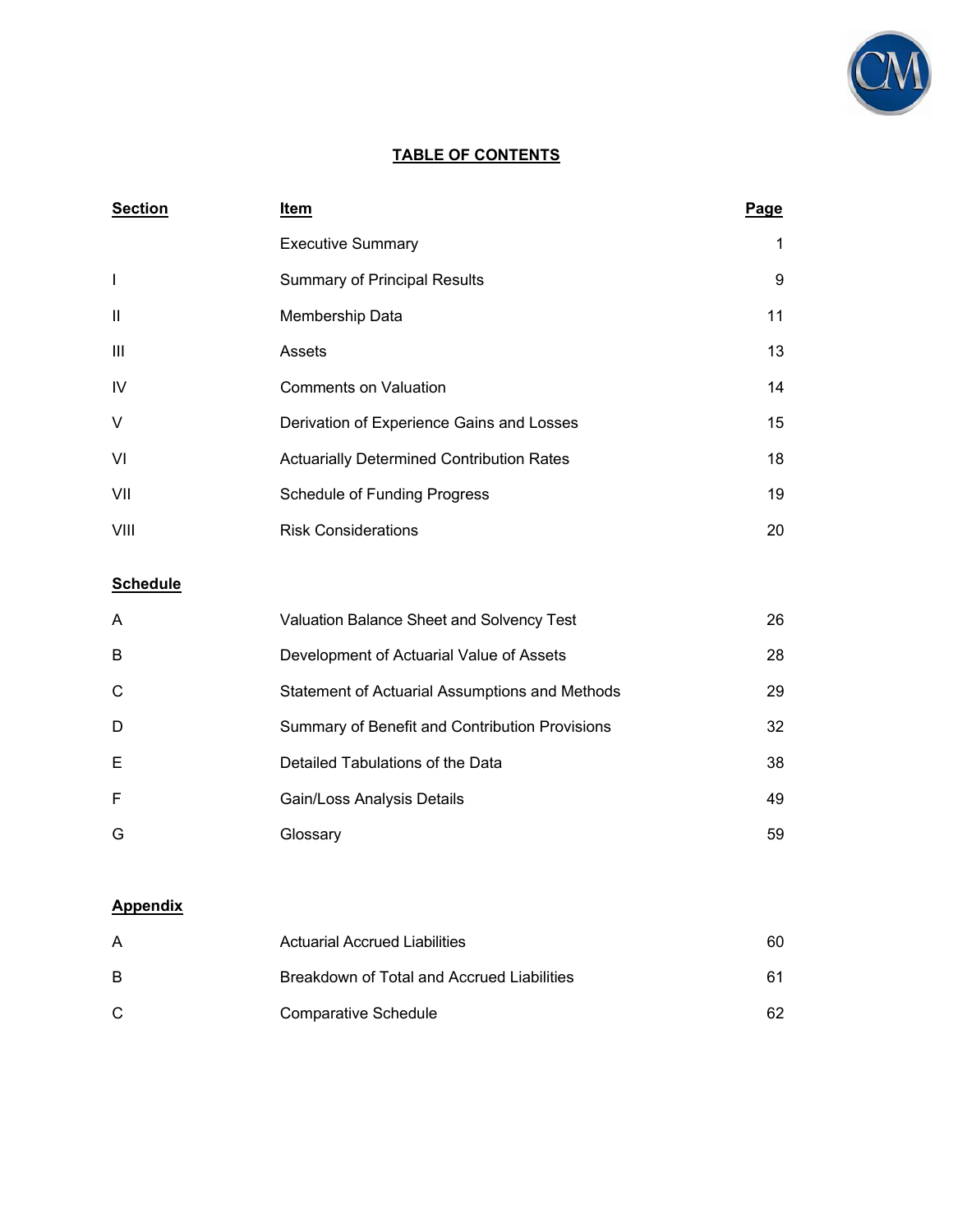## TABLE OF CONTENTS

| Section | Item | Page |
|---|---|---|
| | Executive Summary | 1 |
| I | Summary of Principal Results | 9 |
| II | Membership Data | 11 |
| III | Assets | 13 |
| IV | Comments on Valuation | 14 |
| V | Derivation of Experience Gains and Losses | 15 |
| VI | Actuarially Determined Contribution Rates | 18 |
| VII | Schedule of Funding Progress | 19 |
| VIII | Risk Considerations | 20 |
| **Schedule** | | |
| A | Valuation Balance Sheet and Solvency Test | 26 |
| B | Development of Actuarial Value of Assets | 28 |
| C | Statement of Actuarial Assumptions and Methods | 29 |
| D | Summary of Benefit and Contribution Provisions | 32 |
| E | Detailed Tabulations of the Data | 38 |
| F | Gain/Loss Analysis Details | 49 |
| G | Glossary | 59 |
| **Appendix** | | |
| A | Actuarial Accrued Liabilities | 60 |
| B | Breakdown of Total and Accrued Liabilities | 61 |
| C | Comparative Schedule | 62 |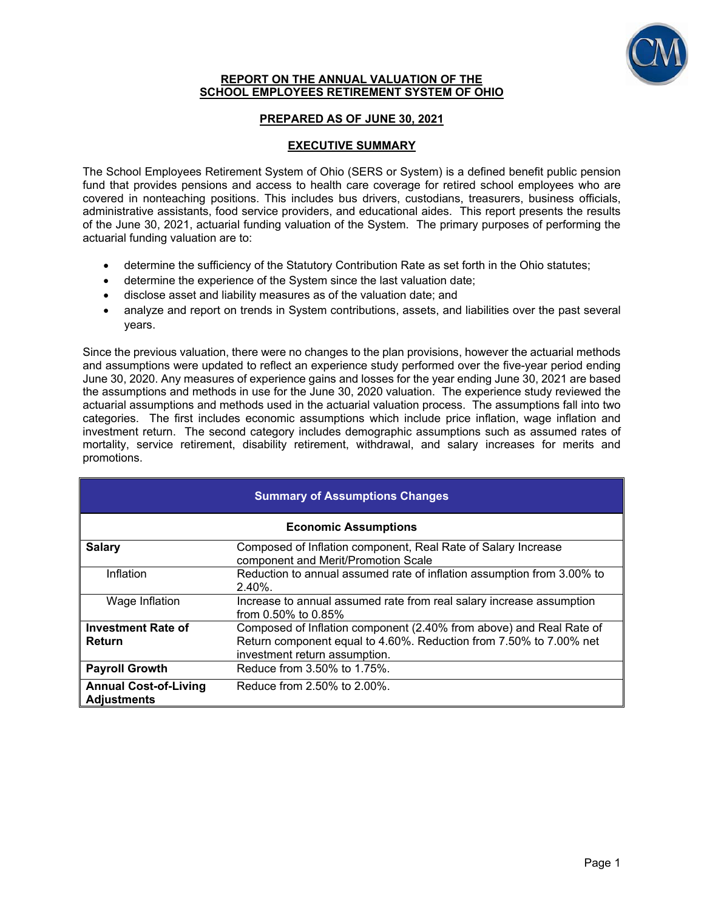**REPORT ON THE ANNUAL VALUATION OF THE SCHOOL EMPLOYEES RETIREMENT SYSTEM OF OHIO**

**PREPARED AS OF JUNE 30, 2021**

## EXECUTIVE SUMMARY

The School Employees Retirement System of Ohio (SERS or System) is a defined benefit public pension fund that provides pensions and access to health care coverage for retired school employees who are covered in nonteaching positions. This includes bus drivers, custodians, treasurers, business officials, administrative assistants, food service providers, and educational aides. This report presents the results of the June 30, 2021, actuarial funding valuation of the System. The primary purposes of performing the actuarial funding valuation are to:

- determine the sufficiency of the Statutory Contribution Rate as set forth in the Ohio statutes;
- determine the experience of the System since the last valuation date;
- disclose asset and liability measures as of the valuation date; and
- analyze and report on trends in System contributions, assets, and liabilities over the past several years.

Since the previous valuation, there were no changes to the plan provisions, however the actuarial methods and assumptions were updated to reflect an experience study performed over the five-year period ending June 30, 2020. Any measures of experience gains and losses for the year ending June 30, 2021 are based the assumptions and methods in use for the June 30, 2020 valuation. The experience study reviewed the actuarial assumptions and methods used in the actuarial valuation process. The assumptions fall into two categories. The first includes economic assumptions which include price inflation, wage inflation and investment return. The second category includes demographic assumptions such as assumed rates of mortality, service retirement, disability retirement, withdrawal, and salary increases for merits and promotions.

| Summary of Assumptions Changes | |
|---|---|
| **Economic Assumptions** | |
| **Salary** | Composed of Inflation component, Real Rate of Salary Increase component and Merit/Promotion Scale |
| Inflation | Reduction to annual assumed rate of inflation assumption from 3.00% to 2.40%. |
| Wage Inflation | Increase to annual assumed rate from real salary increase assumption from 0.50% to 0.85% |
| **Investment Rate of Return** | Composed of Inflation component (2.40% from above) and Real Rate of Return component equal to 4.60%. Reduction from 7.50% to 7.00% net investment return assumption. |
| **Payroll Growth** | Reduce from 3.50% to 1.75%. |
| **Annual Cost-of-Living Adjustments** | Reduce from 2.50% to 2.00%. |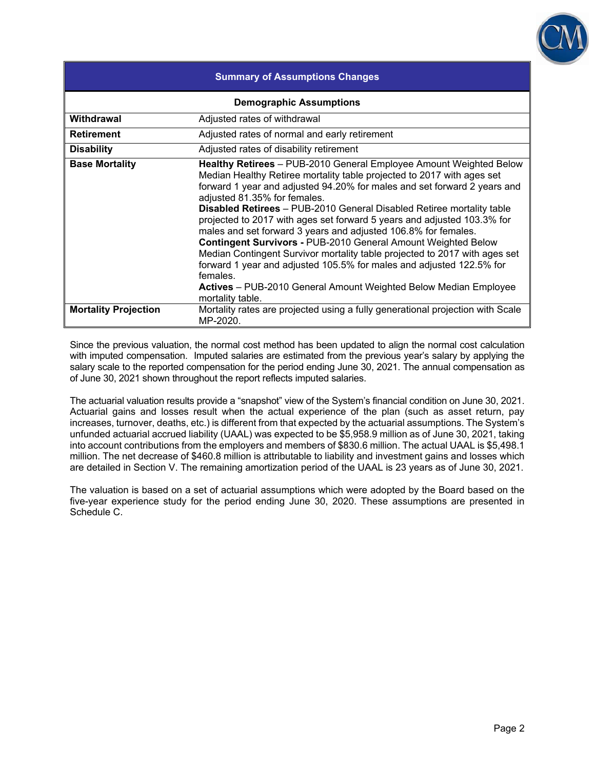| Summary of Assumptions Changes | |
|---|---|
| **Demographic Assumptions** | |
| **Withdrawal** | Adjusted rates of withdrawal |
| **Retirement** | Adjusted rates of normal and early retirement |
| **Disability** | Adjusted rates of disability retirement |
| **Base Mortality** | **Healthy Retirees** – PUB-2010 General Employee Amount Weighted Below Median Healthy Retiree mortality table projected to 2017 with ages set forward 1 year and adjusted 94.20% for males and set forward 2 years and adjusted 81.35% for females.<br>**Disabled Retirees** – PUB-2010 General Disabled Retiree mortality table projected to 2017 with ages set forward 5 years and adjusted 103.3% for males and set forward 3 years and adjusted 106.8% for females.<br>**Contingent Survivors -** PUB-2010 General Amount Weighted Below Median Contingent Survivor mortality table projected to 2017 with ages set forward 1 year and adjusted 105.5% for males and adjusted 122.5% for females.<br>**Actives** – PUB-2010 General Amount Weighted Below Median Employee mortality table. |
| **Mortality Projection** | Mortality rates are projected using a fully generational projection with Scale MP-2020. |

Since the previous valuation, the normal cost method has been updated to align the normal cost calculation with imputed compensation. Imputed salaries are estimated from the previous year's salary by applying the salary scale to the reported compensation for the period ending June 30, 2021. The annual compensation as of June 30, 2021 shown throughout the report reflects imputed salaries.

The actuarial valuation results provide a "snapshot" view of the System's financial condition on June 30, 2021. Actuarial gains and losses result when the actual experience of the plan (such as asset return, pay increases, turnover, deaths, etc.) is different from that expected by the actuarial assumptions. The System's unfunded actuarial accrued liability (UAAL) was expected to be $5,958.9 million as of June 30, 2021, taking into account contributions from the employers and members of $830.6 million. The actual UAAL is $5,498.1 million. The net decrease of $460.8 million is attributable to liability and investment gains and losses which are detailed in Section V. The remaining amortization period of the UAAL is 23 years as of June 30, 2021.

The valuation is based on a set of actuarial assumptions which were adopted by the Board based on the five-year experience study for the period ending June 30, 2020. These assumptions are presented in Schedule C.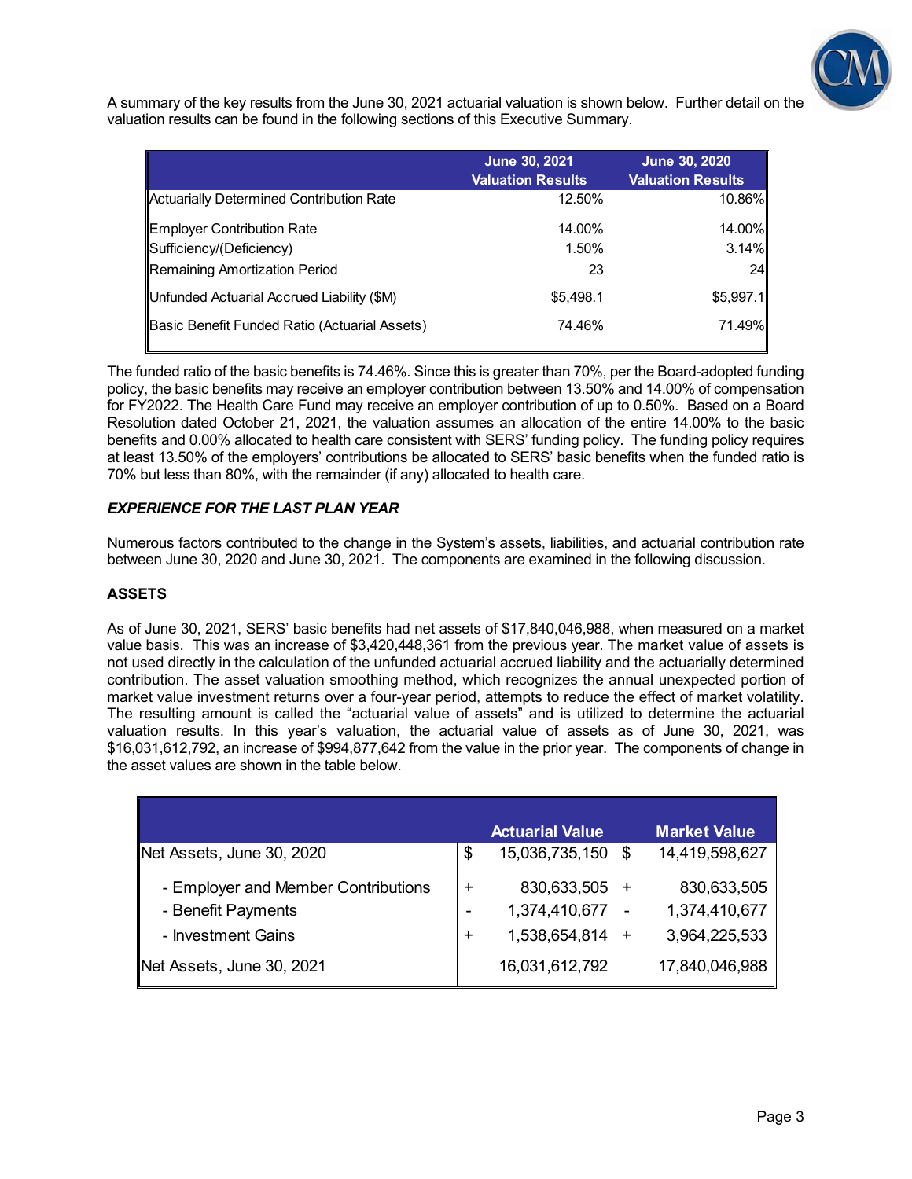A summary of the key results from the June 30, 2021 actuarial valuation is shown below. Further detail on the valuation results can be found in the following sections of this Executive Summary.

| | June 30, 2021 Valuation Results | June 30, 2020 Valuation Results |
|---|---|---|
| Actuarially Determined Contribution Rate | 12.50% | 10.86% |
| Employer Contribution Rate | 14.00% | 14.00% |
| Sufficiency/(Deficiency) | 1.50% | 3.14% |
| Remaining Amortization Period | 23 | 24 |
| Unfunded Actuarial Accrued Liability ($M) | $5,498.1 | $5,997.1 |
| Basic Benefit Funded Ratio (Actuarial Assets) | 74.46% | 71.49% |

The funded ratio of the basic benefits is 74.46%. Since this is greater than 70%, per the Board-adopted funding policy, the basic benefits may receive an employer contribution between 13.50% and 14.00% of compensation for FY2022. The Health Care Fund may receive an employer contribution of up to 0.50%. Based on a Board Resolution dated October 21, 2021, the valuation assumes an allocation of the entire 14.00% to the basic benefits and 0.00% allocated to health care consistent with SERS' funding policy. The funding policy requires at least 13.50% of the employers' contributions be allocated to SERS' basic benefits when the funded ratio is 70% but less than 80%, with the remainder (if any) allocated to health care.

***EXPERIENCE FOR THE LAST PLAN YEAR***

Numerous factors contributed to the change in the System's assets, liabilities, and actuarial contribution rate between June 30, 2020 and June 30, 2021. The components are examined in the following discussion.

**ASSETS**

As of June 30, 2021, SERS' basic benefits had net assets of $17,840,046,988, when measured on a market value basis. This was an increase of $3,420,448,361 from the previous year. The market value of assets is not used directly in the calculation of the unfunded actuarial accrued liability and the actuarially determined contribution. The asset valuation smoothing method, which recognizes the annual unexpected portion of market value investment returns over a four-year period, attempts to reduce the effect of market volatility. The resulting amount is called the "actuarial value of assets" and is utilized to determine the actuarial valuation results. In this year's valuation, the actuarial value of assets as of June 30, 2021, was $16,031,612,792, an increase of $994,877,642 from the value in the prior year. The components of change in the asset values are shown in the table below.

| | | Actuarial Value | | Market Value |
|---|---|---|---|---|
| Net Assets, June 30, 2020 | $ | 15,036,735,150 | $ | 14,419,598,627 |
| - Employer and Member Contributions | + | 830,633,505 | + | 830,633,505 |
| - Benefit Payments | - | 1,374,410,677 | - | 1,374,410,677 |
| - Investment Gains | + | 1,538,654,814 | + | 3,964,225,533 |
| Net Assets, June 30, 2021 | | 16,031,612,792 | | 17,840,046,988 |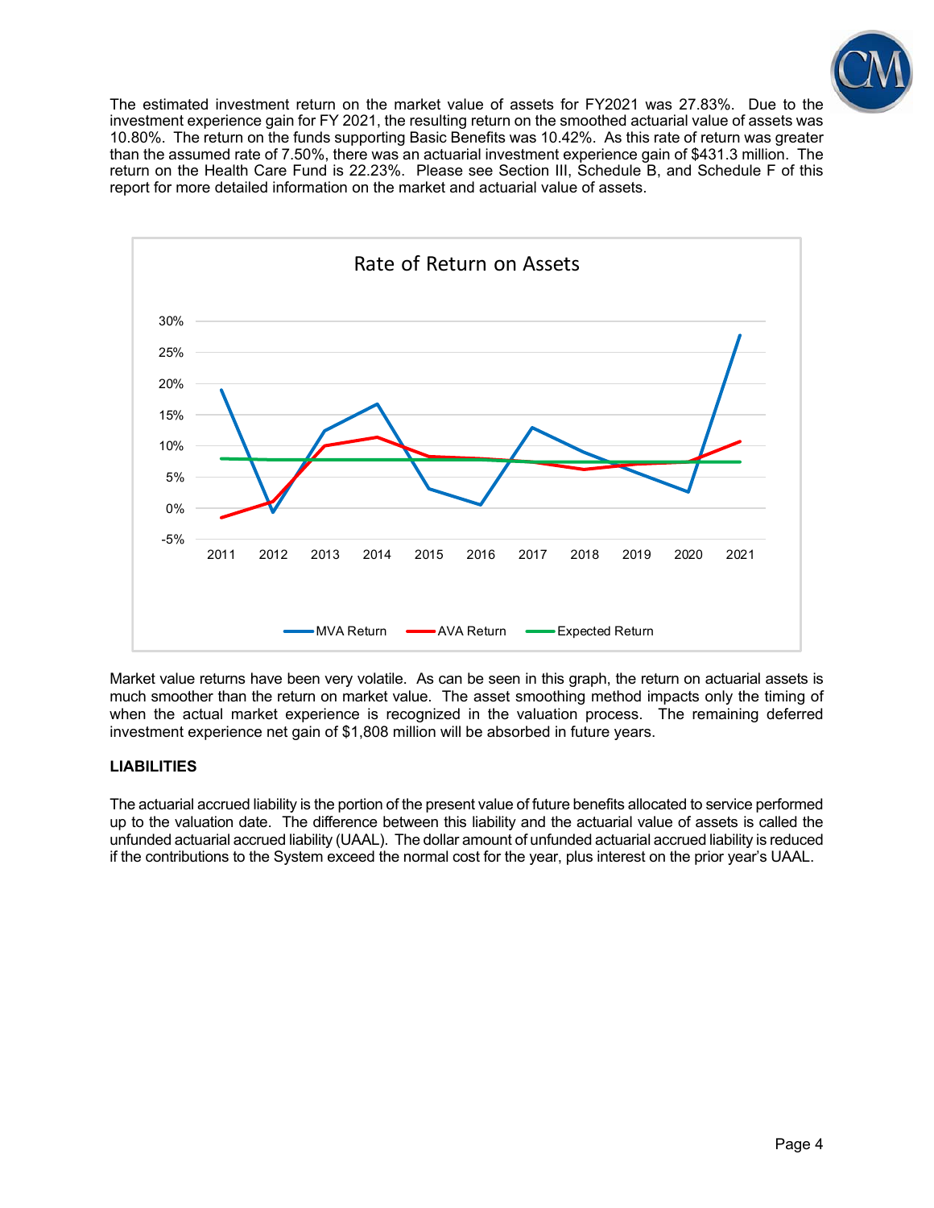The estimated investment return on the market value of assets for FY2021 was 27.83%. Due to the investment experience gain for FY 2021, the resulting return on the smoothed actuarial value of assets was 10.80%. The return on the funds supporting Basic Benefits was 10.42%. As this rate of return was greater than the assumed rate of 7.50%, there was an actuarial investment experience gain of $431.3 million. The return on the Health Care Fund is 22.23%. Please see Section III, Schedule B, and Schedule F of this report for more detailed information on the market and actuarial value of assets.

Market value returns have been very volatile. As can be seen in this graph, the return on actuarial assets is much smoother than the return on market value. The asset smoothing method impacts only the timing of when the actual market experience is recognized in the valuation process. The remaining deferred investment experience net gain of $1,808 million will be absorbed in future years.

## LIABILITIES

The actuarial accrued liability is the portion of the present value of future benefits allocated to service performed up to the valuation date. The difference between this liability and the actuarial value of assets is called the unfunded actuarial accrued liability (UAAL). The dollar amount of unfunded actuarial accrued liability is reduced if the contributions to the System exceed the normal cost for the year, plus interest on the prior year's UAAL.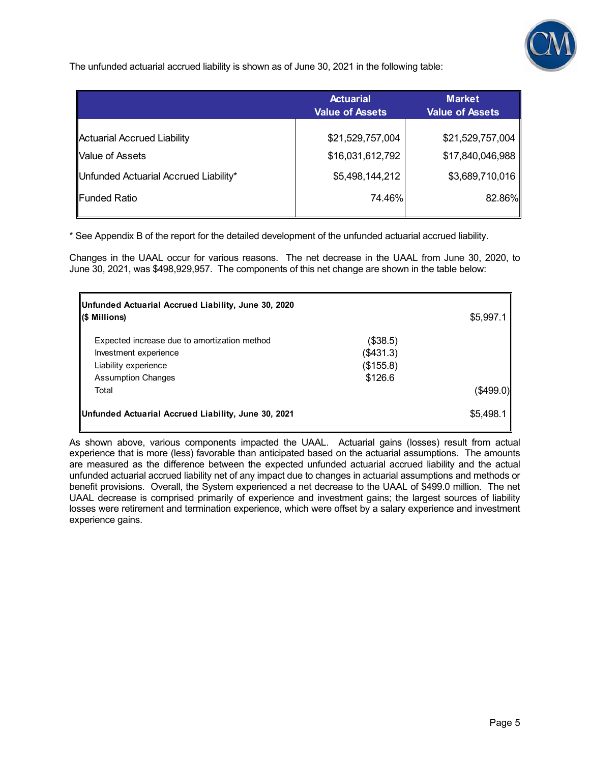The unfunded actuarial accrued liability is shown as of June 30, 2021 in the following table:

| | Actuarial Value of Assets | Market Value of Assets |
|---|---|---|
| Actuarial Accrued Liability | $21,529,757,004 | $21,529,757,004 |
| Value of Assets | $16,031,612,792 | $17,840,046,988 |
| Unfunded Actuarial Accrued Liability* | $5,498,144,212 | $3,689,710,016 |
| Funded Ratio | 74.46% | 82.86% |

* See Appendix B of the report for the detailed development of the unfunded actuarial accrued liability.

Changes in the UAAL occur for various reasons. The net decrease in the UAAL from June 30, 2020, to June 30, 2021, was $498,929,957. The components of this net change are shown in the table below:

| | | |
|---|---|---|
| **Unfunded Actuarial Accrued Liability, June 30, 2020 ($ Millions)** | | $5,997.1 |
| Expected increase due to amortization method | ($38.5) | |
| Investment experience | ($431.3) | |
| Liability experience | ($155.8) | |
| Assumption Changes | $126.6 | |
| Total | | ($499.0) |
| **Unfunded Actuarial Accrued Liability, June 30, 2021** | | $5,498.1 |

As shown above, various components impacted the UAAL. Actuarial gains (losses) result from actual experience that is more (less) favorable than anticipated based on the actuarial assumptions. The amounts are measured as the difference between the expected unfunded actuarial accrued liability and the actual unfunded actuarial accrued liability net of any impact due to changes in actuarial assumptions and methods or benefit provisions. Overall, the System experienced a net decrease to the UAAL of $499.0 million. The net UAAL decrease is comprised primarily of experience and investment gains; the largest sources of liability losses were retirement and termination experience, which were offset by a salary experience and investment experience gains.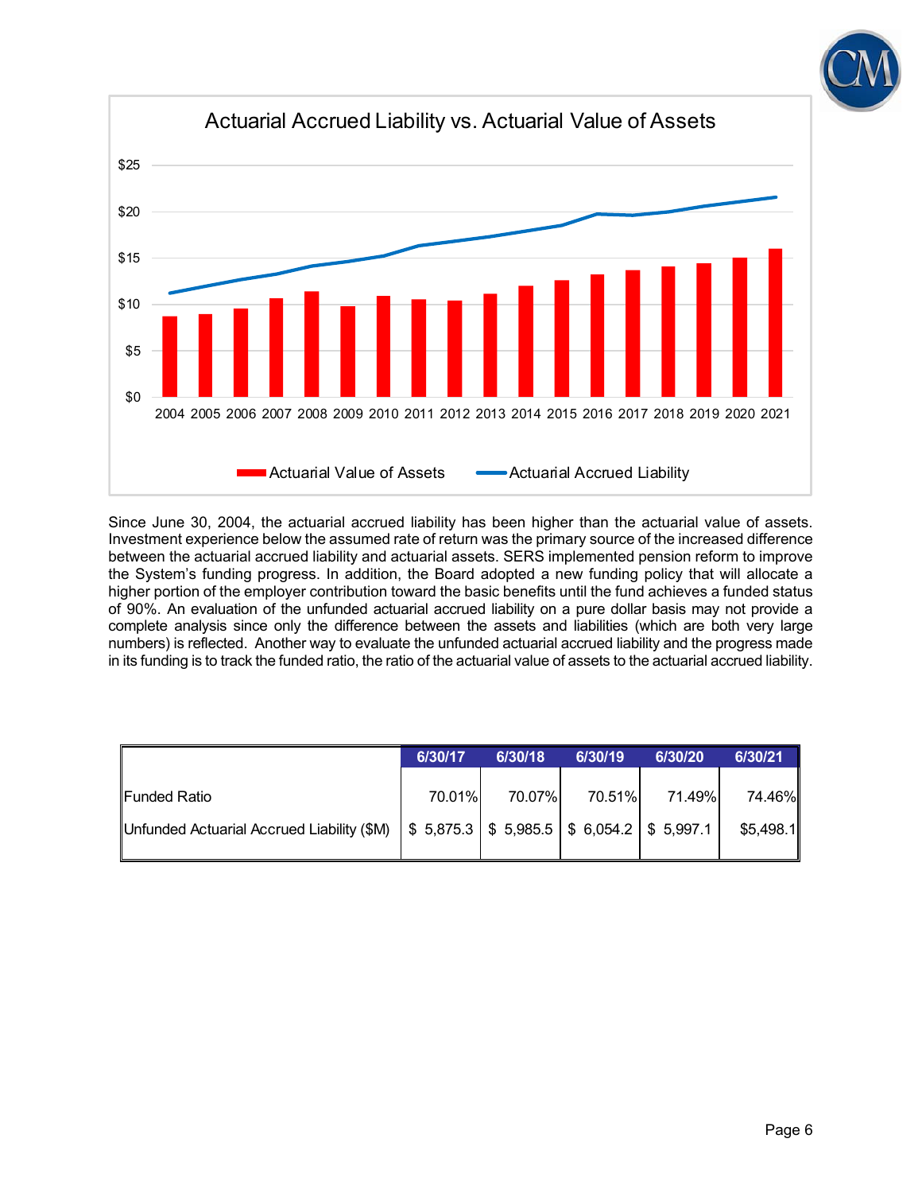## Actuarial Accrued Liability vs. Actuarial Value of Assets

Since June 30, 2004, the actuarial accrued liability has been higher than the actuarial value of assets. Investment experience below the assumed rate of return was the primary source of the increased difference between the actuarial accrued liability and actuarial assets. SERS implemented pension reform to improve the System's funding progress. In addition, the Board adopted a new funding policy that will allocate a higher portion of the employer contribution toward the basic benefits until the fund achieves a funded status of 90%. An evaluation of the unfunded actuarial accrued liability on a pure dollar basis may not provide a complete analysis since only the difference between the assets and liabilities (which are both very large numbers) is reflected. Another way to evaluate the unfunded actuarial accrued liability and the progress made in its funding is to track the funded ratio, the ratio of the actuarial value of assets to the actuarial accrued liability.

| | 6/30/17 | 6/30/18 | 6/30/19 | 6/30/20 | 6/30/21 |
|---|---|---|---|---|---|
| Funded Ratio | 70.01% | 70.07% | 70.51% | 71.49% | 74.46% |
| Unfunded Actuarial Accrued Liability ($M) | $ 5,875.3 | $ 5,985.5 | $ 6,054.2 | $ 5,997.1 | $5,498.1 |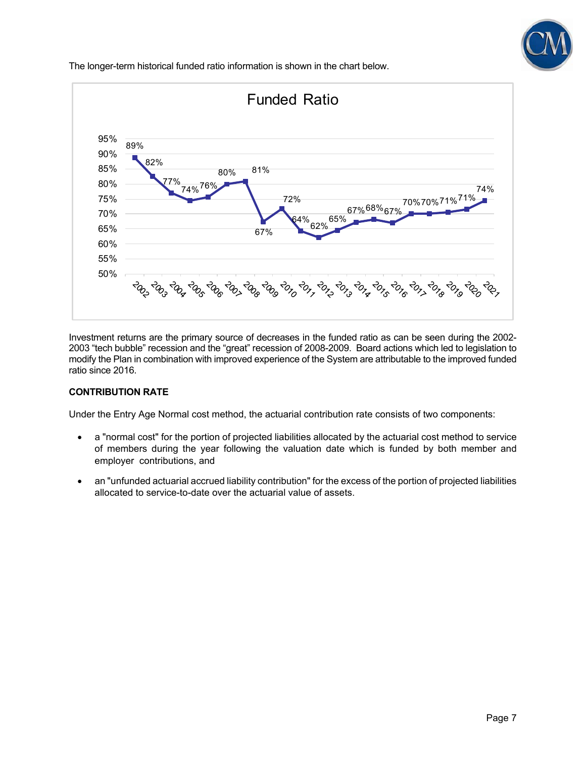The longer-term historical funded ratio information is shown in the chart below.

**Funded Ratio**

| Year | Funded Ratio |
|---|---|
| 2002 | 89% |
| 2003 | 82% |
| 2004 | 77% |
| 2005 | 74% |
| 2006 | 76% |
| 2007 | 80% |
| 2008 | 81% |
| 2009 | 67% |
| 2010 | 72% |
| 2011 | 64% |
| 2012 | 62% |
| 2013 | 65% |
| 2014 | 67% |
| 2015 | 68% |
| 2016 | 67% |
| 2017 | 70% |
| 2018 | 70% |
| 2019 | 71% |
| 2020 | 71% |
| 2021 | 74% |

Investment returns are the primary source of decreases in the funded ratio as can be seen during the 2002-2003 "tech bubble" recession and the "great" recession of 2008-2009. Board actions which led to legislation to modify the Plan in combination with improved experience of the System are attributable to the improved funded ratio since 2016.

### CONTRIBUTION RATE

Under the Entry Age Normal cost method, the actuarial contribution rate consists of two components:

- a "normal cost" for the portion of projected liabilities allocated by the actuarial cost method to service of members during the year following the valuation date which is funded by both member and employer contributions, and
- an "unfunded actuarial accrued liability contribution" for the excess of the portion of projected liabilities allocated to service-to-date over the actuarial value of assets.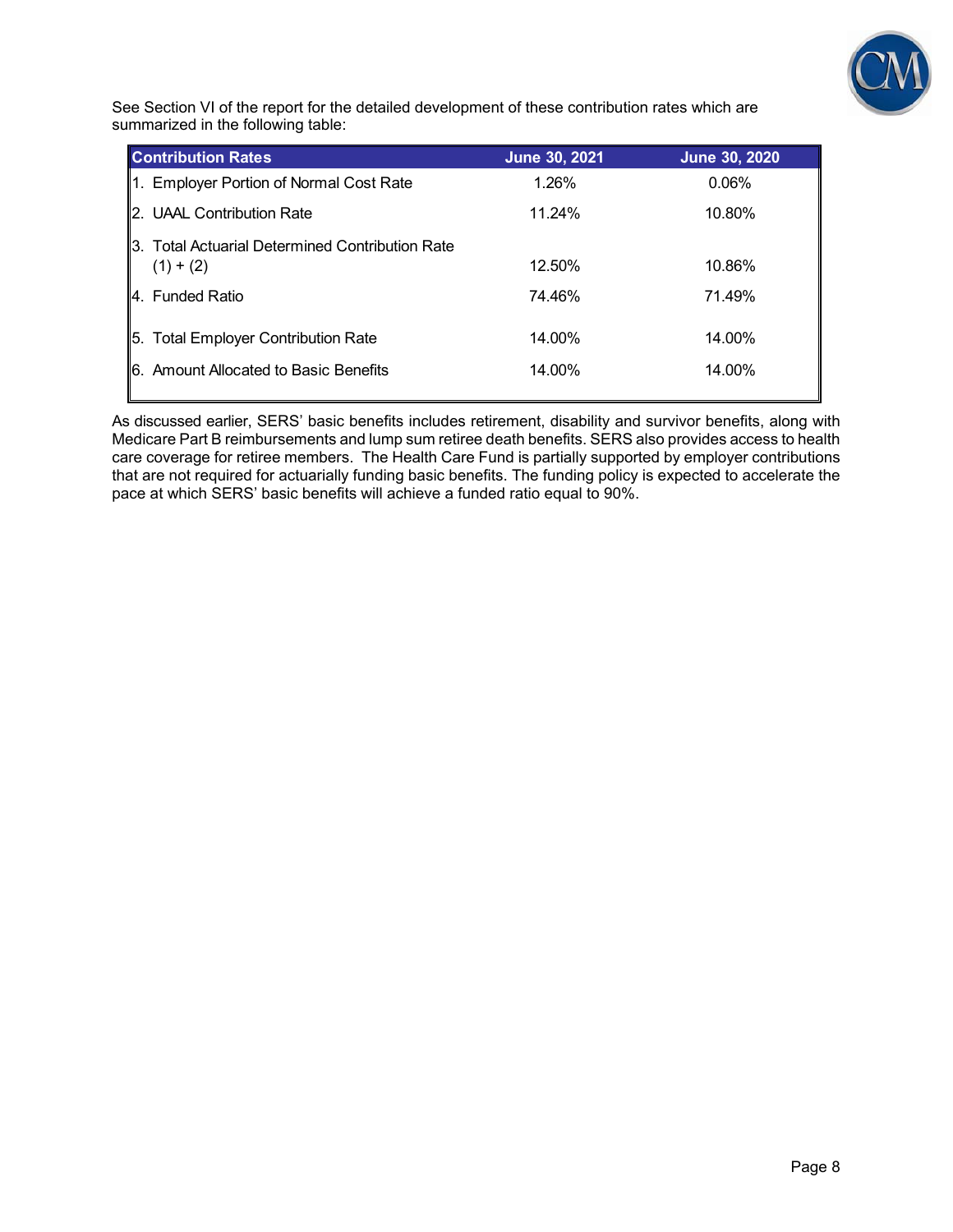See Section VI of the report for the detailed development of these contribution rates which are summarized in the following table:

| Contribution Rates | June 30, 2021 | June 30, 2020 |
|---|---|---|
| 1. Employer Portion of Normal Cost Rate | 1.26% | 0.06% |
| 2. UAAL Contribution Rate | 11.24% | 10.80% |
| 3. Total Actuarial Determined Contribution Rate (1) + (2) | 12.50% | 10.86% |
| 4. Funded Ratio | 74.46% | 71.49% |
| 5. Total Employer Contribution Rate | 14.00% | 14.00% |
| 6. Amount Allocated to Basic Benefits | 14.00% | 14.00% |

As discussed earlier, SERS' basic benefits includes retirement, disability and survivor benefits, along with Medicare Part B reimbursements and lump sum retiree death benefits. SERS also provides access to health care coverage for retiree members. The Health Care Fund is partially supported by employer contributions that are not required for actuarially funding basic benefits. The funding policy is expected to accelerate the pace at which SERS' basic benefits will achieve a funded ratio equal to 90%.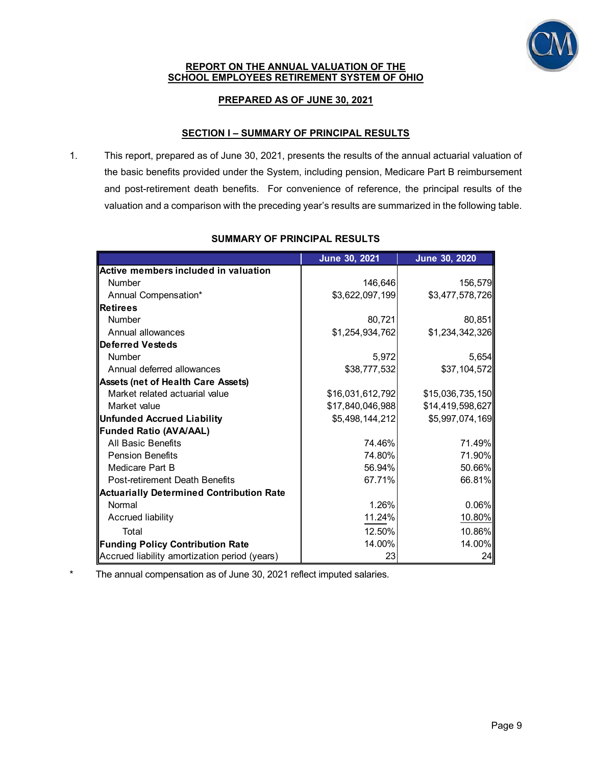## REPORT ON THE ANNUAL VALUATION OF THE SCHOOL EMPLOYEES RETIREMENT SYSTEM OF OHIO

### PREPARED AS OF JUNE 30, 2021

### SECTION I – SUMMARY OF PRINCIPAL RESULTS

1. This report, prepared as of June 30, 2021, presents the results of the annual actuarial valuation of the basic benefits provided under the System, including pension, Medicare Part B reimbursement and post-retirement death benefits. For convenience of reference, the principal results of the valuation and a comparison with the preceding year's results are summarized in the following table.

**SUMMARY OF PRINCIPAL RESULTS**

| | June 30, 2021 | June 30, 2020 |
|---|---|---|
| **Active members included in valuation** | | |
| Number | 146,646 | 156,579 |
| Annual Compensation* | $3,622,097,199 | $3,477,578,726 |
| **Retirees** | | |
| Number | 80,721 | 80,851 |
| Annual allowances | $1,254,934,762 | $1,234,342,326 |
| **Deferred Vesteds** | | |
| Number | 5,972 | 5,654 |
| Annual deferred allowances | $38,777,532 | $37,104,572 |
| **Assets (net of Health Care Assets)** | | |
| Market related actuarial value | $16,031,612,792 | $15,036,735,150 |
| Market value | $17,840,046,988 | $14,419,598,627 |
| **Unfunded Accrued Liability** | $5,498,144,212 | $5,997,074,169 |
| **Funded Ratio (AVA/AAL)** | | |
| All Basic Benefits | 74.46% | 71.49% |
| Pension Benefits | 74.80% | 71.90% |
| Medicare Part B | 56.94% | 50.66% |
| Post-retirement Death Benefits | 67.71% | 66.81% |
| **Actuarially Determined Contribution Rate** | | |
| Normal | 1.26% | 0.06% |
| Accrued liability | 11.24% | 10.80% |
| Total | 12.50% | 10.86% |
| **Funding Policy Contribution Rate** | 14.00% | 14.00% |
| Accrued liability amortization period (years) | 23 | 24 |

\* The annual compensation as of June 30, 2021 reflect imputed salaries.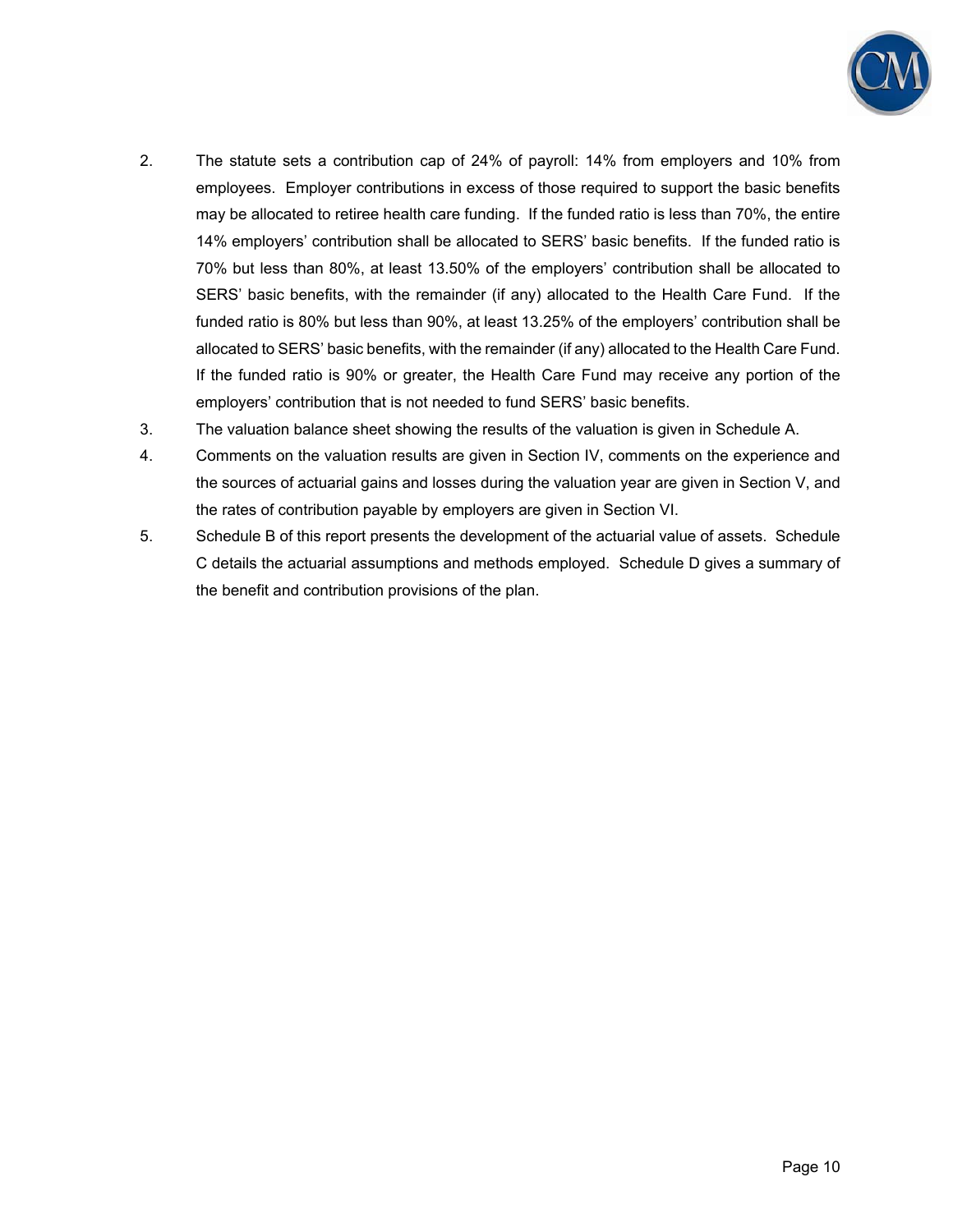2. The statute sets a contribution cap of 24% of payroll: 14% from employers and 10% from employees. Employer contributions in excess of those required to support the basic benefits may be allocated to retiree health care funding. If the funded ratio is less than 70%, the entire 14% employers' contribution shall be allocated to SERS' basic benefits. If the funded ratio is 70% but less than 80%, at least 13.50% of the employers' contribution shall be allocated to SERS' basic benefits, with the remainder (if any) allocated to the Health Care Fund. If the funded ratio is 80% but less than 90%, at least 13.25% of the employers' contribution shall be allocated to SERS' basic benefits, with the remainder (if any) allocated to the Health Care Fund. If the funded ratio is 90% or greater, the Health Care Fund may receive any portion of the employers' contribution that is not needed to fund SERS' basic benefits.
3. The valuation balance sheet showing the results of the valuation is given in Schedule A.
4. Comments on the valuation results are given in Section IV, comments on the experience and the sources of actuarial gains and losses during the valuation year are given in Section V, and the rates of contribution payable by employers are given in Section VI.
5. Schedule B of this report presents the development of the actuarial value of assets. Schedule C details the actuarial assumptions and methods employed. Schedule D gives a summary of the benefit and contribution provisions of the plan.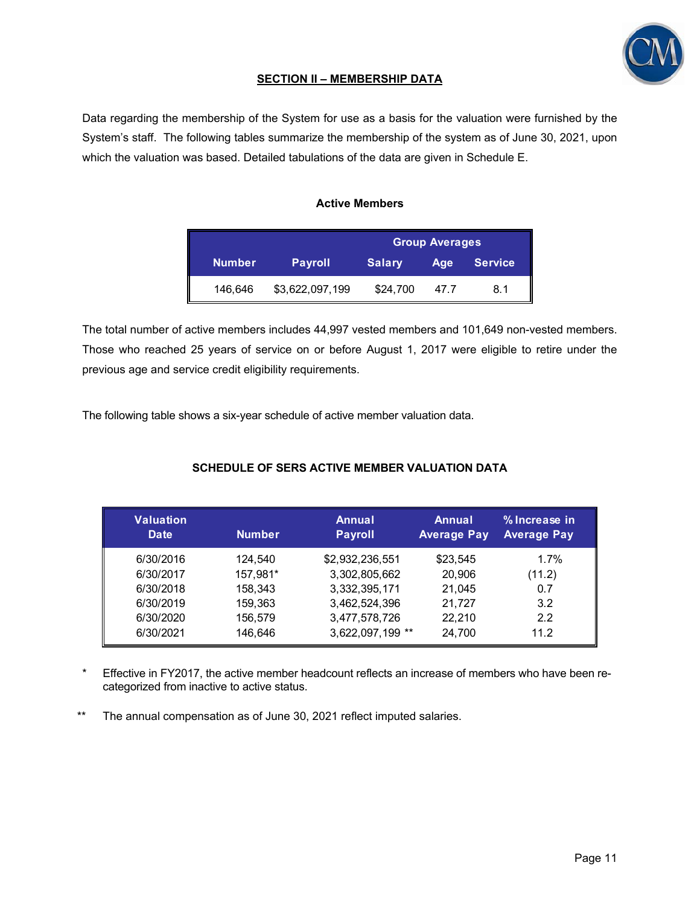## SECTION II – MEMBERSHIP DATA

Data regarding the membership of the System for use as a basis for the valuation were furnished by the System's staff. The following tables summarize the membership of the system as of June 30, 2021, upon which the valuation was based. Detailed tabulations of the data are given in Schedule E.

**Active Members**

| | | Group Averages | | |
|---|---|---|---|---|
| **Number** | **Payroll** | **Salary** | **Age** | **Service** |
| 146,646 | $3,622,097,199 | $24,700 | 47.7 | 8.1 |

The total number of active members includes 44,997 vested members and 101,649 non-vested members. Those who reached 25 years of service on or before August 1, 2017 were eligible to retire under the previous age and service credit eligibility requirements.

The following table shows a six-year schedule of active member valuation data.

**SCHEDULE OF SERS ACTIVE MEMBER VALUATION DATA**

| Valuation Date | Number | Annual Payroll | Annual Average Pay | % Increase in Average Pay |
|---|---|---|---|---|
| 6/30/2016 | 124,540 | $2,932,236,551 | $23,545 | 1.7% |
| 6/30/2017 | 157,981* | 3,302,805,662 | 20,906 | (11.2) |
| 6/30/2018 | 158,343 | 3,332,395,171 | 21,045 | 0.7 |
| 6/30/2019 | 159,363 | 3,462,524,396 | 21,727 | 3.2 |
| 6/30/2020 | 156,579 | 3,477,578,726 | 22,210 | 2.2 |
| 6/30/2021 | 146,646 | 3,622,097,199 ** | 24,700 | 11.2 |

\* Effective in FY2017, the active member headcount reflects an increase of members who have been re-categorized from inactive to active status.

** The annual compensation as of June 30, 2021 reflect imputed salaries.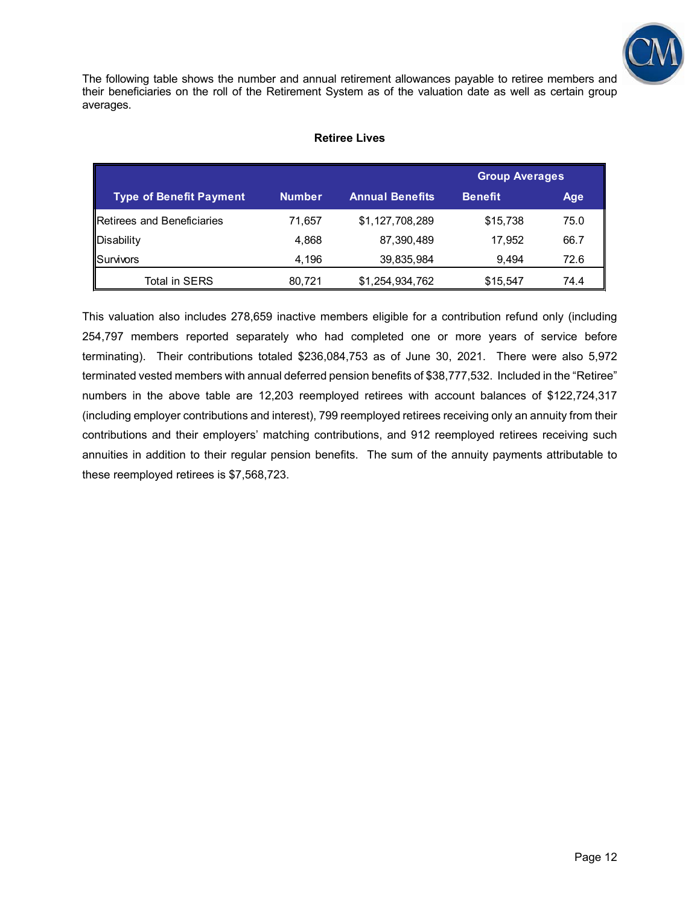The following table shows the number and annual retirement allowances payable to retiree members and their beneficiaries on the roll of the Retirement System as of the valuation date as well as certain group averages.

**Retiree Lives**

| | | | Group Averages | |
|---|---|---|---|---|
| **Type of Benefit Payment** | **Number** | **Annual Benefits** | **Benefit** | **Age** |
| Retirees and Beneficiaries | 71,657 | $1,127,708,289 | $15,738 | 75.0 |
| Disability | 4,868 | 87,390,489 | 17,952 | 66.7 |
| Survivors | 4,196 | 39,835,984 | 9,494 | 72.6 |
| Total in SERS | 80,721 | $1,254,934,762 | $15,547 | 74.4 |

This valuation also includes 278,659 inactive members eligible for a contribution refund only (including 254,797 members reported separately who had completed one or more years of service before terminating). Their contributions totaled $236,084,753 as of June 30, 2021. There were also 5,972 terminated vested members with annual deferred pension benefits of $38,777,532. Included in the "Retiree" numbers in the above table are 12,203 reemployed retirees with account balances of $122,724,317 (including employer contributions and interest), 799 reemployed retirees receiving only an annuity from their contributions and their employers' matching contributions, and 912 reemployed retirees receiving such annuities in addition to their regular pension benefits. The sum of the annuity payments attributable to these reemployed retirees is $7,568,723.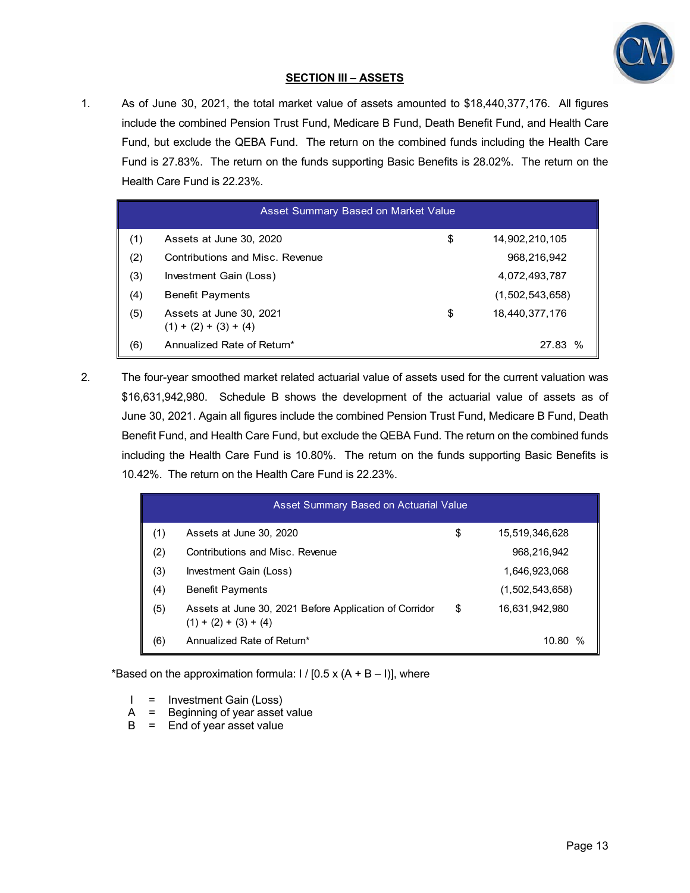## SECTION III – ASSETS

1. As of June 30, 2021, the total market value of assets amounted to $18,440,377,176. All figures include the combined Pension Trust Fund, Medicare B Fund, Death Benefit Fund, and Health Care Fund, but exclude the QEBA Fund. The return on the combined funds including the Health Care Fund is 27.83%. The return on the funds supporting Basic Benefits is 28.02%. The return on the Health Care Fund is 22.23%.

| Asset Summary Based on Market Value | | | |
|---|---|---|---|
| (1) | Assets at June 30, 2020 | $ | 14,902,210,105 |
| (2) | Contributions and Misc. Revenue | | 968,216,942 |
| (3) | Investment Gain (Loss) | | 4,072,493,787 |
| (4) | Benefit Payments | | (1,502,543,658) |
| (5) | Assets at June 30, 2021<br>(1) + (2) + (3) + (4) | $ | 18,440,377,176 |
| (6) | Annualized Rate of Return* | | 27.83 % |

2. The four-year smoothed market related actuarial value of assets used for the current valuation was $16,631,942,980. Schedule B shows the development of the actuarial value of assets as of June 30, 2021. Again all figures include the combined Pension Trust Fund, Medicare B Fund, Death Benefit Fund, and Health Care Fund, but exclude the QEBA Fund. The return on the combined funds including the Health Care Fund is 10.80%. The return on the funds supporting Basic Benefits is 10.42%. The return on the Health Care Fund is 22.23%.

| Asset Summary Based on Actuarial Value | | | |
|---|---|---|---|
| (1) | Assets at June 30, 2020 | $ | 15,519,346,628 |
| (2) | Contributions and Misc. Revenue | | 968,216,942 |
| (3) | Investment Gain (Loss) | | 1,646,923,068 |
| (4) | Benefit Payments | | (1,502,543,658) |
| (5) | Assets at June 30, 2021 Before Application of Corridor<br>(1) + (2) + (3) + (4) | $ | 16,631,942,980 |
| (6) | Annualized Rate of Return* | | 10.80 % |

*Based on the approximation formula: I / [0.5 x (A + B – I)], where

I = Investment Gain (Loss)
A = Beginning of year asset value
B = End of year asset value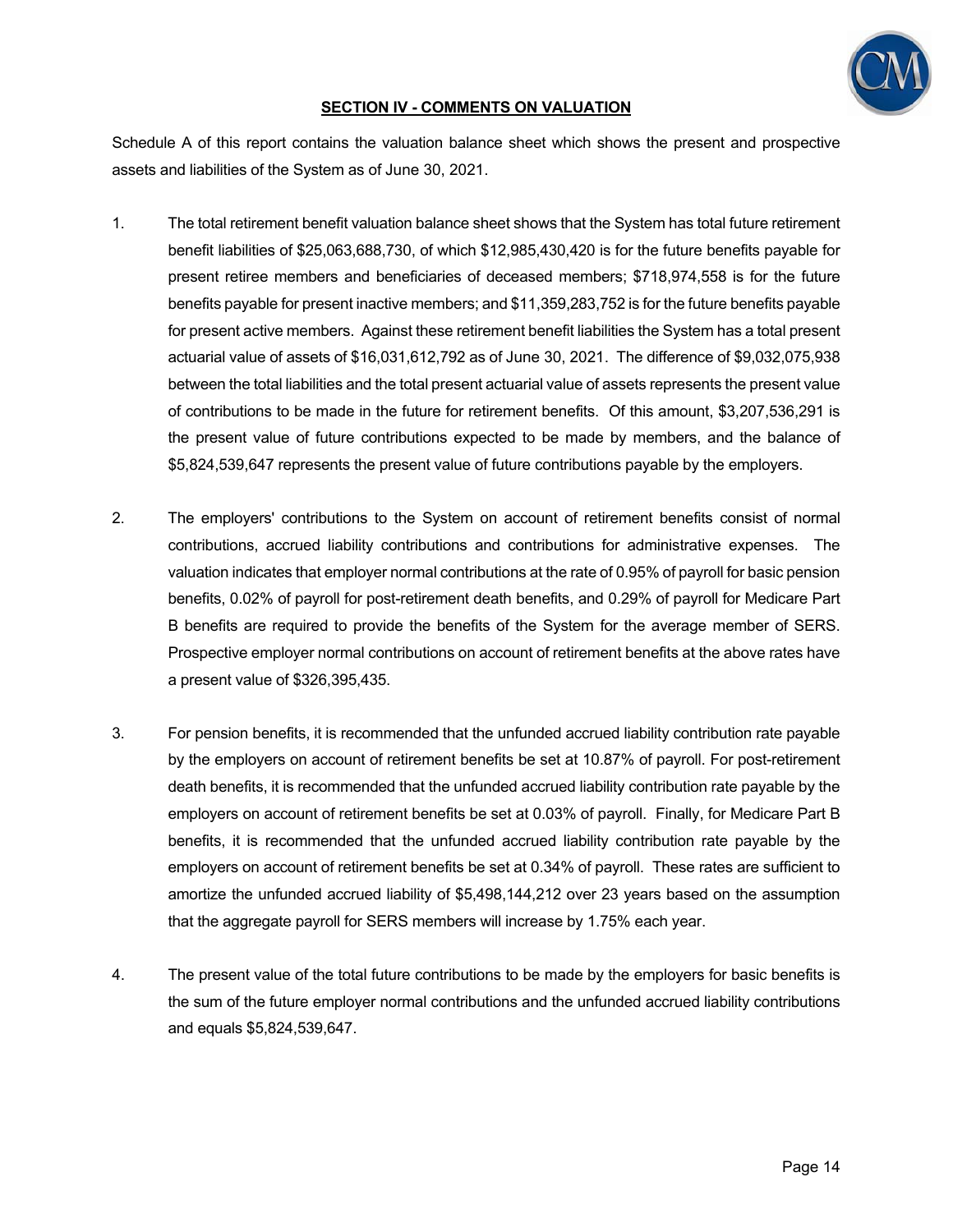## SECTION IV - COMMENTS ON VALUATION

Schedule A of this report contains the valuation balance sheet which shows the present and prospective assets and liabilities of the System as of June 30, 2021.

1. The total retirement benefit valuation balance sheet shows that the System has total future retirement benefit liabilities of $25,063,688,730, of which $12,985,430,420 is for the future benefits payable for present retiree members and beneficiaries of deceased members; $718,974,558 is for the future benefits payable for present inactive members; and $11,359,283,752 is for the future benefits payable for present active members. Against these retirement benefit liabilities the System has a total present actuarial value of assets of $16,031,612,792 as of June 30, 2021. The difference of $9,032,075,938 between the total liabilities and the total present actuarial value of assets represents the present value of contributions to be made in the future for retirement benefits. Of this amount, $3,207,536,291 is the present value of future contributions expected to be made by members, and the balance of $5,824,539,647 represents the present value of future contributions payable by the employers.

2. The employers' contributions to the System on account of retirement benefits consist of normal contributions, accrued liability contributions and contributions for administrative expenses. The valuation indicates that employer normal contributions at the rate of 0.95% of payroll for basic pension benefits, 0.02% of payroll for post-retirement death benefits, and 0.29% of payroll for Medicare Part B benefits are required to provide the benefits of the System for the average member of SERS. Prospective employer normal contributions on account of retirement benefits at the above rates have a present value of $326,395,435.

3. For pension benefits, it is recommended that the unfunded accrued liability contribution rate payable by the employers on account of retirement benefits be set at 10.87% of payroll. For post-retirement death benefits, it is recommended that the unfunded accrued liability contribution rate payable by the employers on account of retirement benefits be set at 0.03% of payroll. Finally, for Medicare Part B benefits, it is recommended that the unfunded accrued liability contribution rate payable by the employers on account of retirement benefits be set at 0.34% of payroll. These rates are sufficient to amortize the unfunded accrued liability of $5,498,144,212 over 23 years based on the assumption that the aggregate payroll for SERS members will increase by 1.75% each year.

4. The present value of the total future contributions to be made by the employers for basic benefits is the sum of the future employer normal contributions and the unfunded accrued liability contributions and equals $5,824,539,647.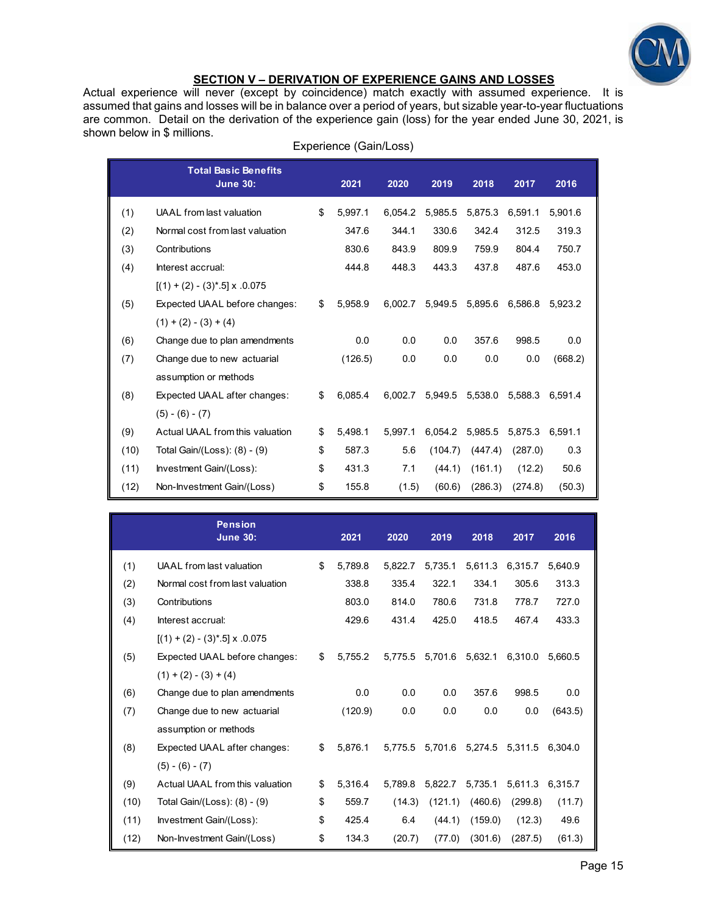## SECTION V – DERIVATION OF EXPERIENCE GAINS AND LOSSES

Actual experience will never (except by coincidence) match exactly with assumed experience. It is assumed that gains and losses will be in balance over a period of years, but sizable year-to-year fluctuations are common. Detail on the derivation of the experience gain (loss) for the year ended June 30, 2021, is shown below in $ millions.

Experience (Gain/Loss)

| | Total Basic Benefits June 30: | | 2021 | 2020 | 2019 | 2018 | 2017 | 2016 |
|---|---|---|---|---|---|---|---|---|
| (1) | UAAL from last valuation | $ | 5,997.1 | 6,054.2 | 5,985.5 | 5,875.3 | 6,591.1 | 5,901.6 |
| (2) | Normal cost from last valuation | | 347.6 | 344.1 | 330.6 | 342.4 | 312.5 | 319.3 |
| (3) | Contributions | | 830.6 | 843.9 | 809.9 | 759.9 | 804.4 | 750.7 |
| (4) | Interest accrual: [(1) + (2) - (3)*.5] x .0.075 | | 444.8 | 448.3 | 443.3 | 437.8 | 487.6 | 453.0 |
| (5) | Expected UAAL before changes: (1) + (2) - (3) + (4) | $ | 5,958.9 | 6,002.7 | 5,949.5 | 5,895.6 | 6,586.8 | 5,923.2 |
| (6) | Change due to plan amendments | | 0.0 | 0.0 | 0.0 | 357.6 | 998.5 | 0.0 |
| (7) | Change due to new actuarial assumption or methods | | (126.5) | 0.0 | 0.0 | 0.0 | 0.0 | (668.2) |
| (8) | Expected UAAL after changes: (5) - (6) - (7) | $ | 6,085.4 | 6,002.7 | 5,949.5 | 5,538.0 | 5,588.3 | 6,591.4 |
| (9) | Actual UAAL from this valuation | $ | 5,498.1 | 5,997.1 | 6,054.2 | 5,985.5 | 5,875.3 | 6,591.1 |
| (10) | Total Gain/(Loss): (8) - (9) | $ | 587.3 | 5.6 | (104.7) | (447.4) | (287.0) | 0.3 |
| (11) | Investment Gain/(Loss): | $ | 431.3 | 7.1 | (44.1) | (161.1) | (12.2) | 50.6 |
| (12) | Non-Investment Gain/(Loss) | $ | 155.8 | (1.5) | (60.6) | (286.3) | (274.8) | (50.3) |

| | Pension June 30: | | 2021 | 2020 | 2019 | 2018 | 2017 | 2016 |
|---|---|---|---|---|---|---|---|---|
| (1) | UAAL from last valuation | $ | 5,789.8 | 5,822.7 | 5,735.1 | 5,611.3 | 6,315.7 | 5,640.9 |
| (2) | Normal cost from last valuation | | 338.8 | 335.4 | 322.1 | 334.1 | 305.6 | 313.3 |
| (3) | Contributions | | 803.0 | 814.0 | 780.6 | 731.8 | 778.7 | 727.0 |
| (4) | Interest accrual: [(1) + (2) - (3)*.5] x .0.075 | | 429.6 | 431.4 | 425.0 | 418.5 | 467.4 | 433.3 |
| (5) | Expected UAAL before changes: (1) + (2) - (3) + (4) | $ | 5,755.2 | 5,775.5 | 5,701.6 | 5,632.1 | 6,310.0 | 5,660.5 |
| (6) | Change due to plan amendments | | 0.0 | 0.0 | 0.0 | 357.6 | 998.5 | 0.0 |
| (7) | Change due to new actuarial assumption or methods | | (120.9) | 0.0 | 0.0 | 0.0 | 0.0 | (643.5) |
| (8) | Expected UAAL after changes: (5) - (6) - (7) | $ | 5,876.1 | 5,775.5 | 5,701.6 | 5,274.5 | 5,311.5 | 6,304.0 |
| (9) | Actual UAAL from this valuation | $ | 5,316.4 | 5,789.8 | 5,822.7 | 5,735.1 | 5,611.3 | 6,315.7 |
| (10) | Total Gain/(Loss): (8) - (9) | $ | 559.7 | (14.3) | (121.1) | (460.6) | (299.8) | (11.7) |
| (11) | Investment Gain/(Loss): | $ | 425.4 | 6.4 | (44.1) | (159.0) | (12.3) | 49.6 |
| (12) | Non-Investment Gain/(Loss) | $ | 134.3 | (20.7) | (77.0) | (301.6) | (287.5) | (61.3) |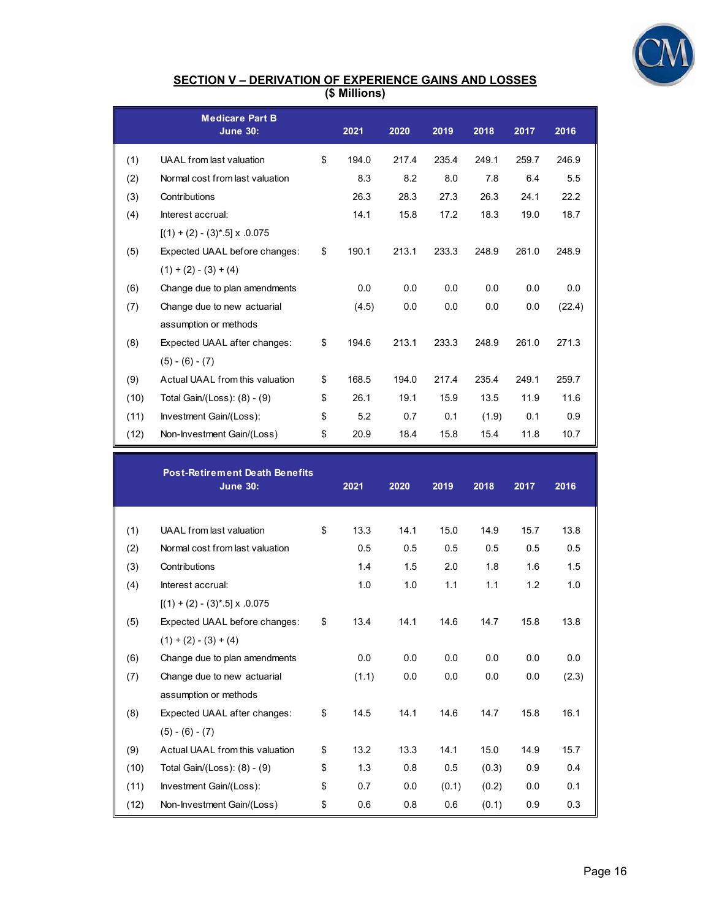## SECTION V – DERIVATION OF EXPERIENCE GAINS AND LOSSES

**($ Millions)**

| | Medicare Part B June 30: | | 2021 | 2020 | 2019 | 2018 | 2017 | 2016 |
|---|---|---|---|---|---|---|---|---|
| (1) | UAAL from last valuation | $ | 194.0 | 217.4 | 235.4 | 249.1 | 259.7 | 246.9 |
| (2) | Normal cost from last valuation | | 8.3 | 8.2 | 8.0 | 7.8 | 6.4 | 5.5 |
| (3) | Contributions | | 26.3 | 28.3 | 27.3 | 26.3 | 24.1 | 22.2 |
| (4) | Interest accrual: [(1) + (2) - (3)*.5] x .075 | | 14.1 | 15.8 | 17.2 | 18.3 | 19.0 | 18.7 |
| (5) | Expected UAAL before changes: (1) + (2) - (3) + (4) | $ | 190.1 | 213.1 | 233.3 | 248.9 | 261.0 | 248.9 |
| (6) | Change due to plan amendments | | 0.0 | 0.0 | 0.0 | 0.0 | 0.0 | 0.0 |
| (7) | Change due to new actuarial assumption or methods | | (4.5) | 0.0 | 0.0 | 0.0 | 0.0 | (22.4) |
| (8) | Expected UAAL after changes: (5) - (6) - (7) | $ | 194.6 | 213.1 | 233.3 | 248.9 | 261.0 | 271.3 |
| (9) | Actual UAAL from this valuation | $ | 168.5 | 194.0 | 217.4 | 235.4 | 249.1 | 259.7 |
| (10) | Total Gain/(Loss): (8) - (9) | $ | 26.1 | 19.1 | 15.9 | 13.5 | 11.9 | 11.6 |
| (11) | Investment Gain/(Loss): | $ | 5.2 | 0.7 | 0.1 | (1.9) | 0.1 | 0.9 |
| (12) | Non-Investment Gain/(Loss) | $ | 20.9 | 18.4 | 15.8 | 15.4 | 11.8 | 10.7 |

| | Post-Retirement Death Benefits June 30: | | 2021 | 2020 | 2019 | 2018 | 2017 | 2016 |
|---|---|---|---|---|---|---|---|---|
| (1) | UAAL from last valuation | $ | 13.3 | 14.1 | 15.0 | 14.9 | 15.7 | 13.8 |
| (2) | Normal cost from last valuation | | 0.5 | 0.5 | 0.5 | 0.5 | 0.5 | 0.5 |
| (3) | Contributions | | 1.4 | 1.5 | 2.0 | 1.8 | 1.6 | 1.5 |
| (4) | Interest accrual: [(1) + (2) - (3)*.5] x .075 | | 1.0 | 1.0 | 1.1 | 1.1 | 1.2 | 1.0 |
| (5) | Expected UAAL before changes: (1) + (2) - (3) + (4) | $ | 13.4 | 14.1 | 14.6 | 14.7 | 15.8 | 13.8 |
| (6) | Change due to plan amendments | | 0.0 | 0.0 | 0.0 | 0.0 | 0.0 | 0.0 |
| (7) | Change due to new actuarial assumption or methods | | (1.1) | 0.0 | 0.0 | 0.0 | 0.0 | (2.3) |
| (8) | Expected UAAL after changes: (5) - (6) - (7) | $ | 14.5 | 14.1 | 14.6 | 14.7 | 15.8 | 16.1 |
| (9) | Actual UAAL from this valuation | $ | 13.2 | 13.3 | 14.1 | 15.0 | 14.9 | 15.7 |
| (10) | Total Gain/(Loss): (8) - (9) | $ | 1.3 | 0.8 | 0.5 | (0.3) | 0.9 | 0.4 |
| (11) | Investment Gain/(Loss): | $ | 0.7 | 0.0 | (0.1) | (0.2) | 0.0 | 0.1 |
| (12) | Non-Investment Gain/(Loss) | $ | 0.6 | 0.8 | 0.6 | (0.1) | 0.9 | 0.3 |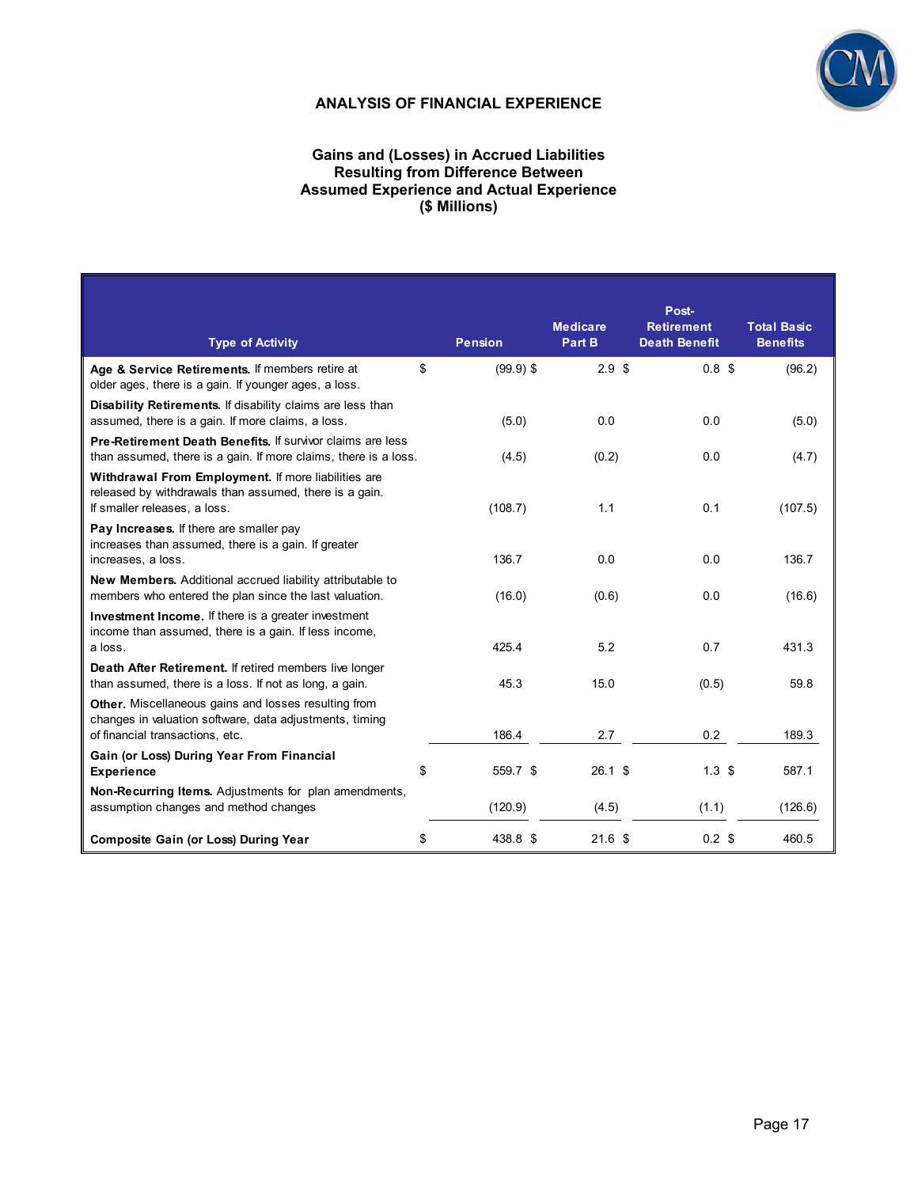## ANALYSIS OF FINANCIAL EXPERIENCE

### Gains and (Losses) in Accrued Liabilities Resulting from Difference Between Assumed Experience and Actual Experience ($ Millions)

| Type of Activity | Pension | Medicare Part B | Post-Retirement Death Benefit | Total Basic Benefits |
|---|---|---|---|---|
| **Age & Service Retirements.** If members retire at older ages, there is a gain. If younger ages, a loss. | $ (99.9) | $ 2.9 | $ 0.8 | $ (96.2) |
| **Disability Retirements.** If disability claims are less than assumed, there is a gain. If more claims, a loss. | (5.0) | 0.0 | 0.0 | (5.0) |
| **Pre-Retirement Death Benefits.** If survivor claims are less than assumed, there is a gain. If more claims, there is a loss. | (4.5) | (0.2) | 0.0 | (4.7) |
| **Withdrawal From Employment.** If more liabilities are released by withdrawals than assumed, there is a gain. If smaller releases, a loss. | (108.7) | 1.1 | 0.1 | (107.5) |
| **Pay Increases.** If there are smaller pay increases than assumed, there is a gain. If greater increases, a loss. | 136.7 | 0.0 | 0.0 | 136.7 |
| **New Members.** Additional accrued liability attributable to members who entered the plan since the last valuation. | (16.0) | (0.6) | 0.0 | (16.6) |
| **Investment Income.** If there is a greater investment income than assumed, there is a gain. If less income, a loss. | 425.4 | 5.2 | 0.7 | 431.3 |
| **Death After Retirement.** If retired members live longer than assumed, there is a loss. If not as long, a gain. | 45.3 | 15.0 | (0.5) | 59.8 |
| **Other.** Miscellaneous gains and losses resulting from changes in valuation software, data adjustments, timing of financial transactions, etc. | 186.4 | 2.7 | 0.2 | 189.3 |
| **Gain (or Loss) During Year From Financial Experience** | $ 559.7 | $ 26.1 | $ 1.3 | $ 587.1 |
| **Non-Recurring Items.** Adjustments for plan amendments, assumption changes and method changes | (120.9) | (4.5) | (1.1) | (126.6) |
| **Composite Gain (or Loss) During Year** | $ 438.8 | $ 21.6 | $ 0.2 | $ 460.5 |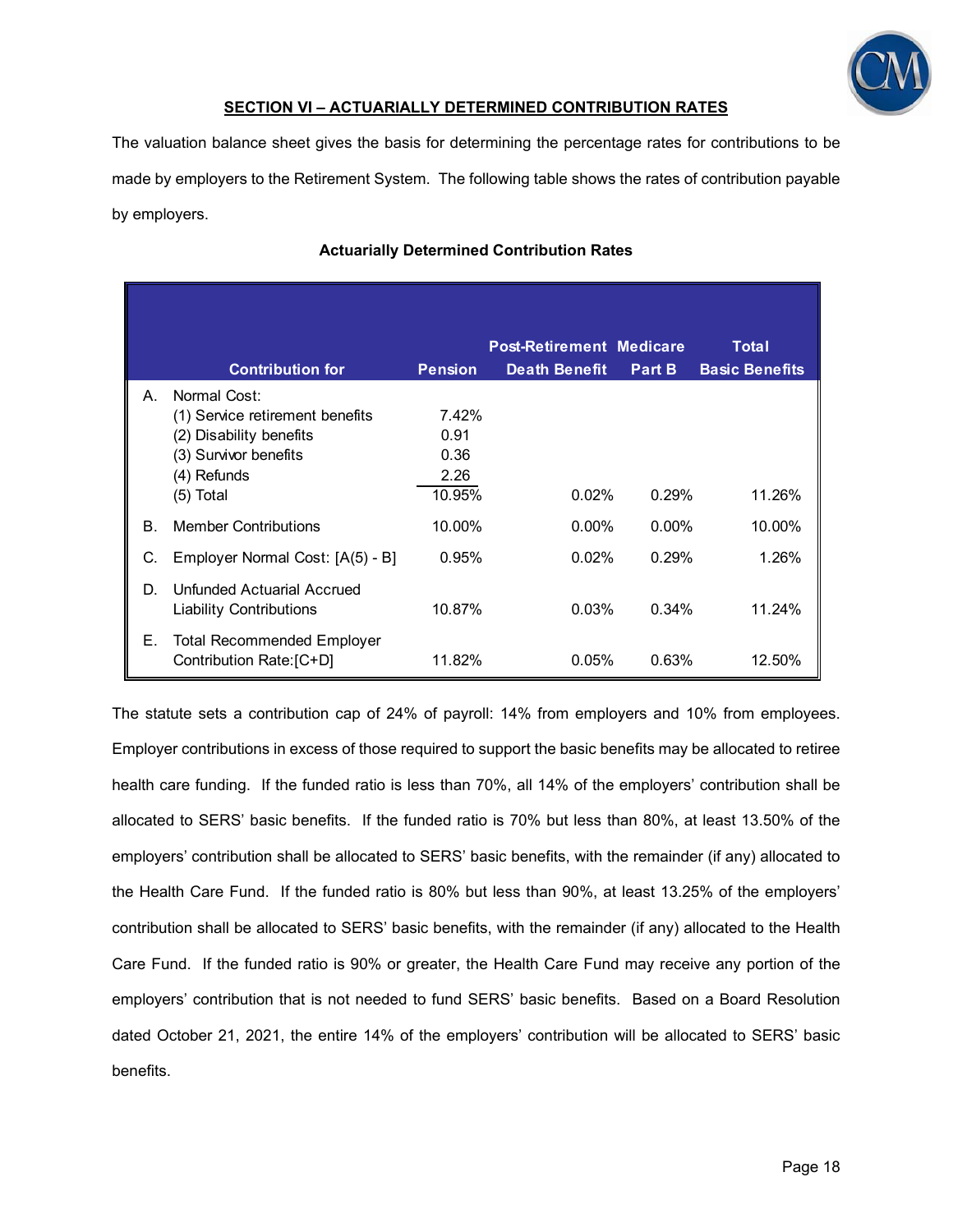## SECTION VI – ACTUARIALLY DETERMINED CONTRIBUTION RATES

The valuation balance sheet gives the basis for determining the percentage rates for contributions to be made by employers to the Retirement System. The following table shows the rates of contribution payable by employers.

**Actuarially Determined Contribution Rates**

| | Contribution for | Pension | Post-Retirement Death Benefit | Medicare Part B | Total Basic Benefits |
|---|---|---|---|---|---|
| A. | Normal Cost: | | | | |
| | (1) Service retirement benefits | 7.42% | | | |
| | (2) Disability benefits | 0.91 | | | |
| | (3) Survivor benefits | 0.36 | | | |
| | (4) Refunds | 2.26 | | | |
| | (5) Total | 10.95% | 0.02% | 0.29% | 11.26% |
| B. | Member Contributions | 10.00% | 0.00% | 0.00% | 10.00% |
| C. | Employer Normal Cost: [A(5) - B] | 0.95% | 0.02% | 0.29% | 1.26% |
| D. | Unfunded Actuarial Accrued Liability Contributions | 10.87% | 0.03% | 0.34% | 11.24% |
| E. | Total Recommended Employer Contribution Rate:[C+D] | 11.82% | 0.05% | 0.63% | 12.50% |

The statute sets a contribution cap of 24% of payroll: 14% from employers and 10% from employees. Employer contributions in excess of those required to support the basic benefits may be allocated to retiree health care funding. If the funded ratio is less than 70%, all 14% of the employers' contribution shall be allocated to SERS' basic benefits. If the funded ratio is 70% but less than 80%, at least 13.50% of the employers' contribution shall be allocated to SERS' basic benefits, with the remainder (if any) allocated to the Health Care Fund. If the funded ratio is 80% but less than 90%, at least 13.25% of the employers' contribution shall be allocated to SERS' basic benefits, with the remainder (if any) allocated to the Health Care Fund. If the funded ratio is 90% or greater, the Health Care Fund may receive any portion of the employers' contribution that is not needed to fund SERS' basic benefits. Based on a Board Resolution dated October 21, 2021, the entire 14% of the employers' contribution will be allocated to SERS' basic benefits.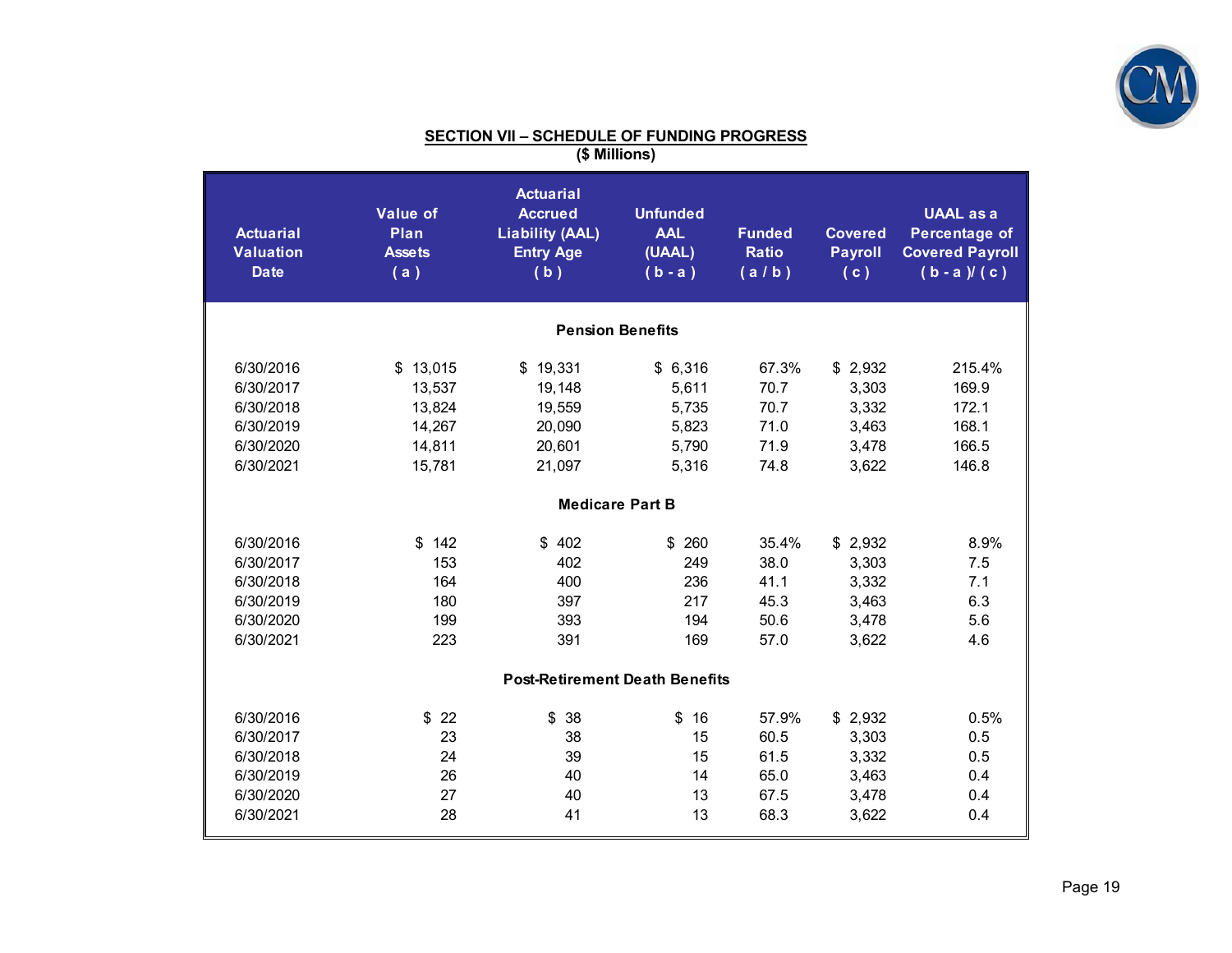## SECTION VII – SCHEDULE OF FUNDING PROGRESS

**($ Millions)**

| Actuarial Valuation Date | Value of Plan Assets ( a ) | Actuarial Accrued Liability (AAL) Entry Age ( b ) | Unfunded AAL (UAAL) ( b - a ) | Funded Ratio ( a / b ) | Covered Payroll ( c ) | UAAL as a Percentage of Covered Payroll ( b - a )/ ( c ) |
|---|---|---|---|---|---|---|
| **Pension Benefits** | | | | | | |
| 6/30/2016 | $ 13,015 | $ 19,331 | $ 6,316 | 67.3% | $ 2,932 | 215.4% |
| 6/30/2017 | 13,537 | 19,148 | 5,611 | 70.7 | 3,303 | 169.9 |
| 6/30/2018 | 13,824 | 19,559 | 5,735 | 70.7 | 3,332 | 172.1 |
| 6/30/2019 | 14,267 | 20,090 | 5,823 | 71.0 | 3,463 | 168.1 |
| 6/30/2020 | 14,811 | 20,601 | 5,790 | 71.9 | 3,478 | 166.5 |
| 6/30/2021 | 15,781 | 21,097 | 5,316 | 74.8 | 3,622 | 146.8 |
| **Medicare Part B** | | | | | | |
| 6/30/2016 | $ 142 | $ 402 | $ 260 | 35.4% | $ 2,932 | 8.9% |
| 6/30/2017 | 153 | 402 | 249 | 38.0 | 3,303 | 7.5 |
| 6/30/2018 | 164 | 400 | 236 | 41.1 | 3,332 | 7.1 |
| 6/30/2019 | 180 | 397 | 217 | 45.3 | 3,463 | 6.3 |
| 6/30/2020 | 199 | 393 | 194 | 50.6 | 3,478 | 5.6 |
| 6/30/2021 | 223 | 391 | 169 | 57.0 | 3,622 | 4.6 |
| **Post-Retirement Death Benefits** | | | | | | |
| 6/30/2016 | $ 22 | $ 38 | $ 16 | 57.9% | $ 2,932 | 0.5% |
| 6/30/2017 | 23 | 38 | 15 | 60.5 | 3,303 | 0.5 |
| 6/30/2018 | 24 | 39 | 15 | 61.5 | 3,332 | 0.5 |
| 6/30/2019 | 26 | 40 | 14 | 65.0 | 3,463 | 0.4 |
| 6/30/2020 | 27 | 40 | 13 | 67.5 | 3,478 | 0.4 |
| 6/30/2021 | 28 | 41 | 13 | 68.3 | 3,622 | 0.4 |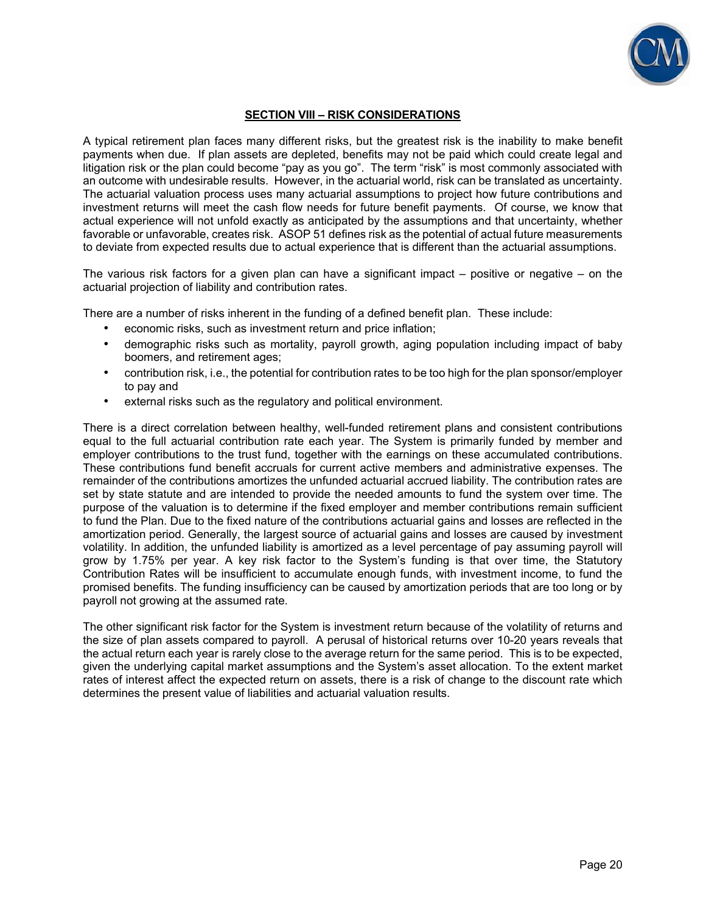## SECTION VIII – RISK CONSIDERATIONS

A typical retirement plan faces many different risks, but the greatest risk is the inability to make benefit payments when due. If plan assets are depleted, benefits may not be paid which could create legal and litigation risk or the plan could become "pay as you go". The term "risk" is most commonly associated with an outcome with undesirable results. However, in the actuarial world, risk can be translated as uncertainty. The actuarial valuation process uses many actuarial assumptions to project how future contributions and investment returns will meet the cash flow needs for future benefit payments. Of course, we know that actual experience will not unfold exactly as anticipated by the assumptions and that uncertainty, whether favorable or unfavorable, creates risk. ASOP 51 defines risk as the potential of actual future measurements to deviate from expected results due to actual experience that is different than the actuarial assumptions.

The various risk factors for a given plan can have a significant impact – positive or negative – on the actuarial projection of liability and contribution rates.

There are a number of risks inherent in the funding of a defined benefit plan. These include:

- economic risks, such as investment return and price inflation;
- demographic risks such as mortality, payroll growth, aging population including impact of baby boomers, and retirement ages;
- contribution risk, i.e., the potential for contribution rates to be too high for the plan sponsor/employer to pay and
- external risks such as the regulatory and political environment.

There is a direct correlation between healthy, well-funded retirement plans and consistent contributions equal to the full actuarial contribution rate each year. The System is primarily funded by member and employer contributions to the trust fund, together with the earnings on these accumulated contributions. These contributions fund benefit accruals for current active members and administrative expenses. The remainder of the contributions amortizes the unfunded actuarial accrued liability. The contribution rates are set by state statute and are intended to provide the needed amounts to fund the system over time. The purpose of the valuation is to determine if the fixed employer and member contributions remain sufficient to fund the Plan. Due to the fixed nature of the contributions actuarial gains and losses are reflected in the amortization period. Generally, the largest source of actuarial gains and losses are caused by investment volatility. In addition, the unfunded liability is amortized as a level percentage of pay assuming payroll will grow by 1.75% per year. A key risk factor to the System's funding is that over time, the Statutory Contribution Rates will be insufficient to accumulate enough funds, with investment income, to fund the promised benefits. The funding insufficiency can be caused by amortization periods that are too long or by payroll not growing at the assumed rate.

The other significant risk factor for the System is investment return because of the volatility of returns and the size of plan assets compared to payroll. A perusal of historical returns over 10-20 years reveals that the actual return each year is rarely close to the average return for the same period. This is to be expected, given the underlying capital market assumptions and the System's asset allocation. To the extent market rates of interest affect the expected return on assets, there is a risk of change to the discount rate which determines the present value of liabilities and actuarial valuation results.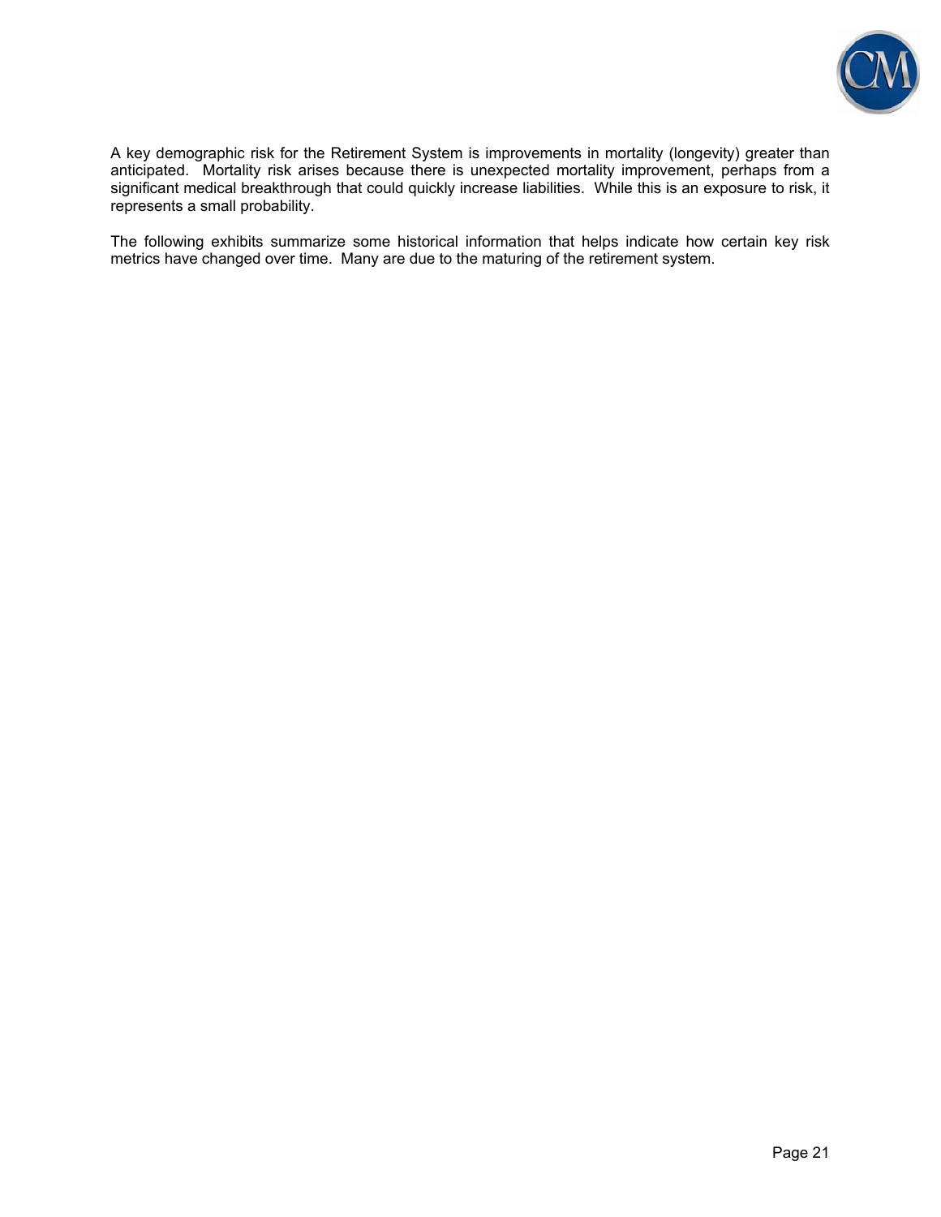A key demographic risk for the Retirement System is improvements in mortality (longevity) greater than anticipated. Mortality risk arises because there is unexpected mortality improvement, perhaps from a significant medical breakthrough that could quickly increase liabilities. While this is an exposure to risk, it represents a small probability.

The following exhibits summarize some historical information that helps indicate how certain key risk metrics have changed over time. Many are due to the maturing of the retirement system.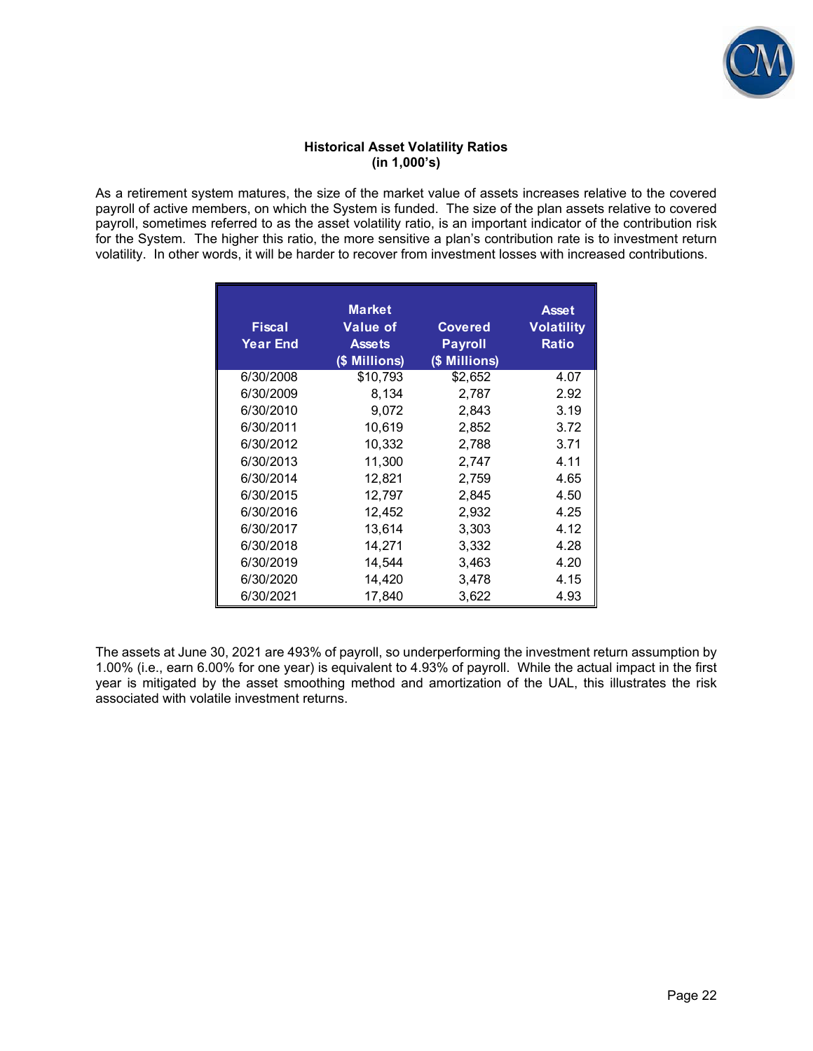**Historical Asset Volatility Ratios**
**(in 1,000's)**

As a retirement system matures, the size of the market value of assets increases relative to the covered payroll of active members, on which the System is funded. The size of the plan assets relative to covered payroll, sometimes referred to as the asset volatility ratio, is an important indicator of the contribution risk for the System. The higher this ratio, the more sensitive a plan's contribution rate is to investment return volatility. In other words, it will be harder to recover from investment losses with increased contributions.

| Fiscal Year End | Market Value of Assets ($ Millions) | Covered Payroll ($ Millions) | Asset Volatility Ratio |
|---|---|---|---|
| 6/30/2008 | $10,793 | $2,652 | 4.07 |
| 6/30/2009 | 8,134 | 2,787 | 2.92 |
| 6/30/2010 | 9,072 | 2,843 | 3.19 |
| 6/30/2011 | 10,619 | 2,852 | 3.72 |
| 6/30/2012 | 10,332 | 2,788 | 3.71 |
| 6/30/2013 | 11,300 | 2,747 | 4.11 |
| 6/30/2014 | 12,821 | 2,759 | 4.65 |
| 6/30/2015 | 12,797 | 2,845 | 4.50 |
| 6/30/2016 | 12,452 | 2,932 | 4.25 |
| 6/30/2017 | 13,614 | 3,303 | 4.12 |
| 6/30/2018 | 14,271 | 3,332 | 4.28 |
| 6/30/2019 | 14,544 | 3,463 | 4.20 |
| 6/30/2020 | 14,420 | 3,478 | 4.15 |
| 6/30/2021 | 17,840 | 3,622 | 4.93 |

The assets at June 30, 2021 are 493% of payroll, so underperforming the investment return assumption by 1.00% (i.e., earn 6.00% for one year) is equivalent to 4.93% of payroll. While the actual impact in the first year is mitigated by the asset smoothing method and amortization of the UAL, this illustrates the risk associated with volatile investment returns.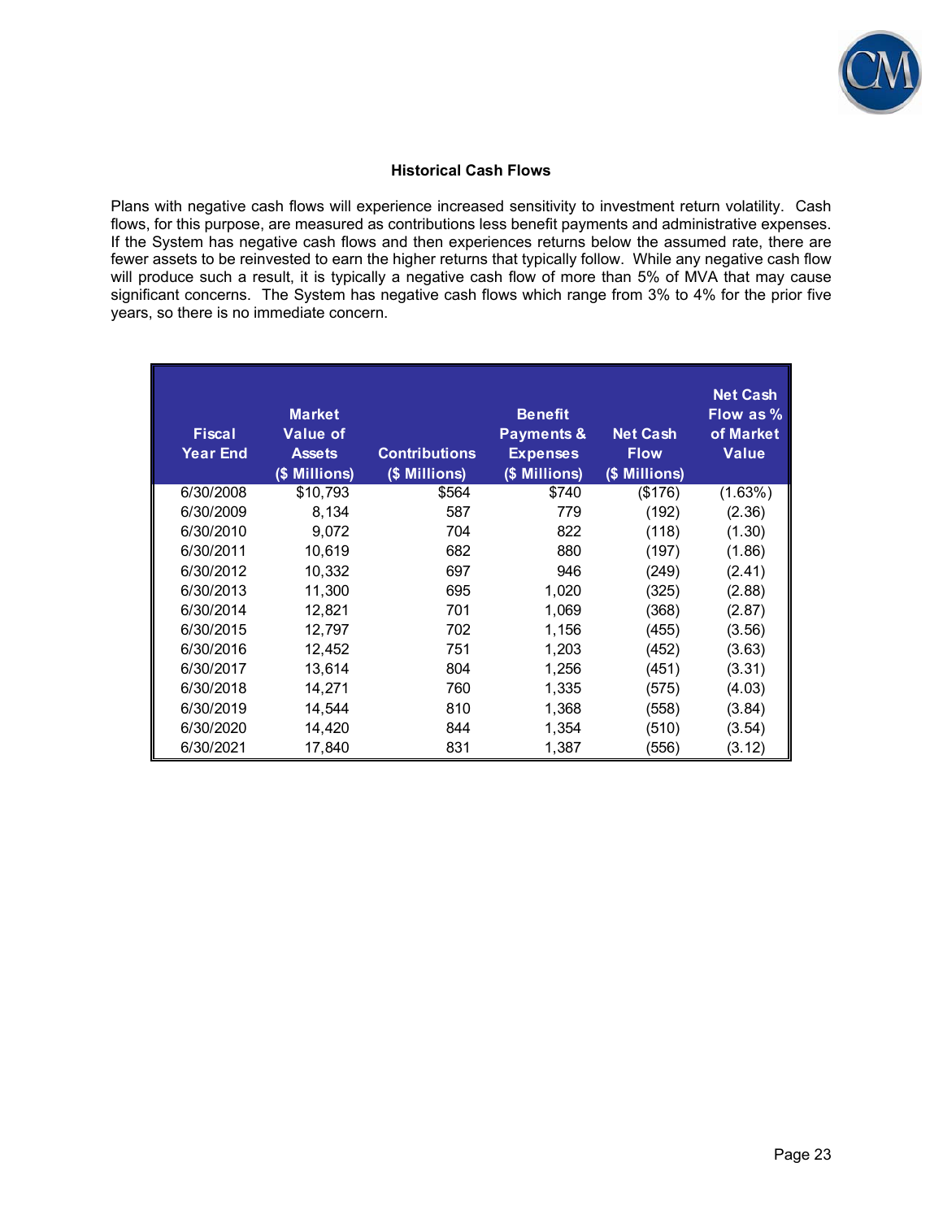### Historical Cash Flows

Plans with negative cash flows will experience increased sensitivity to investment return volatility. Cash flows, for this purpose, are measured as contributions less benefit payments and administrative expenses. If the System has negative cash flows and then experiences returns below the assumed rate, there are fewer assets to be reinvested to earn the higher returns that typically follow. While any negative cash flow will produce such a result, it is typically a negative cash flow of more than 5% of MVA that may cause significant concerns. The System has negative cash flows which range from 3% to 4% for the prior five years, so there is no immediate concern.

| Fiscal Year End | Market Value of Assets ($ Millions) | Contributions ($ Millions) | Benefit Payments & Expenses ($ Millions) | Net Cash Flow ($ Millions) | Net Cash Flow as % of Market Value |
|---|---|---|---|---|---|
| 6/30/2008 | $10,793 | $564 | $740 | ($176) | (1.63%) |
| 6/30/2009 | 8,134 | 587 | 779 | (192) | (2.36) |
| 6/30/2010 | 9,072 | 704 | 822 | (118) | (1.30) |
| 6/30/2011 | 10,619 | 682 | 880 | (197) | (1.86) |
| 6/30/2012 | 10,332 | 697 | 946 | (249) | (2.41) |
| 6/30/2013 | 11,300 | 695 | 1,020 | (325) | (2.88) |
| 6/30/2014 | 12,821 | 701 | 1,069 | (368) | (2.87) |
| 6/30/2015 | 12,797 | 702 | 1,156 | (455) | (3.56) |
| 6/30/2016 | 12,452 | 751 | 1,203 | (452) | (3.63) |
| 6/30/2017 | 13,614 | 804 | 1,256 | (451) | (3.31) |
| 6/30/2018 | 14,271 | 760 | 1,335 | (575) | (4.03) |
| 6/30/2019 | 14,544 | 810 | 1,368 | (558) | (3.84) |
| 6/30/2020 | 14,420 | 844 | 1,354 | (510) | (3.54) |
| 6/30/2021 | 17,840 | 831 | 1,387 | (556) | (3.12) |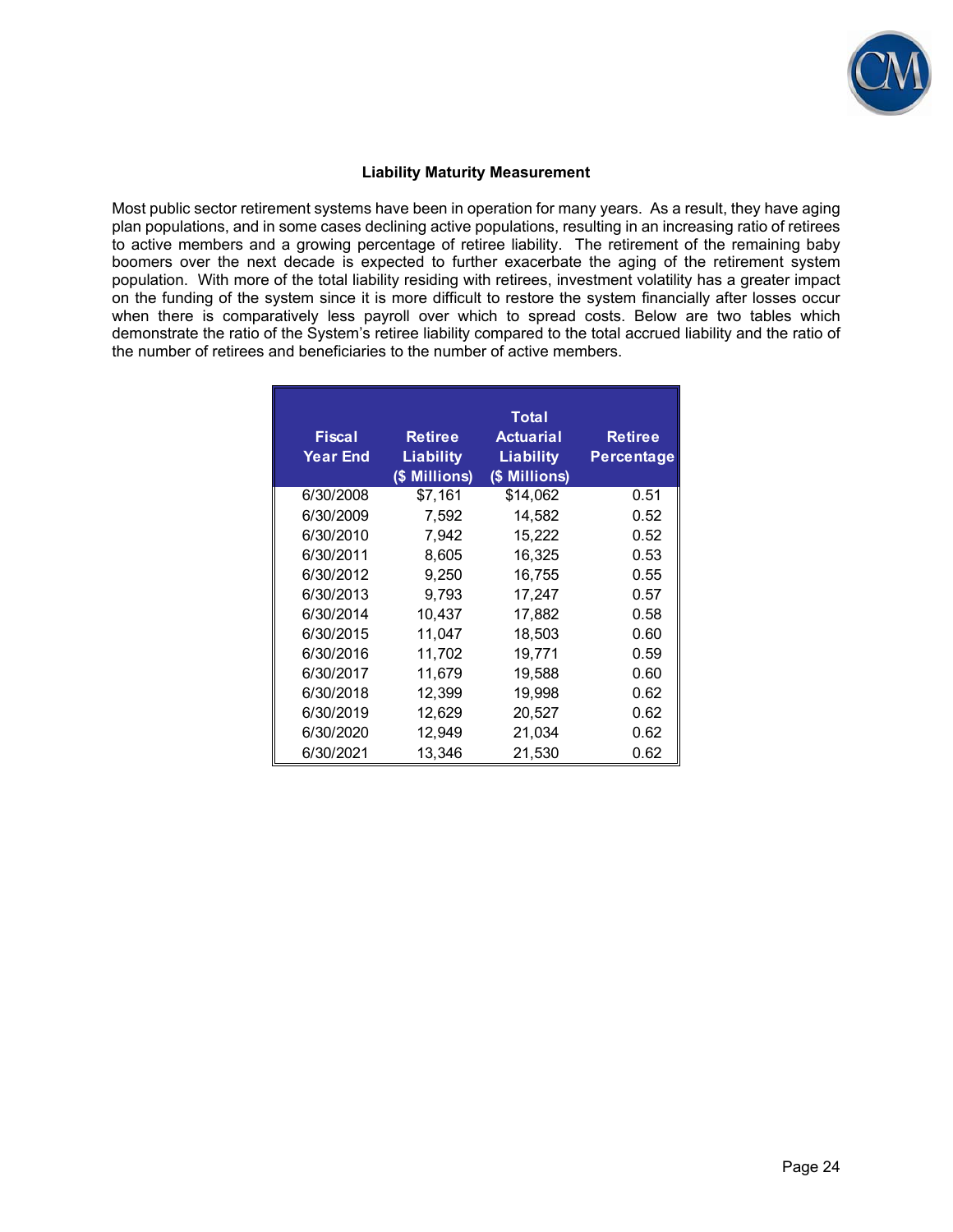## Liability Maturity Measurement

Most public sector retirement systems have been in operation for many years. As a result, they have aging plan populations, and in some cases declining active populations, resulting in an increasing ratio of retirees to active members and a growing percentage of retiree liability. The retirement of the remaining baby boomers over the next decade is expected to further exacerbate the aging of the retirement system population. With more of the total liability residing with retirees, investment volatility has a greater impact on the funding of the system since it is more difficult to restore the system financially after losses occur when there is comparatively less payroll over which to spread costs. Below are two tables which demonstrate the ratio of the System's retiree liability compared to the total accrued liability and the ratio of the number of retirees and beneficiaries to the number of active members.

| Fiscal Year End | Retiree Liability ($ Millions) | Total Actuarial Liability ($ Millions) | Retiree Percentage |
|---|---|---|---|
| 6/30/2008 | $7,161 | $14,062 | 0.51 |
| 6/30/2009 | 7,592 | 14,582 | 0.52 |
| 6/30/2010 | 7,942 | 15,222 | 0.52 |
| 6/30/2011 | 8,605 | 16,325 | 0.53 |
| 6/30/2012 | 9,250 | 16,755 | 0.55 |
| 6/30/2013 | 9,793 | 17,247 | 0.57 |
| 6/30/2014 | 10,437 | 17,882 | 0.58 |
| 6/30/2015 | 11,047 | 18,503 | 0.60 |
| 6/30/2016 | 11,702 | 19,771 | 0.59 |
| 6/30/2017 | 11,679 | 19,588 | 0.60 |
| 6/30/2018 | 12,399 | 19,998 | 0.62 |
| 6/30/2019 | 12,629 | 20,527 | 0.62 |
| 6/30/2020 | 12,949 | 21,034 | 0.62 |
| 6/30/2021 | 13,346 | 21,530 | 0.62 |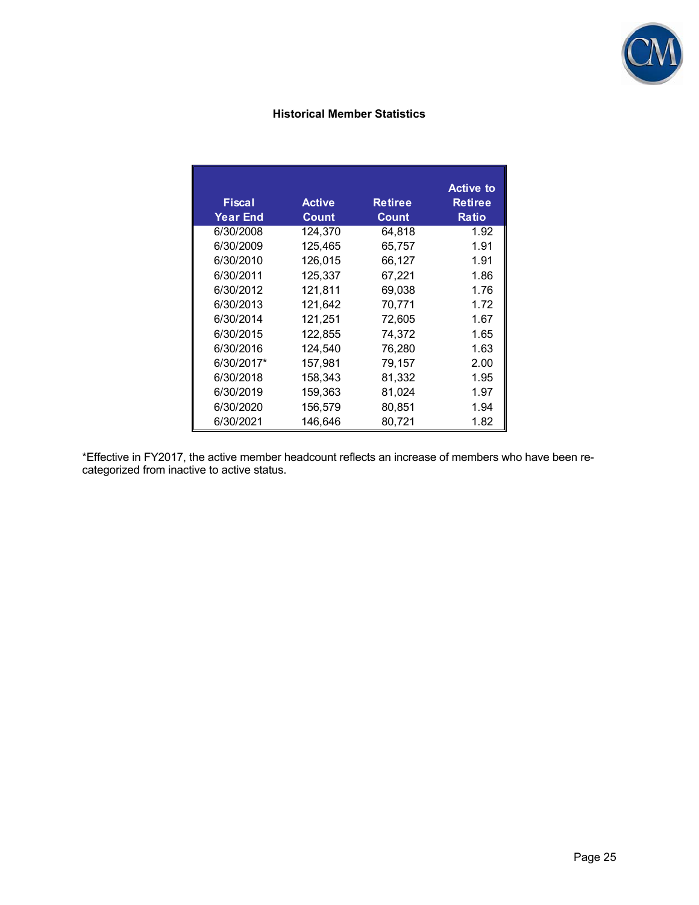## Historical Member Statistics

| Fiscal Year End | Active Count | Retiree Count | Active to Retiree Ratio |
|---|---|---|---|
| 6/30/2008 | 124,370 | 64,818 | 1.92 |
| 6/30/2009 | 125,465 | 65,757 | 1.91 |
| 6/30/2010 | 126,015 | 66,127 | 1.91 |
| 6/30/2011 | 125,337 | 67,221 | 1.86 |
| 6/30/2012 | 121,811 | 69,038 | 1.76 |
| 6/30/2013 | 121,642 | 70,771 | 1.72 |
| 6/30/2014 | 121,251 | 72,605 | 1.67 |
| 6/30/2015 | 122,855 | 74,372 | 1.65 |
| 6/30/2016 | 124,540 | 76,280 | 1.63 |
| 6/30/2017* | 157,981 | 79,157 | 2.00 |
| 6/30/2018 | 158,343 | 81,332 | 1.95 |
| 6/30/2019 | 159,363 | 81,024 | 1.97 |
| 6/30/2020 | 156,579 | 80,851 | 1.94 |
| 6/30/2021 | 146,646 | 80,721 | 1.82 |

*Effective in FY2017, the active member headcount reflects an increase of members who have been re-categorized from inactive to active status.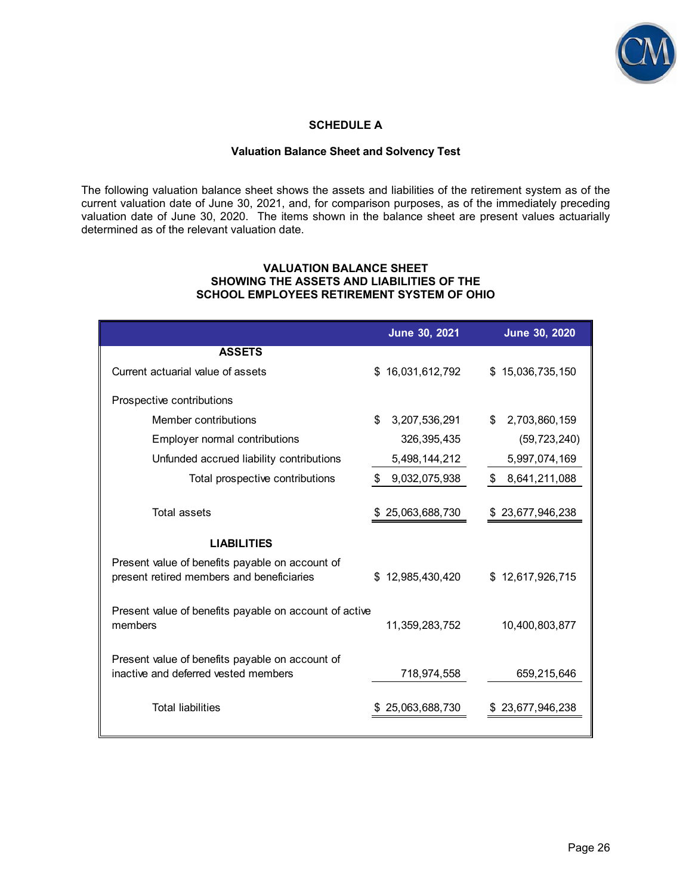## SCHEDULE A

### Valuation Balance Sheet and Solvency Test

The following valuation balance sheet shows the assets and liabilities of the retirement system as of the current valuation date of June 30, 2021, and, for comparison purposes, as of the immediately preceding valuation date of June 30, 2020. The items shown in the balance sheet are present values actuarially determined as of the relevant valuation date.

**VALUATION BALANCE SHEET SHOWING THE ASSETS AND LIABILITIES OF THE SCHOOL EMPLOYEES RETIREMENT SYSTEM OF OHIO**

| | June 30, 2021 | June 30, 2020 |
|---|---|---|
| **ASSETS** | | |
| Current actuarial value of assets | $ 16,031,612,792 | $ 15,036,735,150 |
| Prospective contributions | | |
| Member contributions | $ 3,207,536,291 | $ 2,703,860,159 |
| Employer normal contributions | 326,395,435 | (59,723,240) |
| Unfunded accrued liability contributions | 5,498,144,212 | 5,997,074,169 |
| Total prospective contributions | $ 9,032,075,938 | $ 8,641,211,088 |
| Total assets | $ 25,063,688,730 | $ 23,677,946,238 |
| **LIABILITIES** | | |
| Present value of benefits payable on account of present retired members and beneficiaries | $ 12,985,430,420 | $ 12,617,926,715 |
| Present value of benefits payable on account of active members | 11,359,283,752 | 10,400,803,877 |
| Present value of benefits payable on account of inactive and deferred vested members | 718,974,558 | 659,215,646 |
| Total liabilities | $ 25,063,688,730 | $ 23,677,946,238 |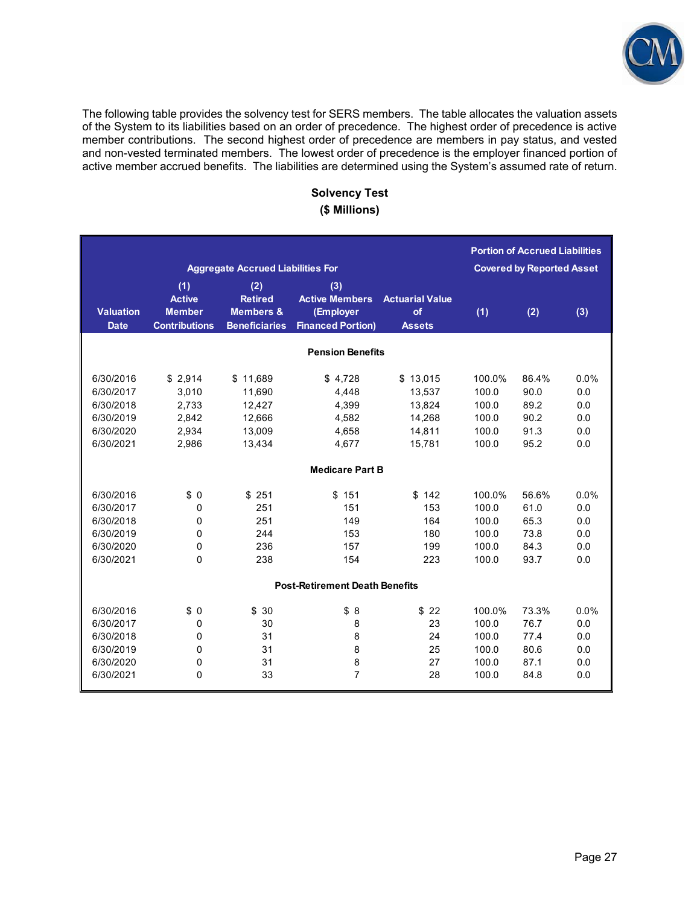The following table provides the solvency test for SERS members. The table allocates the valuation assets of the System to its liabilities based on an order of precedence. The highest order of precedence is active member contributions. The second highest order of precedence are members in pay status, and vested and non-vested terminated members. The lowest order of precedence is the employer financed portion of active member accrued benefits. The liabilities are determined using the System's assumed rate of return.

## Solvency Test
## ($ Millions)

| | Aggregate Accrued Liabilities For | | | | Portion of Accrued Liabilities Covered by Reported Asset | | |
|---|---|---|---|---|---|---|---|
| Valuation Date | (1) Active Member Contributions | (2) Retired Members & Beneficiaries | (3) Active Members (Employer Financed Portion) | Actuarial Value of Assets | (1) | (2) | (3) |
| **Pension Benefits** | | | | | | | |
| 6/30/2016 | $ 2,914 | $ 11,689 | $ 4,728 | $ 13,015 | 100.0% | 86.4% | 0.0% |
| 6/30/2017 | 3,010 | 11,690 | 4,448 | 13,537 | 100.0 | 90.0 | 0.0 |
| 6/30/2018 | 2,733 | 12,427 | 4,399 | 13,824 | 100.0 | 89.2 | 0.0 |
| 6/30/2019 | 2,842 | 12,666 | 4,582 | 14,268 | 100.0 | 90.2 | 0.0 |
| 6/30/2020 | 2,934 | 13,009 | 4,658 | 14,811 | 100.0 | 91.3 | 0.0 |
| 6/30/2021 | 2,986 | 13,434 | 4,677 | 15,781 | 100.0 | 95.2 | 0.0 |
| **Medicare Part B** | | | | | | | |
| 6/30/2016 | $ 0 | $ 251 | $ 151 | $ 142 | 100.0% | 56.6% | 0.0% |
| 6/30/2017 | 0 | 251 | 151 | 153 | 100.0 | 61.0 | 0.0 |
| 6/30/2018 | 0 | 251 | 149 | 164 | 100.0 | 65.3 | 0.0 |
| 6/30/2019 | 0 | 244 | 153 | 180 | 100.0 | 73.8 | 0.0 |
| 6/30/2020 | 0 | 236 | 157 | 199 | 100.0 | 84.3 | 0.0 |
| 6/30/2021 | 0 | 238 | 154 | 223 | 100.0 | 93.7 | 0.0 |
| **Post-Retirement Death Benefits** | | | | | | | |
| 6/30/2016 | $ 0 | $ 30 | $ 8 | $ 22 | 100.0% | 73.3% | 0.0% |
| 6/30/2017 | 0 | 30 | 8 | 23 | 100.0 | 76.7 | 0.0 |
| 6/30/2018 | 0 | 31 | 8 | 24 | 100.0 | 77.4 | 0.0 |
| 6/30/2019 | 0 | 31 | 8 | 25 | 100.0 | 80.6 | 0.0 |
| 6/30/2020 | 0 | 31 | 8 | 27 | 100.0 | 87.1 | 0.0 |
| 6/30/2021 | 0 | 33 | 7 | 28 | 100.0 | 84.8 | 0.0 |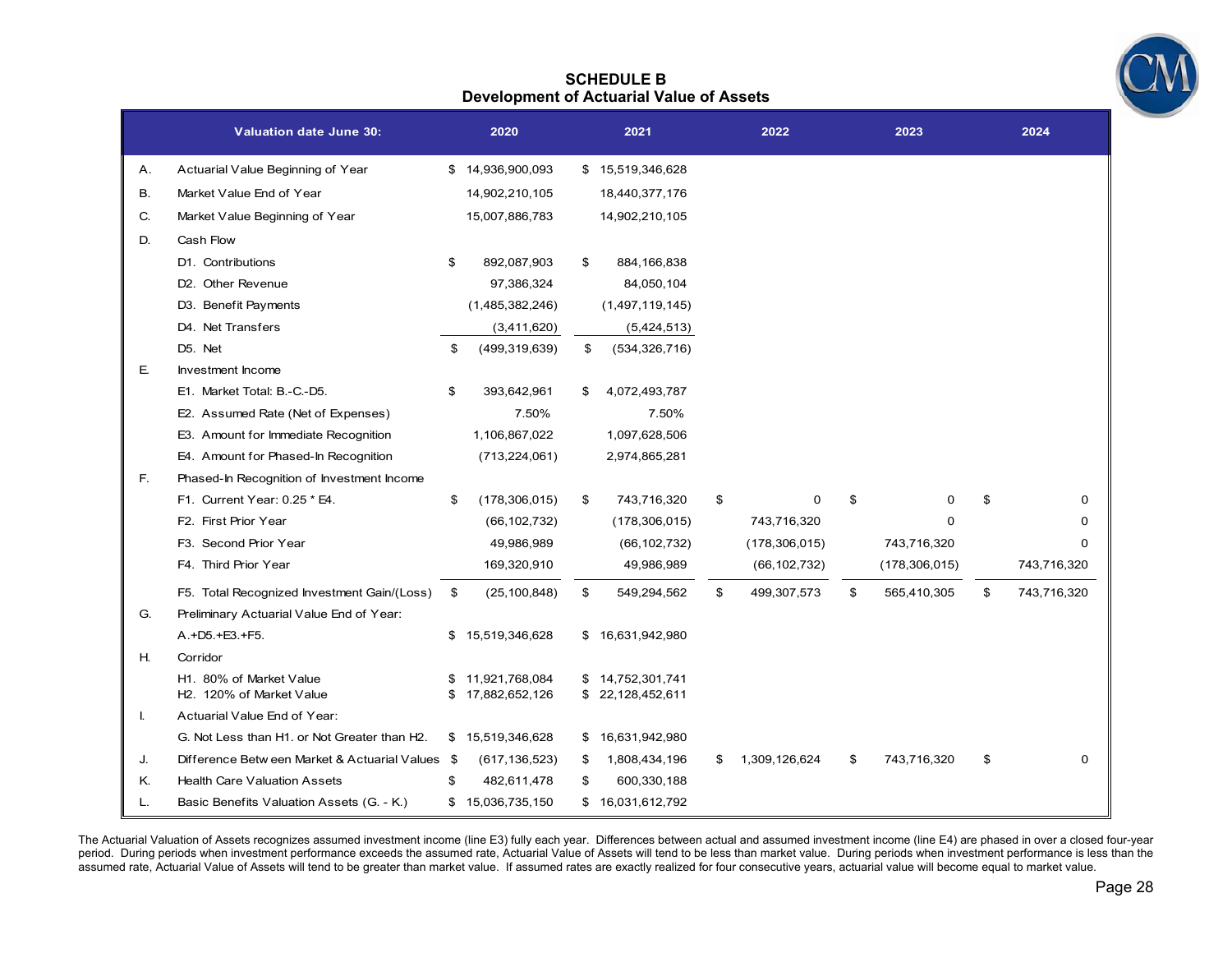## SCHEDULE B
### Development of Actuarial Value of Assets

| | Valuation date June 30: | 2020 | 2021 | 2022 | 2023 | 2024 |
|---|---|---|---|---|---|---|
| A. | Actuarial Value Beginning of Year | $ 14,936,900,093 | $ 15,519,346,628 | | | |
| B. | Market Value End of Year | 14,902,210,105 | 18,440,377,176 | | | |
| C. | Market Value Beginning of Year | 15,007,886,783 | 14,902,210,105 | | | |
| D. | Cash Flow | | | | | |
| | D1. Contributions | $ 892,087,903 | $ 884,166,838 | | | |
| | D2. Other Revenue | 97,386,324 | 84,050,104 | | | |
| | D3. Benefit Payments | (1,485,382,246) | (1,497,119,145) | | | |
| | D4. Net Transfers | (3,411,620) | (5,424,513) | | | |
| | D5. Net | $ (499,319,639) | $ (534,326,716) | | | |
| E. | Investment Income | | | | | |
| | E1. Market Total: B.-C.-D5. | $ 393,642,961 | $ 4,072,493,787 | | | |
| | E2. Assumed Rate (Net of Expenses) | 7.50% | 7.50% | | | |
| | E3. Amount for Immediate Recognition | 1,106,867,022 | 1,097,628,506 | | | |
| | E4. Amount for Phased-In Recognition | (713,224,061) | 2,974,865,281 | | | |
| F. | Phased-In Recognition of Investment Income | | | | | |
| | F1. Current Year: 0.25 * E4. | $ (178,306,015) | $ 743,716,320 | $ 0 | $ 0 | $ 0 |
| | F2. First Prior Year | (66,102,732) | (178,306,015) | 743,716,320 | 0 | 0 |
| | F3. Second Prior Year | 49,986,989 | (66,102,732) | (178,306,015) | 743,716,320 | 0 |
| | F4. Third Prior Year | 169,320,910 | 49,986,989 | (66,102,732) | (178,306,015) | 743,716,320 |
| | F5. Total Recognized Investment Gain/(Loss) | $ (25,100,848) | $ 549,294,562 | $ 499,307,573 | $ 565,410,305 | $ 743,716,320 |
| G. | Preliminary Actuarial Value End of Year: | | | | | |
| | A.+D5.+E3.+F5. | $ 15,519,346,628 | $ 16,631,942,980 | | | |
| H. | Corridor | | | | | |
| | H1. 80% of Market Value | $ 11,921,768,084 | $ 14,752,301,741 | | | |
| | H2. 120% of Market Value | $ 17,882,652,126 | $ 22,128,452,611 | | | |
| I. | Actuarial Value End of Year: | | | | | |
| | G. Not Less than H1. or Not Greater than H2. | $ 15,519,346,628 | $ 16,631,942,980 | | | |
| J. | Difference Between Market & Actuarial Values | $ (617,136,523) | $ 1,808,434,196 | $ 1,309,126,624 | $ 743,716,320 | $ 0 |
| K. | Health Care Valuation Assets | $ 482,611,478 | $ 600,330,188 | | | |
| L. | Basic Benefits Valuation Assets (G. - K.) | $ 15,036,735,150 | $ 16,031,612,792 | | | |

The Actuarial Valuation of Assets recognizes assumed investment income (line E3) fully each year. Differences between actual and assumed investment income (line E4) are phased in over a closed four-year period. During periods when investment performance exceeds the assumed rate, Actuarial Value of Assets will tend to be less than market value. During periods when investment performance is less than the assumed rate, Actuarial Value of Assets will tend to be greater than market value. If assumed rates are exactly realized for four consecutive years, actuarial value will become equal to market value.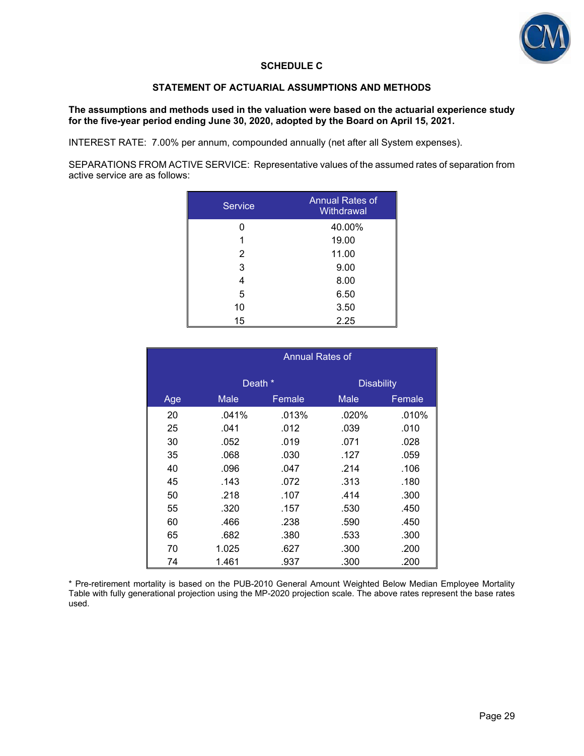## SCHEDULE C

## STATEMENT OF ACTUARIAL ASSUMPTIONS AND METHODS

**The assumptions and methods used in the valuation were based on the actuarial experience study for the five-year period ending June 30, 2020, adopted by the Board on April 15, 2021.**

INTEREST RATE: 7.00% per annum, compounded annually (net after all System expenses).

SEPARATIONS FROM ACTIVE SERVICE: Representative values of the assumed rates of separation from active service are as follows:

| Service | Annual Rates of Withdrawal |
|---|---|
| 0 | 40.00% |
| 1 | 19.00 |
| 2 | 11.00 |
| 3 | 9.00 |
| 4 | 8.00 |
| 5 | 6.50 |
| 10 | 3.50 |
| 15 | 2.25 |

| | Annual Rates of | | | |
|---|---|---|---|---|
| | Death * | | Disability | |
| Age | Male | Female | Male | Female |
| 20 | .041% | .013% | .020% | .010% |
| 25 | .041 | .012 | .039 | .010 |
| 30 | .052 | .019 | .071 | .028 |
| 35 | .068 | .030 | .127 | .059 |
| 40 | .096 | .047 | .214 | .106 |
| 45 | .143 | .072 | .313 | .180 |
| 50 | .218 | .107 | .414 | .300 |
| 55 | .320 | .157 | .530 | .450 |
| 60 | .466 | .238 | .590 | .450 |
| 65 | .682 | .380 | .533 | .300 |
| 70 | 1.025 | .627 | .300 | .200 |
| 74 | 1.461 | .937 | .300 | .200 |

* Pre-retirement mortality is based on the PUB-2010 General Amount Weighted Below Median Employee Mortality Table with fully generational projection using the MP-2020 projection scale. The above rates represent the base rates used.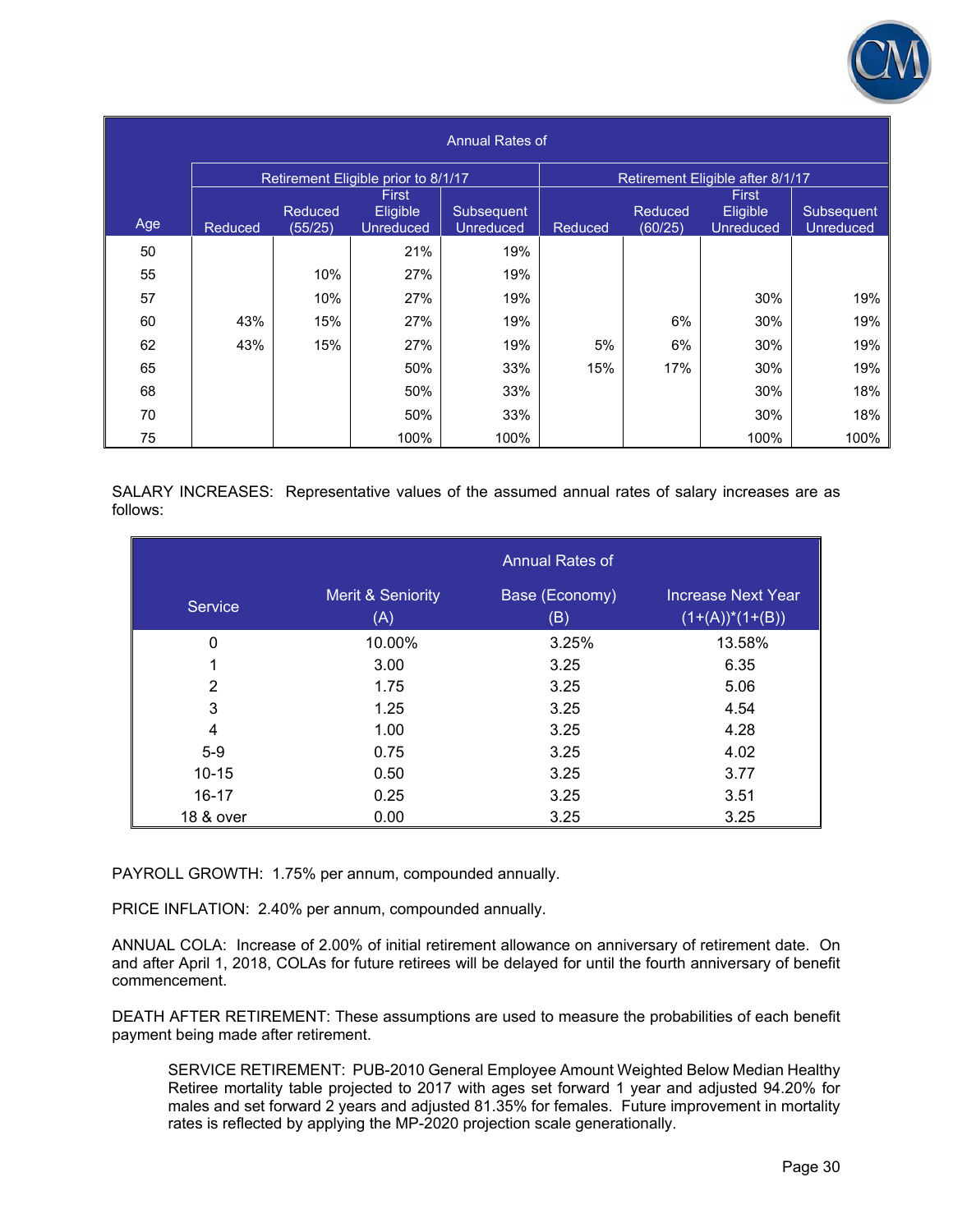| Age | Annual Rates of | | | | | | | |
|---|---|---|---|---|---|---|---|---|
| | Retirement Eligible prior to 8/1/17 | | | | Retirement Eligible after 8/1/17 | | | |
| | Reduced | Reduced (55/25) | First Eligible Unreduced | Subsequent Unreduced | Reduced | Reduced (60/25) | First Eligible Unreduced | Subsequent Unreduced |
| 50 | | | 21% | 19% | | | | |
| 55 | | 10% | 27% | 19% | | | | |
| 57 | | 10% | 27% | 19% | | | 30% | 19% |
| 60 | 43% | 15% | 27% | 19% | | 6% | 30% | 19% |
| 62 | 43% | 15% | 27% | 19% | 5% | 6% | 30% | 19% |
| 65 | | | 50% | 33% | 15% | 17% | 30% | 19% |
| 68 | | | 50% | 33% | | | 30% | 18% |
| 70 | | | 50% | 33% | | | 30% | 18% |
| 75 | | | 100% | 100% | | | 100% | 100% |

SALARY INCREASES: Representative values of the assumed annual rates of salary increases are as follows:

| Service | Annual Rates of | | |
|---|---|---|---|
| | Merit & Seniority (A) | Base (Economy) (B) | Increase Next Year (1+(A))*(1+(B)) |
| 0 | 10.00% | 3.25% | 13.58% |
| 1 | 3.00 | 3.25 | 6.35 |
| 2 | 1.75 | 3.25 | 5.06 |
| 3 | 1.25 | 3.25 | 4.54 |
| 4 | 1.00 | 3.25 | 4.28 |
| 5-9 | 0.75 | 3.25 | 4.02 |
| 10-15 | 0.50 | 3.25 | 3.77 |
| 16-17 | 0.25 | 3.25 | 3.51 |
| 18 & over | 0.00 | 3.25 | 3.25 |

PAYROLL GROWTH: 1.75% per annum, compounded annually.

PRICE INFLATION: 2.40% per annum, compounded annually.

ANNUAL COLA: Increase of 2.00% of initial retirement allowance on anniversary of retirement date. On and after April 1, 2018, COLAs for future retirees will be delayed for until the fourth anniversary of benefit commencement.

DEATH AFTER RETIREMENT: These assumptions are used to measure the probabilities of each benefit payment being made after retirement.

SERVICE RETIREMENT: PUB-2010 General Employee Amount Weighted Below Median Healthy Retiree mortality table projected to 2017 with ages set forward 1 year and adjusted 94.20% for males and set forward 2 years and adjusted 81.35% for females. Future improvement in mortality rates is reflected by applying the MP-2020 projection scale generationally.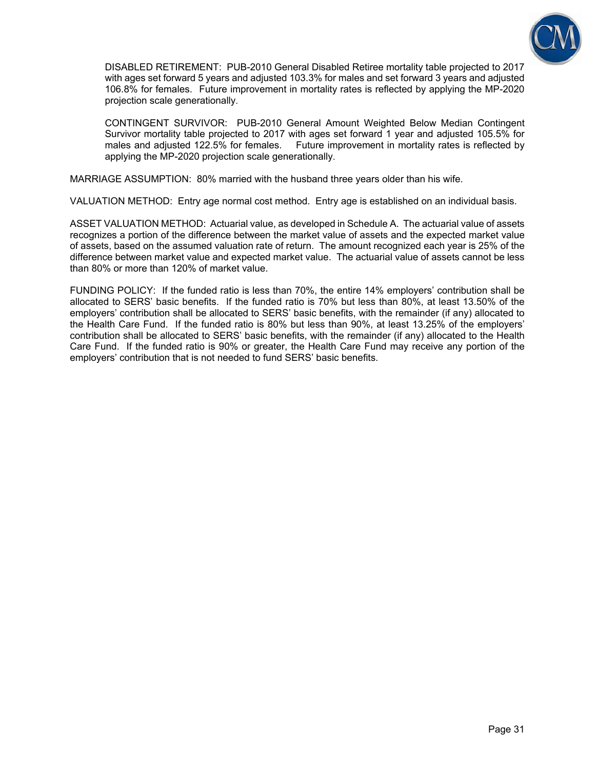DISABLED RETIREMENT: PUB-2010 General Disabled Retiree mortality table projected to 2017 with ages set forward 5 years and adjusted 103.3% for males and set forward 3 years and adjusted 106.8% for females. Future improvement in mortality rates is reflected by applying the MP-2020 projection scale generationally.

CONTINGENT SURVIVOR: PUB-2010 General Amount Weighted Below Median Contingent Survivor mortality table projected to 2017 with ages set forward 1 year and adjusted 105.5% for males and adjusted 122.5% for females. Future improvement in mortality rates is reflected by applying the MP-2020 projection scale generationally.

MARRIAGE ASSUMPTION: 80% married with the husband three years older than his wife.

VALUATION METHOD: Entry age normal cost method. Entry age is established on an individual basis.

ASSET VALUATION METHOD: Actuarial value, as developed in Schedule A. The actuarial value of assets recognizes a portion of the difference between the market value of assets and the expected market value of assets, based on the assumed valuation rate of return. The amount recognized each year is 25% of the difference between market value and expected market value. The actuarial value of assets cannot be less than 80% or more than 120% of market value.

FUNDING POLICY: If the funded ratio is less than 70%, the entire 14% employers' contribution shall be allocated to SERS' basic benefits. If the funded ratio is 70% but less than 80%, at least 13.50% of the employers' contribution shall be allocated to SERS' basic benefits, with the remainder (if any) allocated to the Health Care Fund. If the funded ratio is 80% but less than 90%, at least 13.25% of the employers' contribution shall be allocated to SERS' basic benefits, with the remainder (if any) allocated to the Health Care Fund. If the funded ratio is 90% or greater, the Health Care Fund may receive any portion of the employers' contribution that is not needed to fund SERS' basic benefits.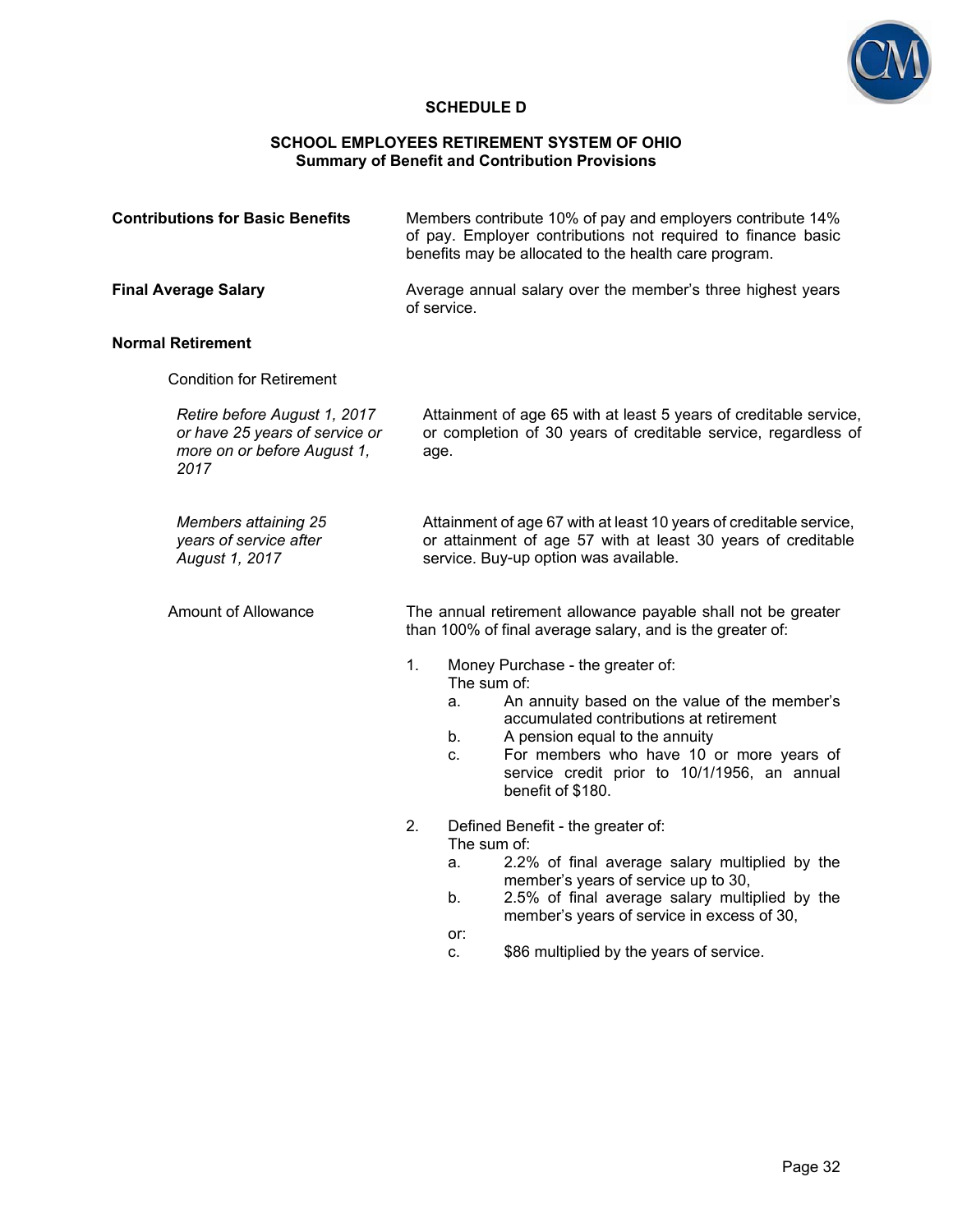## SCHEDULE D

### SCHOOL EMPLOYEES RETIREMENT SYSTEM OF OHIO
### Summary of Benefit and Contribution Provisions

**Contributions for Basic Benefits**

Members contribute 10% of pay and employers contribute 14% of pay. Employer contributions not required to finance basic benefits may be allocated to the health care program.

**Final Average Salary**

Average annual salary over the member's three highest years of service.

**Normal Retirement**

Condition for Retirement

*Retire before August 1, 2017 or have 25 years of service or more on or before August 1, 2017*

Attainment of age 65 with at least 5 years of creditable service, or completion of 30 years of creditable service, regardless of age.

*Members attaining 25 years of service after August 1, 2017*

Attainment of age 67 with at least 10 years of creditable service, or attainment of age 57 with at least 30 years of creditable service. Buy-up option was available.

Amount of Allowance

The annual retirement allowance payable shall not be greater than 100% of final average salary, and is the greater of:

1. Money Purchase - the greater of:
   The sum of:
   a. An annuity based on the value of the member's accumulated contributions at retirement
   b. A pension equal to the annuity
   c. For members who have 10 or more years of service credit prior to 10/1/1956, an annual benefit of $180.

2. Defined Benefit - the greater of:
   The sum of:
   a. 2.2% of final average salary multiplied by the member's years of service up to 30,
   b. 2.5% of final average salary multiplied by the member's years of service in excess of 30,

   or:

   c. $86 multiplied by the years of service.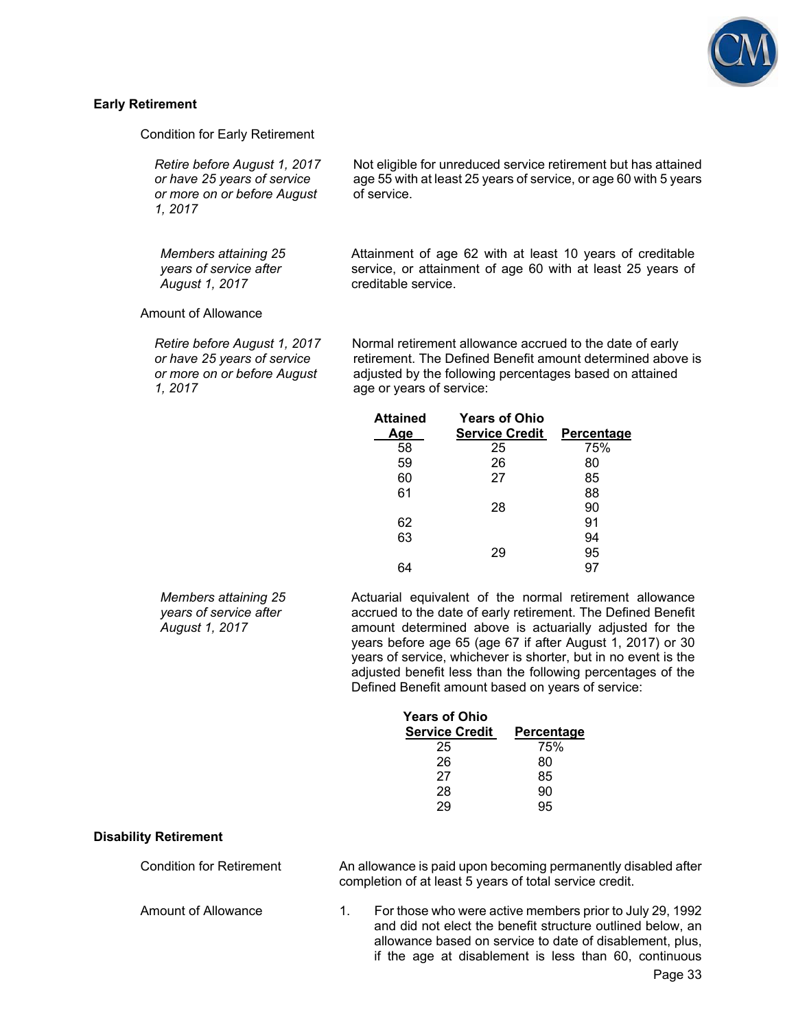## Early Retirement

Condition for Early Retirement

| | |
|---|---|
| *Retire before August 1, 2017 or have 25 years of service or more on or before August 1, 2017* | Not eligible for unreduced service retirement but has attained age 55 with at least 25 years of service, or age 60 with 5 years of service. |
| *Members attaining 25 years of service after August 1, 2017* | Attainment of age 62 with at least 10 years of creditable service, or attainment of age 60 with at least 25 years of creditable service. |

Amount of Allowance

*Retire before August 1, 2017 or have 25 years of service or more on or before August 1, 2017*

Normal retirement allowance accrued to the date of early retirement. The Defined Benefit amount determined above is adjusted by the following percentages based on attained age or years of service:

| Attained Age | Years of Ohio Service Credit | Percentage |
|---|---|---|
| 58 | 25 | 75% |
| 59 | 26 | 80 |
| 60 | 27 | 85 |
| 61 | | 88 |
| | 28 | 90 |
| 62 | | 91 |
| 63 | | 94 |
| | 29 | 95 |
| 64 | | 97 |

*Members attaining 25 years of service after August 1, 2017*

Actuarial equivalent of the normal retirement allowance accrued to the date of early retirement. The Defined Benefit amount determined above is actuarially adjusted for the years before age 65 (age 67 if after August 1, 2017) or 30 years of service, whichever is shorter, but in no event is the adjusted benefit less than the following percentages of the Defined Benefit amount based on years of service:

| Years of Ohio Service Credit | Percentage |
|---|---|
| 25 | 75% |
| 26 | 80 |
| 27 | 85 |
| 28 | 90 |
| 29 | 95 |

## Disability Retirement

Condition for Retirement

An allowance is paid upon becoming permanently disabled after completion of at least 5 years of total service credit.

Amount of Allowance

1. For those who were active members prior to July 29, 1992 and did not elect the benefit structure outlined below, an allowance based on service to date of disablement, plus, if the age at disablement is less than 60, continuous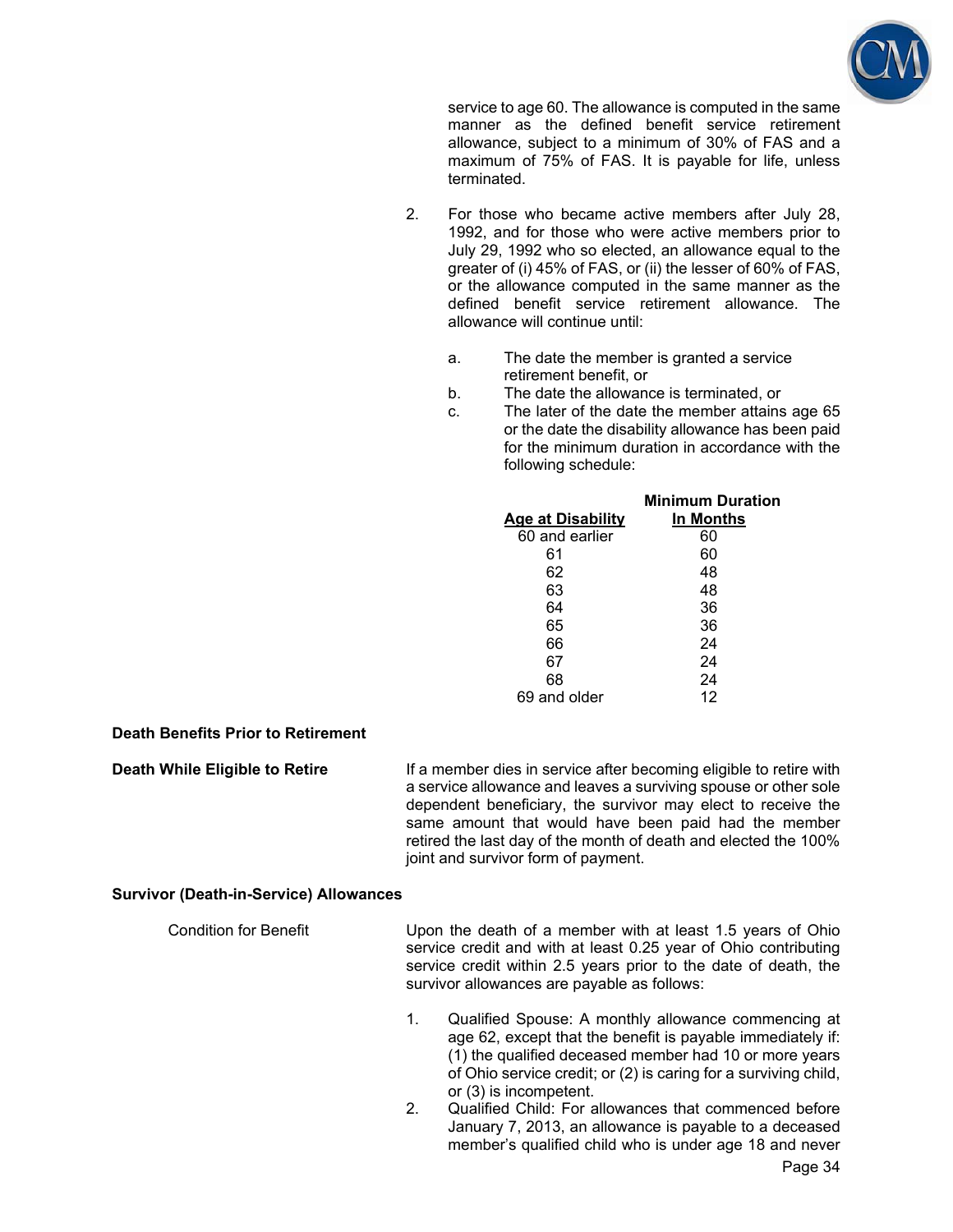service to age 60. The allowance is computed in the same manner as the defined benefit service retirement allowance, subject to a minimum of 30% of FAS and a maximum of 75% of FAS. It is payable for life, unless terminated.

2. For those who became active members after July 28, 1992, and for those who were active members prior to July 29, 1992 who so elected, an allowance equal to the greater of (i) 45% of FAS, or (ii) the lesser of 60% of FAS, or the allowance computed in the same manner as the defined benefit service retirement allowance. The allowance will continue until:

   a. The date the member is granted a service retirement benefit, or
   b. The date the allowance is terminated, or
   c. The later of the date the member attains age 65 or the date the disability allowance has been paid for the minimum duration in accordance with the following schedule:

| Age at Disability | Minimum Duration In Months |
|---|---|
| 60 and earlier | 60 |
| 61 | 60 |
| 62 | 48 |
| 63 | 48 |
| 64 | 36 |
| 65 | 36 |
| 66 | 24 |
| 67 | 24 |
| 68 | 24 |
| 69 and older | 12 |

**Death Benefits Prior to Retirement**

**Death While Eligible to Retire**

If a member dies in service after becoming eligible to retire with a service allowance and leaves a surviving spouse or other sole dependent beneficiary, the survivor may elect to receive the same amount that would have been paid had the member retired the last day of the month of death and elected the 100% joint and survivor form of payment.

**Survivor (Death-in-Service) Allowances**

Condition for Benefit

Upon the death of a member with at least 1.5 years of Ohio service credit and with at least 0.25 year of Ohio contributing service credit within 2.5 years prior to the date of death, the survivor allowances are payable as follows:

1. Qualified Spouse: A monthly allowance commencing at age 62, except that the benefit is payable immediately if: (1) the qualified deceased member had 10 or more years of Ohio service credit; or (2) is caring for a surviving child, or (3) is incompetent.
2. Qualified Child: For allowances that commenced before January 7, 2013, an allowance is payable to a deceased member's qualified child who is under age 18 and never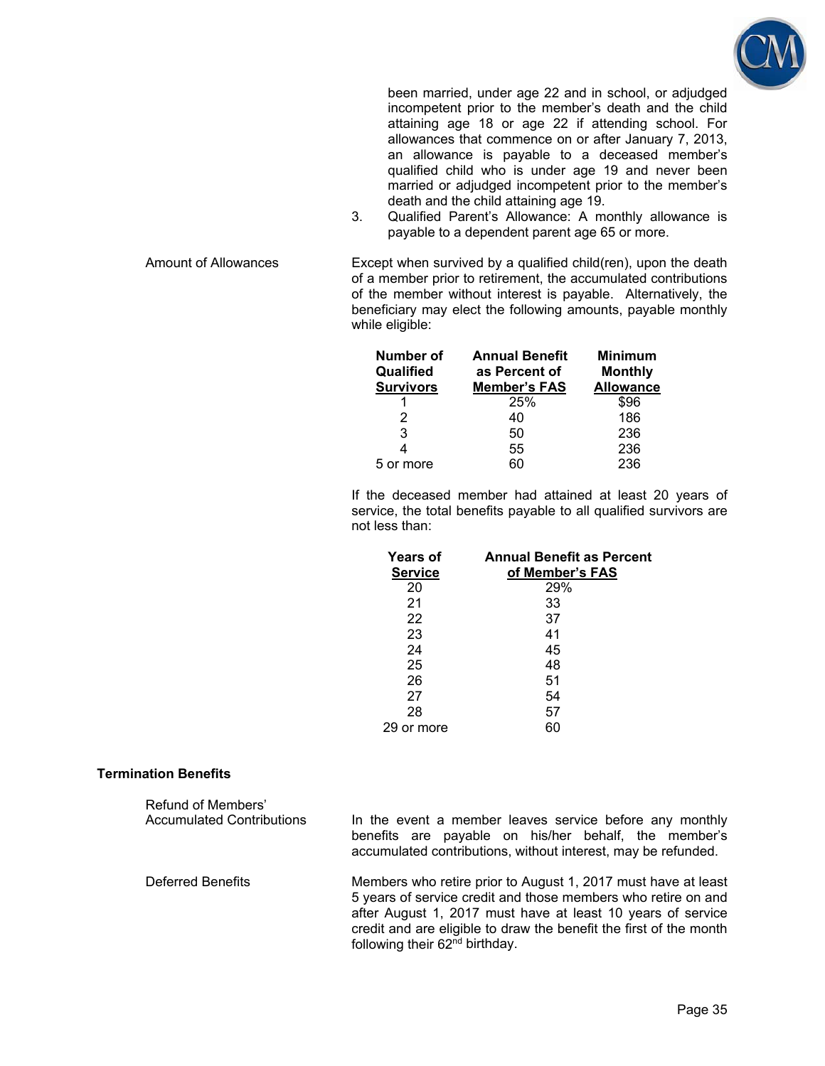been married, under age 22 and in school, or adjudged incompetent prior to the member's death and the child attaining age 18 or age 22 if attending school. For allowances that commence on or after January 7, 2013, an allowance is payable to a deceased member's qualified child who is under age 19 and never been married or adjudged incompetent prior to the member's death and the child attaining age 19.

3. Qualified Parent's Allowance: A monthly allowance is payable to a dependent parent age 65 or more.

Amount of Allowances

Except when survived by a qualified child(ren), upon the death of a member prior to retirement, the accumulated contributions of the member without interest is payable. Alternatively, the beneficiary may elect the following amounts, payable monthly while eligible:

| Number of Qualified Survivors | Annual Benefit as Percent of Member's FAS | Minimum Monthly Allowance |
|---|---|---|
| 1 | 25% | $96 |
| 2 | 40 | 186 |
| 3 | 50 | 236 |
| 4 | 55 | 236 |
| 5 or more | 60 | 236 |

If the deceased member had attained at least 20 years of service, the total benefits payable to all qualified survivors are not less than:

| Years of Service | Annual Benefit as Percent of Member's FAS |
|---|---|
| 20 | 29% |
| 21 | 33 |
| 22 | 37 |
| 23 | 41 |
| 24 | 45 |
| 25 | 48 |
| 26 | 51 |
| 27 | 54 |
| 28 | 57 |
| 29 or more | 60 |

**Termination Benefits**

Refund of Members' Accumulated Contributions

In the event a member leaves service before any monthly benefits are payable on his/her behalf, the member's accumulated contributions, without interest, may be refunded.

Deferred Benefits

Members who retire prior to August 1, 2017 must have at least 5 years of service credit and those members who retire on and after August 1, 2017 must have at least 10 years of service credit and are eligible to draw the benefit the first of the month following their 62nd birthday.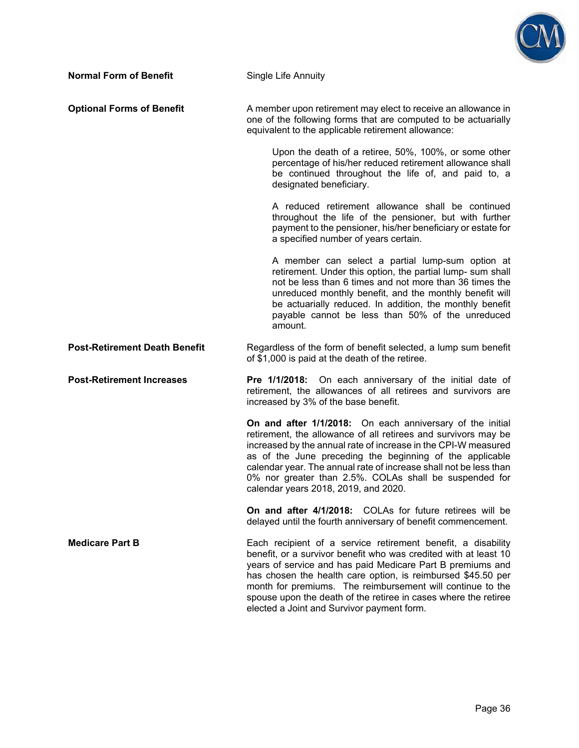**Normal Form of Benefit**

Single Life Annuity

**Optional Forms of Benefit**

A member upon retirement may elect to receive an allowance in one of the following forms that are computed to be actuarially equivalent to the applicable retirement allowance:

> Upon the death of a retiree, 50%, 100%, or some other percentage of his/her reduced retirement allowance shall be continued throughout the life of, and paid to, a designated beneficiary.
>
> A reduced retirement allowance shall be continued throughout the life of the pensioner, but with further payment to the pensioner, his/her beneficiary or estate for a specified number of years certain.
>
> A member can select a partial lump-sum option at retirement. Under this option, the partial lump- sum shall not be less than 6 times and not more than 36 times the unreduced monthly benefit, and the monthly benefit will be actuarially reduced. In addition, the monthly benefit payable cannot be less than 50% of the unreduced amount.

**Post-Retirement Death Benefit**

Regardless of the form of benefit selected, a lump sum benefit of $1,000 is paid at the death of the retiree.

**Post-Retirement Increases**

**Pre 1/1/2018:** On each anniversary of the initial date of retirement, the allowances of all retirees and survivors are increased by 3% of the base benefit.

**On and after 1/1/2018:** On each anniversary of the initial retirement, the allowance of all retirees and survivors may be increased by the annual rate of increase in the CPI-W measured as of the June preceding the beginning of the applicable calendar year. The annual rate of increase shall not be less than 0% nor greater than 2.5%. COLAs shall be suspended for calendar years 2018, 2019, and 2020.

**On and after 4/1/2018:** COLAs for future retirees will be delayed until the fourth anniversary of benefit commencement.

**Medicare Part B**

Each recipient of a service retirement benefit, a disability benefit, or a survivor benefit who was credited with at least 10 years of service and has paid Medicare Part B premiums and has chosen the health care option, is reimbursed $45.50 per month for premiums. The reimbursement will continue to the spouse upon the death of the retiree in cases where the retiree elected a Joint and Survivor payment form.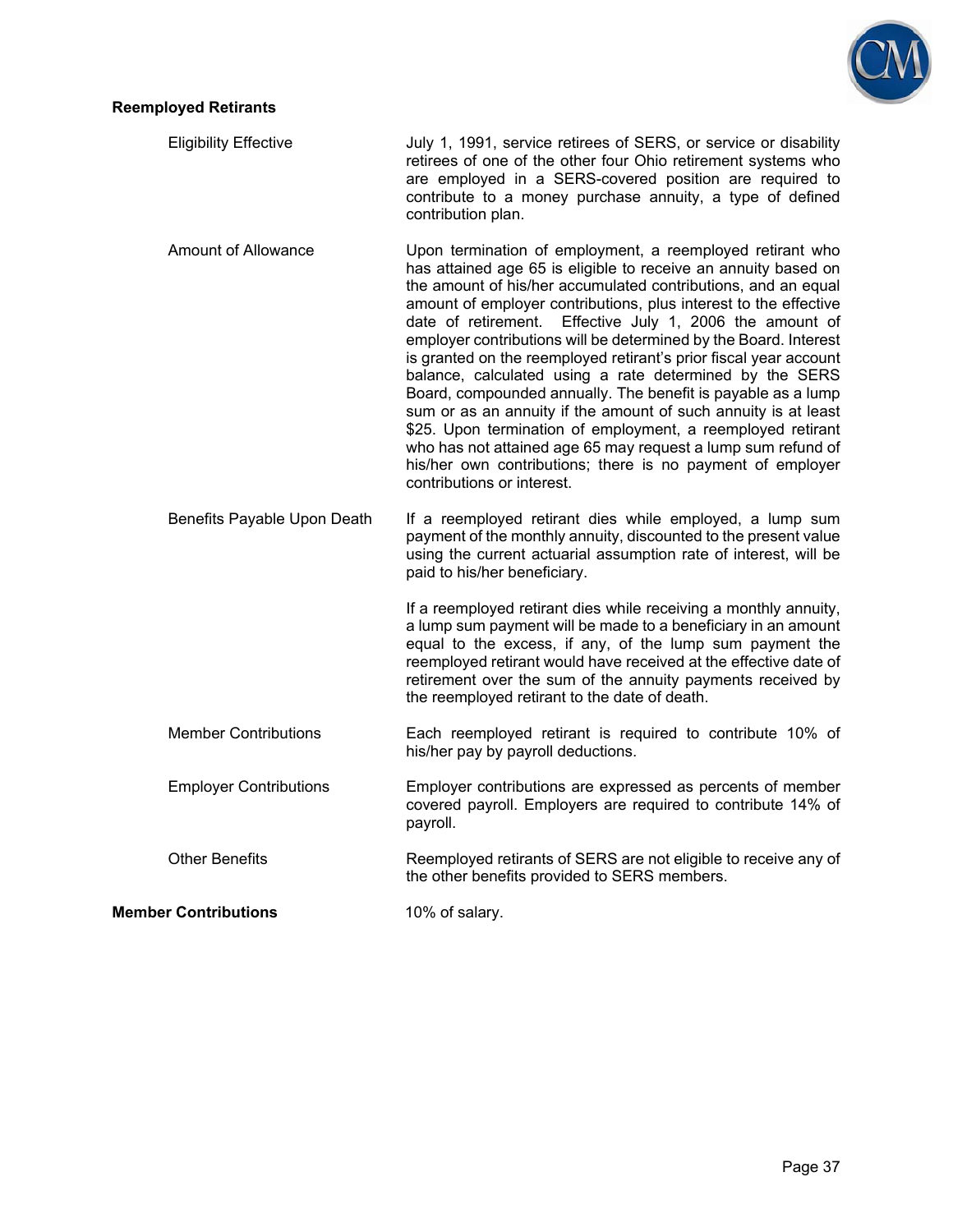**Reemployed Retirants**

| | |
|---|---|
| Eligibility Effective | July 1, 1991, service retirees of SERS, or service or disability retirees of one of the other four Ohio retirement systems who are employed in a SERS-covered position are required to contribute to a money purchase annuity, a type of defined contribution plan. |
| Amount of Allowance | Upon termination of employment, a reemployed retirant who has attained age 65 is eligible to receive an annuity based on the amount of his/her accumulated contributions, and an equal amount of employer contributions, plus interest to the effective date of retirement. Effective July 1, 2006 the amount of employer contributions will be determined by the Board. Interest is granted on the reemployed retirant's prior fiscal year account balance, calculated using a rate determined by the SERS Board, compounded annually. The benefit is payable as a lump sum or as an annuity if the amount of such annuity is at least $25. Upon termination of employment, a reemployed retirant who has not attained age 65 may request a lump sum refund of his/her own contributions; there is no payment of employer contributions or interest. |
| Benefits Payable Upon Death | If a reemployed retirant dies while employed, a lump sum payment of the monthly annuity, discounted to the present value using the current actuarial assumption rate of interest, will be paid to his/her beneficiary.<br><br>If a reemployed retirant dies while receiving a monthly annuity, a lump sum payment will be made to a beneficiary in an amount equal to the excess, if any, of the lump sum payment the reemployed retirant would have received at the effective date of retirement over the sum of the annuity payments received by the reemployed retirant to the date of death. |
| Member Contributions | Each reemployed retirant is required to contribute 10% of his/her pay by payroll deductions. |
| Employer Contributions | Employer contributions are expressed as percents of member covered payroll. Employers are required to contribute 14% of payroll. |
| Other Benefits | Reemployed retirants of SERS are not eligible to receive any of the other benefits provided to SERS members. |

**Member Contributions** 10% of salary.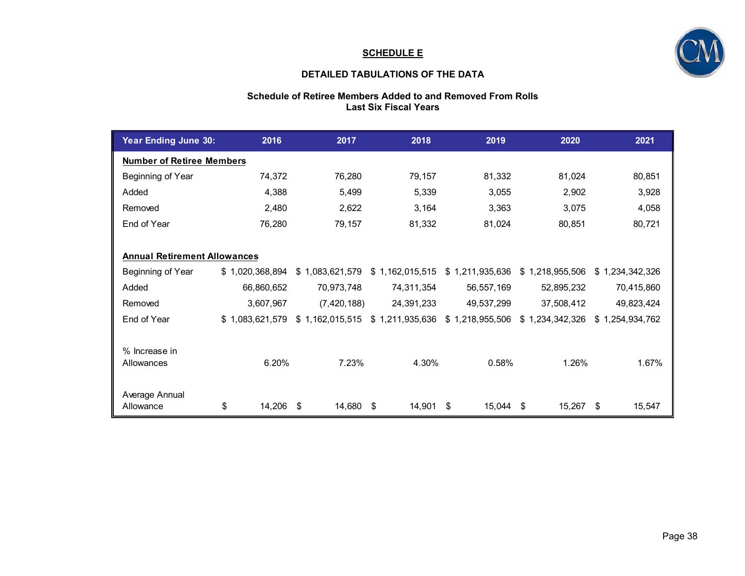## SCHEDULE E

### DETAILED TABULATIONS OF THE DATA

**Schedule of Retiree Members Added to and Removed From Rolls**
**Last Six Fiscal Years**

| Year Ending June 30: | 2016 | 2017 | 2018 | 2019 | 2020 | 2021 |
|---|---|---|---|---|---|---|
| **Number of Retiree Members** | | | | | | |
| Beginning of Year | 74,372 | 76,280 | 79,157 | 81,332 | 81,024 | 80,851 |
| Added | 4,388 | 5,499 | 5,339 | 3,055 | 2,902 | 3,928 |
| Removed | 2,480 | 2,622 | 3,164 | 3,363 | 3,075 | 4,058 |
| End of Year | 76,280 | 79,157 | 81,332 | 81,024 | 80,851 | 80,721 |
| **Annual Retirement Allowances** | | | | | | |
| Beginning of Year | $ 1,020,368,894 | $ 1,083,621,579 | $ 1,162,015,515 | $ 1,211,935,636 | $ 1,218,955,506 | $ 1,234,342,326 |
| Added | 66,860,652 | 70,973,748 | 74,311,354 | 56,557,169 | 52,895,232 | 70,415,860 |
| Removed | 3,607,967 | (7,420,188) | 24,391,233 | 49,537,299 | 37,508,412 | 49,823,424 |
| End of Year | $ 1,083,621,579 | $ 1,162,015,515 | $ 1,211,935,636 | $ 1,218,955,506 | $ 1,234,342,326 | $ 1,254,934,762 |
| % Increase in Allowances | 6.20% | 7.23% | 4.30% | 0.58% | 1.26% | 1.67% |
| Average Annual Allowance | $ 14,206 | $ 14,680 | $ 14,901 | $ 15,044 | $ 15,267 | $ 15,547 |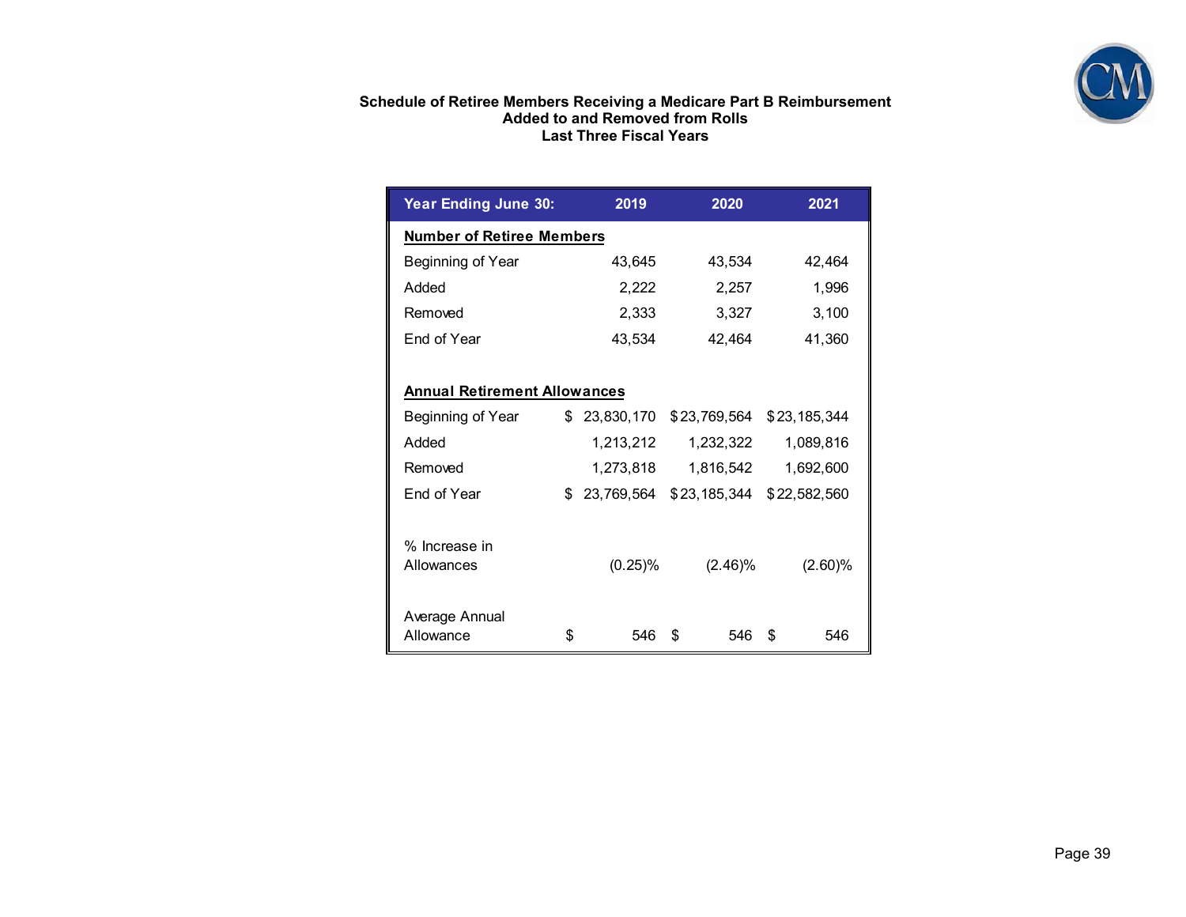**Schedule of Retiree Members Receiving a Medicare Part B Reimbursement**
**Added to and Removed from Rolls**
**Last Three Fiscal Years**

| Year Ending June 30: | 2019 | 2020 | 2021 |
|---|---|---|---|
| **Number of Retiree Members** | | | |
| Beginning of Year | 43,645 | 43,534 | 42,464 |
| Added | 2,222 | 2,257 | 1,996 |
| Removed | 2,333 | 3,327 | 3,100 |
| End of Year | 43,534 | 42,464 | 41,360 |
| **Annual Retirement Allowances** | | | |
| Beginning of Year | $ 23,830,170 | $ 23,769,564 | $ 23,185,344 |
| Added | 1,213,212 | 1,232,322 | 1,089,816 |
| Removed | 1,273,818 | 1,816,542 | 1,692,600 |
| End of Year | $ 23,769,564 | $ 23,185,344 | $ 22,582,560 |
| % Increase in Allowances | (0.25)% | (2.46)% | (2.60)% |
| Average Annual Allowance | $ 546 | $ 546 | $ 546 |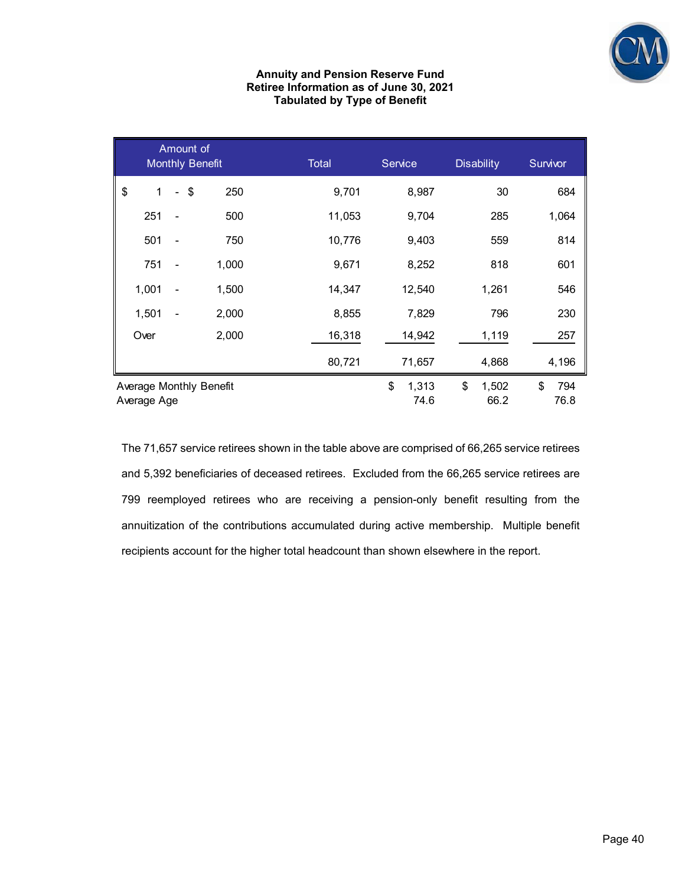**Annuity and Pension Reserve Fund**
**Retiree Information as of June 30, 2021**
**Tabulated by Type of Benefit**

| Amount of Monthly Benefit | Total | Service | Disability | Survivor |
|---|---|---|---|---|
| $ 1 - $ 250 | 9,701 | 8,987 | 30 | 684 |
| 251 - 500 | 11,053 | 9,704 | 285 | 1,064 |
| 501 - 750 | 10,776 | 9,403 | 559 | 814 |
| 751 - 1,000 | 9,671 | 8,252 | 818 | 601 |
| 1,001 - 1,500 | 14,347 | 12,540 | 1,261 | 546 |
| 1,501 - 2,000 | 8,855 | 7,829 | 796 | 230 |
| Over 2,000 | 16,318 | 14,942 | 1,119 | 257 |
| | 80,721 | 71,657 | 4,868 | 4,196 |
| Average Monthly Benefit | | $ 1,313 | $ 1,502 | $ 794 |
| Average Age | | 74.6 | 66.2 | 76.8 |

The 71,657 service retirees shown in the table above are comprised of 66,265 service retirees and 5,392 beneficiaries of deceased retirees. Excluded from the 66,265 service retirees are 799 reemployed retirees who are receiving a pension-only benefit resulting from the annuitization of the contributions accumulated during active membership. Multiple benefit recipients account for the higher total headcount than shown elsewhere in the report.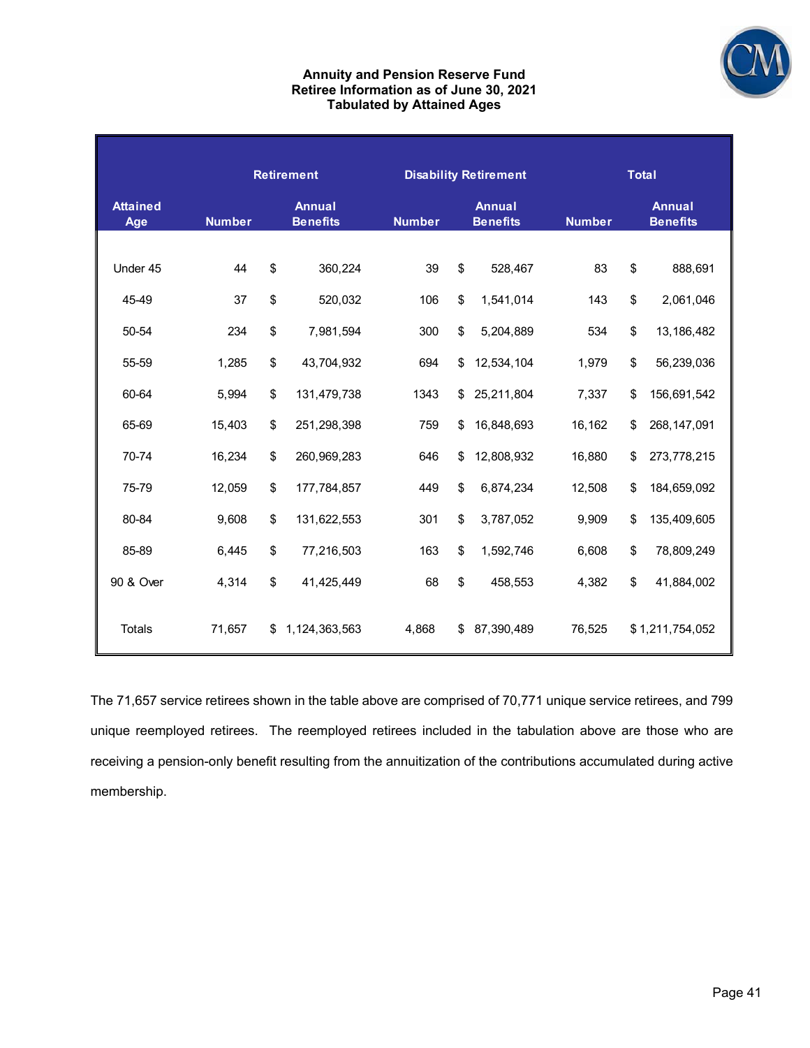# Annuity and Pension Reserve Fund
## Retiree Information as of June 30, 2021
### Tabulated by Attained Ages

| | Retirement | | Disability Retirement | | Total | |
|---|---|---|---|---|---|---|
| Attained Age | Number | Annual Benefits | Number | Annual Benefits | Number | Annual Benefits |
| Under 45 | 44 | $ 360,224 | 39 | $ 528,467 | 83 | $ 888,691 |
| 45-49 | 37 | $ 520,032 | 106 | $ 1,541,014 | 143 | $ 2,061,046 |
| 50-54 | 234 | $ 7,981,594 | 300 | $ 5,204,889 | 534 | $ 13,186,482 |
| 55-59 | 1,285 | $ 43,704,932 | 694 | $ 12,534,104 | 1,979 | $ 56,239,036 |
| 60-64 | 5,994 | $ 131,479,738 | 1343 | $ 25,211,804 | 7,337 | $ 156,691,542 |
| 65-69 | 15,403 | $ 251,298,398 | 759 | $ 16,848,693 | 16,162 | $ 268,147,091 |
| 70-74 | 16,234 | $ 260,969,283 | 646 | $ 12,808,932 | 16,880 | $ 273,778,215 |
| 75-79 | 12,059 | $ 177,784,857 | 449 | $ 6,874,234 | 12,508 | $ 184,659,092 |
| 80-84 | 9,608 | $ 131,622,553 | 301 | $ 3,787,052 | 9,909 | $ 135,409,605 |
| 85-89 | 6,445 | $ 77,216,503 | 163 | $ 1,592,746 | 6,608 | $ 78,809,249 |
| 90 & Over | 4,314 | $ 41,425,449 | 68 | $ 458,553 | 4,382 | $ 41,884,002 |
| Totals | 71,657 | $ 1,124,363,563 | 4,868 | $ 87,390,489 | 76,525 | $ 1,211,754,052 |

The 71,657 service retirees shown in the table above are comprised of 70,771 unique service retirees, and 799 unique reemployed retirees. The reemployed retirees included in the tabulation above are those who are receiving a pension-only benefit resulting from the annuitization of the contributions accumulated during active membership.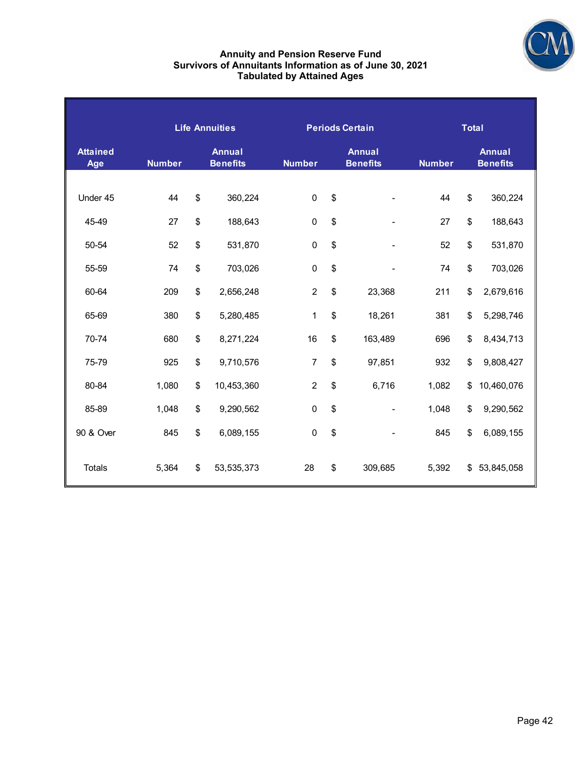# Annuity and Pension Reserve Fund
## Survivors of Annuitants Information as of June 30, 2021
### Tabulated by Attained Ages

| | Life Annuities | | Periods Certain | | Total | |
|---|---|---|---|---|---|---|
| Attained Age | Number | Annual Benefits | Number | Annual Benefits | Number | Annual Benefits |
| Under 45 | 44 | $ 360,224 | 0 | $ - | 44 | $ 360,224 |
| 45-49 | 27 | $ 188,643 | 0 | $ - | 27 | $ 188,643 |
| 50-54 | 52 | $ 531,870 | 0 | $ - | 52 | $ 531,870 |
| 55-59 | 74 | $ 703,026 | 0 | $ - | 74 | $ 703,026 |
| 60-64 | 209 | $ 2,656,248 | 2 | $ 23,368 | 211 | $ 2,679,616 |
| 65-69 | 380 | $ 5,280,485 | 1 | $ 18,261 | 381 | $ 5,298,746 |
| 70-74 | 680 | $ 8,271,224 | 16 | $ 163,489 | 696 | $ 8,434,713 |
| 75-79 | 925 | $ 9,710,576 | 7 | $ 97,851 | 932 | $ 9,808,427 |
| 80-84 | 1,080 | $ 10,453,360 | 2 | $ 6,716 | 1,082 | $ 10,460,076 |
| 85-89 | 1,048 | $ 9,290,562 | 0 | $ - | 1,048 | $ 9,290,562 |
| 90 & Over | 845 | $ 6,089,155 | 0 | $ - | 845 | $ 6,089,155 |
| Totals | 5,364 | $ 53,535,373 | 28 | $ 309,685 | 5,392 | $ 53,845,058 |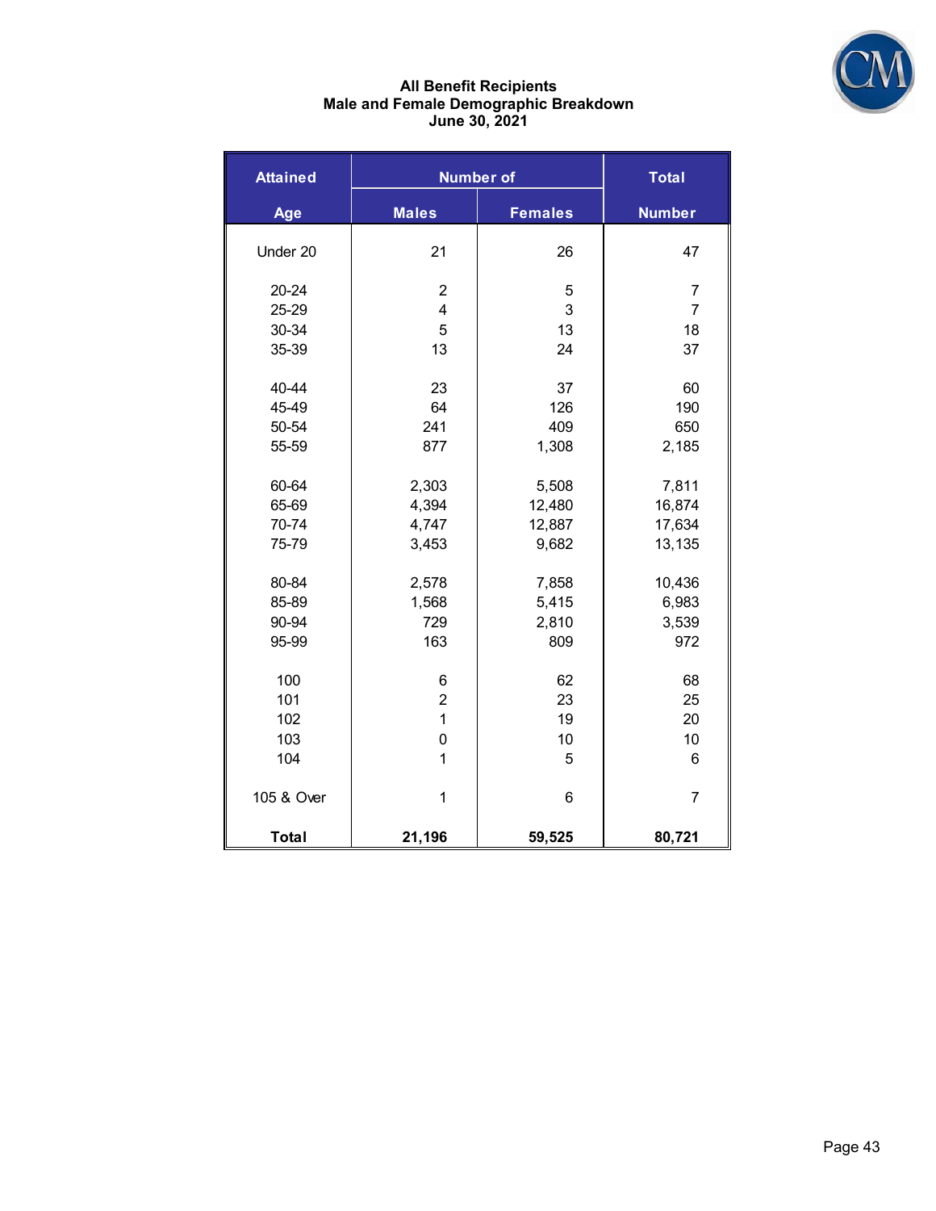## All Benefit Recipients
## Male and Female Demographic Breakdown
## June 30, 2021

| Attained Age | Number of Males | Number of Females | Total Number |
|---|---|---|---|
| Under 20 | 21 | 26 | 47 |
| 20-24 | 2 | 5 | 7 |
| 25-29 | 4 | 3 | 7 |
| 30-34 | 5 | 13 | 18 |
| 35-39 | 13 | 24 | 37 |
| 40-44 | 23 | 37 | 60 |
| 45-49 | 64 | 126 | 190 |
| 50-54 | 241 | 409 | 650 |
| 55-59 | 877 | 1,308 | 2,185 |
| 60-64 | 2,303 | 5,508 | 7,811 |
| 65-69 | 4,394 | 12,480 | 16,874 |
| 70-74 | 4,747 | 12,887 | 17,634 |
| 75-79 | 3,453 | 9,682 | 13,135 |
| 80-84 | 2,578 | 7,858 | 10,436 |
| 85-89 | 1,568 | 5,415 | 6,983 |
| 90-94 | 729 | 2,810 | 3,539 |
| 95-99 | 163 | 809 | 972 |
| 100 | 6 | 62 | 68 |
| 101 | 2 | 23 | 25 |
| 102 | 1 | 19 | 20 |
| 103 | 0 | 10 | 10 |
| 104 | 1 | 5 | 6 |
| 105 & Over | 1 | 6 | 7 |
| **Total** | **21,196** | **59,525** | **80,721** |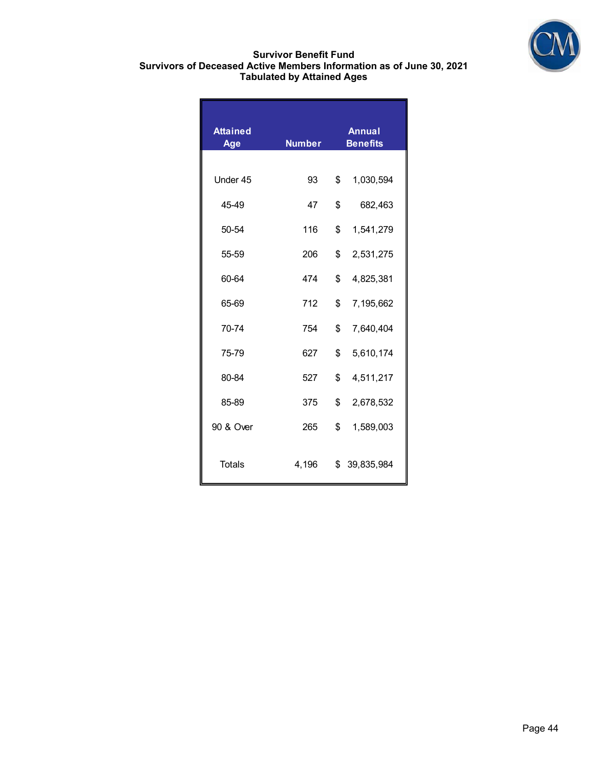# Survivor Benefit Fund
## Survivors of Deceased Active Members Information as of June 30, 2021
### Tabulated by Attained Ages

| Attained Age | Number | Annual Benefits |
|---|---|---|
| Under 45 | 93 | $ 1,030,594 |
| 45-49 | 47 | $ 682,463 |
| 50-54 | 116 | $ 1,541,279 |
| 55-59 | 206 | $ 2,531,275 |
| 60-64 | 474 | $ 4,825,381 |
| 65-69 | 712 | $ 7,195,662 |
| 70-74 | 754 | $ 7,640,404 |
| 75-79 | 627 | $ 5,610,174 |
| 80-84 | 527 | $ 4,511,217 |
| 85-89 | 375 | $ 2,678,532 |
| 90 & Over | 265 | $ 1,589,003 |
| Totals | 4,196 | $ 39,835,984 |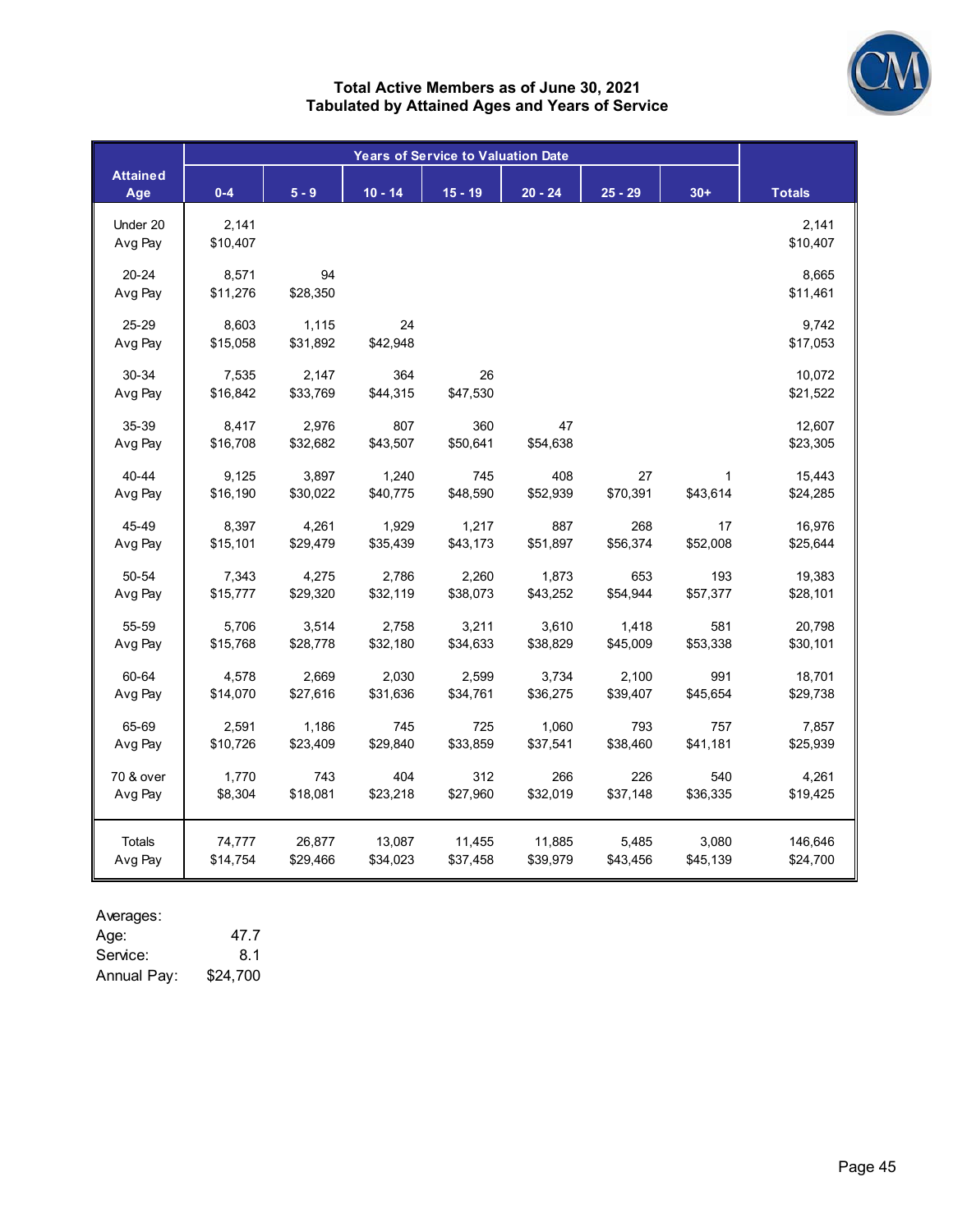# Total Active Members as of June 30, 2021
## Tabulated by Attained Ages and Years of Service

| Attained Age | Years of Service to Valuation Date | | | | | | | Totals |
|---|---|---|---|---|---|---|---|---|
| | 0-4 | 5 - 9 | 10 - 14 | 15 - 19 | 20 - 24 | 25 - 29 | 30+ | |
| Under 20 | 2,141 | | | | | | | 2,141 |
| Avg Pay | $10,407 | | | | | | | $10,407 |
| 20-24 | 8,571 | 94 | | | | | | 8,665 |
| Avg Pay | $11,276 | $28,350 | | | | | | $11,461 |
| 25-29 | 8,603 | 1,115 | 24 | | | | | 9,742 |
| Avg Pay | $15,058 | $31,892 | $42,948 | | | | | $17,053 |
| 30-34 | 7,535 | 2,147 | 364 | 26 | | | | 10,072 |
| Avg Pay | $16,842 | $33,769 | $44,315 | $47,530 | | | | $21,522 |
| 35-39 | 8,417 | 2,976 | 807 | 360 | 47 | | | 12,607 |
| Avg Pay | $16,708 | $32,682 | $43,507 | $50,641 | $54,638 | | | $23,305 |
| 40-44 | 9,125 | 3,897 | 1,240 | 745 | 408 | 27 | 1 | 15,443 |
| Avg Pay | $16,190 | $30,022 | $40,775 | $48,590 | $52,939 | $70,391 | $43,614 | $24,285 |
| 45-49 | 8,397 | 4,261 | 1,929 | 1,217 | 887 | 268 | 17 | 16,976 |
| Avg Pay | $15,101 | $29,479 | $35,439 | $43,173 | $51,897 | $56,374 | $52,008 | $25,644 |
| 50-54 | 7,343 | 4,275 | 2,786 | 2,260 | 1,873 | 653 | 193 | 19,383 |
| Avg Pay | $15,777 | $29,320 | $32,119 | $38,073 | $43,252 | $54,944 | $57,377 | $28,101 |
| 55-59 | 5,706 | 3,514 | 2,758 | 3,211 | 3,610 | 1,418 | 581 | 20,798 |
| Avg Pay | $15,768 | $28,778 | $32,180 | $34,633 | $38,829 | $45,009 | $53,338 | $30,101 |
| 60-64 | 4,578 | 2,669 | 2,030 | 2,599 | 3,734 | 2,100 | 991 | 18,701 |
| Avg Pay | $14,070 | $27,616 | $31,636 | $34,761 | $36,275 | $39,407 | $45,654 | $29,738 |
| 65-69 | 2,591 | 1,186 | 745 | 725 | 1,060 | 793 | 757 | 7,857 |
| Avg Pay | $10,726 | $23,409 | $29,840 | $33,859 | $37,541 | $38,460 | $41,181 | $25,939 |
| 70 & over | 1,770 | 743 | 404 | 312 | 266 | 226 | 540 | 4,261 |
| Avg Pay | $8,304 | $18,081 | $23,218 | $27,960 | $32,019 | $37,148 | $36,335 | $19,425 |
| Totals | 74,777 | 26,877 | 13,087 | 11,455 | 11,885 | 5,485 | 3,080 | 146,646 |
| Avg Pay | $14,754 | $29,466 | $34,023 | $37,458 | $39,979 | $43,456 | $45,139 | $24,700 |

Averages:

| | |
|---|---|
| Age: | 47.7 |
| Service: | 8.1 |
| Annual Pay: | $24,700 |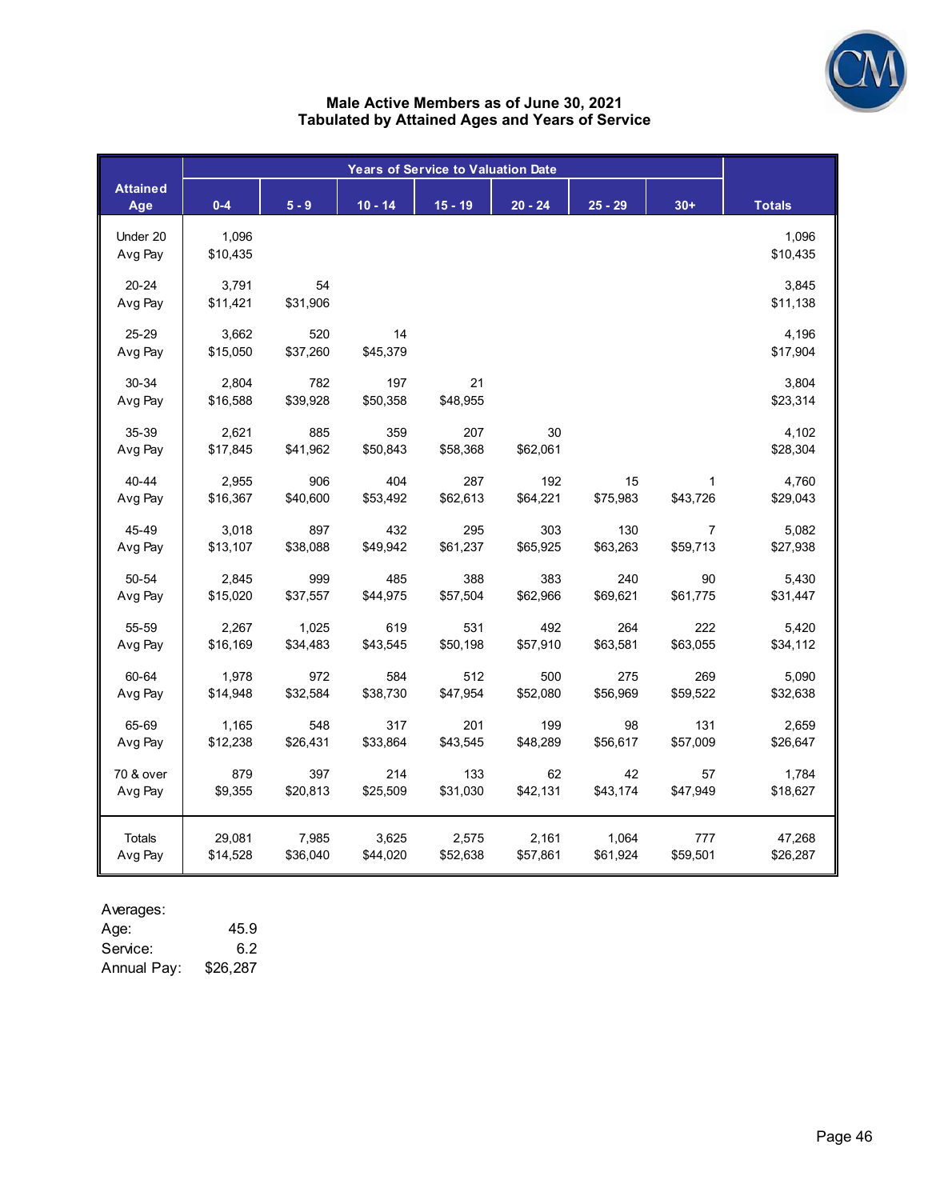## Male Active Members as of June 30, 2021
## Tabulated by Attained Ages and Years of Service

| Attained Age | Years of Service to Valuation Date | | | | | | | Totals |
|---|---|---|---|---|---|---|---|---|
| | 0-4 | 5 - 9 | 10 - 14 | 15 - 19 | 20 - 24 | 25 - 29 | 30+ | |
| Under 20 | 1,096 | | | | | | | 1,096 |
| Avg Pay | $10,435 | | | | | | | $10,435 |
| 20-24 | 3,791 | 54 | | | | | | 3,845 |
| Avg Pay | $11,421 | $31,906 | | | | | | $11,138 |
| 25-29 | 3,662 | 520 | 14 | | | | | 4,196 |
| Avg Pay | $15,050 | $37,260 | $45,379 | | | | | $17,904 |
| 30-34 | 2,804 | 782 | 197 | 21 | | | | 3,804 |
| Avg Pay | $16,588 | $39,928 | $50,358 | $48,955 | | | | $23,314 |
| 35-39 | 2,621 | 885 | 359 | 207 | 30 | | | 4,102 |
| Avg Pay | $17,845 | $41,962 | $50,843 | $58,368 | $62,061 | | | $28,304 |
| 40-44 | 2,955 | 906 | 404 | 287 | 192 | 15 | 1 | 4,760 |
| Avg Pay | $16,367 | $40,600 | $53,492 | $62,613 | $64,221 | $75,983 | $43,726 | $29,043 |
| 45-49 | 3,018 | 897 | 432 | 295 | 303 | 130 | 7 | 5,082 |
| Avg Pay | $13,107 | $38,088 | $49,942 | $61,237 | $65,925 | $63,263 | $59,713 | $27,938 |
| 50-54 | 2,845 | 999 | 485 | 388 | 383 | 240 | 90 | 5,430 |
| Avg Pay | $15,020 | $37,557 | $44,975 | $57,504 | $62,966 | $69,621 | $61,775 | $31,447 |
| 55-59 | 2,267 | 1,025 | 619 | 531 | 492 | 264 | 222 | 5,420 |
| Avg Pay | $16,169 | $34,483 | $43,545 | $50,198 | $57,910 | $63,581 | $63,055 | $34,112 |
| 60-64 | 1,978 | 972 | 584 | 512 | 500 | 275 | 269 | 5,090 |
| Avg Pay | $14,948 | $32,584 | $38,730 | $47,954 | $52,080 | $56,969 | $59,522 | $32,638 |
| 65-69 | 1,165 | 548 | 317 | 201 | 199 | 98 | 131 | 2,659 |
| Avg Pay | $12,238 | $26,431 | $33,864 | $43,545 | $48,289 | $56,617 | $57,009 | $26,647 |
| 70 & over | 879 | 397 | 214 | 133 | 62 | 42 | 57 | 1,784 |
| Avg Pay | $9,355 | $20,813 | $25,509 | $31,030 | $42,131 | $43,174 | $47,949 | $18,627 |
| Totals | 29,081 | 7,985 | 3,625 | 2,575 | 2,161 | 1,064 | 777 | 47,268 |
| Avg Pay | $14,528 | $36,040 | $44,020 | $52,638 | $57,861 | $61,924 | $59,501 | $26,287 |

Averages:

| | |
|---|---|
| Age: | 45.9 |
| Service: | 6.2 |
| Annual Pay: | $26,287 |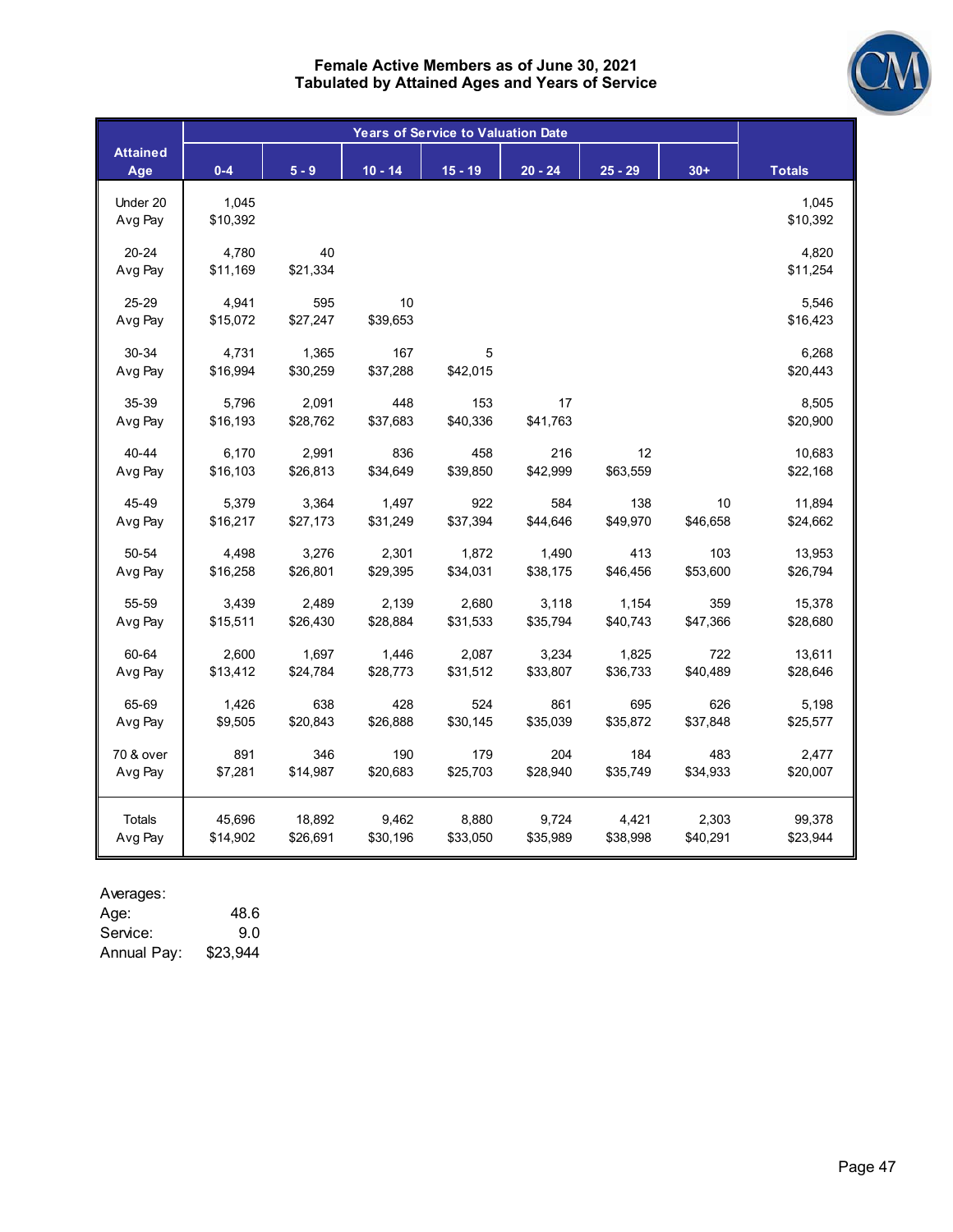# Female Active Members as of June 30, 2021
## Tabulated by Attained Ages and Years of Service

| Attained Age | Years of Service to Valuation Date | | | | | | | Totals |
|---|---|---|---|---|---|---|---|---|
| | 0-4 | 5 - 9 | 10 - 14 | 15 - 19 | 20 - 24 | 25 - 29 | 30+ | |
| Under 20 | 1,045 | | | | | | | 1,045 |
| Avg Pay | $10,392 | | | | | | | $10,392 |
| 20-24 | 4,780 | 40 | | | | | | 4,820 |
| Avg Pay | $11,169 | $21,334 | | | | | | $11,254 |
| 25-29 | 4,941 | 595 | 10 | | | | | 5,546 |
| Avg Pay | $15,072 | $27,247 | $39,653 | | | | | $16,423 |
| 30-34 | 4,731 | 1,365 | 167 | 5 | | | | 6,268 |
| Avg Pay | $16,994 | $30,259 | $37,288 | $42,015 | | | | $20,443 |
| 35-39 | 5,796 | 2,091 | 448 | 153 | 17 | | | 8,505 |
| Avg Pay | $16,193 | $28,762 | $37,683 | $40,336 | $41,763 | | | $20,900 |
| 40-44 | 6,170 | 2,991 | 836 | 458 | 216 | 12 | | 10,683 |
| Avg Pay | $16,103 | $26,813 | $34,649 | $39,850 | $42,999 | $63,559 | | $22,168 |
| 45-49 | 5,379 | 3,364 | 1,497 | 922 | 584 | 138 | 10 | 11,894 |
| Avg Pay | $16,217 | $27,173 | $31,249 | $37,394 | $44,646 | $49,970 | $46,658 | $24,662 |
| 50-54 | 4,498 | 3,276 | 2,301 | 1,872 | 1,490 | 413 | 103 | 13,953 |
| Avg Pay | $16,258 | $26,801 | $29,395 | $34,031 | $38,175 | $46,456 | $53,600 | $26,794 |
| 55-59 | 3,439 | 2,489 | 2,139 | 2,680 | 3,118 | 1,154 | 359 | 15,378 |
| Avg Pay | $15,511 | $26,430 | $28,884 | $31,533 | $35,794 | $40,743 | $47,366 | $28,680 |
| 60-64 | 2,600 | 1,697 | 1,446 | 2,087 | 3,234 | 1,825 | 722 | 13,611 |
| Avg Pay | $13,412 | $24,784 | $28,773 | $31,512 | $33,807 | $36,733 | $40,489 | $28,646 |
| 65-69 | 1,426 | 638 | 428 | 524 | 861 | 695 | 626 | 5,198 |
| Avg Pay | $9,505 | $20,843 | $26,888 | $30,145 | $35,039 | $35,872 | $37,848 | $25,577 |
| 70 & over | 891 | 346 | 190 | 179 | 204 | 184 | 483 | 2,477 |
| Avg Pay | $7,281 | $14,987 | $20,683 | $25,703 | $28,940 | $35,749 | $34,933 | $20,007 |
| Totals | 45,696 | 18,892 | 9,462 | 8,880 | 9,724 | 4,421 | 2,303 | 99,378 |
| Avg Pay | $14,902 | $26,691 | $30,196 | $33,050 | $35,989 | $38,998 | $40,291 | $23,944 |

Averages:

| | |
|---|---|
| Age: | 48.6 |
| Service: | 9.0 |
| Annual Pay: | $23,944 |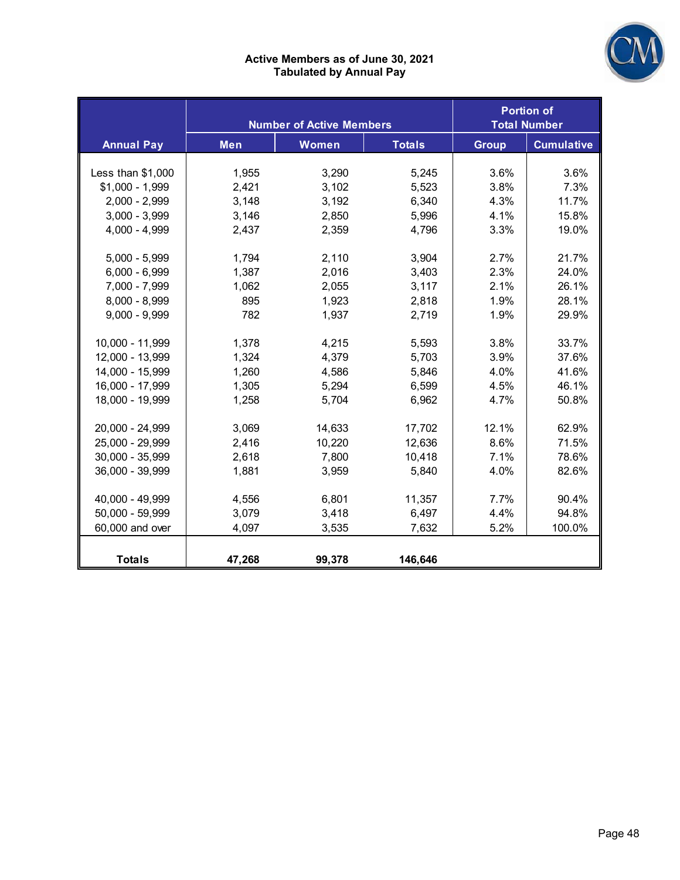**Active Members as of June 30, 2021**
**Tabulated by Annual Pay**

| Annual Pay | Number of Active Members | | | Portion of Total Number | |
|---|---|---|---|---|---|
| | Men | Women | Totals | Group | Cumulative |
| Less than $1,000 | 1,955 | 3,290 | 5,245 | 3.6% | 3.6% |
| $1,000 - 1,999 | 2,421 | 3,102 | 5,523 | 3.8% | 7.3% |
| 2,000 - 2,999 | 3,148 | 3,192 | 6,340 | 4.3% | 11.7% |
| 3,000 - 3,999 | 3,146 | 2,850 | 5,996 | 4.1% | 15.8% |
| 4,000 - 4,999 | 2,437 | 2,359 | 4,796 | 3.3% | 19.0% |
| 5,000 - 5,999 | 1,794 | 2,110 | 3,904 | 2.7% | 21.7% |
| 6,000 - 6,999 | 1,387 | 2,016 | 3,403 | 2.3% | 24.0% |
| 7,000 - 7,999 | 1,062 | 2,055 | 3,117 | 2.1% | 26.1% |
| 8,000 - 8,999 | 895 | 1,923 | 2,818 | 1.9% | 28.1% |
| 9,000 - 9,999 | 782 | 1,937 | 2,719 | 1.9% | 29.9% |
| 10,000 - 11,999 | 1,378 | 4,215 | 5,593 | 3.8% | 33.7% |
| 12,000 - 13,999 | 1,324 | 4,379 | 5,703 | 3.9% | 37.6% |
| 14,000 - 15,999 | 1,260 | 4,586 | 5,846 | 4.0% | 41.6% |
| 16,000 - 17,999 | 1,305 | 5,294 | 6,599 | 4.5% | 46.1% |
| 18,000 - 19,999 | 1,258 | 5,704 | 6,962 | 4.7% | 50.8% |
| 20,000 - 24,999 | 3,069 | 14,633 | 17,702 | 12.1% | 62.9% |
| 25,000 - 29,999 | 2,416 | 10,220 | 12,636 | 8.6% | 71.5% |
| 30,000 - 35,999 | 2,618 | 7,800 | 10,418 | 7.1% | 78.6% |
| 36,000 - 39,999 | 1,881 | 3,959 | 5,840 | 4.0% | 82.6% |
| 40,000 - 49,999 | 4,556 | 6,801 | 11,357 | 7.7% | 90.4% |
| 50,000 - 59,999 | 3,079 | 3,418 | 6,497 | 4.4% | 94.8% |
| 60,000 and over | 4,097 | 3,535 | 7,632 | 5.2% | 100.0% |
| **Totals** | **47,268** | **99,378** | **146,646** | | |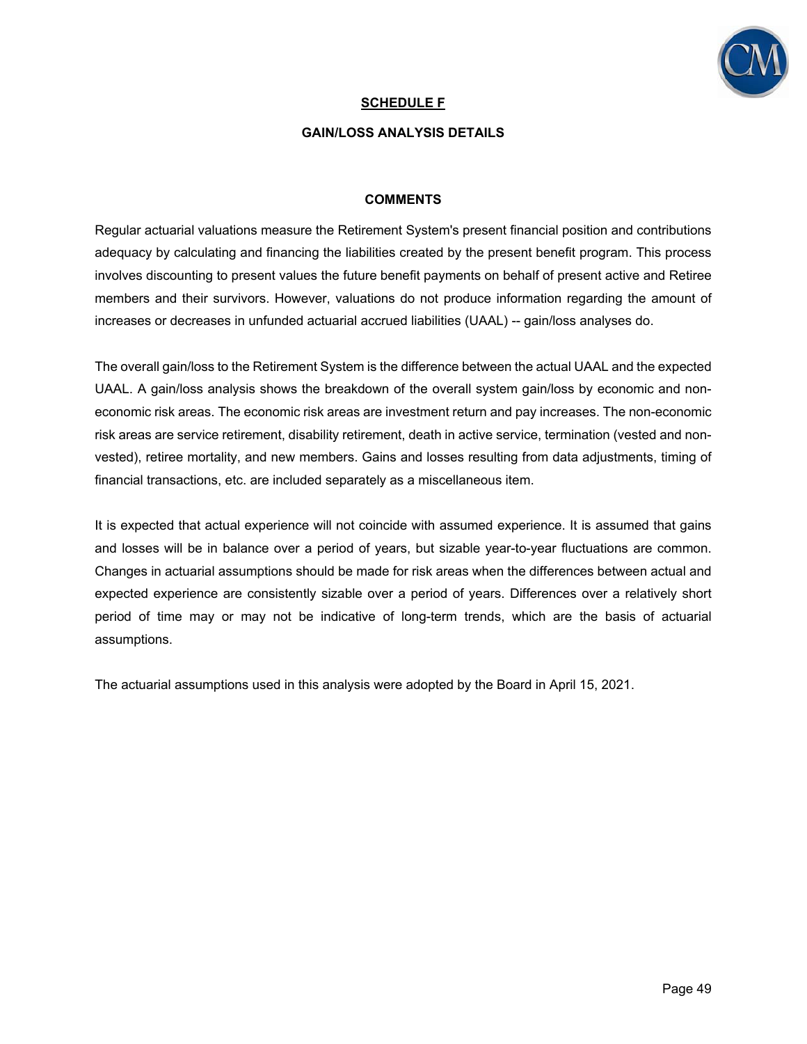## SCHEDULE F

### GAIN/LOSS ANALYSIS DETAILS

### COMMENTS

Regular actuarial valuations measure the Retirement System's present financial position and contributions adequacy by calculating and financing the liabilities created by the present benefit program. This process involves discounting to present values the future benefit payments on behalf of present active and Retiree members and their survivors. However, valuations do not produce information regarding the amount of increases or decreases in unfunded actuarial accrued liabilities (UAAL) -- gain/loss analyses do.

The overall gain/loss to the Retirement System is the difference between the actual UAAL and the expected UAAL. A gain/loss analysis shows the breakdown of the overall system gain/loss by economic and non-economic risk areas. The economic risk areas are investment return and pay increases. The non-economic risk areas are service retirement, disability retirement, death in active service, termination (vested and non-vested), retiree mortality, and new members. Gains and losses resulting from data adjustments, timing of financial transactions, etc. are included separately as a miscellaneous item.

It is expected that actual experience will not coincide with assumed experience. It is assumed that gains and losses will be in balance over a period of years, but sizable year-to-year fluctuations are common. Changes in actuarial assumptions should be made for risk areas when the differences between actual and expected experience are consistently sizable over a period of years. Differences over a relatively short period of time may or may not be indicative of long-term trends, which are the basis of actuarial assumptions.

The actuarial assumptions used in this analysis were adopted by the Board in April 15, 2021.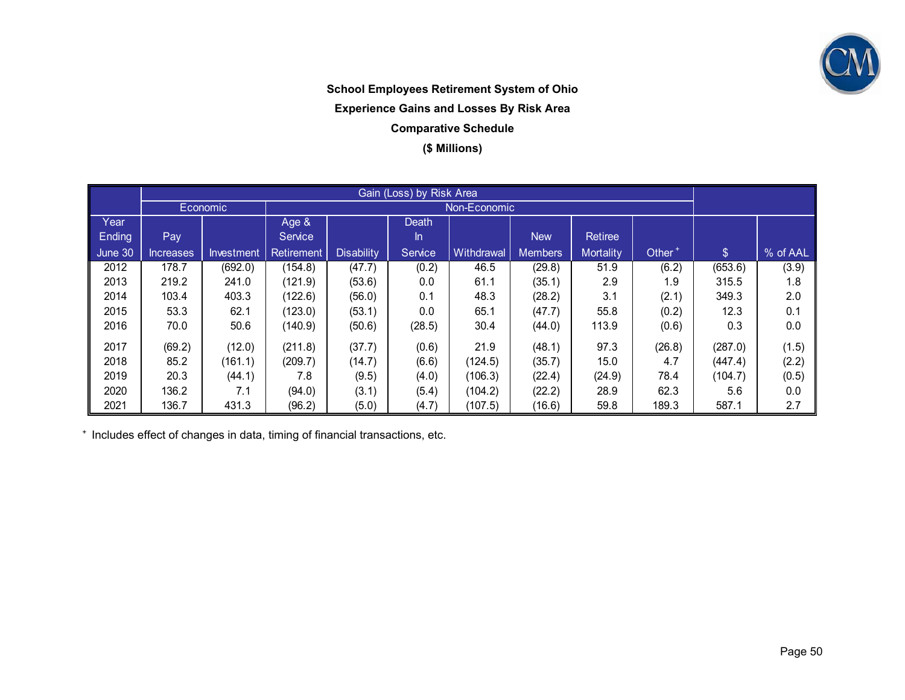**School Employees Retirement System of Ohio**

**Experience Gains and Losses By Risk Area**

**Comparative Schedule**

**($ Millions)**

| | Gain (Loss) by Risk Area | | | | | | | | | | |
|---|---|---|---|---|---|---|---|---|---|---|---|
| | Economic | | Non-Economic | | | | | | | | |
| Year Ending June 30 | Pay Increases | Investment | Age & Service Retirement | Disability | Death In Service | Withdrawal | New Members | Retiree Mortality | Other + | $ | % of AAL |
| 2012 | 178.7 | (692.0) | (154.8) | (47.7) | (0.2) | 46.5 | (29.8) | 51.9 | (6.2) | (653.6) | (3.9) |
| 2013 | 219.2 | 241.0 | (121.9) | (53.6) | 0.0 | 61.1 | (35.1) | 2.9 | 1.9 | 315.5 | 1.8 |
| 2014 | 103.4 | 403.3 | (122.6) | (56.0) | 0.1 | 48.3 | (28.2) | 3.1 | (2.1) | 349.3 | 2.0 |
| 2015 | 53.3 | 62.1 | (123.0) | (53.1) | 0.0 | 65.1 | (47.7) | 55.8 | (0.2) | 12.3 | 0.1 |
| 2016 | 70.0 | 50.6 | (140.9) | (50.6) | (28.5) | 30.4 | (44.0) | 113.9 | (0.6) | 0.3 | 0.0 |
| 2017 | (69.2) | (12.0) | (211.8) | (37.7) | (0.6) | 21.9 | (48.1) | 97.3 | (26.8) | (287.0) | (1.5) |
| 2018 | 85.2 | (161.1) | (209.7) | (14.7) | (6.6) | (124.5) | (35.7) | 15.0 | 4.7 | (447.4) | (2.2) |
| 2019 | 20.3 | (44.1) | 7.8 | (9.5) | (4.0) | (106.3) | (22.4) | (24.9) | 78.4 | (104.7) | (0.5) |
| 2020 | 136.2 | 7.1 | (94.0) | (3.1) | (5.4) | (104.2) | (22.2) | 28.9 | 62.3 | 5.6 | 0.0 |
| 2021 | 136.7 | 431.3 | (96.2) | (5.0) | (4.7) | (107.5) | (16.6) | 59.8 | 189.3 | 587.1 | 2.7 |

+ Includes effect of changes in data, timing of financial transactions, etc.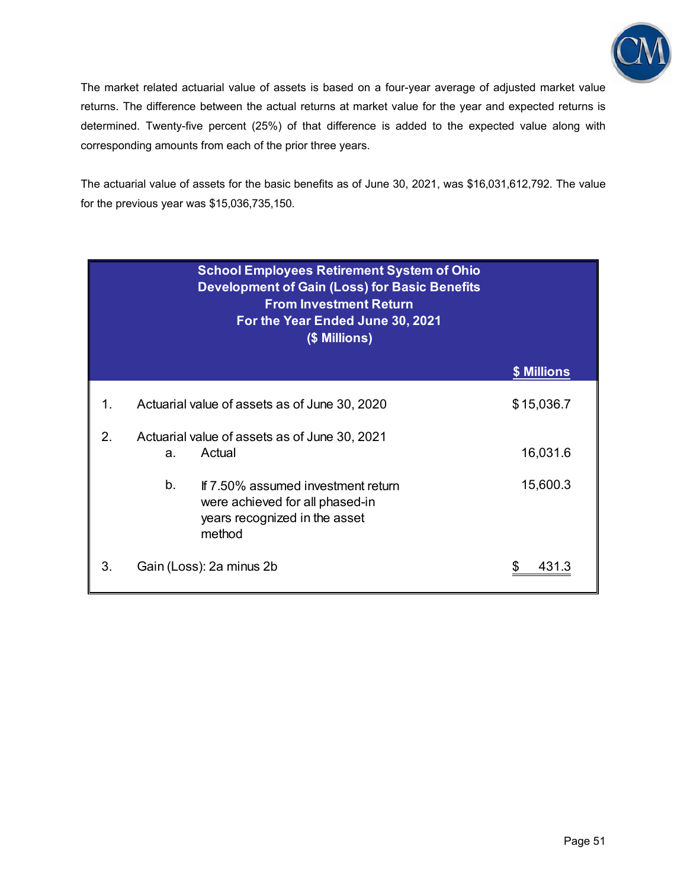The market related actuarial value of assets is based on a four-year average of adjusted market value returns. The difference between the actual returns at market value for the year and expected returns is determined. Twenty-five percent (25%) of that difference is added to the expected value along with corresponding amounts from each of the prior three years.

The actuarial value of assets for the basic benefits as of June 30, 2021, was $16,031,612,792. The value for the previous year was $15,036,735,150.

**School Employees Retirement System of Ohio**
**Development of Gain (Loss) for Basic Benefits**
**From Investment Return**
**For the Year Ended June 30, 2021**
**($ Millions)**

| | | | $ Millions |
|---|---|---|---|
| 1. | Actuarial value of assets as of June 30, 2020 | | $ 15,036.7 |
| 2. | Actuarial value of assets as of June 30, 2021 | | |
| | a. | Actual | 16,031.6 |
| | b. | If 7.50% assumed investment return were achieved for all phased-in years recognized in the asset method | 15,600.3 |
| 3. | Gain (Loss): 2a minus 2b | | $ 431.3 |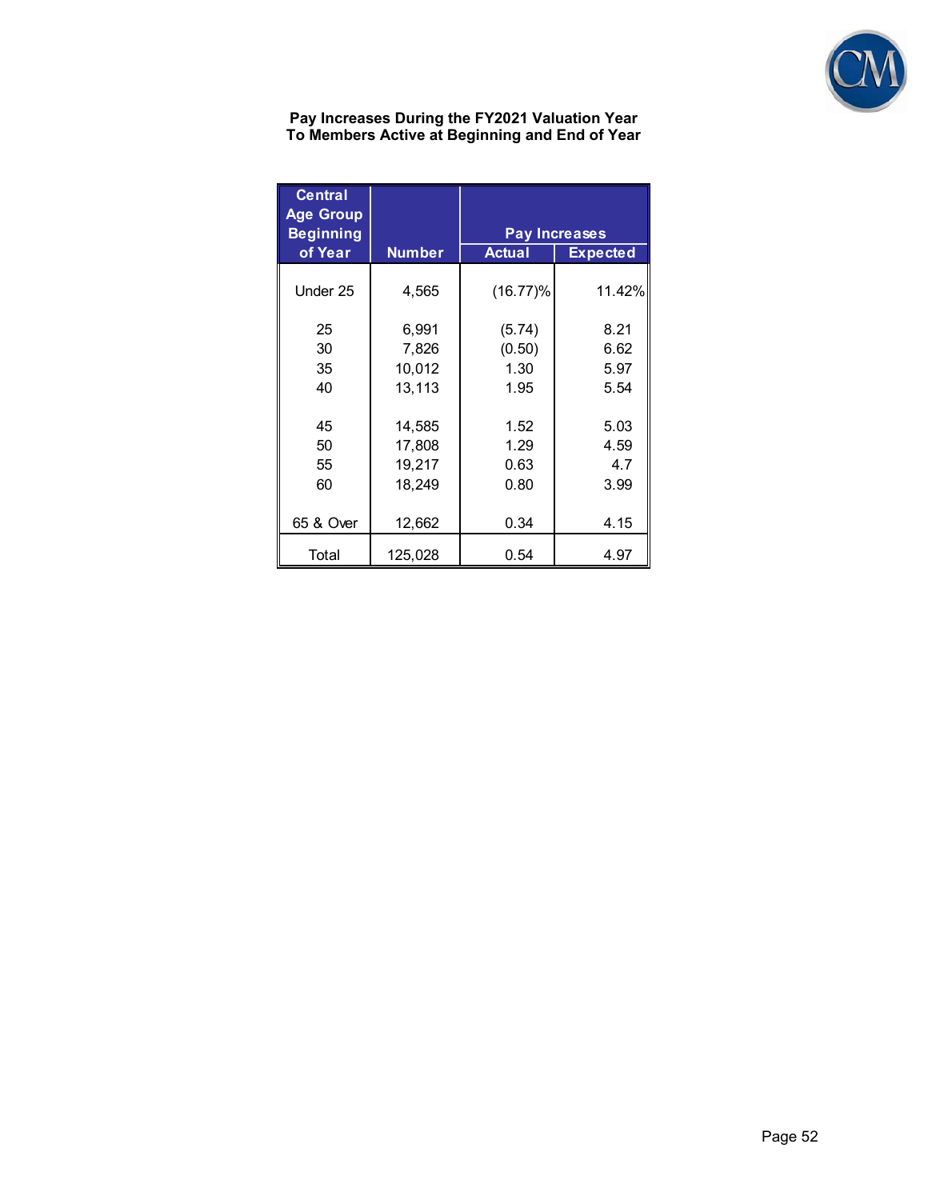**Pay Increases During the FY2021 Valuation Year**
**To Members Active at Beginning and End of Year**

| Central Age Group Beginning of Year | Number | Pay Increases | |
|---|---|---|---|
| | | Actual | Expected |
| Under 25 | 4,565 | (16.77)% | 11.42% |
| 25 | 6,991 | (5.74) | 8.21 |
| 30 | 7,826 | (0.50) | 6.62 |
| 35 | 10,012 | 1.30 | 5.97 |
| 40 | 13,113 | 1.95 | 5.54 |
| 45 | 14,585 | 1.52 | 5.03 |
| 50 | 17,808 | 1.29 | 4.59 |
| 55 | 19,217 | 0.63 | 4.7 |
| 60 | 18,249 | 0.80 | 3.99 |
| 65 & Over | 12,662 | 0.34 | 4.15 |
| Total | 125,028 | 0.54 | 4.97 |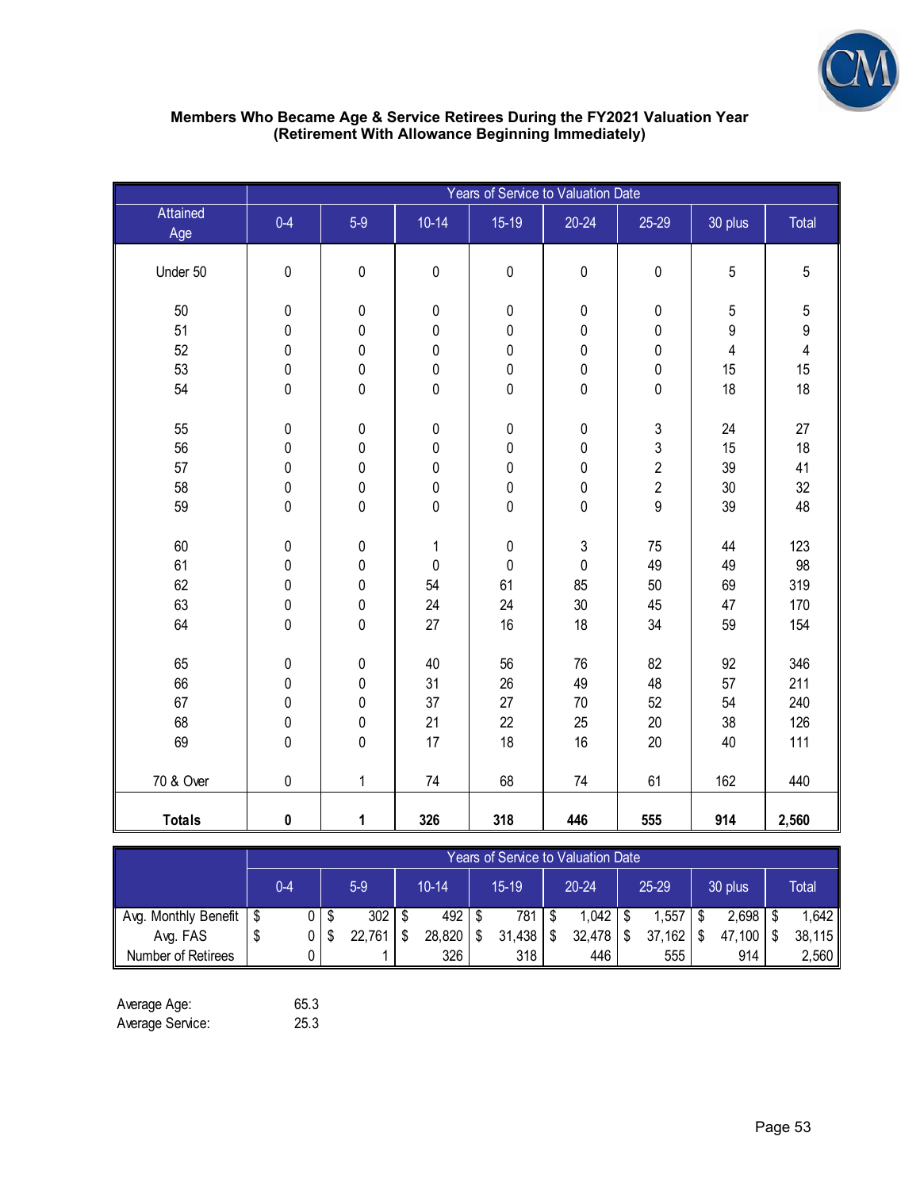**Members Who Became Age & Service Retirees During the FY2021 Valuation Year**
**(Retirement With Allowance Beginning Immediately)**

| Attained Age | Years of Service to Valuation Date | | | | | | | |
|---|---|---|---|---|---|---|---|---|
| | 0-4 | 5-9 | 10-14 | 15-19 | 20-24 | 25-29 | 30 plus | Total |
| Under 50 | 0 | 0 | 0 | 0 | 0 | 0 | 5 | 5 |
| 50 | 0 | 0 | 0 | 0 | 0 | 0 | 5 | 5 |
| 51 | 0 | 0 | 0 | 0 | 0 | 0 | 9 | 9 |
| 52 | 0 | 0 | 0 | 0 | 0 | 0 | 4 | 4 |
| 53 | 0 | 0 | 0 | 0 | 0 | 0 | 15 | 15 |
| 54 | 0 | 0 | 0 | 0 | 0 | 0 | 18 | 18 |
| 55 | 0 | 0 | 0 | 0 | 0 | 3 | 24 | 27 |
| 56 | 0 | 0 | 0 | 0 | 0 | 3 | 15 | 18 |
| 57 | 0 | 0 | 0 | 0 | 0 | 2 | 39 | 41 |
| 58 | 0 | 0 | 0 | 0 | 0 | 2 | 30 | 32 |
| 59 | 0 | 0 | 0 | 0 | 0 | 9 | 39 | 48 |
| 60 | 0 | 0 | 1 | 0 | 3 | 75 | 44 | 123 |
| 61 | 0 | 0 | 0 | 0 | 0 | 49 | 49 | 98 |
| 62 | 0 | 0 | 54 | 61 | 85 | 50 | 69 | 319 |
| 63 | 0 | 0 | 24 | 24 | 30 | 45 | 47 | 170 |
| 64 | 0 | 0 | 27 | 16 | 18 | 34 | 59 | 154 |
| 65 | 0 | 0 | 40 | 56 | 76 | 82 | 92 | 346 |
| 66 | 0 | 0 | 31 | 26 | 49 | 48 | 57 | 211 |
| 67 | 0 | 0 | 37 | 27 | 70 | 52 | 54 | 240 |
| 68 | 0 | 0 | 21 | 22 | 25 | 20 | 38 | 126 |
| 69 | 0 | 0 | 17 | 18 | 16 | 20 | 40 | 111 |
| 70 & Over | 0 | 1 | 74 | 68 | 74 | 61 | 162 | 440 |
| **Totals** | **0** | **1** | **326** | **318** | **446** | **555** | **914** | **2,560** |

| | Years of Service to Valuation Date | | | | | | | |
|---|---|---|---|---|---|---|---|---|
| | 0-4 | 5-9 | 10-14 | 15-19 | 20-24 | 25-29 | 30 plus | Total |
| Avg. Monthly Benefit | $ 0 | $ 302 | $ 492 | $ 781 | $ 1,042 | $ 1,557 | $ 2,698 | $ 1,642 |
| Avg. FAS | $ 0 | $ 22,761 | $ 28,820 | $ 31,438 | $ 32,478 | $ 37,162 | $ 47,100 | $ 38,115 |
| Number of Retirees | 0 | 1 | 326 | 318 | 446 | 555 | 914 | 2,560 |

Average Age: 65.3
Average Service: 25.3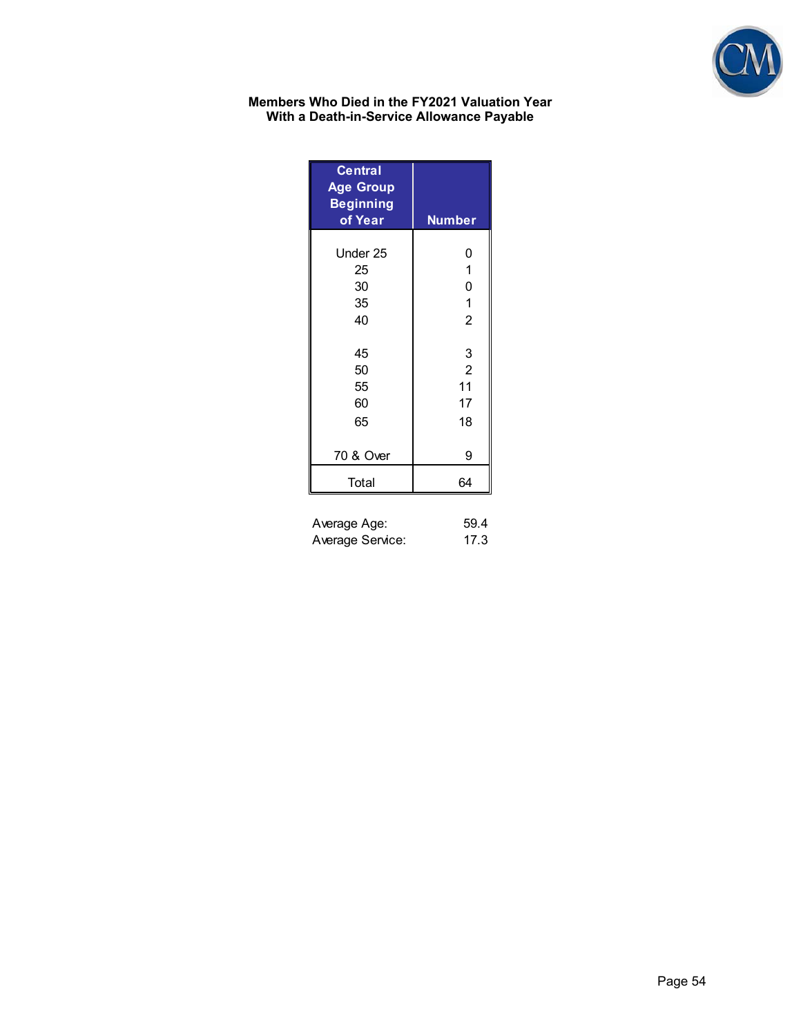**Members Who Died in the FY2021 Valuation Year**
**With a Death-in-Service Allowance Payable**

| Central Age Group Beginning of Year | Number |
|---|---|
| Under 25 | 0 |
| 25 | 1 |
| 30 | 0 |
| 35 | 1 |
| 40 | 2 |
| 45 | 3 |
| 50 | 2 |
| 55 | 11 |
| 60 | 17 |
| 65 | 18 |
| 70 & Over | 9 |
| Total | 64 |

Average Age: 59.4
Average Service: 17.3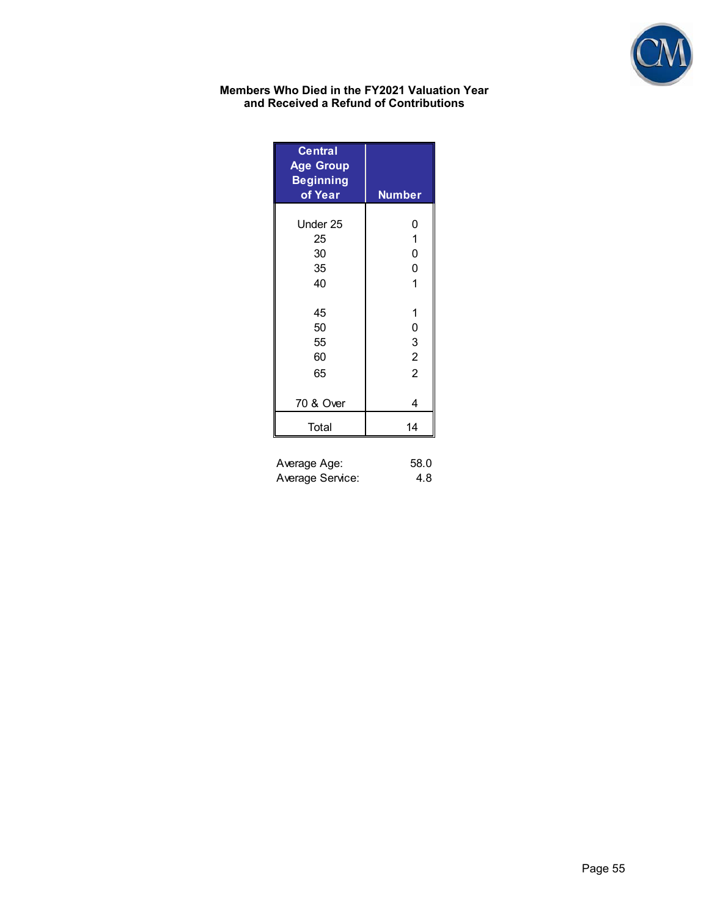**Members Who Died in the FY2021 Valuation Year and Received a Refund of Contributions**

| Central Age Group Beginning of Year | Number |
|---|---|
| Under 25 | 0 |
| 25 | 1 |
| 30 | 0 |
| 35 | 0 |
| 40 | 1 |
| 45 | 1 |
| 50 | 0 |
| 55 | 3 |
| 60 | 2 |
| 65 | 2 |
| 70 & Over | 4 |
| Total | 14 |

Average Age: 58.0
Average Service: 4.8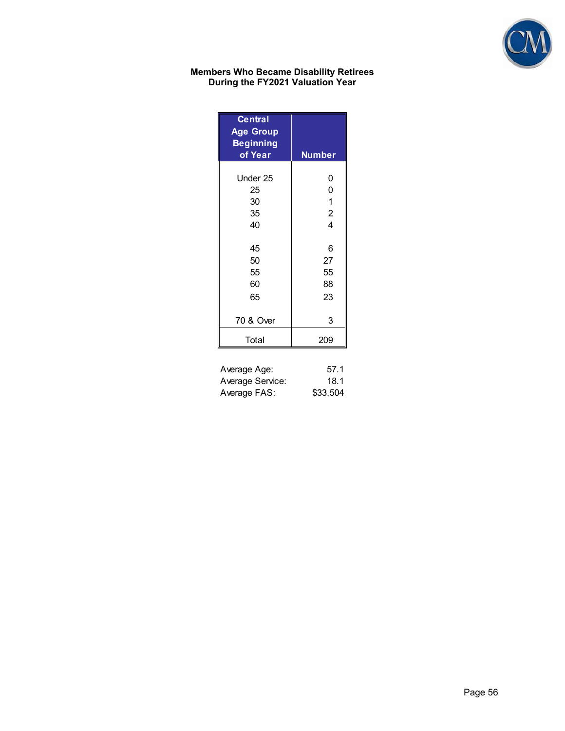**Members Who Became Disability Retirees During the FY2021 Valuation Year**

| Central Age Group Beginning of Year | Number |
|---|---|
| Under 25 | 0 |
| 25 | 0 |
| 30 | 1 |
| 35 | 2 |
| 40 | 4 |
| 45 | 6 |
| 50 | 27 |
| 55 | 55 |
| 60 | 88 |
| 65 | 23 |
| 70 & Over | 3 |
| Total | 209 |

| | |
|---|---|
| Average Age: | 57.1 |
| Average Service: | 18.1 |
| Average FAS: | $33,504 |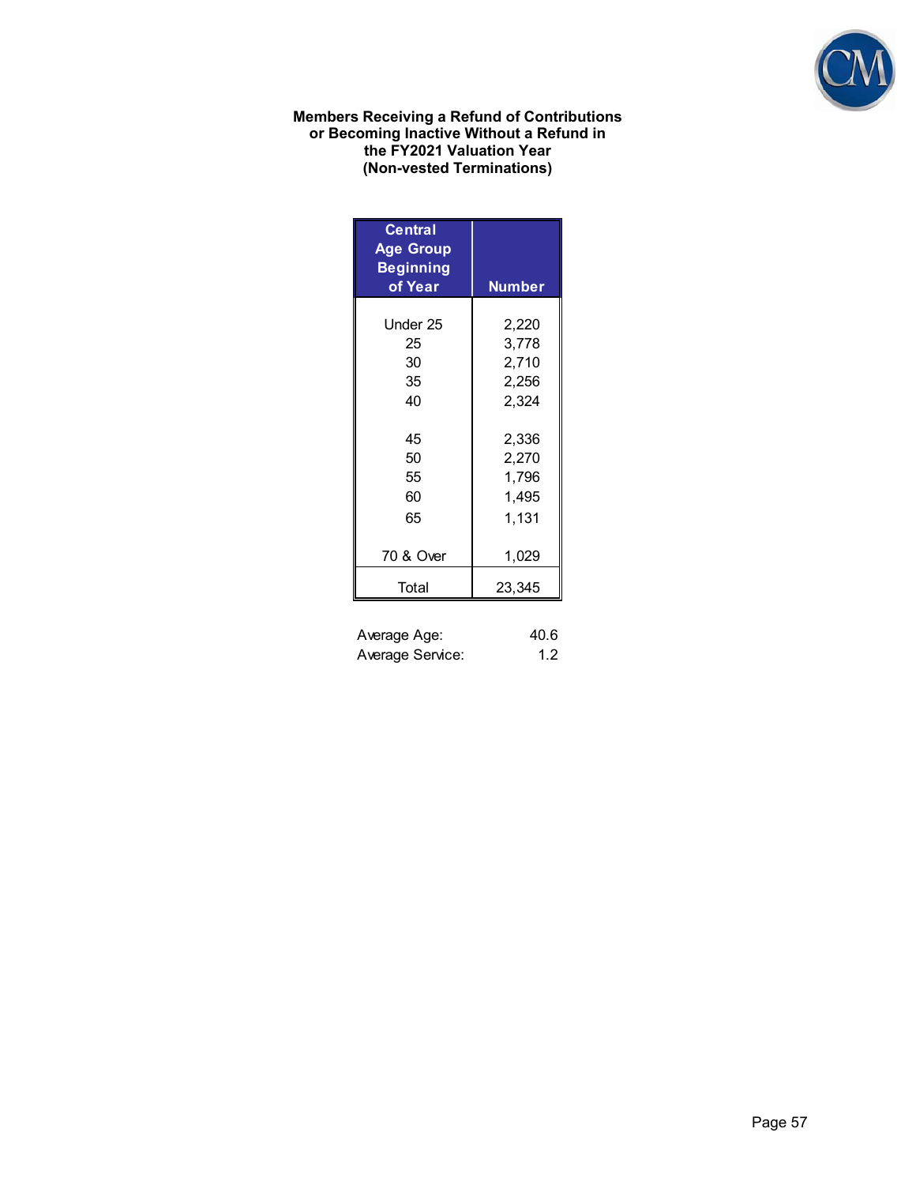**Members Receiving a Refund of Contributions or Becoming Inactive Without a Refund in the FY2021 Valuation Year (Non-vested Terminations)**

| Central Age Group Beginning of Year | Number |
|---|---|
| Under 25 | 2,220 |
| 25 | 3,778 |
| 30 | 2,710 |
| 35 | 2,256 |
| 40 | 2,324 |
| 45 | 2,336 |
| 50 | 2,270 |
| 55 | 1,796 |
| 60 | 1,495 |
| 65 | 1,131 |
| 70 & Over | 1,029 |
| Total | 23,345 |

Average Age: 40.6

Average Service: 1.2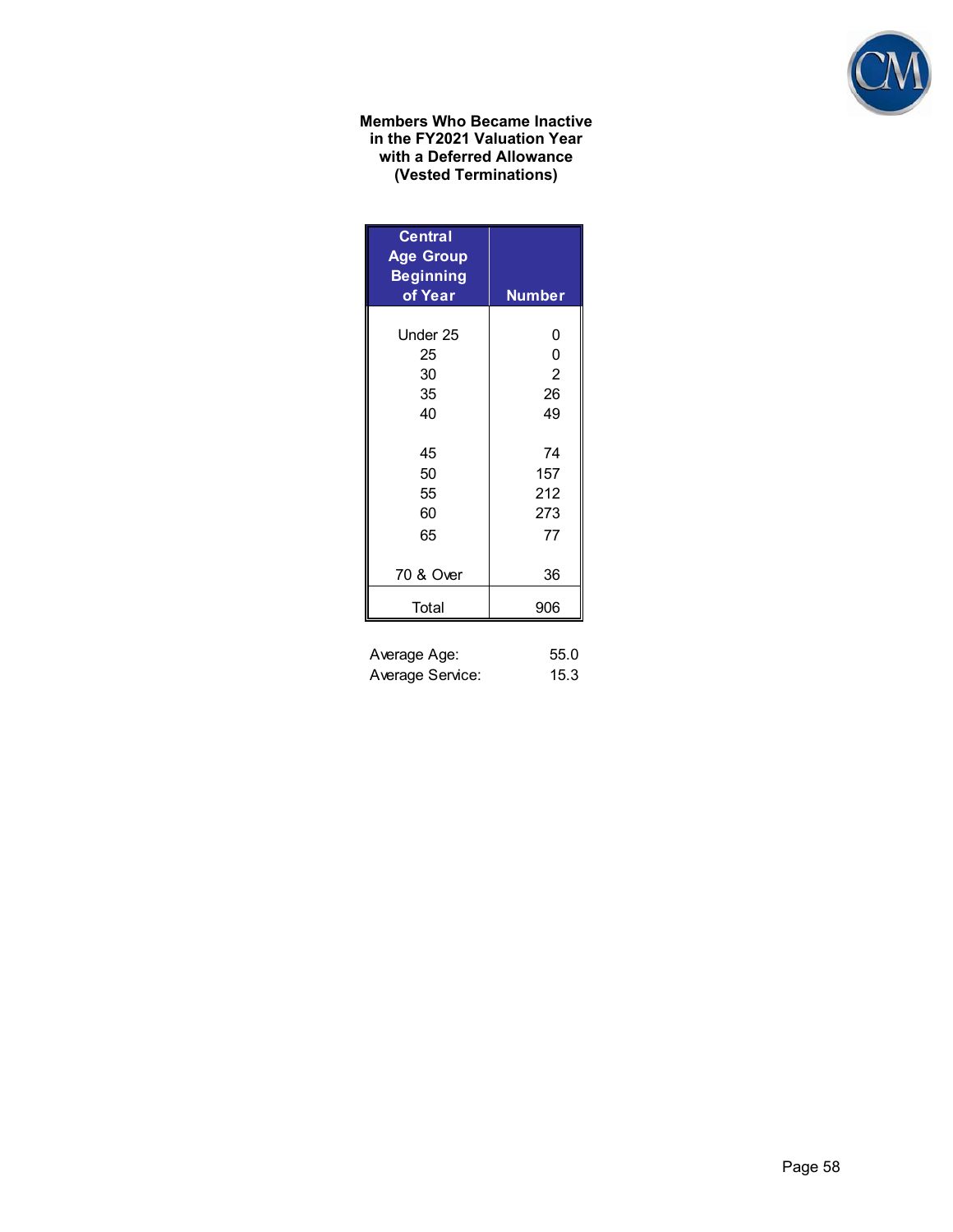**Members Who Became Inactive in the FY2021 Valuation Year with a Deferred Allowance (Vested Terminations)**

| Central Age Group Beginning of Year | Number |
|---|---|
| Under 25 | 0 |
| 25 | 0 |
| 30 | 2 |
| 35 | 26 |
| 40 | 49 |
| 45 | 74 |
| 50 | 157 |
| 55 | 212 |
| 60 | 273 |
| 65 | 77 |
| 70 & Over | 36 |
| Total | 906 |

| | |
|---|---|
| Average Age: | 55.0 |
| Average Service: | 15.3 |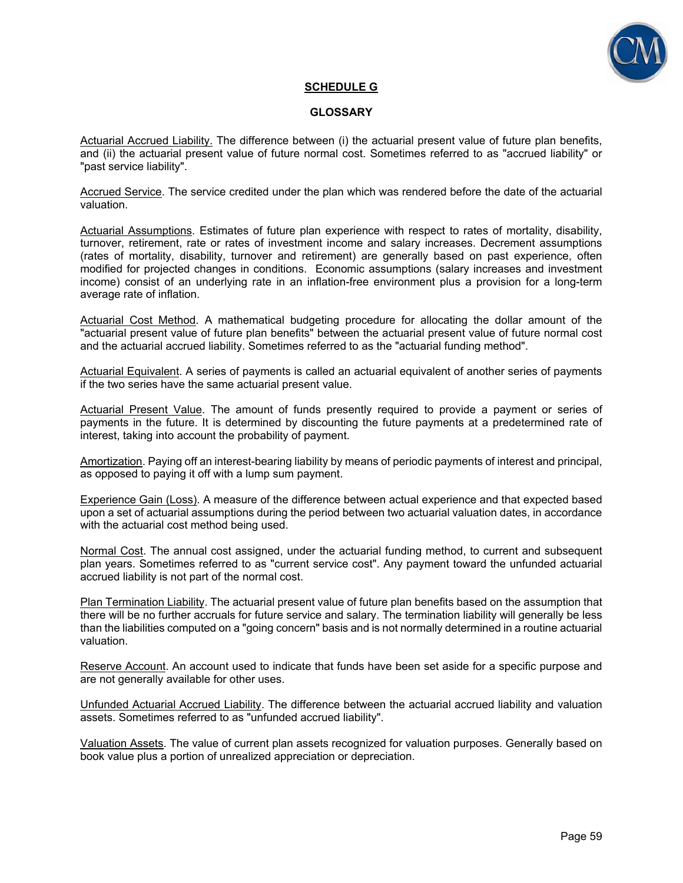## SCHEDULE G

### GLOSSARY

Actuarial Accrued Liability. The difference between (i) the actuarial present value of future plan benefits, and (ii) the actuarial present value of future normal cost. Sometimes referred to as "accrued liability" or "past service liability".

Accrued Service. The service credited under the plan which was rendered before the date of the actuarial valuation.

Actuarial Assumptions. Estimates of future plan experience with respect to rates of mortality, disability, turnover, retirement, rate or rates of investment income and salary increases. Decrement assumptions (rates of mortality, disability, turnover and retirement) are generally based on past experience, often modified for projected changes in conditions. Economic assumptions (salary increases and investment income) consist of an underlying rate in an inflation-free environment plus a provision for a long-term average rate of inflation.

Actuarial Cost Method. A mathematical budgeting procedure for allocating the dollar amount of the "actuarial present value of future plan benefits" between the actuarial present value of future normal cost and the actuarial accrued liability. Sometimes referred to as the "actuarial funding method".

Actuarial Equivalent. A series of payments is called an actuarial equivalent of another series of payments if the two series have the same actuarial present value.

Actuarial Present Value. The amount of funds presently required to provide a payment or series of payments in the future. It is determined by discounting the future payments at a predetermined rate of interest, taking into account the probability of payment.

Amortization. Paying off an interest-bearing liability by means of periodic payments of interest and principal, as opposed to paying it off with a lump sum payment.

Experience Gain (Loss). A measure of the difference between actual experience and that expected based upon a set of actuarial assumptions during the period between two actuarial valuation dates, in accordance with the actuarial cost method being used.

Normal Cost. The annual cost assigned, under the actuarial funding method, to current and subsequent plan years. Sometimes referred to as "current service cost". Any payment toward the unfunded actuarial accrued liability is not part of the normal cost.

Plan Termination Liability. The actuarial present value of future plan benefits based on the assumption that there will be no further accruals for future service and salary. The termination liability will generally be less than the liabilities computed on a "going concern" basis and is not normally determined in a routine actuarial valuation.

Reserve Account. An account used to indicate that funds have been set aside for a specific purpose and are not generally available for other uses.

Unfunded Actuarial Accrued Liability. The difference between the actuarial accrued liability and valuation assets. Sometimes referred to as "unfunded accrued liability".

Valuation Assets. The value of current plan assets recognized for valuation purposes. Generally based on book value plus a portion of unrealized appreciation or depreciation.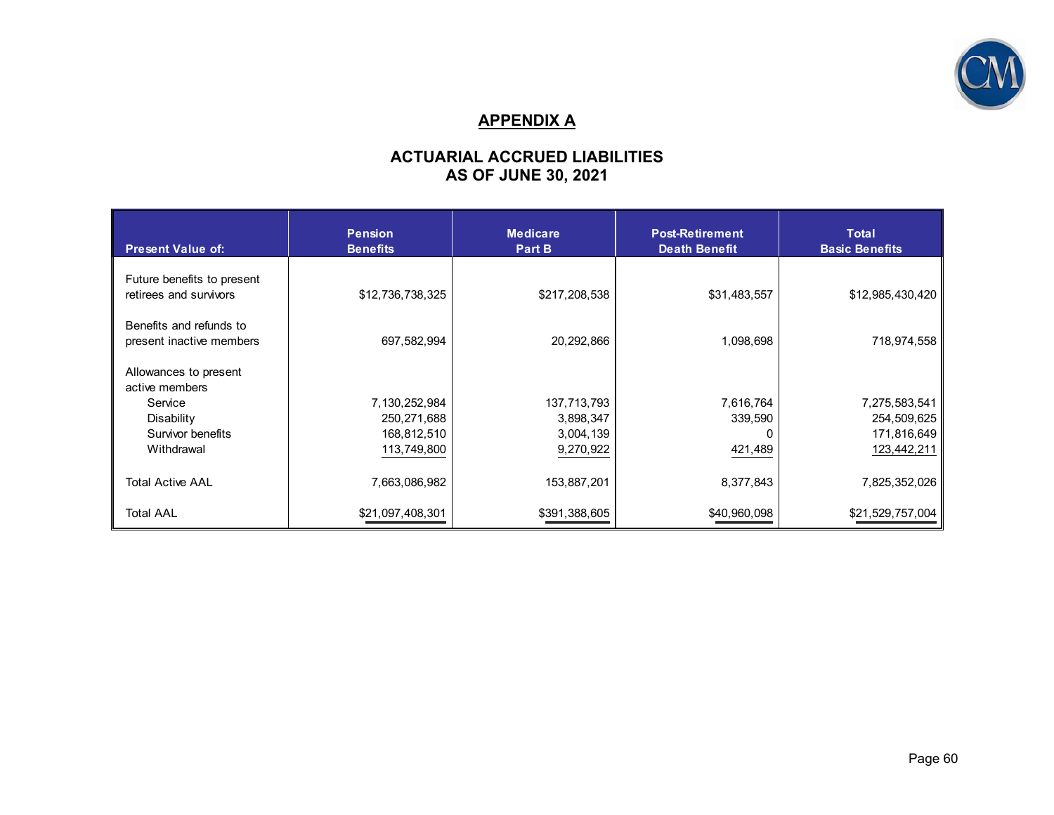# APPENDIX A

## ACTUARIAL ACCRUED LIABILITIES AS OF JUNE 30, 2021

| Present Value of: | Pension Benefits | Medicare Part B | Post-Retirement Death Benefit | Total Basic Benefits |
|---|---|---|---|---|
| Future benefits to present retirees and survivors | $12,736,738,325 | $217,208,538 | $31,483,557 | $12,985,430,420 |
| Benefits and refunds to present inactive members | 697,582,994 | 20,292,866 | 1,098,698 | 718,974,558 |
| Allowances to present active members | | | | |
| Service | 7,130,252,984 | 137,713,793 | 7,616,764 | 7,275,583,541 |
| Disability | 250,271,688 | 3,898,347 | 339,590 | 254,509,625 |
| Survivor benefits | 168,812,510 | 3,004,139 | 0 | 171,816,649 |
| Withdrawal | 113,749,800 | 9,270,922 | 421,489 | 123,442,211 |
| Total Active AAL | 7,663,086,982 | 153,887,201 | 8,377,843 | 7,825,352,026 |
| Total AAL | $21,097,408,301 | $391,388,605 | $40,960,098 | $21,529,757,004 |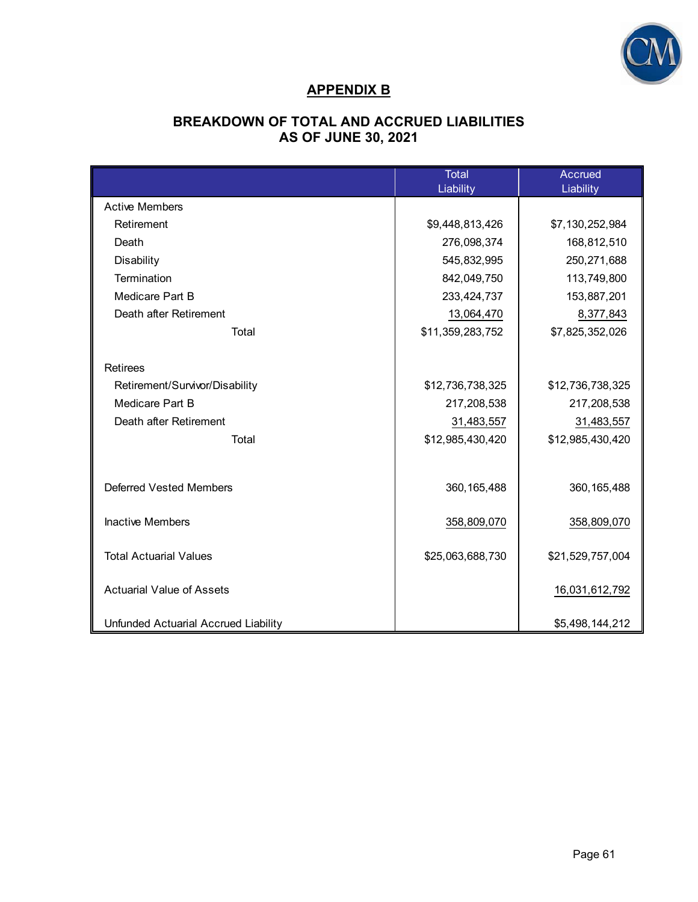## APPENDIX B

### BREAKDOWN OF TOTAL AND ACCRUED LIABILITIES AS OF JUNE 30, 2021

| | Total Liability | Accrued Liability |
|---|---|---|
| Active Members | | |
| Retirement | $9,448,813,426 | $7,130,252,984 |
| Death | 276,098,374 | 168,812,510 |
| Disability | 545,832,995 | 250,271,688 |
| Termination | 842,049,750 | 113,749,800 |
| Medicare Part B | 233,424,737 | 153,887,201 |
| Death after Retirement | 13,064,470 | 8,377,843 |
| Total | $11,359,283,752 | $7,825,352,026 |
| | | |
| Retirees | | |
| Retirement/Survivor/Disability | $12,736,738,325 | $12,736,738,325 |
| Medicare Part B | 217,208,538 | 217,208,538 |
| Death after Retirement | 31,483,557 | 31,483,557 |
| Total | $12,985,430,420 | $12,985,430,420 |
| | | |
| Deferred Vested Members | 360,165,488 | 360,165,488 |
| | | |
| Inactive Members | 358,809,070 | 358,809,070 |
| | | |
| Total Actuarial Values | $25,063,688,730 | $21,529,757,004 |
| | | |
| Actuarial Value of Assets | | 16,031,612,792 |
| | | |
| Unfunded Actuarial Accrued Liability | | $5,498,144,212 |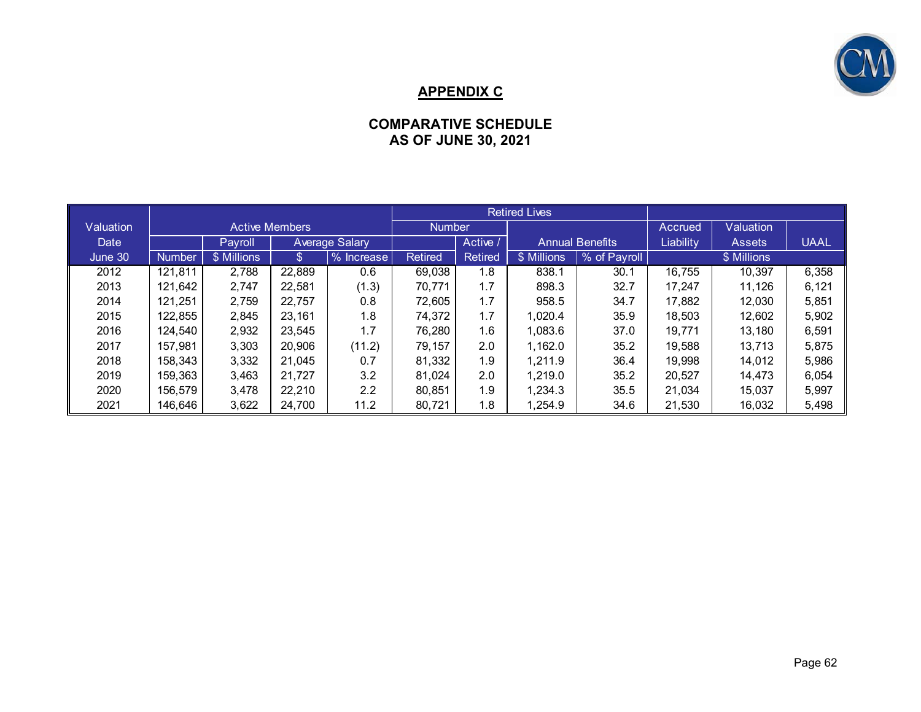## APPENDIX C

### COMPARATIVE SCHEDULE
### AS OF JUNE 30, 2021

| Valuation Date | Active Members | | | | Retired Lives | | | | | | |
|---|---|---|---|---|---|---|---|---|---|---|---|
| | | Payroll | Average Salary | | Number | | Annual Benefits | | Accrued Liability | Valuation Assets | UAAL |
| June 30 | Number | $ Millions | $ | % Increase | Retired | Active / Retired | $ Millions | % of Payroll | $ Millions | | |
| 2012 | 121,811 | 2,788 | 22,889 | 0.6 | 69,038 | 1.8 | 838.1 | 30.1 | 16,755 | 10,397 | 6,358 |
| 2013 | 121,642 | 2,747 | 22,581 | (1.3) | 70,771 | 1.7 | 898.3 | 32.7 | 17,247 | 11,126 | 6,121 |
| 2014 | 121,251 | 2,759 | 22,757 | 0.8 | 72,605 | 1.7 | 958.5 | 34.7 | 17,882 | 12,030 | 5,851 |
| 2015 | 122,855 | 2,845 | 23,161 | 1.8 | 74,372 | 1.7 | 1,020.4 | 35.9 | 18,503 | 12,602 | 5,902 |
| 2016 | 124,540 | 2,932 | 23,545 | 1.7 | 76,280 | 1.6 | 1,083.6 | 37.0 | 19,771 | 13,180 | 6,591 |
| 2017 | 157,981 | 3,303 | 20,906 | (11.2) | 79,157 | 2.0 | 1,162.0 | 35.2 | 19,588 | 13,713 | 5,875 |
| 2018 | 158,343 | 3,332 | 21,045 | 0.7 | 81,332 | 1.9 | 1,211.9 | 36.4 | 19,998 | 14,012 | 5,986 |
| 2019 | 159,363 | 3,463 | 21,727 | 3.2 | 81,024 | 2.0 | 1,219.0 | 35.2 | 20,527 | 14,473 | 6,054 |
| 2020 | 156,579 | 3,478 | 22,210 | 2.2 | 80,851 | 1.9 | 1,234.3 | 35.5 | 21,034 | 15,037 | 5,997 |
| 2021 | 146,646 | 3,622 | 24,700 | 11.2 | 80,721 | 1.8 | 1,254.9 | 34.6 | 21,530 | 16,032 | 5,498 |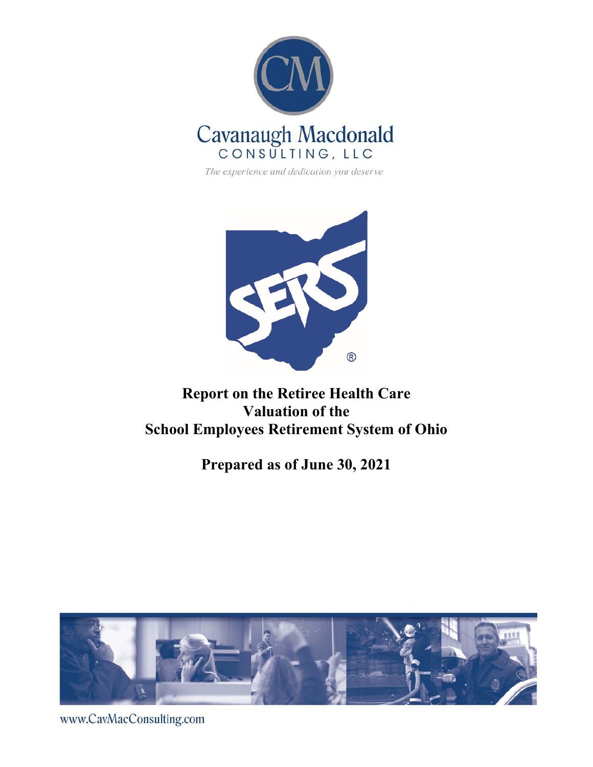Cavanaugh Macdonald

CONSULTING, LLC

*The experience and dedication you deserve*

# Report on the Retiree Health Care Valuation of the School Employees Retirement System of Ohio

## Prepared as of June 30, 2021

www.CavMacConsulting.com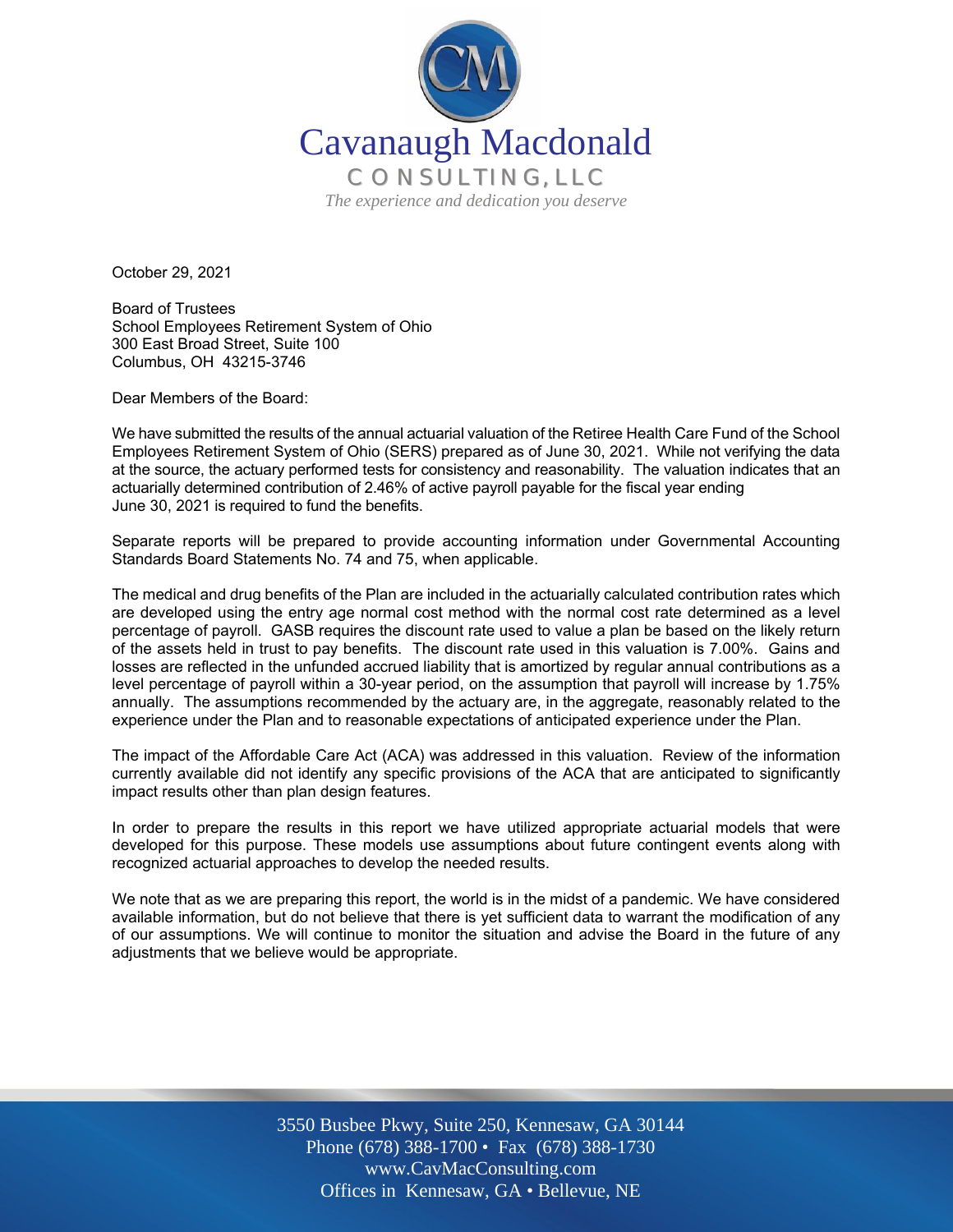# Cavanaugh Macdonald

CONSULTING, LLC

*The experience and dedication you deserve*

October 29, 2021

Board of Trustees
School Employees Retirement System of Ohio
300 East Broad Street, Suite 100
Columbus, OH 43215-3746

Dear Members of the Board:

We have submitted the results of the annual actuarial valuation of the Retiree Health Care Fund of the School Employees Retirement System of Ohio (SERS) prepared as of June 30, 2021. While not verifying the data at the source, the actuary performed tests for consistency and reasonability. The valuation indicates that an actuarially determined contribution of 2.46% of active payroll payable for the fiscal year ending June 30, 2021 is required to fund the benefits.

Separate reports will be prepared to provide accounting information under Governmental Accounting Standards Board Statements No. 74 and 75, when applicable.

The medical and drug benefits of the Plan are included in the actuarially calculated contribution rates which are developed using the entry age normal cost method with the normal cost rate determined as a level percentage of payroll. GASB requires the discount rate used to value a plan be based on the likely return of the assets held in trust to pay benefits. The discount rate used in this valuation is 7.00%. Gains and losses are reflected in the unfunded accrued liability that is amortized by regular annual contributions as a level percentage of payroll within a 30-year period, on the assumption that payroll will increase by 1.75% annually. The assumptions recommended by the actuary are, in the aggregate, reasonably related to the experience under the Plan and to reasonable expectations of anticipated experience under the Plan.

The impact of the Affordable Care Act (ACA) was addressed in this valuation. Review of the information currently available did not identify any specific provisions of the ACA that are anticipated to significantly impact results other than plan design features.

In order to prepare the results in this report we have utilized appropriate actuarial models that were developed for this purpose. These models use assumptions about future contingent events along with recognized actuarial approaches to develop the needed results.

We note that as we are preparing this report, the world is in the midst of a pandemic. We have considered available information, but do not believe that there is yet sufficient data to warrant the modification of any of our assumptions. We will continue to monitor the situation and advise the Board in the future of any adjustments that we believe would be appropriate.

3550 Busbee Pkwy, Suite 250, Kennesaw, GA 30144
Phone (678) 388-1700 • Fax (678) 388-1730
www.CavMacConsulting.com
Offices in Kennesaw, GA • Bellevue, NE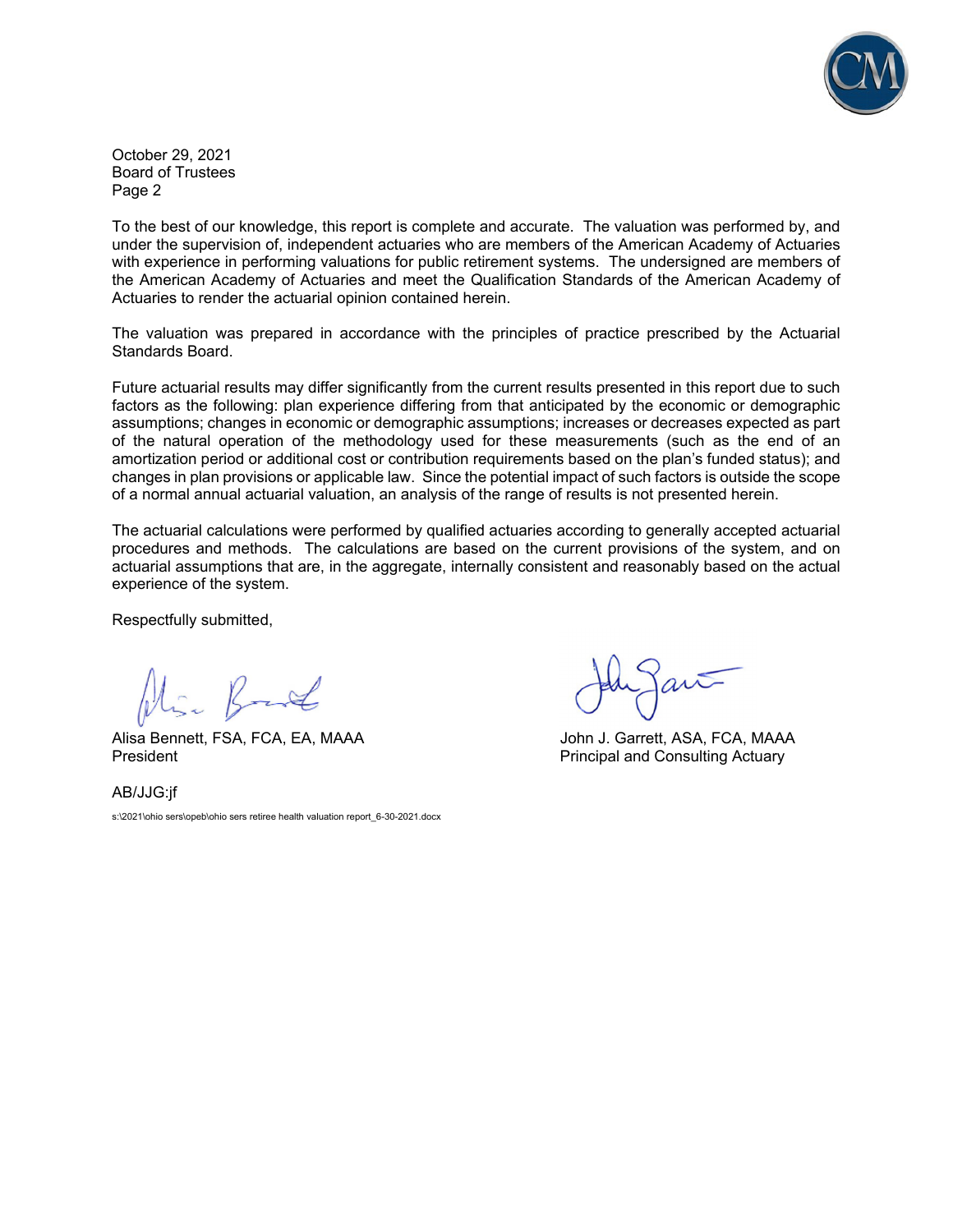October 29, 2021
Board of Trustees
Page 2

To the best of our knowledge, this report is complete and accurate. The valuation was performed by, and under the supervision of, independent actuaries who are members of the American Academy of Actuaries with experience in performing valuations for public retirement systems. The undersigned are members of the American Academy of Actuaries and meet the Qualification Standards of the American Academy of Actuaries to render the actuarial opinion contained herein.

The valuation was prepared in accordance with the principles of practice prescribed by the Actuarial Standards Board.

Future actuarial results may differ significantly from the current results presented in this report due to such factors as the following: plan experience differing from that anticipated by the economic or demographic assumptions; changes in economic or demographic assumptions; increases or decreases expected as part of the natural operation of the methodology used for these measurements (such as the end of an amortization period or additional cost or contribution requirements based on the plan's funded status); and changes in plan provisions or applicable law. Since the potential impact of such factors is outside the scope of a normal annual actuarial valuation, an analysis of the range of results is not presented herein.

The actuarial calculations were performed by qualified actuaries according to generally accepted actuarial procedures and methods. The calculations are based on the current provisions of the system, and on actuarial assumptions that are, in the aggregate, internally consistent and reasonably based on the actual experience of the system.

Respectfully submitted,

Alisa Bennett, FSA, FCA, EA, MAAA
President

John J. Garrett, ASA, FCA, MAAA
Principal and Consulting Actuary

AB/JJG:jf

s:\2021\ohio sers\opeb\ohio sers retiree health valuation report_6-30-2021.docx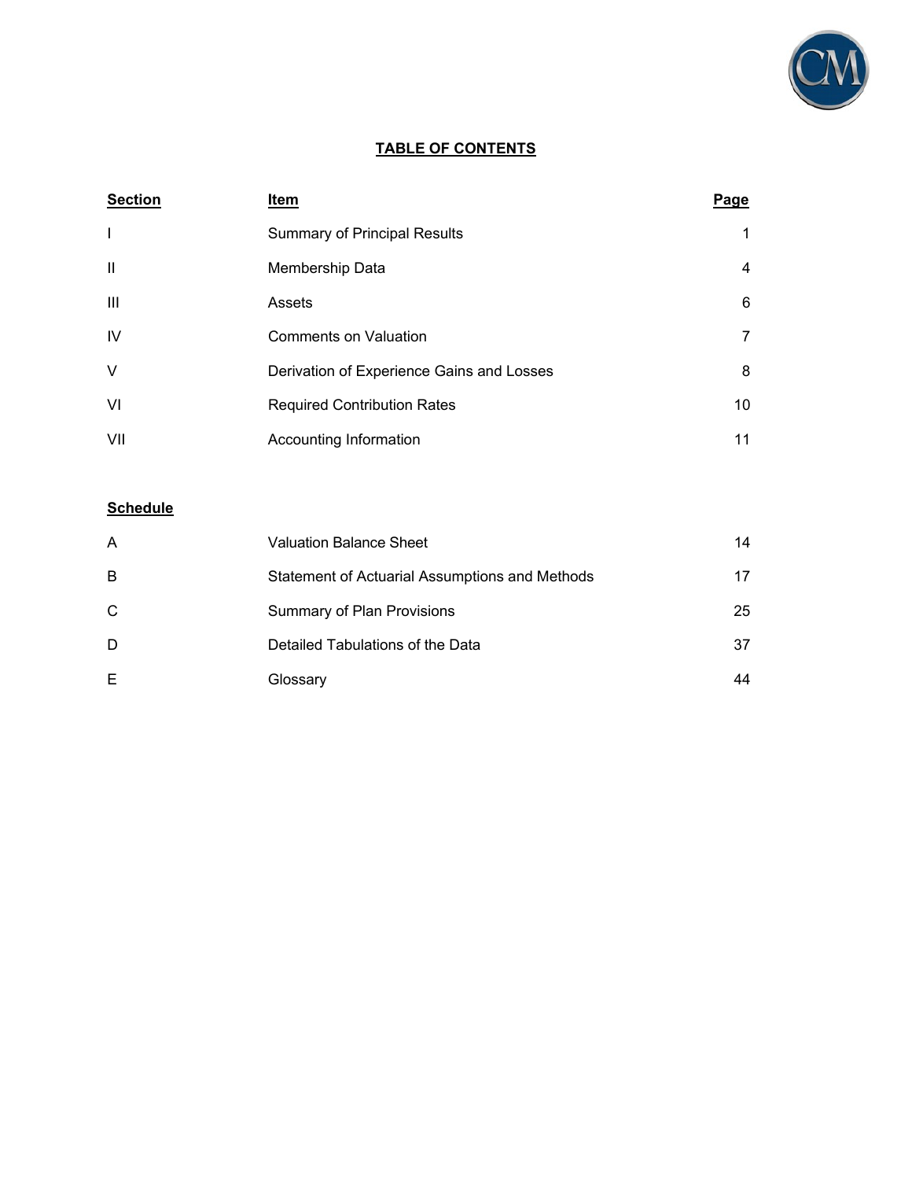## TABLE OF CONTENTS

| Section | Item | Page |
|---|---|---|
| I | Summary of Principal Results | 1 |
| II | Membership Data | 4 |
| III | Assets | 6 |
| IV | Comments on Valuation | 7 |
| V | Derivation of Experience Gains and Losses | 8 |
| VI | Required Contribution Rates | 10 |
| VII | Accounting Information | 11 |

| Schedule | Item | Page |
|---|---|---|
| A | Valuation Balance Sheet | 14 |
| B | Statement of Actuarial Assumptions and Methods | 17 |
| C | Summary of Plan Provisions | 25 |
| D | Detailed Tabulations of the Data | 37 |
| E | Glossary | 44 |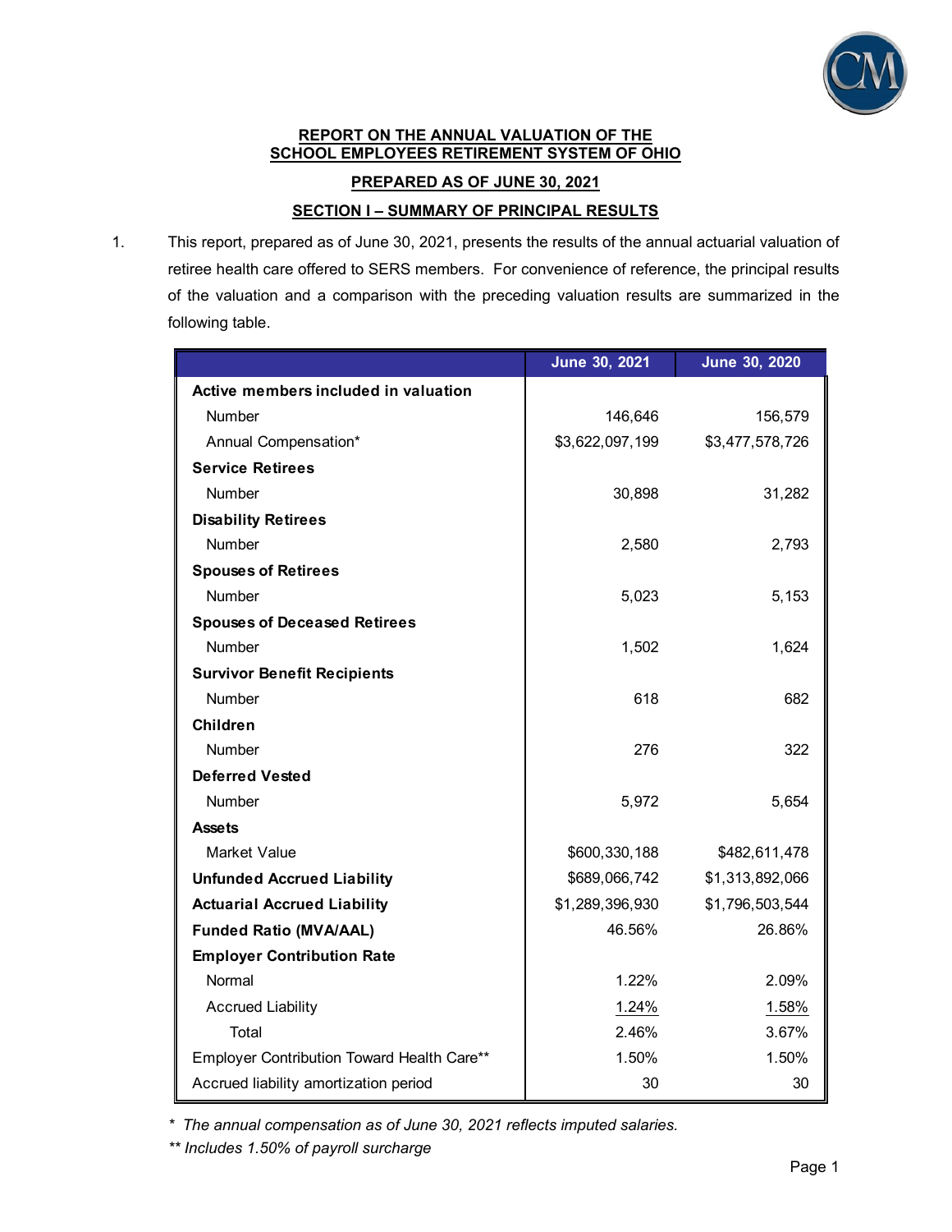**REPORT ON THE ANNUAL VALUATION OF THE SCHOOL EMPLOYEES RETIREMENT SYSTEM OF OHIO**

**PREPARED AS OF JUNE 30, 2021**

## SECTION I – SUMMARY OF PRINCIPAL RESULTS

1. This report, prepared as of June 30, 2021, presents the results of the annual actuarial valuation of retiree health care offered to SERS members. For convenience of reference, the principal results of the valuation and a comparison with the preceding valuation results are summarized in the following table.

| | June 30, 2021 | June 30, 2020 |
|---|---|---|
| **Active members included in valuation** | | |
| Number | 146,646 | 156,579 |
| Annual Compensation* | $3,622,097,199 | $3,477,578,726 |
| **Service Retirees** | | |
| Number | 30,898 | 31,282 |
| **Disability Retirees** | | |
| Number | 2,580 | 2,793 |
| **Spouses of Retirees** | | |
| Number | 5,023 | 5,153 |
| **Spouses of Deceased Retirees** | | |
| Number | 1,502 | 1,624 |
| **Survivor Benefit Recipients** | | |
| Number | 618 | 682 |
| **Children** | | |
| Number | 276 | 322 |
| **Deferred Vested** | | |
| Number | 5,972 | 5,654 |
| **Assets** | | |
| Market Value | $600,330,188 | $482,611,478 |
| **Unfunded Accrued Liability** | $689,066,742 | $1,313,892,066 |
| **Actuarial Accrued Liability** | $1,289,396,930 | $1,796,503,544 |
| **Funded Ratio (MVA/AAL)** | 46.56% | 26.86% |
| **Employer Contribution Rate** | | |
| Normal | 1.22% | 2.09% |
| Accrued Liability | 1.24% | 1.58% |
| Total | 2.46% | 3.67% |
| Employer Contribution Toward Health Care** | 1.50% | 1.50% |
| Accrued liability amortization period | 30 | 30 |

*\* The annual compensation as of June 30, 2021 reflects imputed salaries.*

*\*\* Includes 1.50% of payroll surcharge*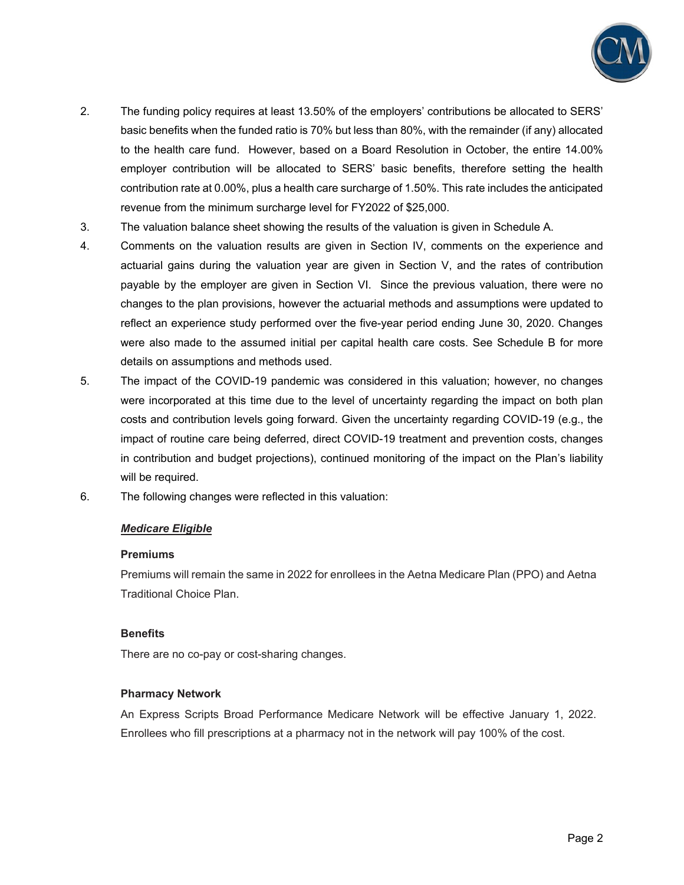2. The funding policy requires at least 13.50% of the employers' contributions be allocated to SERS' basic benefits when the funded ratio is 70% but less than 80%, with the remainder (if any) allocated to the health care fund. However, based on a Board Resolution in October, the entire 14.00% employer contribution will be allocated to SERS' basic benefits, therefore setting the health contribution rate at 0.00%, plus a health care surcharge of 1.50%. This rate includes the anticipated revenue from the minimum surcharge level for FY2022 of $25,000.
3. The valuation balance sheet showing the results of the valuation is given in Schedule A.
4. Comments on the valuation results are given in Section IV, comments on the experience and actuarial gains during the valuation year are given in Section V, and the rates of contribution payable by the employer are given in Section VI. Since the previous valuation, there were no changes to the plan provisions, however the actuarial methods and assumptions were updated to reflect an experience study performed over the five-year period ending June 30, 2020. Changes were also made to the assumed initial per capital health care costs. See Schedule B for more details on assumptions and methods used.
5. The impact of the COVID-19 pandemic was considered in this valuation; however, no changes were incorporated at this time due to the level of uncertainty regarding the impact on both plan costs and contribution levels going forward. Given the uncertainty regarding COVID-19 (e.g., the impact of routine care being deferred, direct COVID-19 treatment and prevention costs, changes in contribution and budget projections), continued monitoring of the impact on the Plan's liability will be required.
6. The following changes were reflected in this valuation:

***Medicare Eligible***

**Premiums**

Premiums will remain the same in 2022 for enrollees in the Aetna Medicare Plan (PPO) and Aetna Traditional Choice Plan.

**Benefits**

There are no co-pay or cost-sharing changes.

**Pharmacy Network**

An Express Scripts Broad Performance Medicare Network will be effective January 1, 2022. Enrollees who fill prescriptions at a pharmacy not in the network will pay 100% of the cost.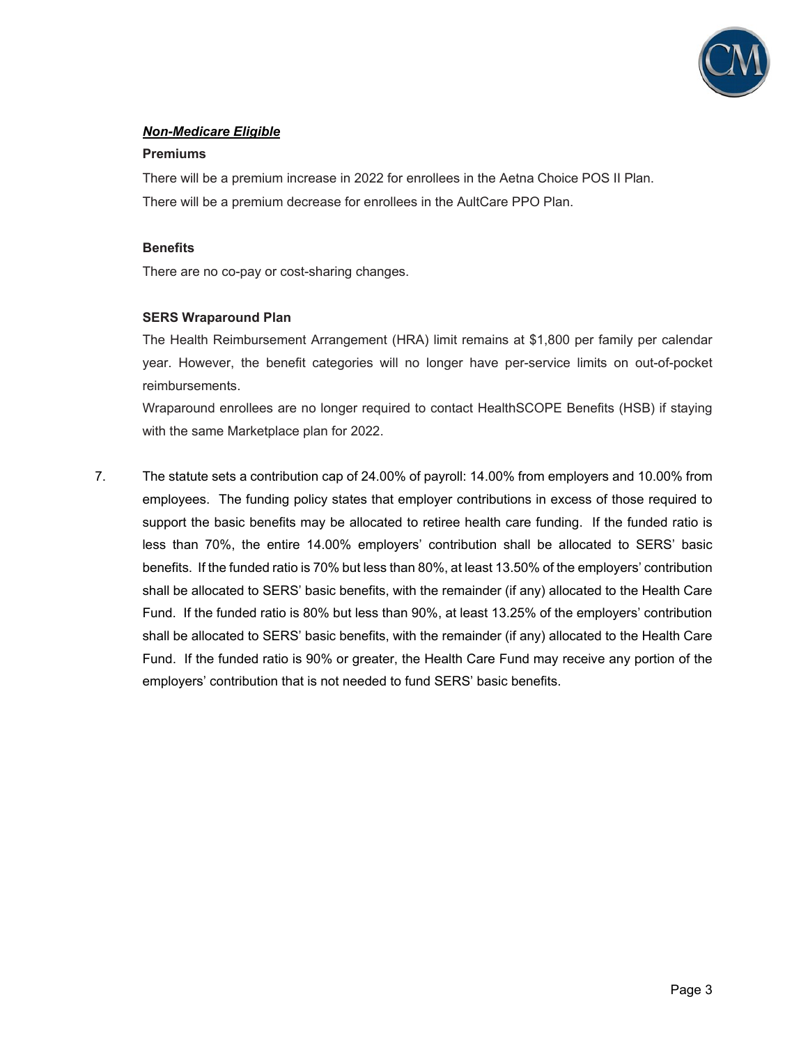***Non-Medicare Eligible***

**Premiums**

There will be a premium increase in 2022 for enrollees in the Aetna Choice POS II Plan.

There will be a premium decrease for enrollees in the AultCare PPO Plan.

**Benefits**

There are no co-pay or cost-sharing changes.

**SERS Wraparound Plan**

The Health Reimbursement Arrangement (HRA) limit remains at $1,800 per family per calendar year. However, the benefit categories will no longer have per-service limits on out-of-pocket reimbursements.

Wraparound enrollees are no longer required to contact HealthSCOPE Benefits (HSB) if staying with the same Marketplace plan for 2022.

7. The statute sets a contribution cap of 24.00% of payroll: 14.00% from employers and 10.00% from employees. The funding policy states that employer contributions in excess of those required to support the basic benefits may be allocated to retiree health care funding. If the funded ratio is less than 70%, the entire 14.00% employers' contribution shall be allocated to SERS' basic benefits. If the funded ratio is 70% but less than 80%, at least 13.50% of the employers' contribution shall be allocated to SERS' basic benefits, with the remainder (if any) allocated to the Health Care Fund. If the funded ratio is 80% but less than 90%, at least 13.25% of the employers' contribution shall be allocated to SERS' basic benefits, with the remainder (if any) allocated to the Health Care Fund. If the funded ratio is 90% or greater, the Health Care Fund may receive any portion of the employers' contribution that is not needed to fund SERS' basic benefits.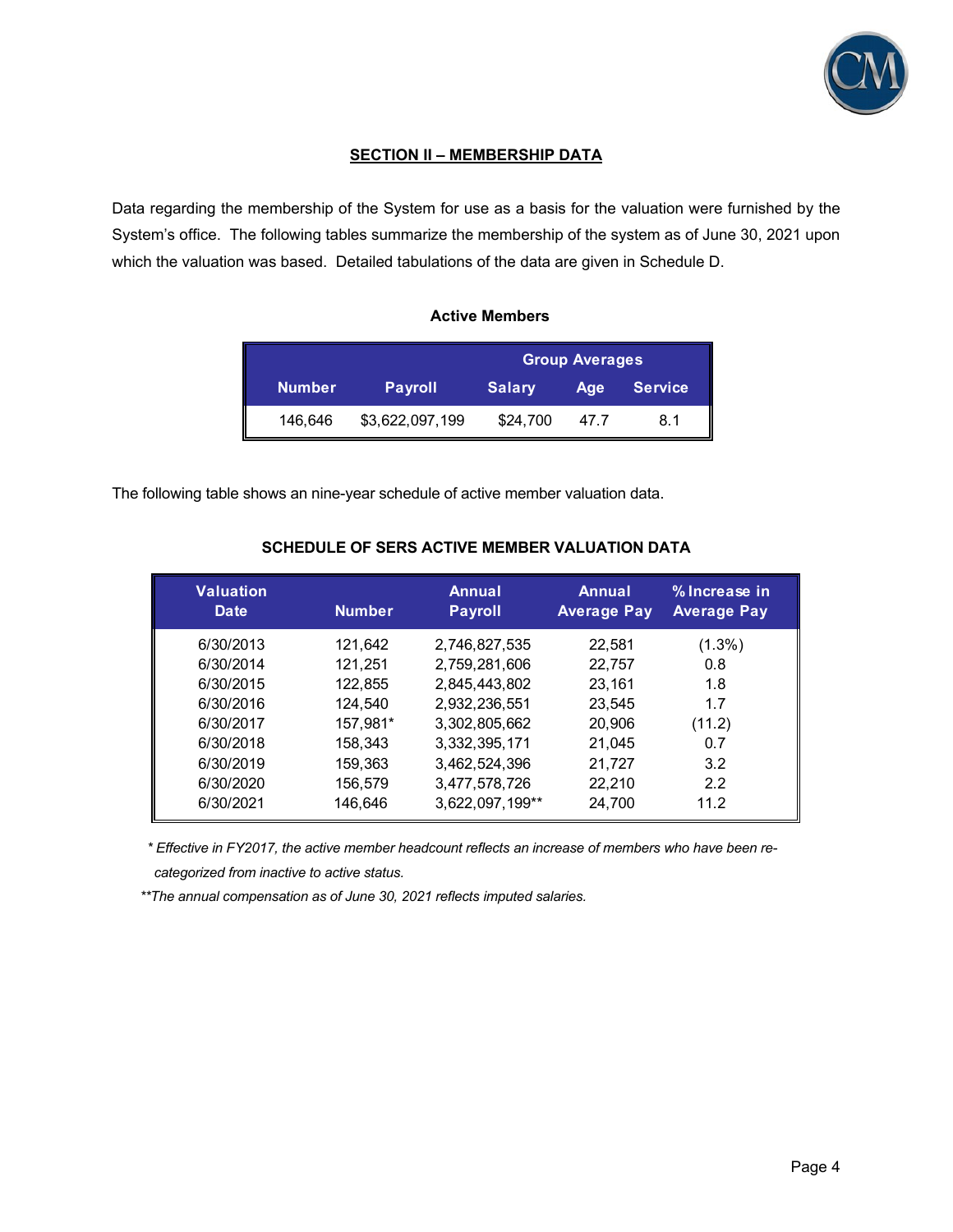## SECTION II – MEMBERSHIP DATA

Data regarding the membership of the System for use as a basis for the valuation were furnished by the System's office. The following tables summarize the membership of the system as of June 30, 2021 upon which the valuation was based. Detailed tabulations of the data are given in Schedule D.

**Active Members**

| | | Group Averages | | |
|---|---|---|---|---|
| **Number** | **Payroll** | **Salary** | **Age** | **Service** |
| 146,646 | $3,622,097,199 | $24,700 | 47.7 | 8.1 |

The following table shows an nine-year schedule of active member valuation data.

**SCHEDULE OF SERS ACTIVE MEMBER VALUATION DATA**

| Valuation Date | Number | Annual Payroll | Annual Average Pay | % Increase in Average Pay |
|---|---|---|---|---|
| 6/30/2013 | 121,642 | 2,746,827,535 | 22,581 | (1.3%) |
| 6/30/2014 | 121,251 | 2,759,281,606 | 22,757 | 0.8 |
| 6/30/2015 | 122,855 | 2,845,443,802 | 23,161 | 1.8 |
| 6/30/2016 | 124,540 | 2,932,236,551 | 23,545 | 1.7 |
| 6/30/2017 | 157,981* | 3,302,805,662 | 20,906 | (11.2) |
| 6/30/2018 | 158,343 | 3,332,395,171 | 21,045 | 0.7 |
| 6/30/2019 | 159,363 | 3,462,524,396 | 21,727 | 3.2 |
| 6/30/2020 | 156,579 | 3,477,578,726 | 22,210 | 2.2 |
| 6/30/2021 | 146,646 | 3,622,097,199** | 24,700 | 11.2 |

*\* Effective in FY2017, the active member headcount reflects an increase of members who have been re-categorized from inactive to active status.*

*\*\*The annual compensation as of June 30, 2021 reflects imputed salaries.*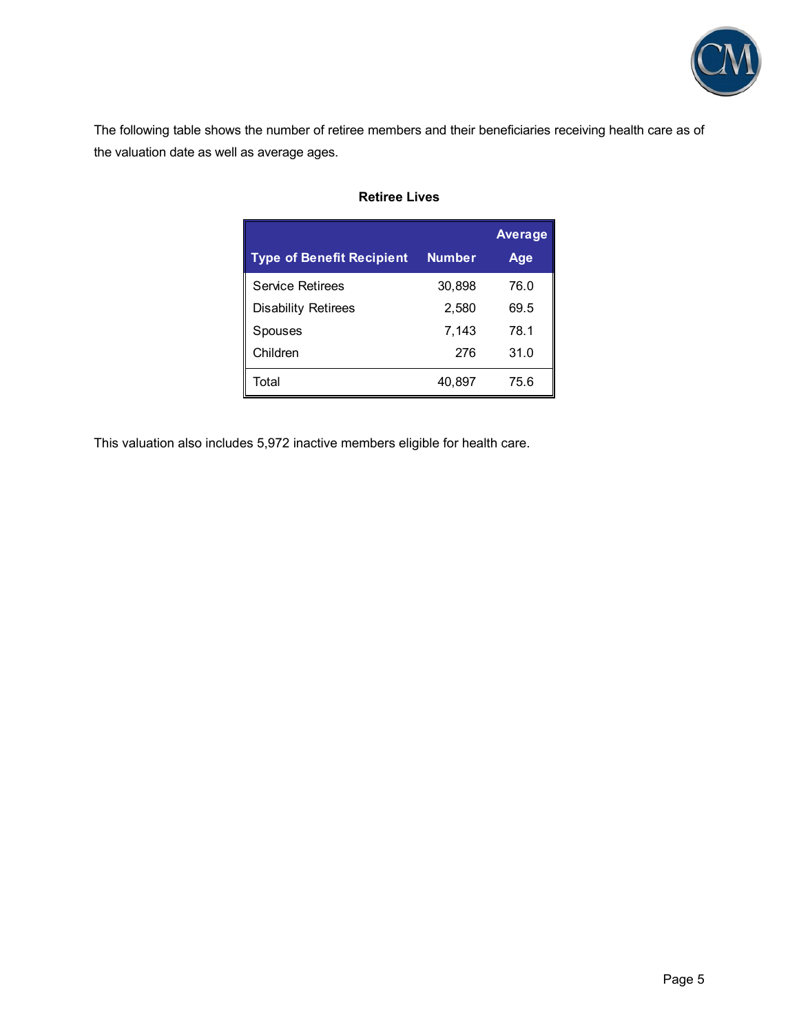The following table shows the number of retiree members and their beneficiaries receiving health care as of the valuation date as well as average ages.

**Retiree Lives**

| Type of Benefit Recipient | Number | Average Age |
|---|---|---|
| Service Retirees | 30,898 | 76.0 |
| Disability Retirees | 2,580 | 69.5 |
| Spouses | 7,143 | 78.1 |
| Children | 276 | 31.0 |
| Total | 40,897 | 75.6 |

This valuation also includes 5,972 inactive members eligible for health care.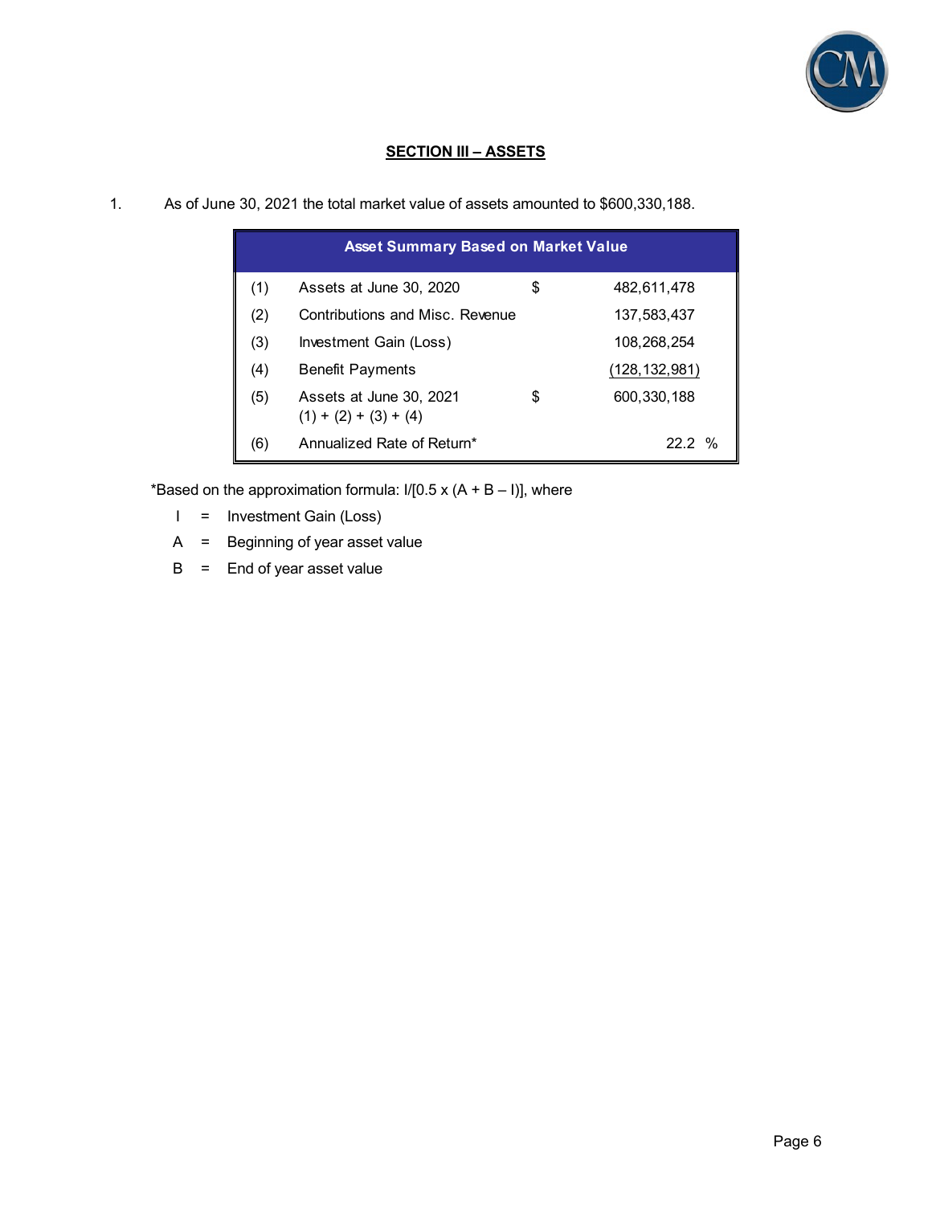## SECTION III – ASSETS

1. As of June 30, 2021 the total market value of assets amounted to $600,330,188.

| Asset Summary Based on Market Value | | | |
|---|---|---|---|
| (1) | Assets at June 30, 2020 | $ | 482,611,478 |
| (2) | Contributions and Misc. Revenue | | 137,583,437 |
| (3) | Investment Gain (Loss) | | 108,268,254 |
| (4) | Benefit Payments | | (128,132,981) |
| (5) | Assets at June 30, 2021<br>(1) + (2) + (3) + (4) | $ | 600,330,188 |
| (6) | Annualized Rate of Return* | | 22.2 % |

*Based on the approximation formula: $I/[0.5 \times (A + B - I)]$, where

- I = Investment Gain (Loss)
- A = Beginning of year asset value
- B = End of year asset value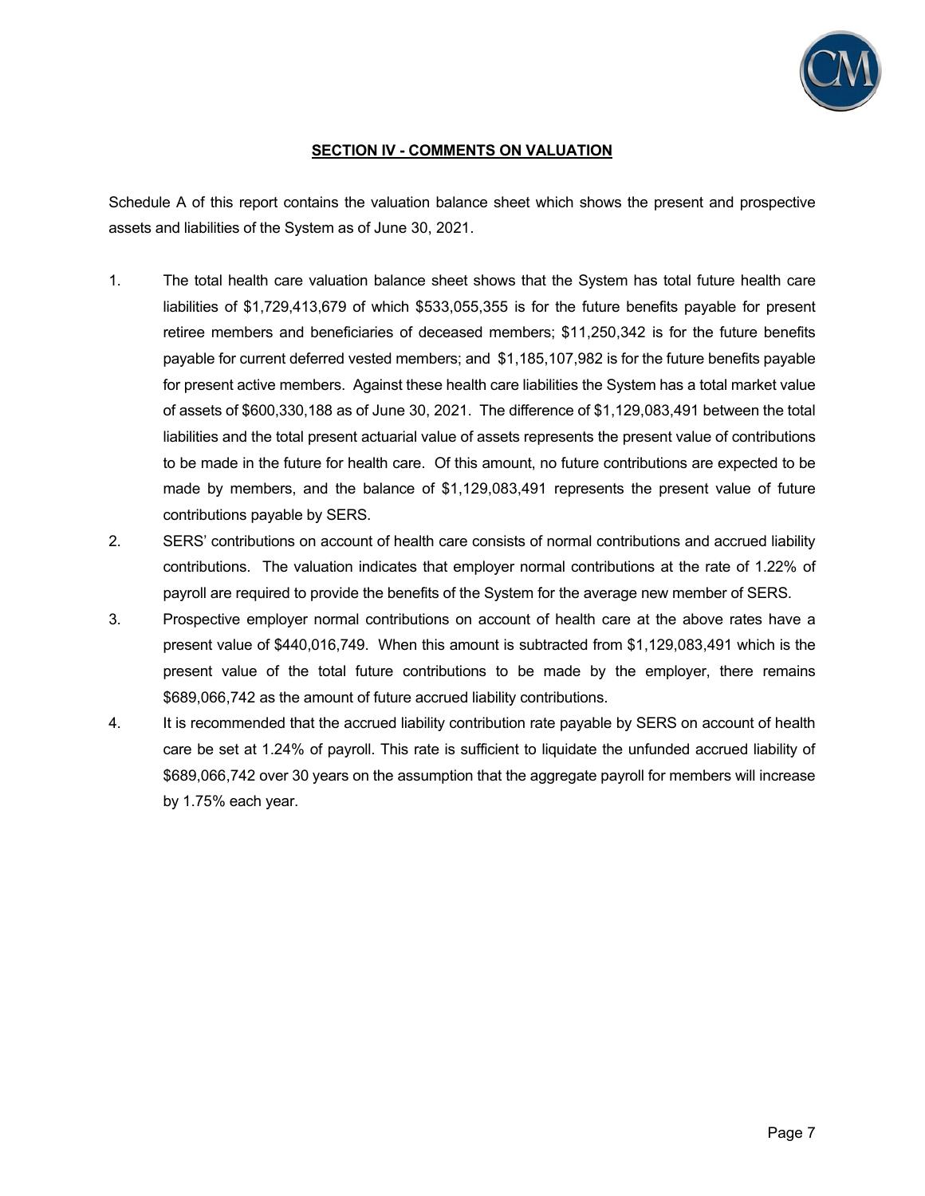## SECTION IV - COMMENTS ON VALUATION

Schedule A of this report contains the valuation balance sheet which shows the present and prospective assets and liabilities of the System as of June 30, 2021.

1. The total health care valuation balance sheet shows that the System has total future health care liabilities of $1,729,413,679 of which $533,055,355 is for the future benefits payable for present retiree members and beneficiaries of deceased members; $11,250,342 is for the future benefits payable for current deferred vested members; and $1,185,107,982 is for the future benefits payable for present active members. Against these health care liabilities the System has a total market value of assets of $600,330,188 as of June 30, 2021. The difference of $1,129,083,491 between the total liabilities and the total present actuarial value of assets represents the present value of contributions to be made in the future for health care. Of this amount, no future contributions are expected to be made by members, and the balance of $1,129,083,491 represents the present value of future contributions payable by SERS.
2. SERS' contributions on account of health care consists of normal contributions and accrued liability contributions. The valuation indicates that employer normal contributions at the rate of 1.22% of payroll are required to provide the benefits of the System for the average new member of SERS.
3. Prospective employer normal contributions on account of health care at the above rates have a present value of $440,016,749. When this amount is subtracted from $1,129,083,491 which is the present value of the total future contributions to be made by the employer, there remains $689,066,742 as the amount of future accrued liability contributions.
4. It is recommended that the accrued liability contribution rate payable by SERS on account of health care be set at 1.24% of payroll. This rate is sufficient to liquidate the unfunded accrued liability of $689,066,742 over 30 years on the assumption that the aggregate payroll for members will increase by 1.75% each year.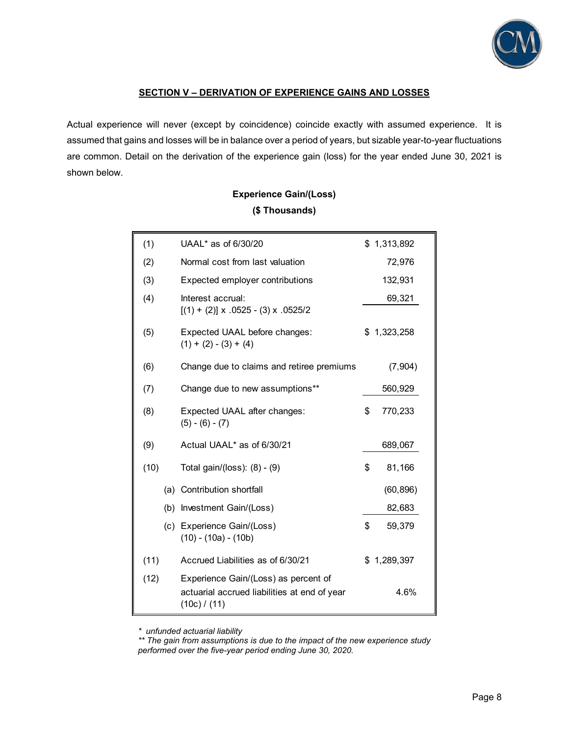## SECTION V – DERIVATION OF EXPERIENCE GAINS AND LOSSES

Actual experience will never (except by coincidence) coincide exactly with assumed experience. It is assumed that gains and losses will be in balance over a period of years, but sizable year-to-year fluctuations are common. Detail on the derivation of the experience gain (loss) for the year ended June 30, 2021 is shown below.

**Experience Gain/(Loss)**

**($ Thousands)**

| | | |
|---|---|---|
| (1) | UAAL* as of 6/30/20 | $ 1,313,892 |
| (2) | Normal cost from last valuation | 72,976 |
| (3) | Expected employer contributions | 132,931 |
| (4) | Interest accrual: [(1) + (2)] x .0525 - (3) x .0525/2 | 69,321 |
| (5) | Expected UAAL before changes: (1) + (2) - (3) + (4) | $ 1,323,258 |
| (6) | Change due to claims and retiree premiums | (7,904) |
| (7) | Change due to new assumptions** | 560,929 |
| (8) | Expected UAAL after changes: (5) - (6) - (7) | $ 770,233 |
| (9) | Actual UAAL* as of 6/30/21 | 689,067 |
| (10) | Total gain/(loss): (8) - (9) | $ 81,166 |
| (a) | Contribution shortfall | (60,896) |
| (b) | Investment Gain/(Loss) | 82,683 |
| (c) | Experience Gain/(Loss) (10) - (10a) - (10b) | $ 59,379 |
| (11) | Accrued Liabilities as of 6/30/21 | $ 1,289,397 |
| (12) | Experience Gain/(Loss) as percent of actuarial accrued liabilities at end of year (10c) / (11) | 4.6% |

*\* unfunded actuarial liability*

*\*\* The gain from assumptions is due to the impact of the new experience study performed over the five-year period ending June 30, 2020.*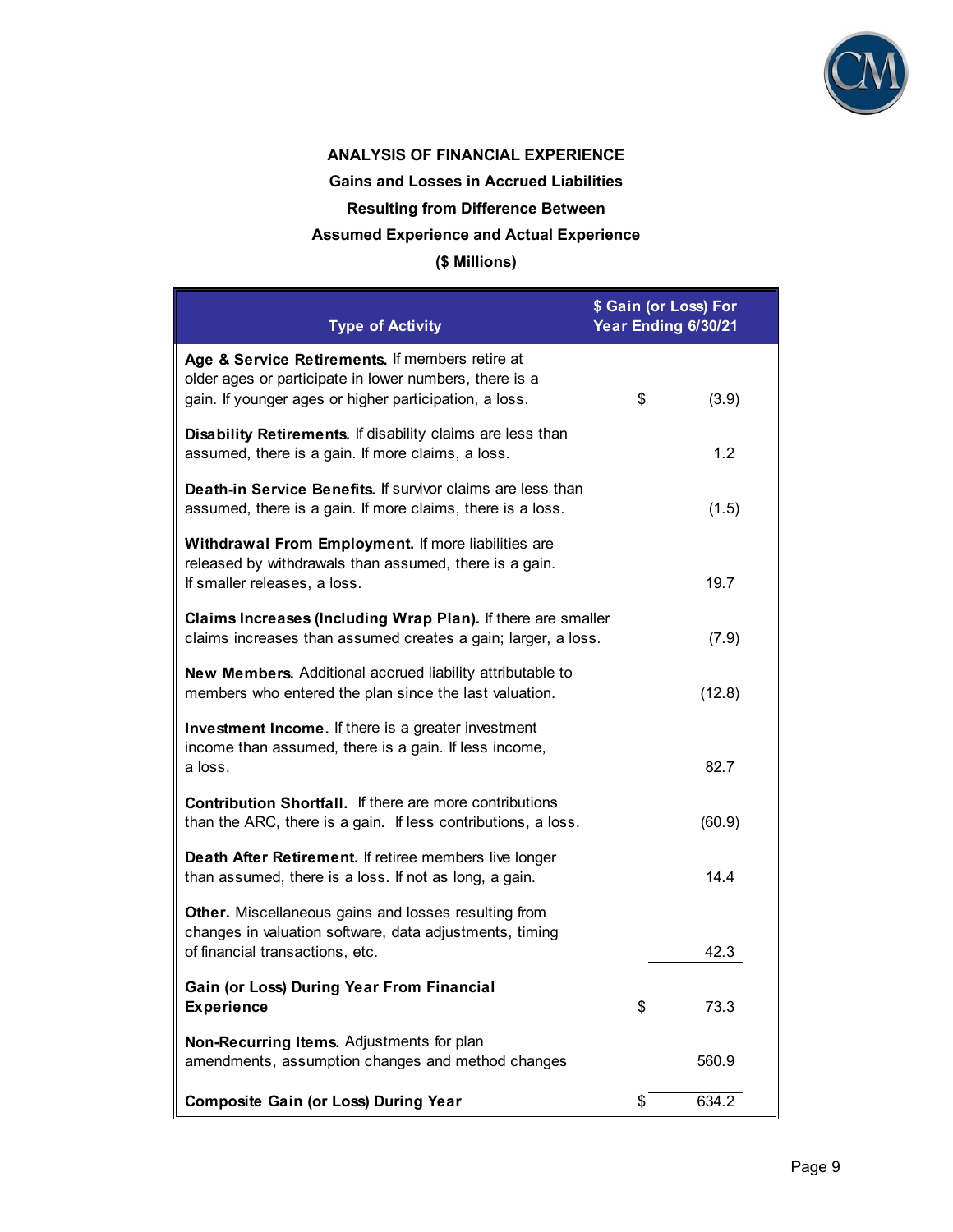**ANALYSIS OF FINANCIAL EXPERIENCE**

**Gains and Losses in Accrued Liabilities**

**Resulting from Difference Between**

**Assumed Experience and Actual Experience**

**($ Millions)**

| Type of Activity | $ Gain (or Loss) For Year Ending 6/30/21 |
|---|---|
| **Age & Service Retirements.** If members retire at older ages or participate in lower numbers, there is a gain. If younger ages or higher participation, a loss. | $ (3.9) |
| **Disability Retirements.** If disability claims are less than assumed, there is a gain. If more claims, a loss. | 1.2 |
| **Death-in Service Benefits.** If survivor claims are less than assumed, there is a gain. If more claims, there is a loss. | (1.5) |
| **Withdrawal From Employment.** If more liabilities are released by withdrawals than assumed, there is a gain. If smaller releases, a loss. | 19.7 |
| **Claims Increases (Including Wrap Plan).** If there are smaller claims increases than assumed creates a gain; larger, a loss. | (7.9) |
| **New Members.** Additional accrued liability attributable to members who entered the plan since the last valuation. | (12.8) |
| **Investment Income.** If there is a greater investment income than assumed, there is a gain. If less income, a loss. | 82.7 |
| **Contribution Shortfall.** If there are more contributions than the ARC, there is a gain. If less contributions, a loss. | (60.9) |
| **Death After Retirement.** If retiree members live longer than assumed, there is a loss. If not as long, a gain. | 14.4 |
| **Other.** Miscellaneous gains and losses resulting from changes in valuation software, data adjustments, timing of financial transactions, etc. | 42.3 |
| **Gain (or Loss) During Year From Financial Experience** | $ 73.3 |
| **Non-Recurring Items.** Adjustments for plan amendments, assumption changes and method changes | 560.9 |
| **Composite Gain (or Loss) During Year** | $ 634.2 |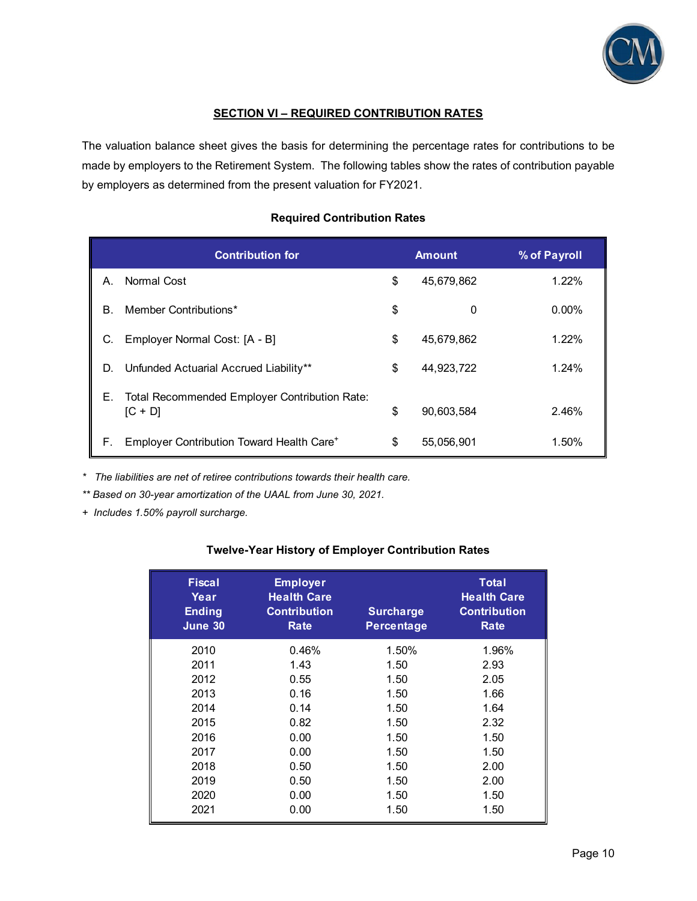## SECTION VI – REQUIRED CONTRIBUTION RATES

The valuation balance sheet gives the basis for determining the percentage rates for contributions to be made by employers to the Retirement System. The following tables show the rates of contribution payable by employers as determined from the present valuation for FY2021.

**Required Contribution Rates**

| | Contribution for | Amount | % of Payroll |
|---|---|---|---|
| A. | Normal Cost | $ 45,679,862 | 1.22% |
| B. | Member Contributions* | $ 0 | 0.00% |
| C. | Employer Normal Cost: [A - B] | $ 45,679,862 | 1.22% |
| D. | Unfunded Actuarial Accrued Liability** | $ 44,923,722 | 1.24% |
| E. | Total Recommended Employer Contribution Rate: [C + D] | $ 90,603,584 | 2.46% |
| F. | Employer Contribution Toward Health Care+ | $ 55,056,901 | 1.50% |

*\* The liabilities are net of retiree contributions towards their health care.*

*\*\* Based on 30-year amortization of the UAAL from June 30, 2021.*

*+ Includes 1.50% payroll surcharge.*

**Twelve-Year History of Employer Contribution Rates**

| Fiscal Year Ending June 30 | Employer Health Care Contribution Rate | Surcharge Percentage | Total Health Care Contribution Rate |
|---|---|---|---|
| 2010 | 0.46% | 1.50% | 1.96% |
| 2011 | 1.43 | 1.50 | 2.93 |
| 2012 | 0.55 | 1.50 | 2.05 |
| 2013 | 0.16 | 1.50 | 1.66 |
| 2014 | 0.14 | 1.50 | 1.64 |
| 2015 | 0.82 | 1.50 | 2.32 |
| 2016 | 0.00 | 1.50 | 1.50 |
| 2017 | 0.00 | 1.50 | 1.50 |
| 2018 | 0.50 | 1.50 | 2.00 |
| 2019 | 0.50 | 1.50 | 2.00 |
| 2020 | 0.00 | 1.50 | 1.50 |
| 2021 | 0.00 | 1.50 | 1.50 |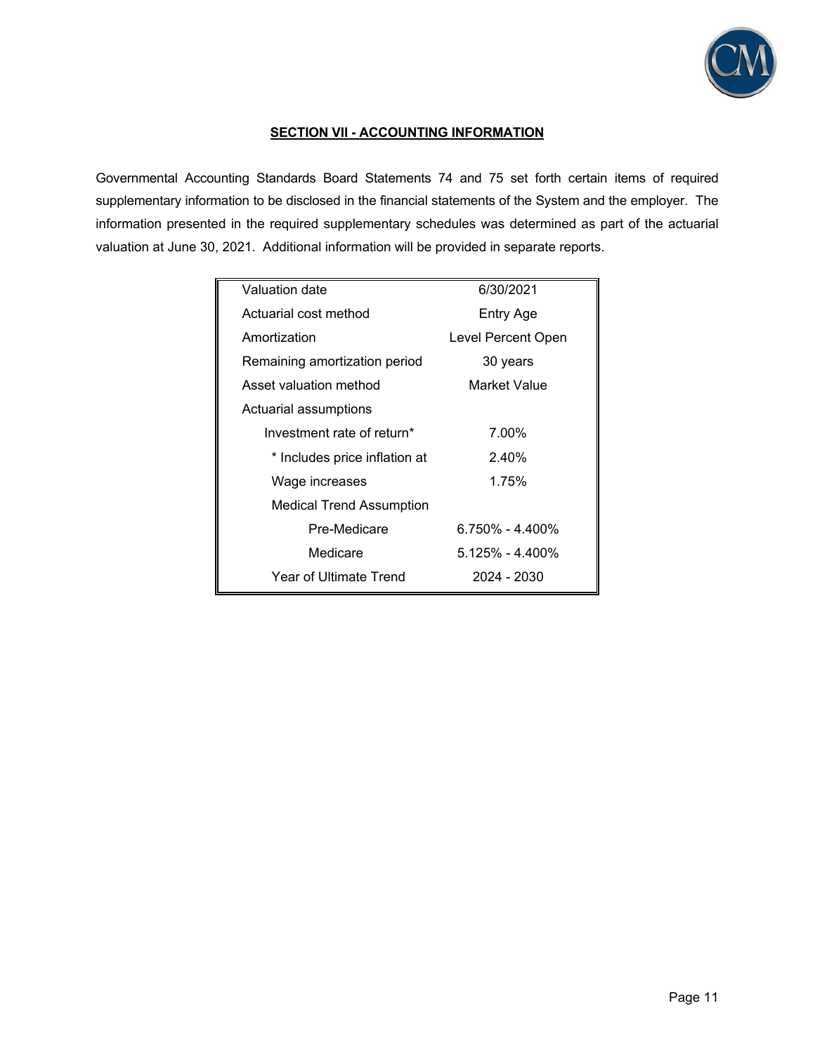## SECTION VII - ACCOUNTING INFORMATION

Governmental Accounting Standards Board Statements 74 and 75 set forth certain items of required supplementary information to be disclosed in the financial statements of the System and the employer. The information presented in the required supplementary schedules was determined as part of the actuarial valuation at June 30, 2021. Additional information will be provided in separate reports.

| | |
|---|---|
| Valuation date | 6/30/2021 |
| Actuarial cost method | Entry Age |
| Amortization | Level Percent Open |
| Remaining amortization period | 30 years |
| Asset valuation method | Market Value |
| Actuarial assumptions | |
| Investment rate of return* | 7.00% |
| * Includes price inflation at | 2.40% |
| Wage increases | 1.75% |
| Medical Trend Assumption | |
| Pre-Medicare | 6.750% - 4.400% |
| Medicare | 5.125% - 4.400% |
| Year of Ultimate Trend | 2024 - 2030 |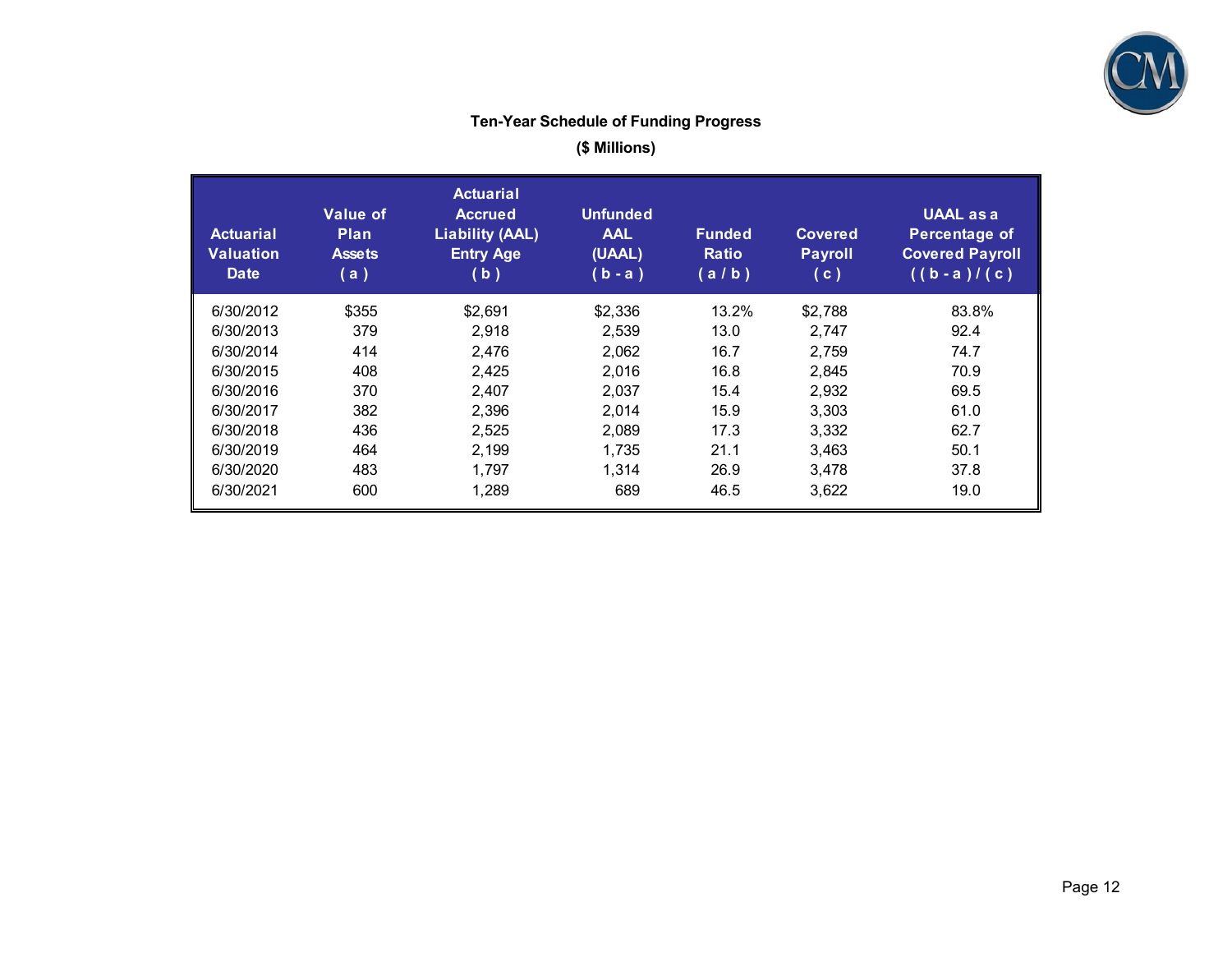**Ten-Year Schedule of Funding Progress**

**($ Millions)**

| Actuarial Valuation Date | Value of Plan Assets ( a ) | Actuarial Accrued Liability (AAL) Entry Age ( b ) | Unfunded AAL (UAAL) ( b - a ) | Funded Ratio ( a / b ) | Covered Payroll ( c ) | UAAL as a Percentage of Covered Payroll ( ( b - a ) / ( c ) |
|---|---|---|---|---|---|---|
| 6/30/2012 | $355 | $2,691 | $2,336 | 13.2% | $2,788 | 83.8% |
| 6/30/2013 | 379 | 2,918 | 2,539 | 13.0 | 2,747 | 92.4 |
| 6/30/2014 | 414 | 2,476 | 2,062 | 16.7 | 2,759 | 74.7 |
| 6/30/2015 | 408 | 2,425 | 2,016 | 16.8 | 2,845 | 70.9 |
| 6/30/2016 | 370 | 2,407 | 2,037 | 15.4 | 2,932 | 69.5 |
| 6/30/2017 | 382 | 2,396 | 2,014 | 15.9 | 3,303 | 61.0 |
| 6/30/2018 | 436 | 2,525 | 2,089 | 17.3 | 3,332 | 62.7 |
| 6/30/2019 | 464 | 2,199 | 1,735 | 21.1 | 3,463 | 50.1 |
| 6/30/2020 | 483 | 1,797 | 1,314 | 26.9 | 3,478 | 37.8 |
| 6/30/2021 | 600 | 1,289 | 689 | 46.5 | 3,622 | 19.0 |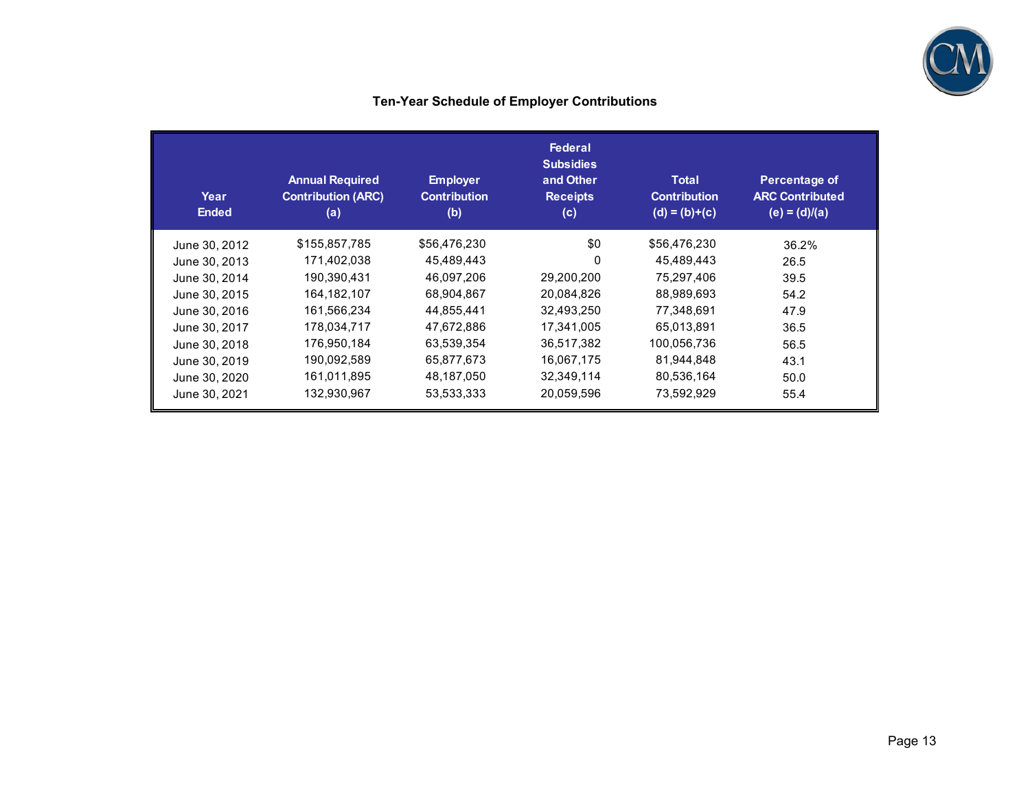**Ten-Year Schedule of Employer Contributions**

| Year Ended | Annual Required Contribution (ARC) (a) | Employer Contribution (b) | Federal Subsidies and Other Receipts (c) | Total Contribution (d) = (b)+(c) | Percentage of ARC Contributed (e) = (d)/(a) |
|---|---|---|---|---|---|
| June 30, 2012 | $155,857,785 | $56,476,230 | $0 | $56,476,230 | 36.2% |
| June 30, 2013 | 171,402,038 | 45,489,443 | 0 | 45,489,443 | 26.5 |
| June 30, 2014 | 190,390,431 | 46,097,206 | 29,200,200 | 75,297,406 | 39.5 |
| June 30, 2015 | 164,182,107 | 68,904,867 | 20,084,826 | 88,989,693 | 54.2 |
| June 30, 2016 | 161,566,234 | 44,855,441 | 32,493,250 | 77,348,691 | 47.9 |
| June 30, 2017 | 178,034,717 | 47,672,886 | 17,341,005 | 65,013,891 | 36.5 |
| June 30, 2018 | 176,950,184 | 63,539,354 | 36,517,382 | 100,056,736 | 56.5 |
| June 30, 2019 | 190,092,589 | 65,877,673 | 16,067,175 | 81,944,848 | 43.1 |
| June 30, 2020 | 161,011,895 | 48,187,050 | 32,349,114 | 80,536,164 | 50.0 |
| June 30, 2021 | 132,930,967 | 53,533,333 | 20,059,596 | 73,592,929 | 55.4 |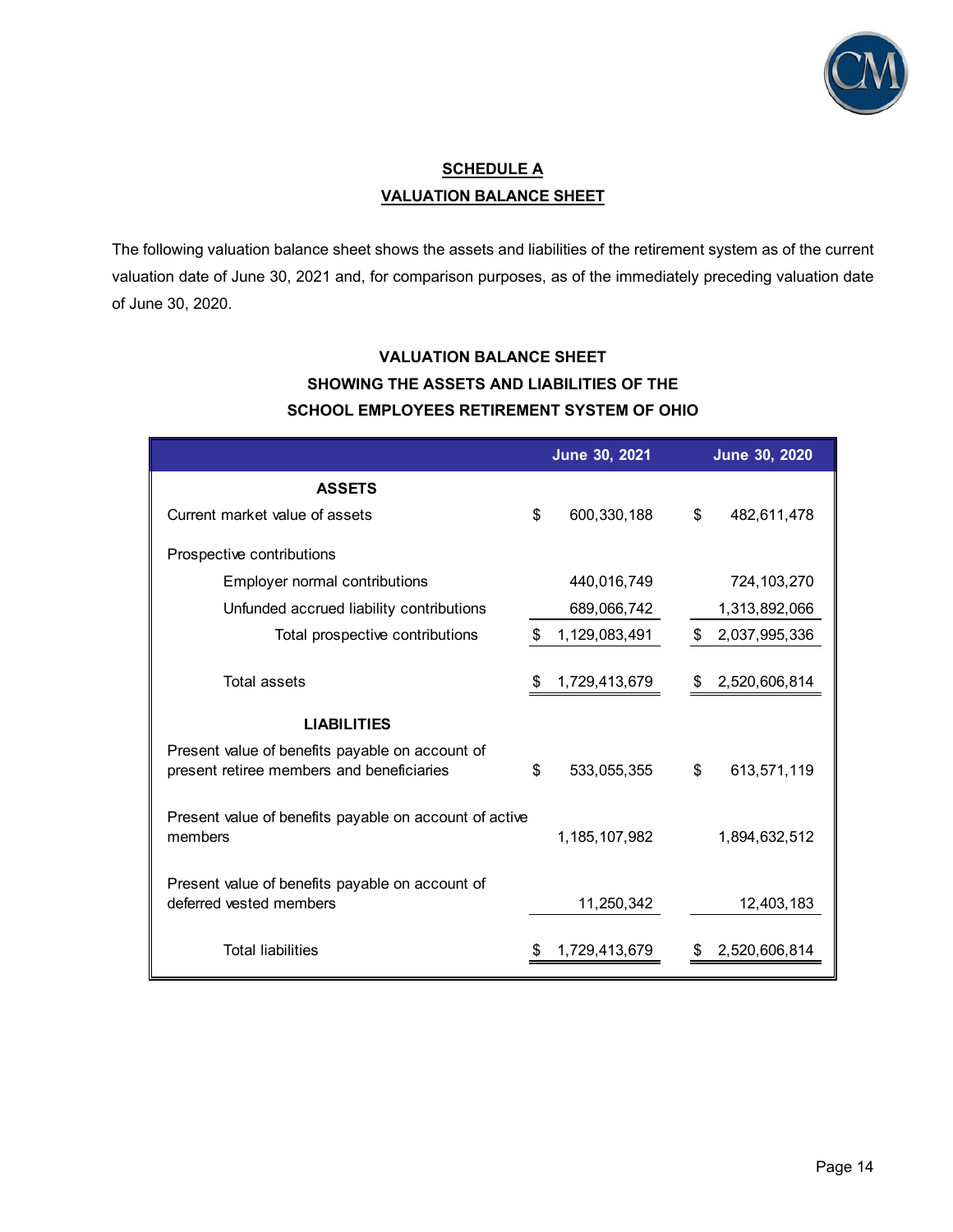## SCHEDULE A

## VALUATION BALANCE SHEET

The following valuation balance sheet shows the assets and liabilities of the retirement system as of the current valuation date of June 30, 2021 and, for comparison purposes, as of the immediately preceding valuation date of June 30, 2020.

### VALUATION BALANCE SHEET
### SHOWING THE ASSETS AND LIABILITIES OF THE
### SCHOOL EMPLOYEES RETIREMENT SYSTEM OF OHIO

| | June 30, 2021 | June 30, 2020 |
|---|---|---|
| **ASSETS** | | |
| Current market value of assets | $ 600,330,188 | $ 482,611,478 |
| Prospective contributions | | |
| Employer normal contributions | 440,016,749 | 724,103,270 |
| Unfunded accrued liability contributions | 689,066,742 | 1,313,892,066 |
| Total prospective contributions | $ 1,129,083,491 | $ 2,037,995,336 |
| Total assets | $ 1,729,413,679 | $ 2,520,606,814 |
| **LIABILITIES** | | |
| Present value of benefits payable on account of present retiree members and beneficiaries | $ 533,055,355 | $ 613,571,119 |
| Present value of benefits payable on account of active members | 1,185,107,982 | 1,894,632,512 |
| Present value of benefits payable on account of deferred vested members | 11,250,342 | 12,403,183 |
| Total liabilities | $ 1,729,413,679 | $ 2,520,606,814 |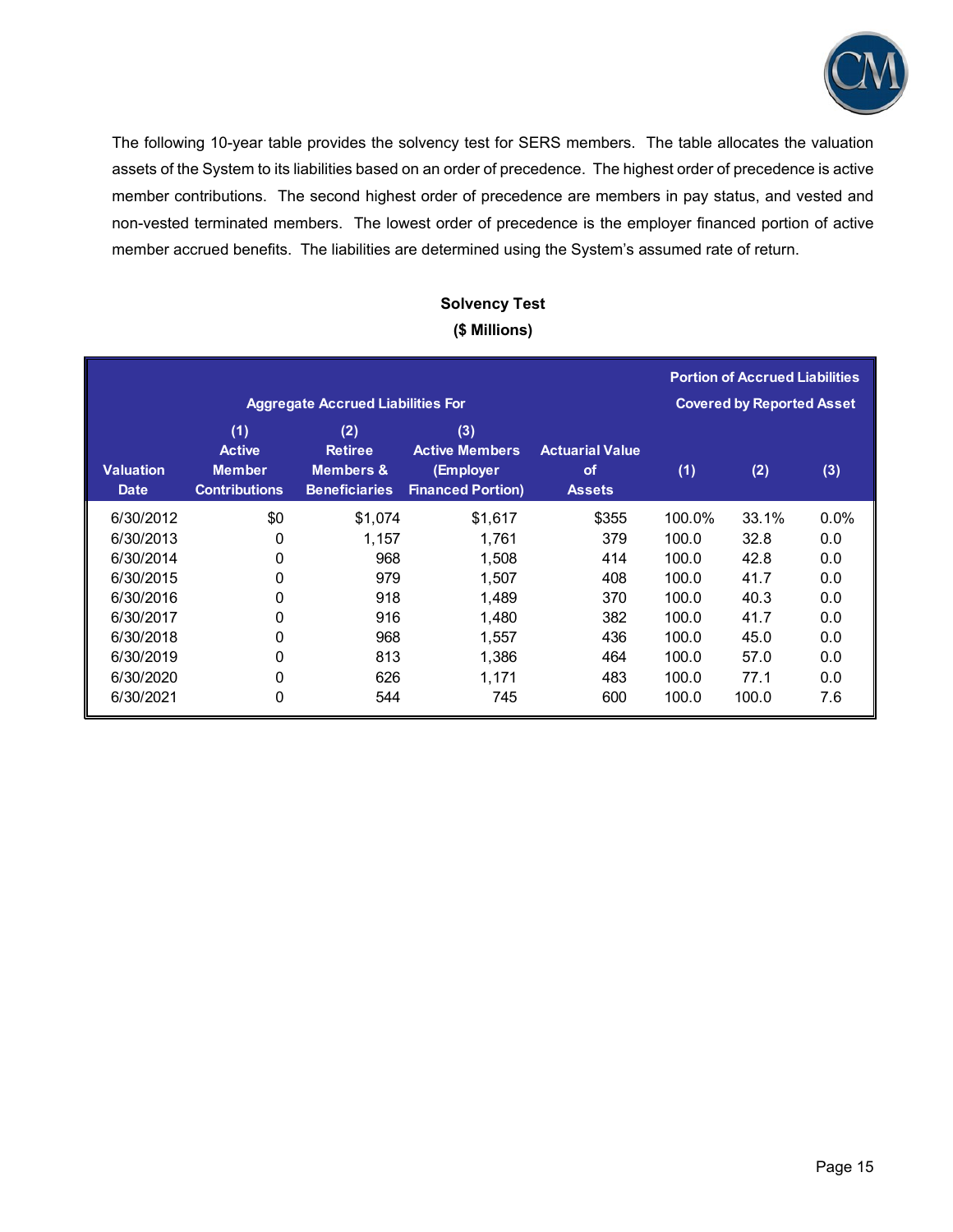The following 10-year table provides the solvency test for SERS members. The table allocates the valuation assets of the System to its liabilities based on an order of precedence. The highest order of precedence is active member contributions. The second highest order of precedence are members in pay status, and vested and non-vested terminated members. The lowest order of precedence is the employer financed portion of active member accrued benefits. The liabilities are determined using the System's assumed rate of return.

**Solvency Test**
**($ Millions)**

| | Aggregate Accrued Liabilities For | | | | Portion of Accrued Liabilities Covered by Reported Asset | | |
|---|---|---|---|---|---|---|---|
| Valuation Date | (1) Active Member Contributions | (2) Retiree Members & Beneficiaries | (3) Active Members (Employer Financed Portion) | Actuarial Value of Assets | (1) | (2) | (3) |
| 6/30/2012 | $0 | $1,074 | $1,617 | $355 | 100.0% | 33.1% | 0.0% |
| 6/30/2013 | 0 | 1,157 | 1,761 | 379 | 100.0 | 32.8 | 0.0 |
| 6/30/2014 | 0 | 968 | 1,508 | 414 | 100.0 | 42.8 | 0.0 |
| 6/30/2015 | 0 | 979 | 1,507 | 408 | 100.0 | 41.7 | 0.0 |
| 6/30/2016 | 0 | 918 | 1,489 | 370 | 100.0 | 40.3 | 0.0 |
| 6/30/2017 | 0 | 916 | 1,480 | 382 | 100.0 | 41.7 | 0.0 |
| 6/30/2018 | 0 | 968 | 1,557 | 436 | 100.0 | 45.0 | 0.0 |
| 6/30/2019 | 0 | 813 | 1,386 | 464 | 100.0 | 57.0 | 0.0 |
| 6/30/2020 | 0 | 626 | 1,171 | 483 | 100.0 | 77.1 | 0.0 |
| 6/30/2021 | 0 | 544 | 745 | 600 | 100.0 | 100.0 | 7.6 |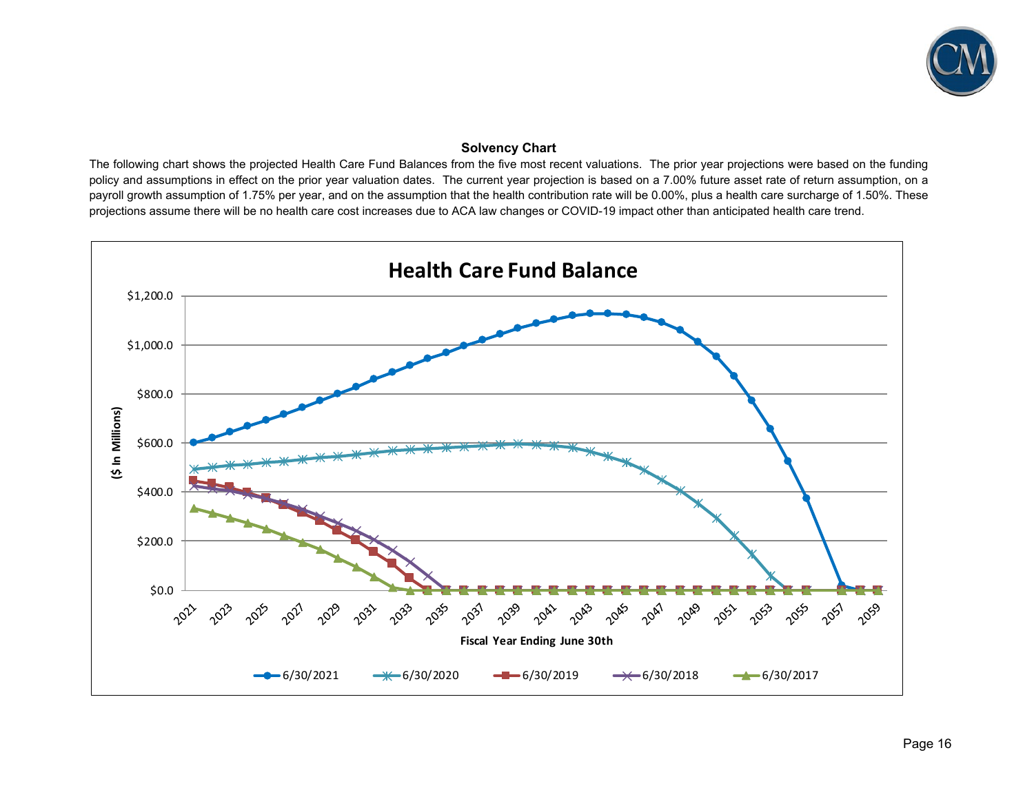### Solvency Chart

The following chart shows the projected Health Care Fund Balances from the five most recent valuations. The prior year projections were based on the funding policy and assumptions in effect on the prior year valuation dates. The current year projection is based on a 7.00% future asset rate of return assumption, on a payroll growth assumption of 1.75% per year, and on the assumption that the health contribution rate will be 0.00%, plus a health care surcharge of 1.50%. These projections assume there will be no health care cost increases due to ACA law changes or COVID-19 impact other than anticipated health care trend.

**Health Care Fund Balance**

($ In Millions)

Fiscal Year Ending June 30th

Legend: 6/30/2021, 6/30/2020, 6/30/2019, 6/30/2018, 6/30/2017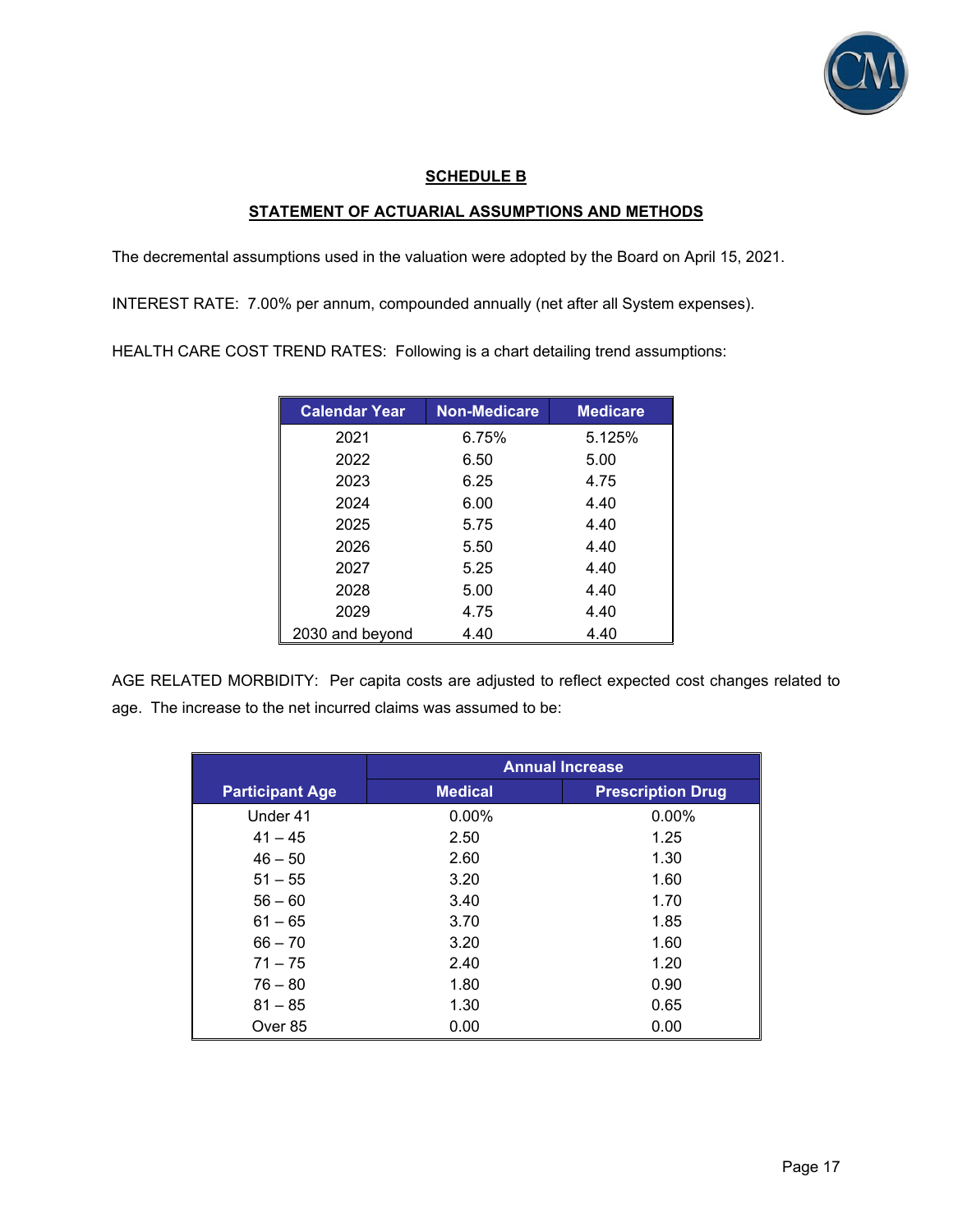## SCHEDULE B

## STATEMENT OF ACTUARIAL ASSUMPTIONS AND METHODS

The decremental assumptions used in the valuation were adopted by the Board on April 15, 2021.

INTEREST RATE: 7.00% per annum, compounded annually (net after all System expenses).

HEALTH CARE COST TREND RATES: Following is a chart detailing trend assumptions:

| Calendar Year | Non-Medicare | Medicare |
|---|---|---|
| 2021 | 6.75% | 5.125% |
| 2022 | 6.50 | 5.00 |
| 2023 | 6.25 | 4.75 |
| 2024 | 6.00 | 4.40 |
| 2025 | 5.75 | 4.40 |
| 2026 | 5.50 | 4.40 |
| 2027 | 5.25 | 4.40 |
| 2028 | 5.00 | 4.40 |
| 2029 | 4.75 | 4.40 |
| 2030 and beyond | 4.40 | 4.40 |

AGE RELATED MORBIDITY: Per capita costs are adjusted to reflect expected cost changes related to age. The increase to the net incurred claims was assumed to be:

| | Annual Increase | |
|---|---|---|
| Participant Age | Medical | Prescription Drug |
| Under 41 | 0.00% | 0.00% |
| 41 – 45 | 2.50 | 1.25 |
| 46 – 50 | 2.60 | 1.30 |
| 51 – 55 | 3.20 | 1.60 |
| 56 – 60 | 3.40 | 1.70 |
| 61 – 65 | 3.70 | 1.85 |
| 66 – 70 | 3.20 | 1.60 |
| 71 – 75 | 2.40 | 1.20 |
| 76 – 80 | 1.80 | 0.90 |
| 81 – 85 | 1.30 | 0.65 |
| Over 85 | 0.00 | 0.00 |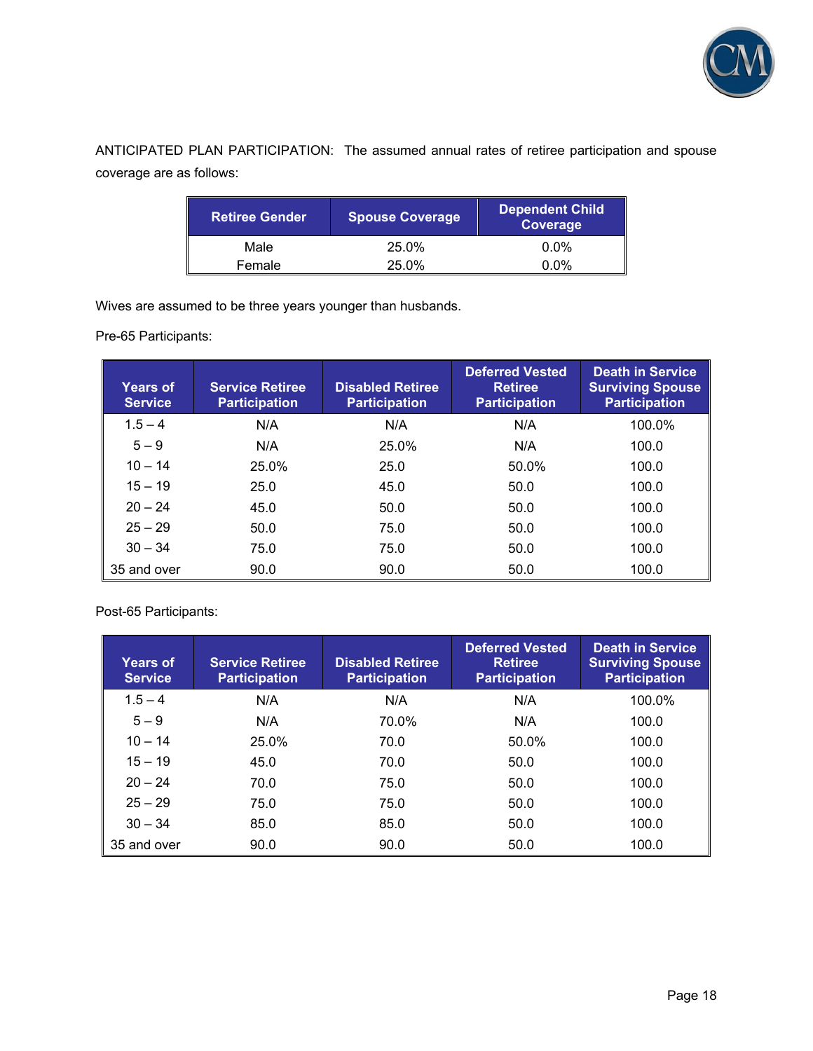ANTICIPATED PLAN PARTICIPATION: The assumed annual rates of retiree participation and spouse coverage are as follows:

| Retiree Gender | Spouse Coverage | Dependent Child Coverage |
|---|---|---|
| Male | 25.0% | 0.0% |
| Female | 25.0% | 0.0% |

Wives are assumed to be three years younger than husbands.

Pre-65 Participants:

| Years of Service | Service Retiree Participation | Disabled Retiree Participation | Deferred Vested Retiree Participation | Death in Service Surviving Spouse Participation |
|---|---|---|---|---|
| 1.5 – 4 | N/A | N/A | N/A | 100.0% |
| 5 – 9 | N/A | 25.0% | N/A | 100.0 |
| 10 – 14 | 25.0% | 25.0 | 50.0% | 100.0 |
| 15 – 19 | 25.0 | 45.0 | 50.0 | 100.0 |
| 20 – 24 | 45.0 | 50.0 | 50.0 | 100.0 |
| 25 – 29 | 50.0 | 75.0 | 50.0 | 100.0 |
| 30 – 34 | 75.0 | 75.0 | 50.0 | 100.0 |
| 35 and over | 90.0 | 90.0 | 50.0 | 100.0 |

Post-65 Participants:

| Years of Service | Service Retiree Participation | Disabled Retiree Participation | Deferred Vested Retiree Participation | Death in Service Surviving Spouse Participation |
|---|---|---|---|---|
| 1.5 – 4 | N/A | N/A | N/A | 100.0% |
| 5 – 9 | N/A | 70.0% | N/A | 100.0 |
| 10 – 14 | 25.0% | 70.0 | 50.0% | 100.0 |
| 15 – 19 | 45.0 | 70.0 | 50.0 | 100.0 |
| 20 – 24 | 70.0 | 75.0 | 50.0 | 100.0 |
| 25 – 29 | 75.0 | 75.0 | 50.0 | 100.0 |
| 30 – 34 | 85.0 | 85.0 | 50.0 | 100.0 |
| 35 and over | 90.0 | 90.0 | 50.0 | 100.0 |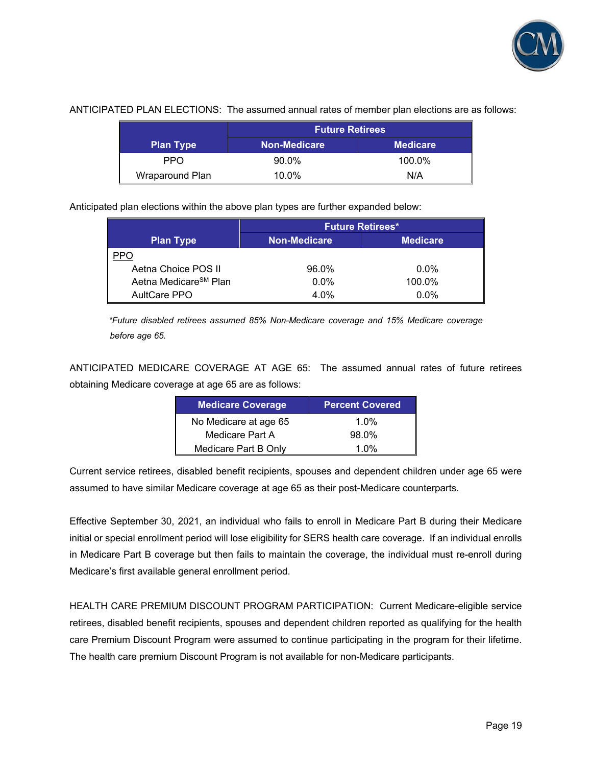ANTICIPATED PLAN ELECTIONS: The assumed annual rates of member plan elections are as follows:

| Plan Type | Future Retirees | |
|---|---|---|
| | Non-Medicare | Medicare |
| PPO | 90.0% | 100.0% |
| Wraparound Plan | 10.0% | N/A |

Anticipated plan elections within the above plan types are further expanded below:

| Plan Type | Future Retirees* | |
|---|---|---|
| | Non-Medicare | Medicare |
| PPO | | |
| Aetna Choice POS II | 96.0% | 0.0% |
| Aetna Medicare[SM] Plan | 0.0% | 100.0% |
| AultCare PPO | 4.0% | 0.0% |

*\*Future disabled retirees assumed 85% Non-Medicare coverage and 15% Medicare coverage before age 65.*

ANTICIPATED MEDICARE COVERAGE AT AGE 65: The assumed annual rates of future retirees obtaining Medicare coverage at age 65 are as follows:

| Medicare Coverage | Percent Covered |
|---|---|
| No Medicare at age 65 | 1.0% |
| Medicare Part A | 98.0% |
| Medicare Part B Only | 1.0% |

Current service retirees, disabled benefit recipients, spouses and dependent children under age 65 were assumed to have similar Medicare coverage at age 65 as their post-Medicare counterparts.

Effective September 30, 2021, an individual who fails to enroll in Medicare Part B during their Medicare initial or special enrollment period will lose eligibility for SERS health care coverage. If an individual enrolls in Medicare Part B coverage but then fails to maintain the coverage, the individual must re-enroll during Medicare's first available general enrollment period.

HEALTH CARE PREMIUM DISCOUNT PROGRAM PARTICIPATION: Current Medicare-eligible service retirees, disabled benefit recipients, spouses and dependent children reported as qualifying for the health care Premium Discount Program were assumed to continue participating in the program for their lifetime. The health care premium Discount Program is not available for non-Medicare participants.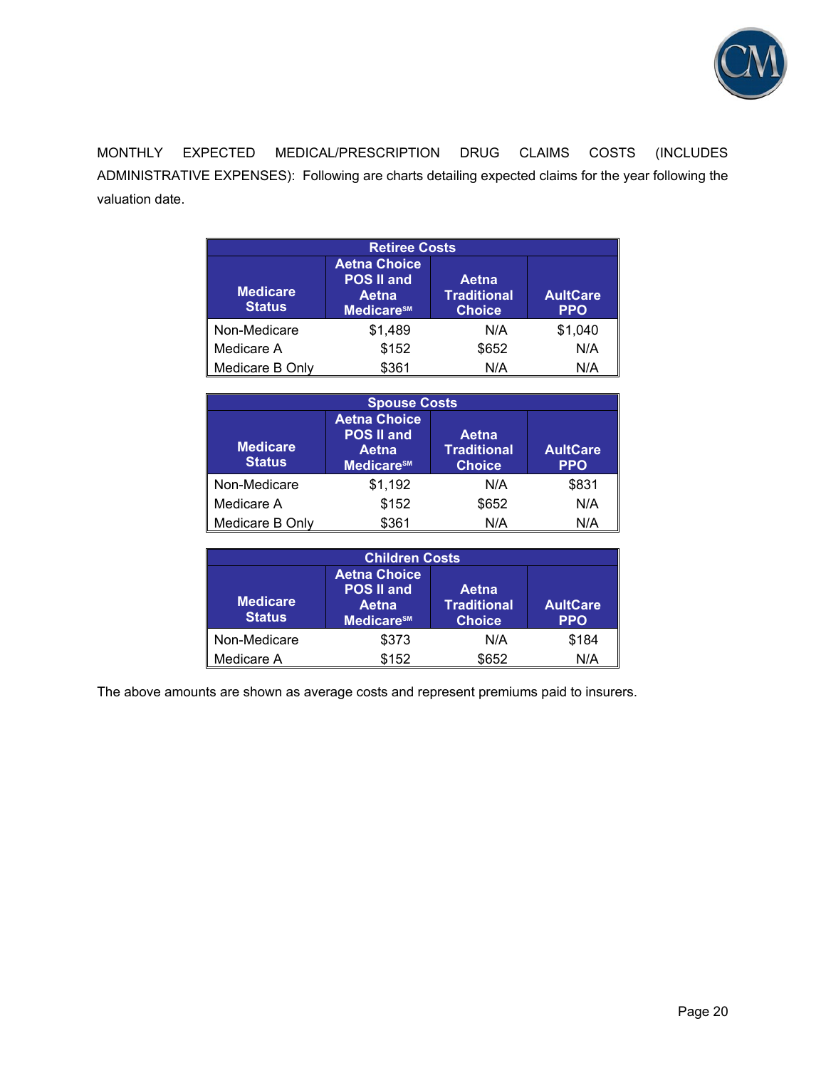MONTHLY EXPECTED MEDICAL/PRESCRIPTION DRUG CLAIMS COSTS (INCLUDES ADMINISTRATIVE EXPENSES): Following are charts detailing expected claims for the year following the valuation date.

| Retiree Costs | | | |
|---|---|---|---|
| Medicare Status | Aetna Choice POS II and Aetna Medicare℠ | Aetna Traditional Choice | AultCare PPO |
| Non-Medicare | $1,489 | N/A | $1,040 |
| Medicare A | $152 | $652 | N/A |
| Medicare B Only | $361 | N/A | N/A |

| Spouse Costs | | | |
|---|---|---|---|
| Medicare Status | Aetna Choice POS II and Aetna Medicare℠ | Aetna Traditional Choice | AultCare PPO |
| Non-Medicare | $1,192 | N/A | $831 |
| Medicare A | $152 | $652 | N/A |
| Medicare B Only | $361 | N/A | N/A |

| Children Costs | | | |
|---|---|---|---|
| Medicare Status | Aetna Choice POS II and Aetna Medicare℠ | Aetna Traditional Choice | AultCare PPO |
| Non-Medicare | $373 | N/A | $184 |
| Medicare A | $152 | $652 | N/A |

The above amounts are shown as average costs and represent premiums paid to insurers.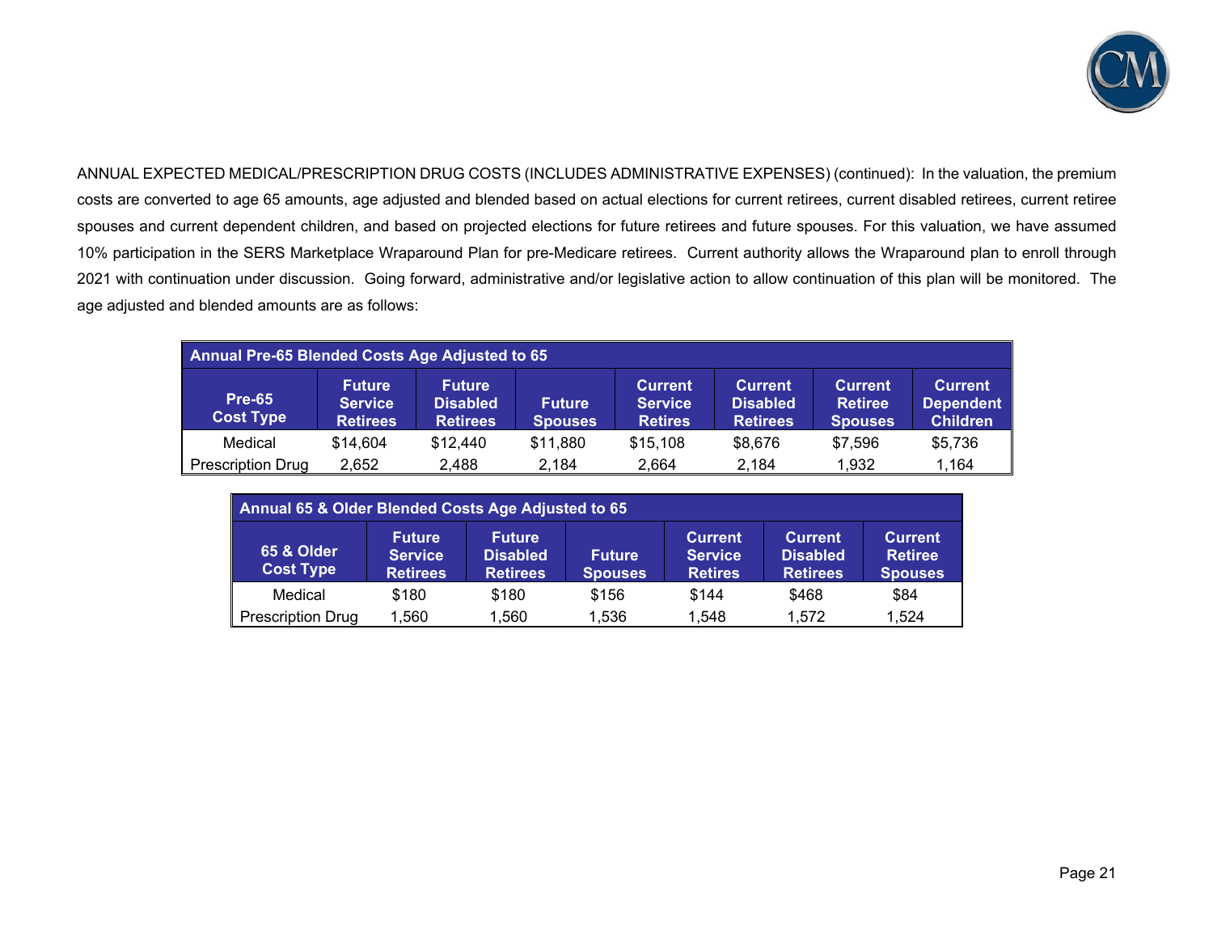ANNUAL EXPECTED MEDICAL/PRESCRIPTION DRUG COSTS (INCLUDES ADMINISTRATIVE EXPENSES) (continued): In the valuation, the premium costs are converted to age 65 amounts, age adjusted and blended based on actual elections for current retirees, current disabled retirees, current retiree spouses and current dependent children, and based on projected elections for future retirees and future spouses. For this valuation, we have assumed 10% participation in the SERS Marketplace Wraparound Plan for pre-Medicare retirees. Current authority allows the Wraparound plan to enroll through 2021 with continuation under discussion. Going forward, administrative and/or legislative action to allow continuation of this plan will be monitored. The age adjusted and blended amounts are as follows:

| Annual Pre-65 Blended Costs Age Adjusted to 65 | | | | | | | |
|---|---|---|---|---|---|---|---|
| Pre-65 Cost Type | Future Service Retirees | Future Disabled Retirees | Future Spouses | Current Service Retires | Current Disabled Retirees | Current Retiree Spouses | Current Dependent Children |
| Medical | $14,604 | $12,440 | $11,880 | $15,108 | $8,676 | $7,596 | $5,736 |
| Prescription Drug | 2,652 | 2,488 | 2,184 | 2,664 | 2,184 | 1,932 | 1,164 |

| Annual 65 & Older Blended Costs Age Adjusted to 65 | | | | | | |
|---|---|---|---|---|---|---|
| 65 & Older Cost Type | Future Service Retirees | Future Disabled Retirees | Future Spouses | Current Service Retires | Current Disabled Retirees | Current Retiree Spouses |
| Medical | $180 | $180 | $156 | $144 | $468 | $84 |
| Prescription Drug | 1,560 | 1,560 | 1,536 | 1,548 | 1,572 | 1,524 |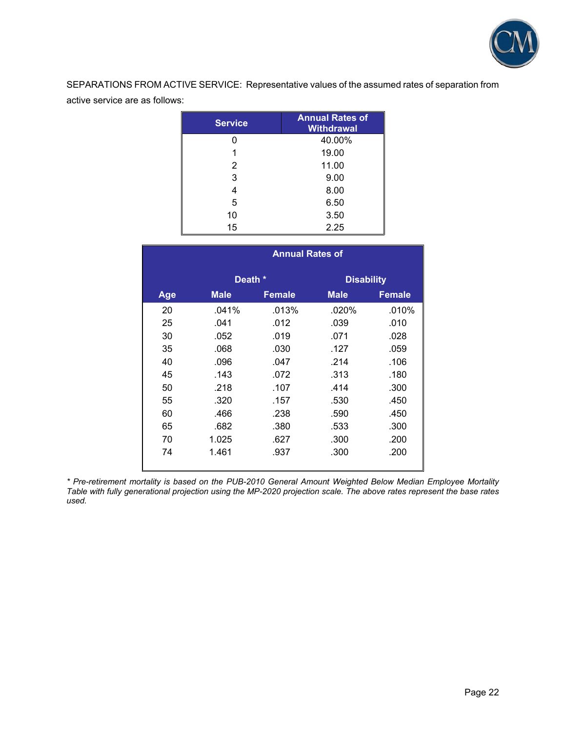SEPARATIONS FROM ACTIVE SERVICE: Representative values of the assumed rates of separation from active service are as follows:

| Service | Annual Rates of Withdrawal |
|---|---|
| 0 | 40.00% |
| 1 | 19.00 |
| 2 | 11.00 |
| 3 | 9.00 |
| 4 | 8.00 |
| 5 | 6.50 |
| 10 | 3.50 |
| 15 | 2.25 |

| | Annual Rates of | | | |
|---|---|---|---|---|
| | Death * | | Disability | |
| Age | Male | Female | Male | Female |
| 20 | .041% | .013% | .020% | .010% |
| 25 | .041 | .012 | .039 | .010 |
| 30 | .052 | .019 | .071 | .028 |
| 35 | .068 | .030 | .127 | .059 |
| 40 | .096 | .047 | .214 | .106 |
| 45 | .143 | .072 | .313 | .180 |
| 50 | .218 | .107 | .414 | .300 |
| 55 | .320 | .157 | .530 | .450 |
| 60 | .466 | .238 | .590 | .450 |
| 65 | .682 | .380 | .533 | .300 |
| 70 | 1.025 | .627 | .300 | .200 |
| 74 | 1.461 | .937 | .300 | .200 |

*\* Pre-retirement mortality is based on the PUB-2010 General Amount Weighted Below Median Employee Mortality Table with fully generational projection using the MP-2020 projection scale. The above rates represent the base rates used.*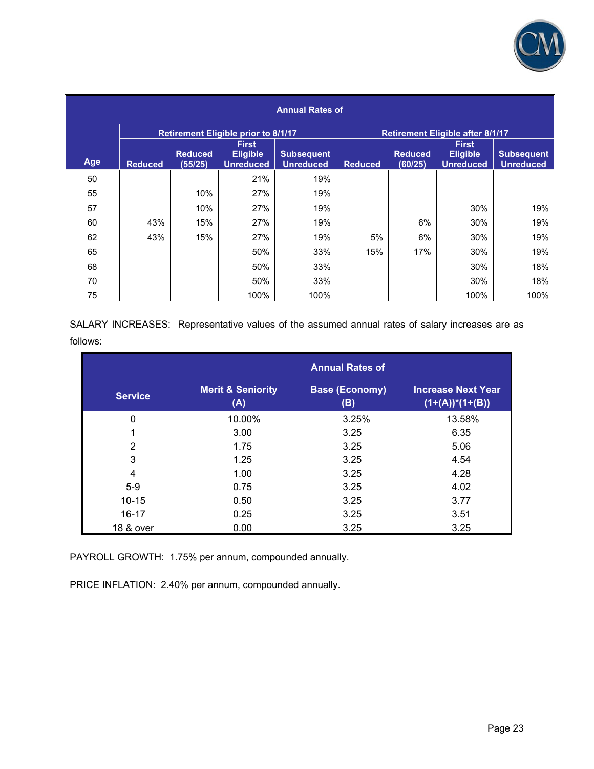| Age | Annual Rates of | | | | | | | |
|---|---|---|---|---|---|---|---|---|
| | Retirement Eligible prior to 8/1/17 | | | | Retirement Eligible after 8/1/17 | | | |
| | Reduced | Reduced (55/25) | First Eligible Unreduced | Subsequent Unreduced | Reduced | Reduced (60/25) | First Eligible Unreduced | Subsequent Unreduced |
| 50 | | | 21% | 19% | | | | |
| 55 | | 10% | 27% | 19% | | | | |
| 57 | | 10% | 27% | 19% | | | 30% | 19% |
| 60 | 43% | 15% | 27% | 19% | | 6% | 30% | 19% |
| 62 | 43% | 15% | 27% | 19% | 5% | 6% | 30% | 19% |
| 65 | | | 50% | 33% | 15% | 17% | 30% | 19% |
| 68 | | | 50% | 33% | | | 30% | 18% |
| 70 | | | 50% | 33% | | | 30% | 18% |
| 75 | | | 100% | 100% | | | 100% | 100% |

SALARY INCREASES: Representative values of the assumed annual rates of salary increases are as follows:

| Service | Annual Rates of | | |
|---|---|---|---|
| | Merit & Seniority (A) | Base (Economy) (B) | Increase Next Year (1+(A))*(1+(B)) |
| 0 | 10.00% | 3.25% | 13.58% |
| 1 | 3.00 | 3.25 | 6.35 |
| 2 | 1.75 | 3.25 | 5.06 |
| 3 | 1.25 | 3.25 | 4.54 |
| 4 | 1.00 | 3.25 | 4.28 |
| 5-9 | 0.75 | 3.25 | 4.02 |
| 10-15 | 0.50 | 3.25 | 3.77 |
| 16-17 | 0.25 | 3.25 | 3.51 |
| 18 & over | 0.00 | 3.25 | 3.25 |

PAYROLL GROWTH: 1.75% per annum, compounded annually.

PRICE INFLATION: 2.40% per annum, compounded annually.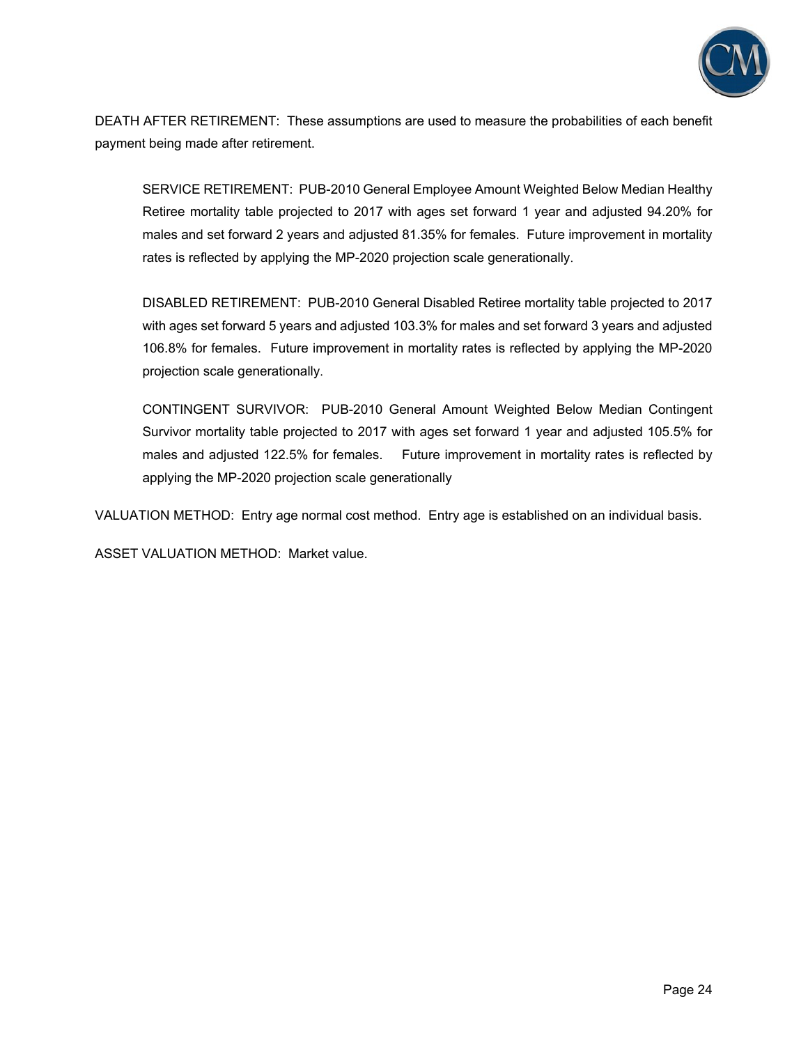DEATH AFTER RETIREMENT: These assumptions are used to measure the probabilities of each benefit payment being made after retirement.

> SERVICE RETIREMENT: PUB-2010 General Employee Amount Weighted Below Median Healthy Retiree mortality table projected to 2017 with ages set forward 1 year and adjusted 94.20% for males and set forward 2 years and adjusted 81.35% for females. Future improvement in mortality rates is reflected by applying the MP-2020 projection scale generationally.
>
> DISABLED RETIREMENT: PUB-2010 General Disabled Retiree mortality table projected to 2017 with ages set forward 5 years and adjusted 103.3% for males and set forward 3 years and adjusted 106.8% for females. Future improvement in mortality rates is reflected by applying the MP-2020 projection scale generationally.
>
> CONTINGENT SURVIVOR: PUB-2010 General Amount Weighted Below Median Contingent Survivor mortality table projected to 2017 with ages set forward 1 year and adjusted 105.5% for males and adjusted 122.5% for females. Future improvement in mortality rates is reflected by applying the MP-2020 projection scale generationally

VALUATION METHOD: Entry age normal cost method. Entry age is established on an individual basis.

ASSET VALUATION METHOD: Market value.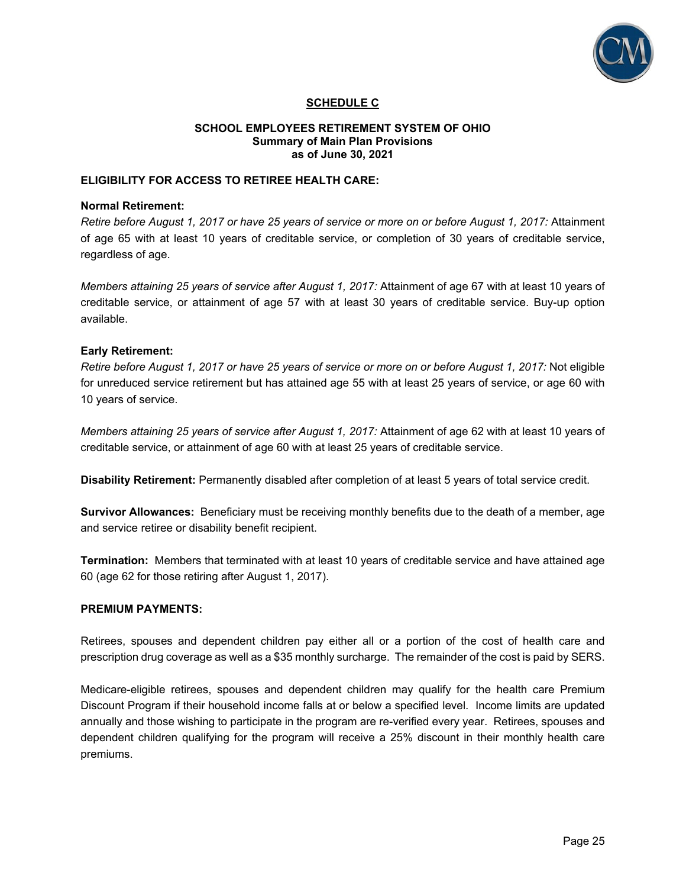## SCHEDULE C

### SCHOOL EMPLOYEES RETIREMENT SYSTEM OF OHIO
### Summary of Main Plan Provisions
### as of June 30, 2021

**ELIGIBILITY FOR ACCESS TO RETIREE HEALTH CARE:**

**Normal Retirement:**

*Retire before August 1, 2017 or have 25 years of service or more on or before August 1, 2017:* Attainment of age 65 with at least 10 years of creditable service, or completion of 30 years of creditable service, regardless of age.

*Members attaining 25 years of service after August 1, 2017:* Attainment of age 67 with at least 10 years of creditable service, or attainment of age 57 with at least 30 years of creditable service. Buy-up option available.

**Early Retirement:**

*Retire before August 1, 2017 or have 25 years of service or more on or before August 1, 2017:* Not eligible for unreduced service retirement but has attained age 55 with at least 25 years of service, or age 60 with 10 years of service.

*Members attaining 25 years of service after August 1, 2017:* Attainment of age 62 with at least 10 years of creditable service, or attainment of age 60 with at least 25 years of creditable service.

**Disability Retirement:** Permanently disabled after completion of at least 5 years of total service credit.

**Survivor Allowances:** Beneficiary must be receiving monthly benefits due to the death of a member, age and service retiree or disability benefit recipient.

**Termination:** Members that terminated with at least 10 years of creditable service and have attained age 60 (age 62 for those retiring after August 1, 2017).

**PREMIUM PAYMENTS:**

Retirees, spouses and dependent children pay either all or a portion of the cost of health care and prescription drug coverage as well as a $35 monthly surcharge. The remainder of the cost is paid by SERS.

Medicare-eligible retirees, spouses and dependent children may qualify for the health care Premium Discount Program if their household income falls at or below a specified level. Income limits are updated annually and those wishing to participate in the program are re-verified every year. Retirees, spouses and dependent children qualifying for the program will receive a 25% discount in their monthly health care premiums.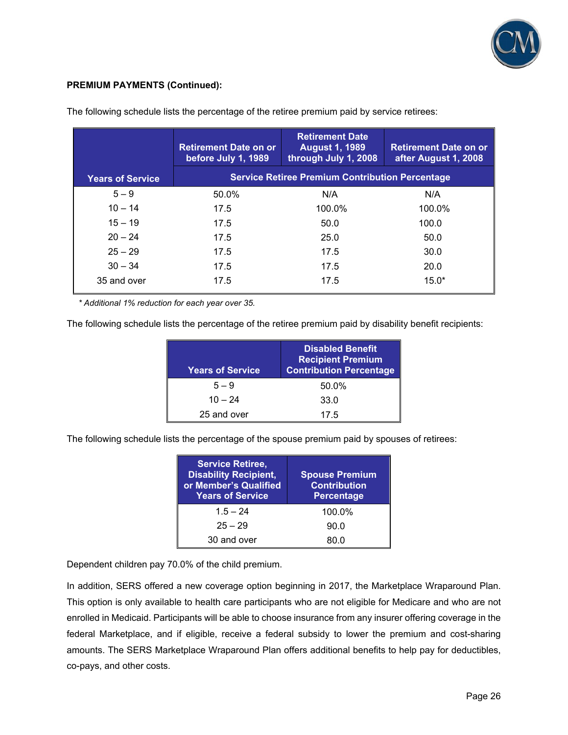**PREMIUM PAYMENTS (Continued):**

The following schedule lists the percentage of the retiree premium paid by service retirees:

| Years of Service | Retirement Date on or before July 1, 1989 | Retirement Date August 1, 1989 through July 1, 2008 | Retirement Date on or after August 1, 2008 |
|---|---|---|---|
| | Service Retiree Premium Contribution Percentage | | |
| 5 – 9 | 50.0% | N/A | N/A |
| 10 – 14 | 17.5 | 100.0% | 100.0% |
| 15 – 19 | 17.5 | 50.0 | 100.0 |
| 20 – 24 | 17.5 | 25.0 | 50.0 |
| 25 – 29 | 17.5 | 17.5 | 30.0 |
| 30 – 34 | 17.5 | 17.5 | 20.0 |
| 35 and over | 17.5 | 17.5 | 15.0* |

*\* Additional 1% reduction for each year over 35.*

The following schedule lists the percentage of the retiree premium paid by disability benefit recipients:

| Years of Service | Disabled Benefit Recipient Premium Contribution Percentage |
|---|---|
| 5 – 9 | 50.0% |
| 10 – 24 | 33.0 |
| 25 and over | 17.5 |

The following schedule lists the percentage of the spouse premium paid by spouses of retirees:

| Service Retiree, Disability Recipient, or Member's Qualified Years of Service | Spouse Premium Contribution Percentage |
|---|---|
| 1.5 – 24 | 100.0% |
| 25 – 29 | 90.0 |
| 30 and over | 80.0 |

Dependent children pay 70.0% of the child premium.

In addition, SERS offered a new coverage option beginning in 2017, the Marketplace Wraparound Plan. This option is only available to health care participants who are not eligible for Medicare and who are not enrolled in Medicaid. Participants will be able to choose insurance from any insurer offering coverage in the federal Marketplace, and if eligible, receive a federal subsidy to lower the premium and cost-sharing amounts. The SERS Marketplace Wraparound Plan offers additional benefits to help pay for deductibles, co-pays, and other costs.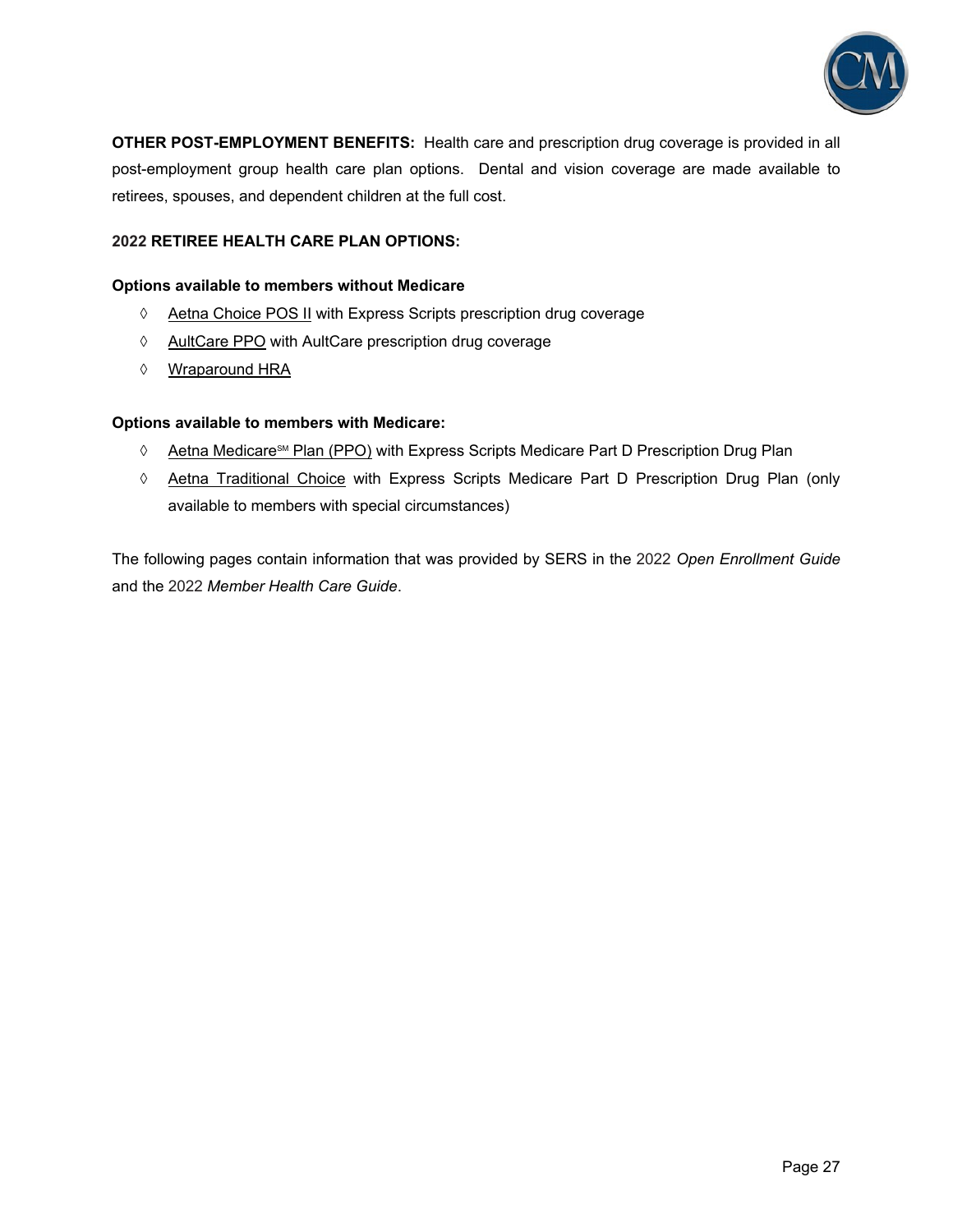**OTHER POST-EMPLOYMENT BENEFITS:** Health care and prescription drug coverage is provided in all post-employment group health care plan options. Dental and vision coverage are made available to retirees, spouses, and dependent children at the full cost.

**2022 RETIREE HEALTH CARE PLAN OPTIONS:**

**Options available to members without Medicare**

- ◊ Aetna Choice POS II with Express Scripts prescription drug coverage
- ◊ AultCare PPO with AultCare prescription drug coverage
- ◊ Wraparound HRA

**Options available to members with Medicare:**

- ◊ Aetna Medicare℠ Plan (PPO) with Express Scripts Medicare Part D Prescription Drug Plan
- ◊ Aetna Traditional Choice with Express Scripts Medicare Part D Prescription Drug Plan (only available to members with special circumstances)

The following pages contain information that was provided by SERS in the 2022 *Open Enrollment Guide* and the 2022 *Member Health Care Guide*.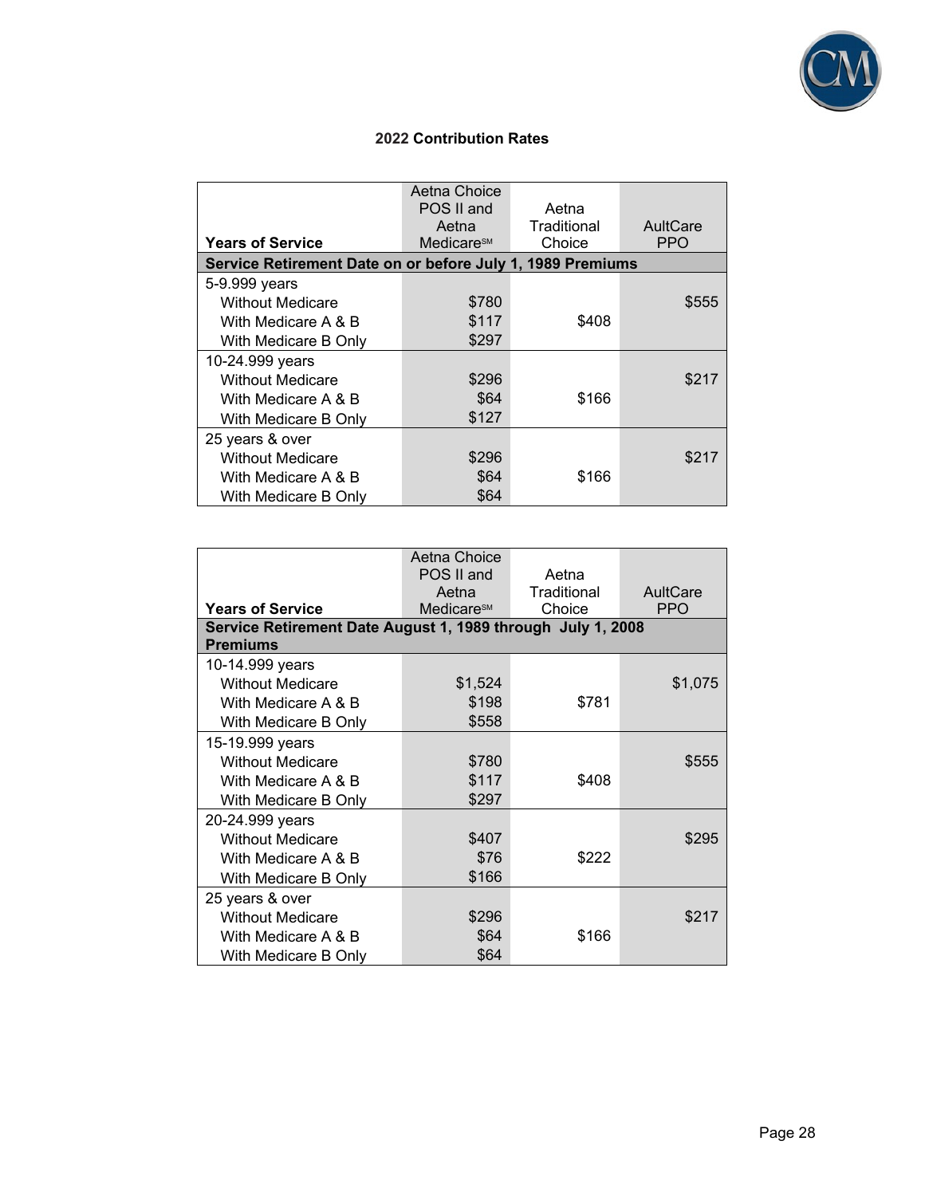## 2022 Contribution Rates

| Years of Service | Aetna Choice POS II and Aetna Medicare℠ | Aetna Traditional Choice | AultCare PPO |
|---|---|---|---|
| **Service Retirement Date on or before July 1, 1989 Premiums** | | | |
| 5-9.999 years | | | |
| Without Medicare | $780 | | $555 |
| With Medicare A & B | $117 | $408 | |
| With Medicare B Only | $297 | | |
| 10-24.999 years | | | |
| Without Medicare | $296 | | $217 |
| With Medicare A & B | $64 | $166 | |
| With Medicare B Only | $127 | | |
| 25 years & over | | | |
| Without Medicare | $296 | | $217 |
| With Medicare A & B | $64 | $166 | |
| With Medicare B Only | $64 | | |

| Years of Service | Aetna Choice POS II and Aetna Medicare℠ | Aetna Traditional Choice | AultCare PPO |
|---|---|---|---|
| **Service Retirement Date August 1, 1989 through July 1, 2008 Premiums** | | | |
| 10-14.999 years | | | |
| Without Medicare | $1,524 | | $1,075 |
| With Medicare A & B | $198 | $781 | |
| With Medicare B Only | $558 | | |
| 15-19.999 years | | | |
| Without Medicare | $780 | | $555 |
| With Medicare A & B | $117 | $408 | |
| With Medicare B Only | $297 | | |
| 20-24.999 years | | | |
| Without Medicare | $407 | | $295 |
| With Medicare A & B | $76 | $222 | |
| With Medicare B Only | $166 | | |
| 25 years & over | | | |
| Without Medicare | $296 | | $217 |
| With Medicare A & B | $64 | $166 | |
| With Medicare B Only | $64 | | |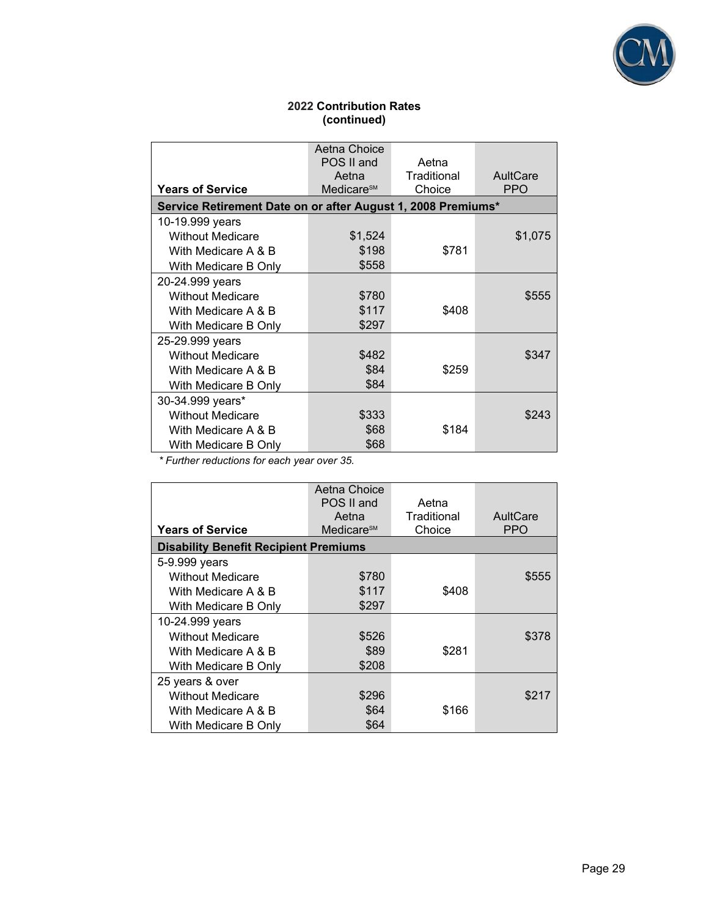**2022 Contribution Rates (continued)**

| Years of Service | Aetna Choice POS II and Aetna Medicare℠ | Aetna Traditional Choice | AultCare PPO |
|---|---|---|---|
| **Service Retirement Date on or after August 1, 2008 Premiums*** | | | |
| 10-19.999 years | | | |
| Without Medicare | $1,524 | | $1,075 |
| With Medicare A & B | $198 | $781 | |
| With Medicare B Only | $558 | | |
| 20-24.999 years | | | |
| Without Medicare | $780 | | $555 |
| With Medicare A & B | $117 | $408 | |
| With Medicare B Only | $297 | | |
| 25-29.999 years | | | |
| Without Medicare | $482 | | $347 |
| With Medicare A & B | $84 | $259 | |
| With Medicare B Only | $84 | | |
| 30-34.999 years* | | | |
| Without Medicare | $333 | | $243 |
| With Medicare A & B | $68 | $184 | |
| With Medicare B Only | $68 | | |

*\* Further reductions for each year over 35.*

| Years of Service | Aetna Choice POS II and Aetna Medicare℠ | Aetna Traditional Choice | AultCare PPO |
|---|---|---|---|
| **Disability Benefit Recipient Premiums** | | | |
| 5-9.999 years | | | |
| Without Medicare | $780 | | $555 |
| With Medicare A & B | $117 | $408 | |
| With Medicare B Only | $297 | | |
| 10-24.999 years | | | |
| Without Medicare | $526 | | $378 |
| With Medicare A & B | $89 | $281 | |
| With Medicare B Only | $208 | | |
| 25 years & over | | | |
| Without Medicare | $296 | | $217 |
| With Medicare A & B | $64 | $166 | |
| With Medicare B Only | $64 | | |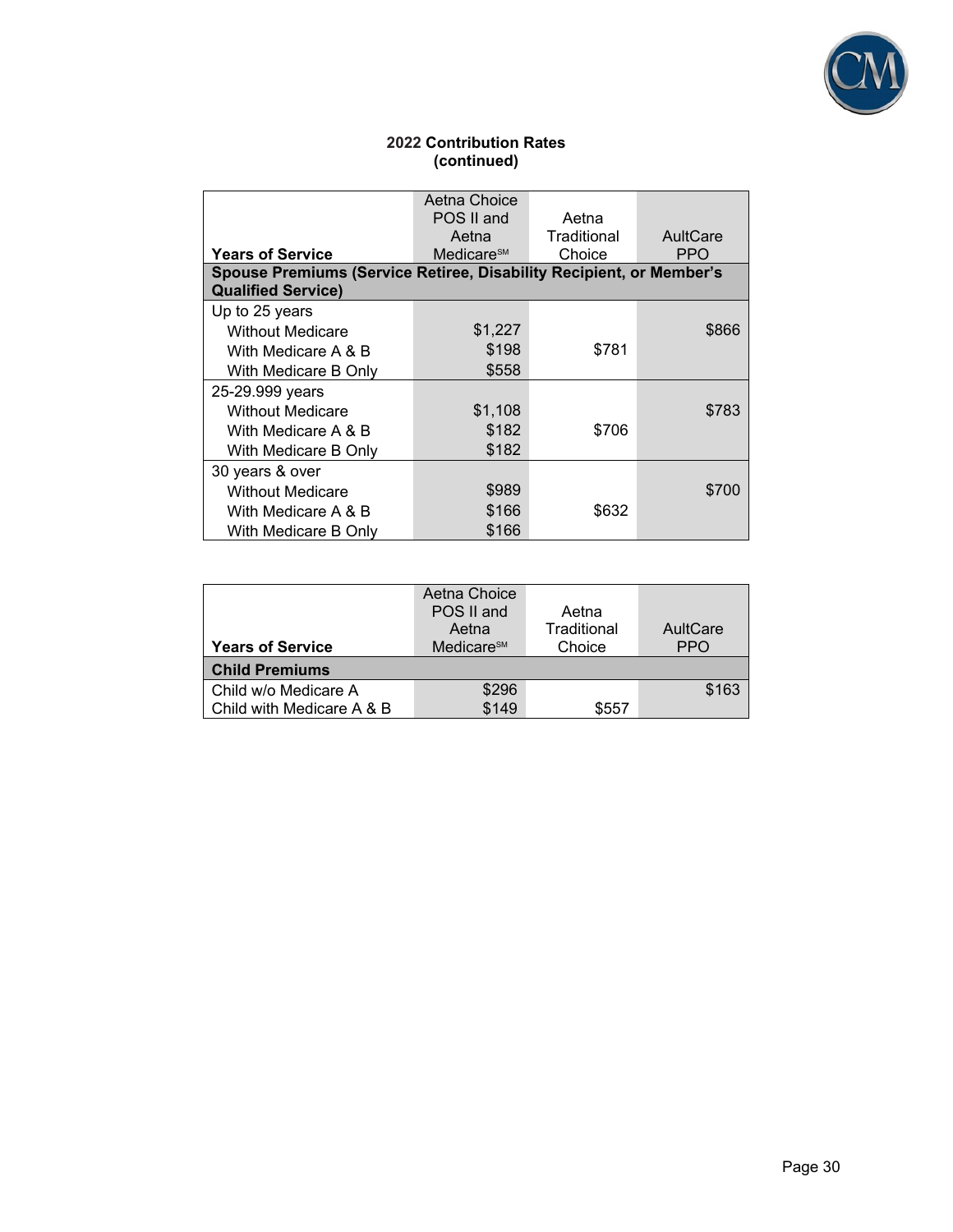**2022 Contribution Rates (continued)**

| Years of Service | Aetna Choice POS II and Aetna Medicare℠ | Aetna Traditional Choice | AultCare PPO |
|---|---|---|---|
| **Spouse Premiums (Service Retiree, Disability Recipient, or Member's Qualified Service)** | | | |
| Up to 25 years | | | |
| Without Medicare | $1,227 | | $866 |
| With Medicare A & B | $198 | $781 | |
| With Medicare B Only | $558 | | |
| 25-29.999 years | | | |
| Without Medicare | $1,108 | | $783 |
| With Medicare A & B | $182 | $706 | |
| With Medicare B Only | $182 | | |
| 30 years & over | | | |
| Without Medicare | $989 | | $700 |
| With Medicare A & B | $166 | $632 | |
| With Medicare B Only | $166 | | |

| Years of Service | Aetna Choice POS II and Aetna Medicare℠ | Aetna Traditional Choice | AultCare PPO |
|---|---|---|---|
| **Child Premiums** | | | |
| Child w/o Medicare A | $296 | | $163 |
| Child with Medicare A & B | $149 | $557 | |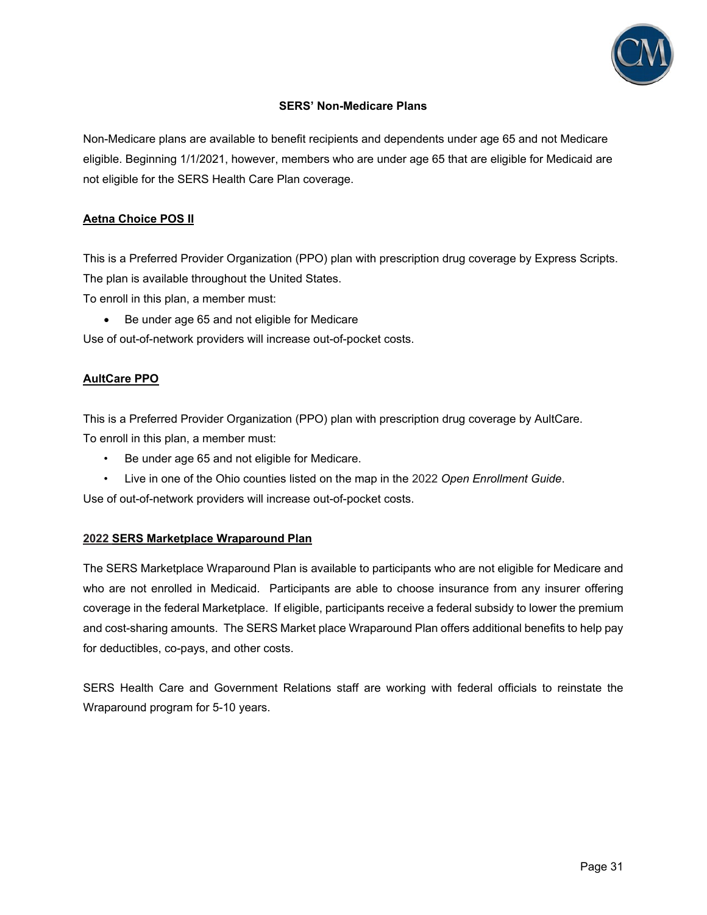## SERS' Non-Medicare Plans

Non-Medicare plans are available to benefit recipients and dependents under age 65 and not Medicare eligible. Beginning 1/1/2021, however, members who are under age 65 that are eligible for Medicaid are not eligible for the SERS Health Care Plan coverage.

### Aetna Choice POS II

This is a Preferred Provider Organization (PPO) plan with prescription drug coverage by Express Scripts. The plan is available throughout the United States.

To enroll in this plan, a member must:

- Be under age 65 and not eligible for Medicare

Use of out-of-network providers will increase out-of-pocket costs.

### AultCare PPO

This is a Preferred Provider Organization (PPO) plan with prescription drug coverage by AultCare.

To enroll in this plan, a member must:

- Be under age 65 and not eligible for Medicare.
- Live in one of the Ohio counties listed on the map in the 2022 *Open Enrollment Guide*.

Use of out-of-network providers will increase out-of-pocket costs.

### 2022 SERS Marketplace Wraparound Plan

The SERS Marketplace Wraparound Plan is available to participants who are not eligible for Medicare and who are not enrolled in Medicaid. Participants are able to choose insurance from any insurer offering coverage in the federal Marketplace. If eligible, participants receive a federal subsidy to lower the premium and cost-sharing amounts. The SERS Market place Wraparound Plan offers additional benefits to help pay for deductibles, co-pays, and other costs.

SERS Health Care and Government Relations staff are working with federal officials to reinstate the Wraparound program for 5-10 years.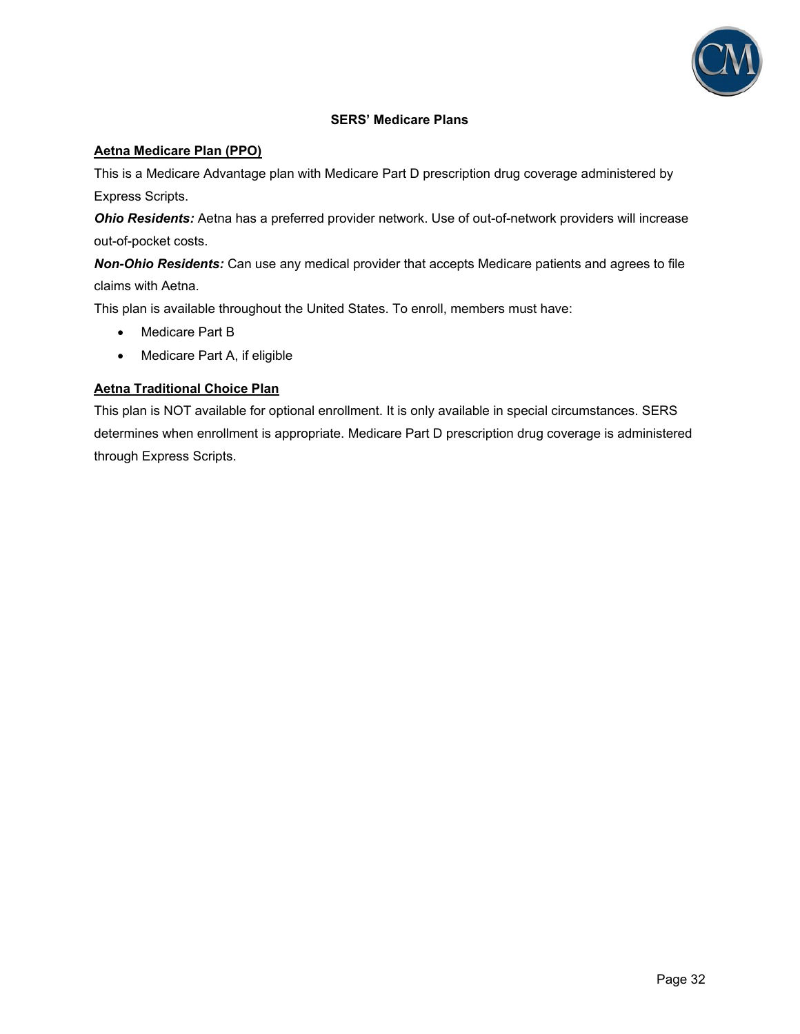## SERS' Medicare Plans

**Aetna Medicare Plan (PPO)**

This is a Medicare Advantage plan with Medicare Part D prescription drug coverage administered by Express Scripts.

***Ohio Residents:*** Aetna has a preferred provider network. Use of out-of-network providers will increase out-of-pocket costs.

***Non-Ohio Residents:*** Can use any medical provider that accepts Medicare patients and agrees to file claims with Aetna.

This plan is available throughout the United States. To enroll, members must have:

- Medicare Part B
- Medicare Part A, if eligible

**Aetna Traditional Choice Plan**

This plan is NOT available for optional enrollment. It is only available in special circumstances. SERS determines when enrollment is appropriate. Medicare Part D prescription drug coverage is administered through Express Scripts.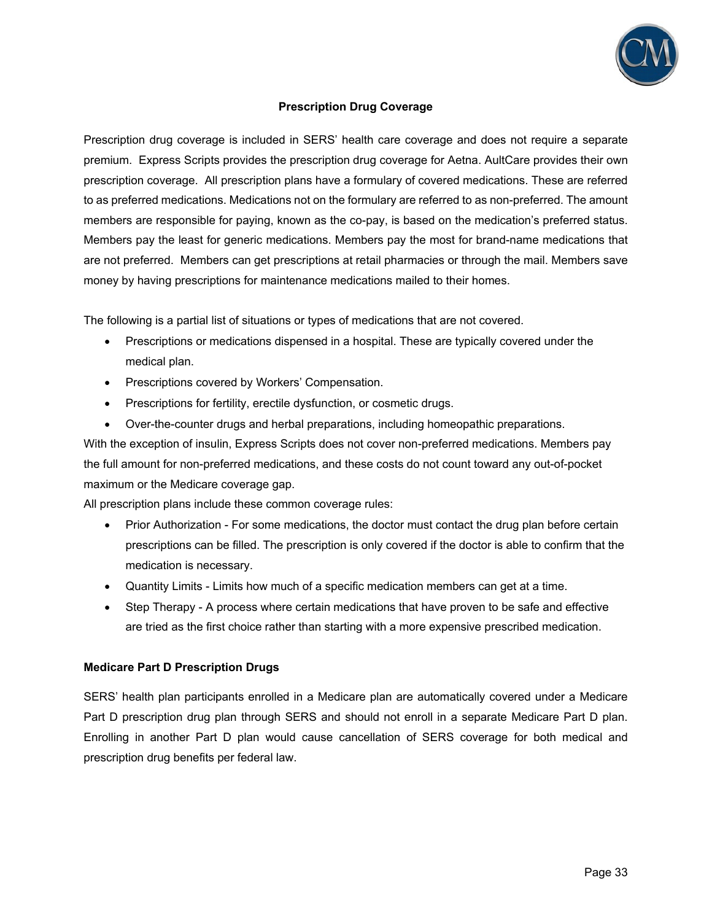## Prescription Drug Coverage

Prescription drug coverage is included in SERS' health care coverage and does not require a separate premium. Express Scripts provides the prescription drug coverage for Aetna. AultCare provides their own prescription coverage. All prescription plans have a formulary of covered medications. These are referred to as preferred medications. Medications not on the formulary are referred to as non-preferred. The amount members are responsible for paying, known as the co-pay, is based on the medication's preferred status. Members pay the least for generic medications. Members pay the most for brand-name medications that are not preferred. Members can get prescriptions at retail pharmacies or through the mail. Members save money by having prescriptions for maintenance medications mailed to their homes.

The following is a partial list of situations or types of medications that are not covered.

- Prescriptions or medications dispensed in a hospital. These are typically covered under the medical plan.
- Prescriptions covered by Workers' Compensation.
- Prescriptions for fertility, erectile dysfunction, or cosmetic drugs.
- Over-the-counter drugs and herbal preparations, including homeopathic preparations.

With the exception of insulin, Express Scripts does not cover non-preferred medications. Members pay the full amount for non-preferred medications, and these costs do not count toward any out-of-pocket maximum or the Medicare coverage gap.

All prescription plans include these common coverage rules:

- Prior Authorization - For some medications, the doctor must contact the drug plan before certain prescriptions can be filled. The prescription is only covered if the doctor is able to confirm that the medication is necessary.
- Quantity Limits - Limits how much of a specific medication members can get at a time.
- Step Therapy - A process where certain medications that have proven to be safe and effective are tried as the first choice rather than starting with a more expensive prescribed medication.

### Medicare Part D Prescription Drugs

SERS' health plan participants enrolled in a Medicare plan are automatically covered under a Medicare Part D prescription drug plan through SERS and should not enroll in a separate Medicare Part D plan. Enrolling in another Part D plan would cause cancellation of SERS coverage for both medical and prescription drug benefits per federal law.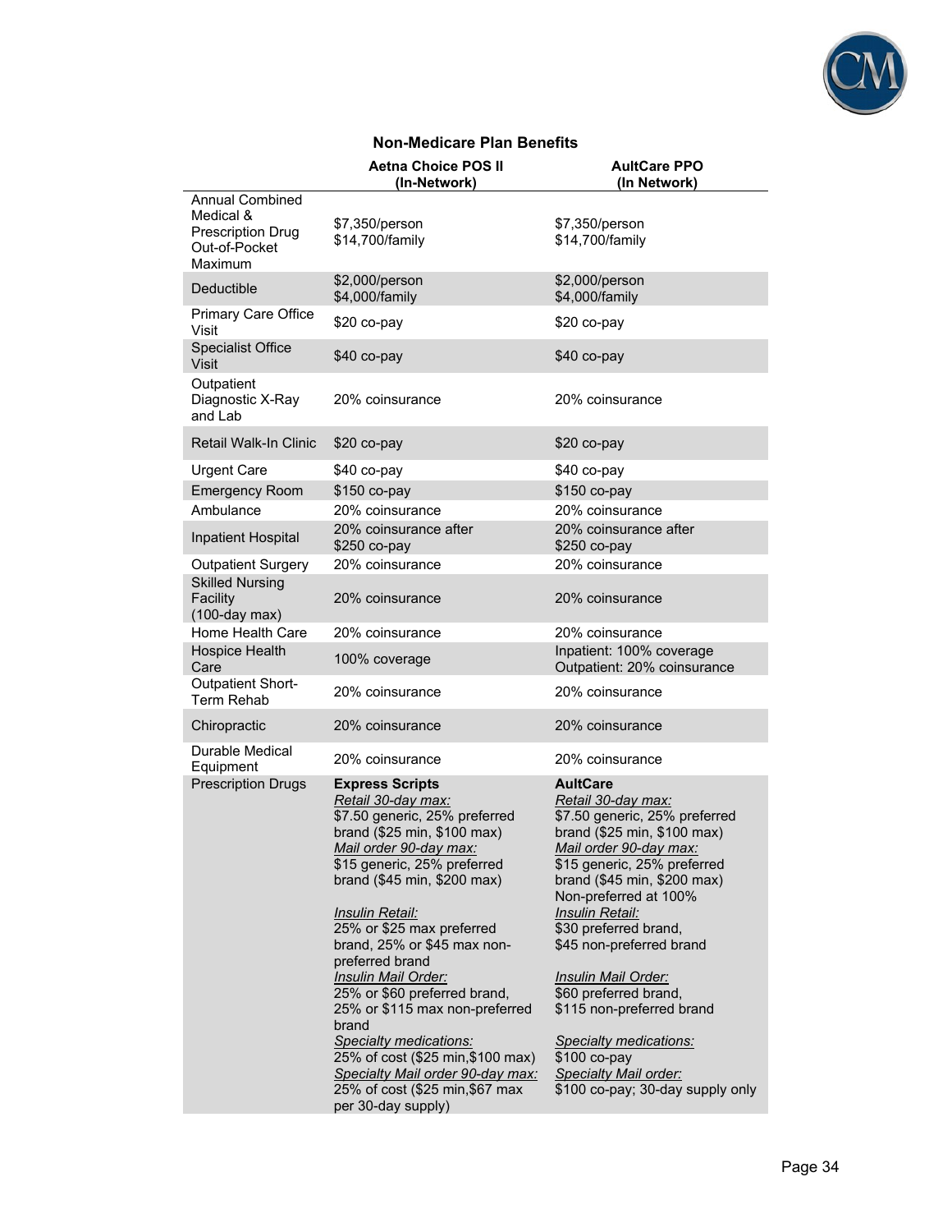## Non-Medicare Plan Benefits

| | Aetna Choice POS II (In-Network) | AultCare PPO (In Network) |
|---|---|---|
| Annual Combined Medical & Prescription Drug Out-of-Pocket Maximum | $7,350/person<br>$14,700/family | $7,350/person<br>$14,700/family |
| Deductible | $2,000/person<br>$4,000/family | $2,000/person<br>$4,000/family |
| Primary Care Office Visit | $20 co-pay | $20 co-pay |
| Specialist Office Visit | $40 co-pay | $40 co-pay |
| Outpatient Diagnostic X-Ray and Lab | 20% coinsurance | 20% coinsurance |
| Retail Walk-In Clinic | $20 co-pay | $20 co-pay |
| Urgent Care | $40 co-pay | $40 co-pay |
| Emergency Room | $150 co-pay | $150 co-pay |
| Ambulance | 20% coinsurance | 20% coinsurance |
| Inpatient Hospital | 20% coinsurance after $250 co-pay | 20% coinsurance after $250 co-pay |
| Outpatient Surgery | 20% coinsurance | 20% coinsurance |
| Skilled Nursing Facility (100-day max) | 20% coinsurance | 20% coinsurance |
| Home Health Care | 20% coinsurance | 20% coinsurance |
| Hospice Health Care | 100% coverage | Inpatient: 100% coverage<br>Outpatient: 20% coinsurance |
| Outpatient Short-Term Rehab | 20% coinsurance | 20% coinsurance |
| Chiropractic | 20% coinsurance | 20% coinsurance |
| Durable Medical Equipment | 20% coinsurance | 20% coinsurance |
| Prescription Drugs | **Express Scripts**<br>*Retail 30-day max:*<br>$7.50 generic, 25% preferred brand ($25 min, $100 max)<br>*Mail order 90-day max:*<br>$15 generic, 25% preferred brand ($45 min, $200 max)<br><br>*Insulin Retail:*<br>25% or $25 max preferred brand, 25% or $45 max non-preferred brand<br>*Insulin Mail Order:*<br>25% or $60 preferred brand, 25% or $115 max non-preferred brand<br>*Specialty medications:*<br>25% of cost ($25 min,$100 max)<br>*Specialty Mail order 90-day max:*<br>25% of cost ($25 min,$67 max per 30-day supply) | **AultCare**<br>*Retail 30-day max:*<br>$7.50 generic, 25% preferred brand ($25 min, $100 max)<br>*Mail order 90-day max:*<br>$15 generic, 25% preferred brand ($45 min, $200 max)<br>Non-preferred at 100%<br>*Insulin Retail:*<br>$30 preferred brand, $45 non-preferred brand<br><br>*Insulin Mail Order:*<br>$60 preferred brand, $115 non-preferred brand<br><br>*Specialty medications:*<br>$100 co-pay<br>*Specialty Mail order:*<br>$100 co-pay; 30-day supply only |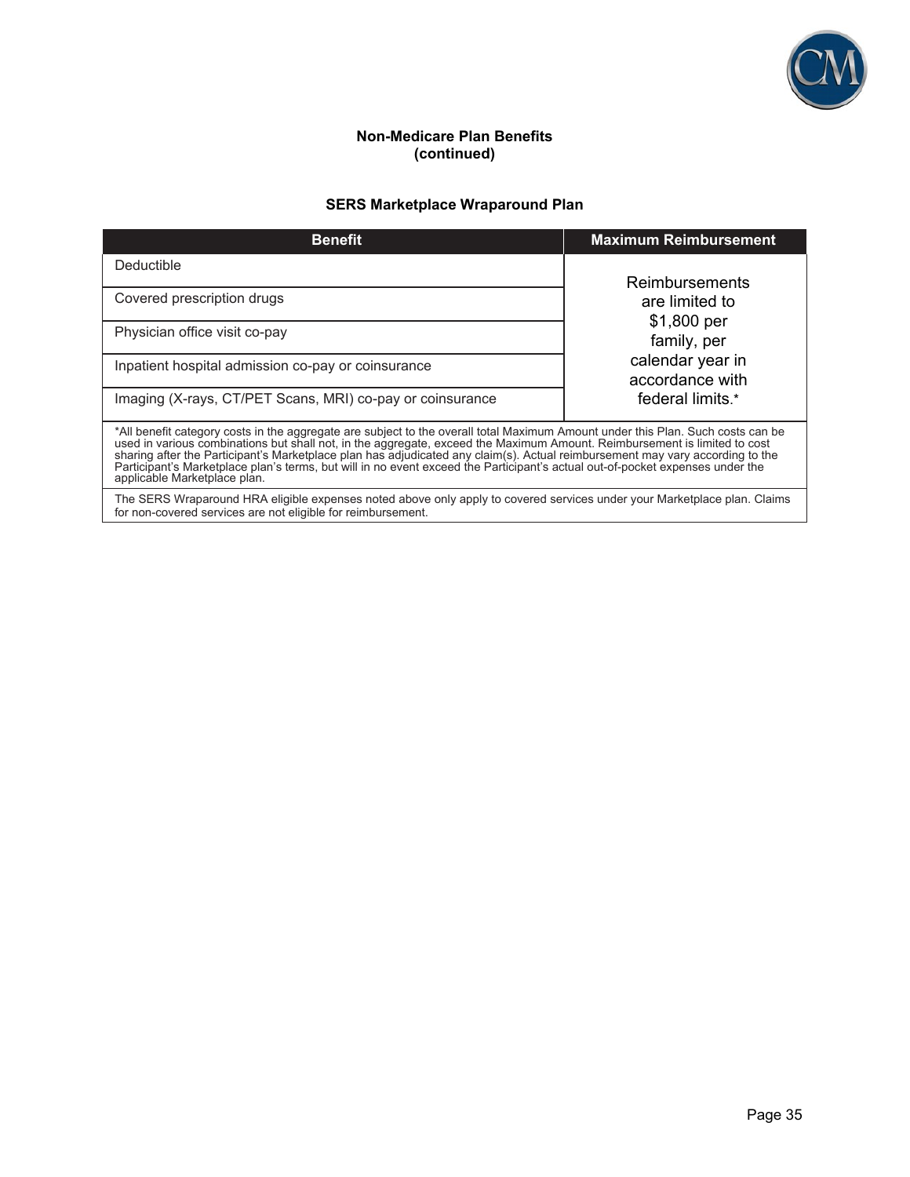## Non-Medicare Plan Benefits (continued)

### SERS Marketplace Wraparound Plan

| Benefit | Maximum Reimbursement |
|---|---|
| Deductible | Reimbursements are limited to $1,800 per family, per calendar year in accordance with federal limits.* |
| Covered prescription drugs | |
| Physician office visit co-pay | |
| Inpatient hospital admission co-pay or coinsurance | |
| Imaging (X-rays, CT/PET Scans, MRI) co-pay or coinsurance | |

*All benefit category costs in the aggregate are subject to the overall total Maximum Amount under this Plan. Such costs can be used in various combinations but shall not, in the aggregate, exceed the Maximum Amount. Reimbursement is limited to cost sharing after the Participant's Marketplace plan has adjudicated any claim(s). Actual reimbursement may vary according to the Participant's Marketplace plan's terms, but will in no event exceed the Participant's actual out-of-pocket expenses under the applicable Marketplace plan.

The SERS Wraparound HRA eligible expenses noted above only apply to covered services under your Marketplace plan. Claims for non-covered services are not eligible for reimbursement.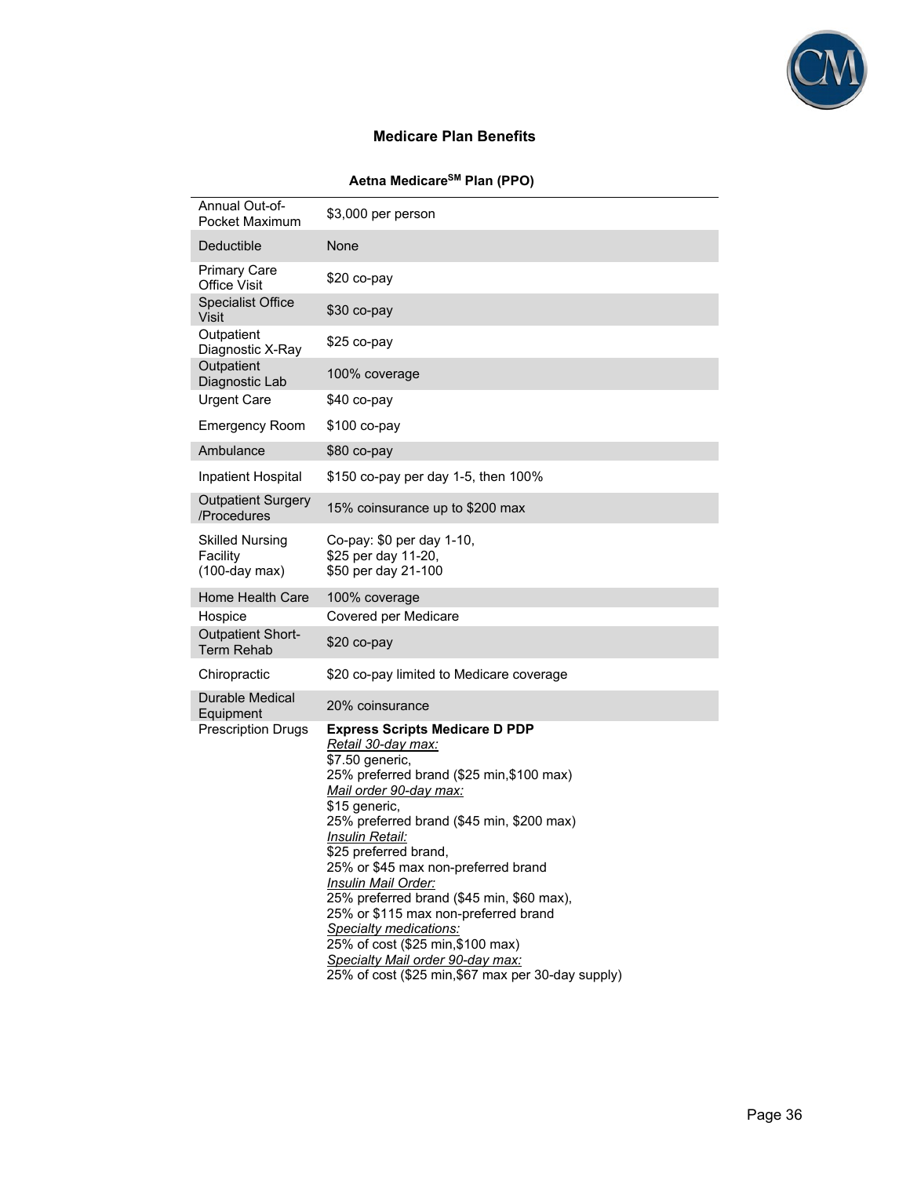## Medicare Plan Benefits

### Aetna Medicare[SM] Plan (PPO)

| Benefit | Coverage |
| --- | --- |
| Annual Out-of-Pocket Maximum | $3,000 per person |
| Deductible | None |
| Primary Care Office Visit | $20 co-pay |
| Specialist Office Visit | $30 co-pay |
| Outpatient Diagnostic X-Ray | $25 co-pay |
| Outpatient Diagnostic Lab | 100% coverage |
| Urgent Care | $40 co-pay |
| Emergency Room | $100 co-pay |
| Ambulance | $80 co-pay |
| Inpatient Hospital | $150 co-pay per day 1-5, then 100% |
| Outpatient Surgery /Procedures | 15% coinsurance up to $200 max |
| Skilled Nursing Facility (100-day max) | Co-pay: $0 per day 1-10,<br>$25 per day 11-20,<br>$50 per day 21-100 |
| Home Health Care | 100% coverage |
| Hospice | Covered per Medicare |
| Outpatient Short-Term Rehab | $20 co-pay |
| Chiropractic | $20 co-pay limited to Medicare coverage |
| Durable Medical Equipment | 20% coinsurance |
| Prescription Drugs | **Express Scripts Medicare D PDP**<br>*Retail 30-day max:*<br>$7.50 generic,<br>25% preferred brand ($25 min,$100 max)<br>*Mail order 90-day max:*<br>$15 generic,<br>25% preferred brand ($45 min, $200 max)<br>*Insulin Retail:*<br>$25 preferred brand,<br>25% or $45 max non-preferred brand<br>*Insulin Mail Order:*<br>25% preferred brand ($45 min, $60 max),<br>25% or $115 max non-preferred brand<br>*Specialty medications:*<br>25% of cost ($25 min,$100 max)<br>*Specialty Mail order 90-day max:*<br>25% of cost ($25 min,$67 max per 30-day supply) |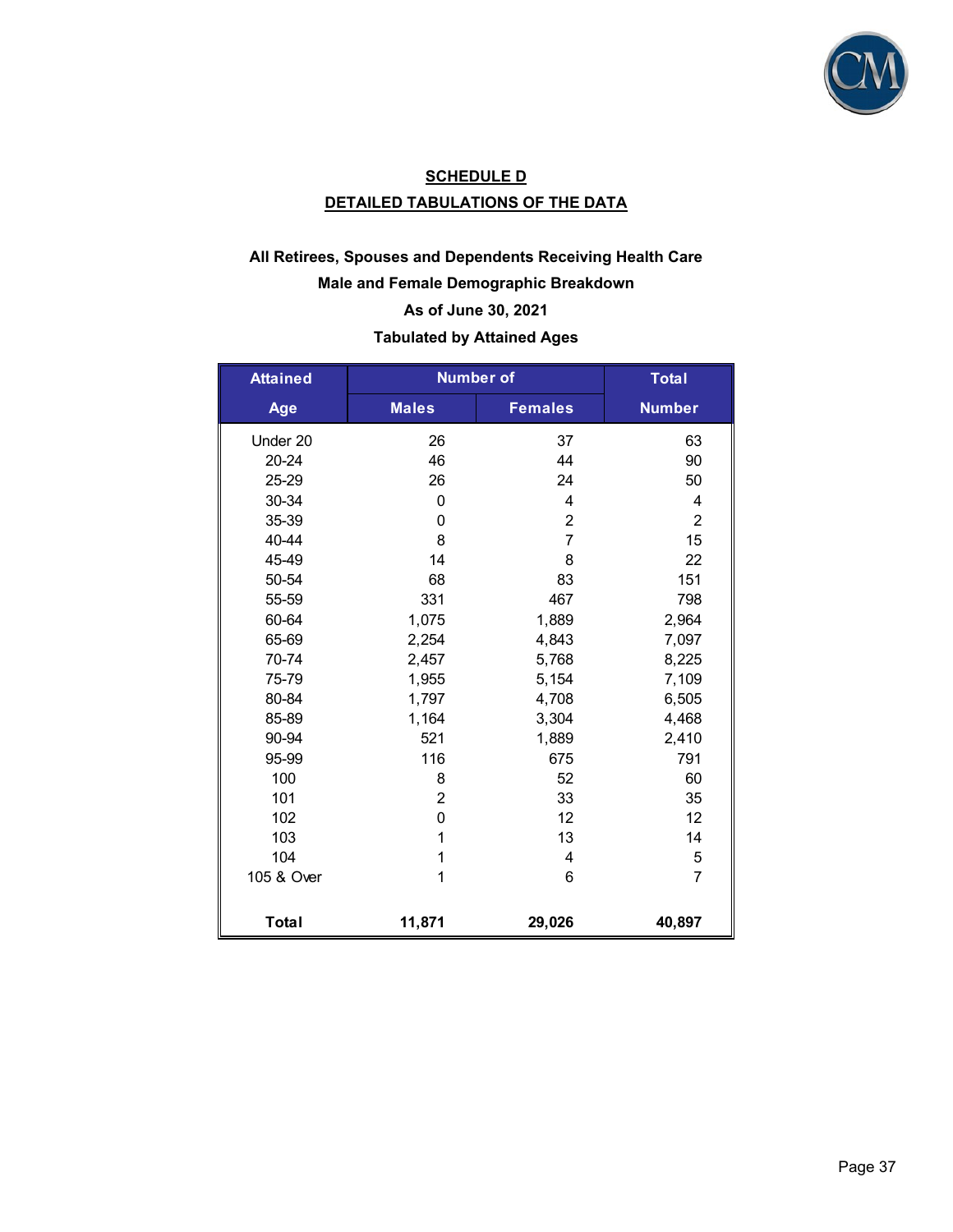## SCHEDULE D

## DETAILED TABULATIONS OF THE DATA

### All Retirees, Spouses and Dependents Receiving Health Care
### Male and Female Demographic Breakdown
### As of June 30, 2021
### Tabulated by Attained Ages

| Attained | Number of | | Total |
|---|---|---|---|
| Age | Males | Females | Number |
| Under 20 | 26 | 37 | 63 |
| 20-24 | 46 | 44 | 90 |
| 25-29 | 26 | 24 | 50 |
| 30-34 | 0 | 4 | 4 |
| 35-39 | 0 | 2 | 2 |
| 40-44 | 8 | 7 | 15 |
| 45-49 | 14 | 8 | 22 |
| 50-54 | 68 | 83 | 151 |
| 55-59 | 331 | 467 | 798 |
| 60-64 | 1,075 | 1,889 | 2,964 |
| 65-69 | 2,254 | 4,843 | 7,097 |
| 70-74 | 2,457 | 5,768 | 8,225 |
| 75-79 | 1,955 | 5,154 | 7,109 |
| 80-84 | 1,797 | 4,708 | 6,505 |
| 85-89 | 1,164 | 3,304 | 4,468 |
| 90-94 | 521 | 1,889 | 2,410 |
| 95-99 | 116 | 675 | 791 |
| 100 | 8 | 52 | 60 |
| 101 | 2 | 33 | 35 |
| 102 | 0 | 12 | 12 |
| 103 | 1 | 13 | 14 |
| 104 | 1 | 4 | 5 |
| 105 & Over | 1 | 6 | 7 |
| **Total** | **11,871** | **29,026** | **40,897** |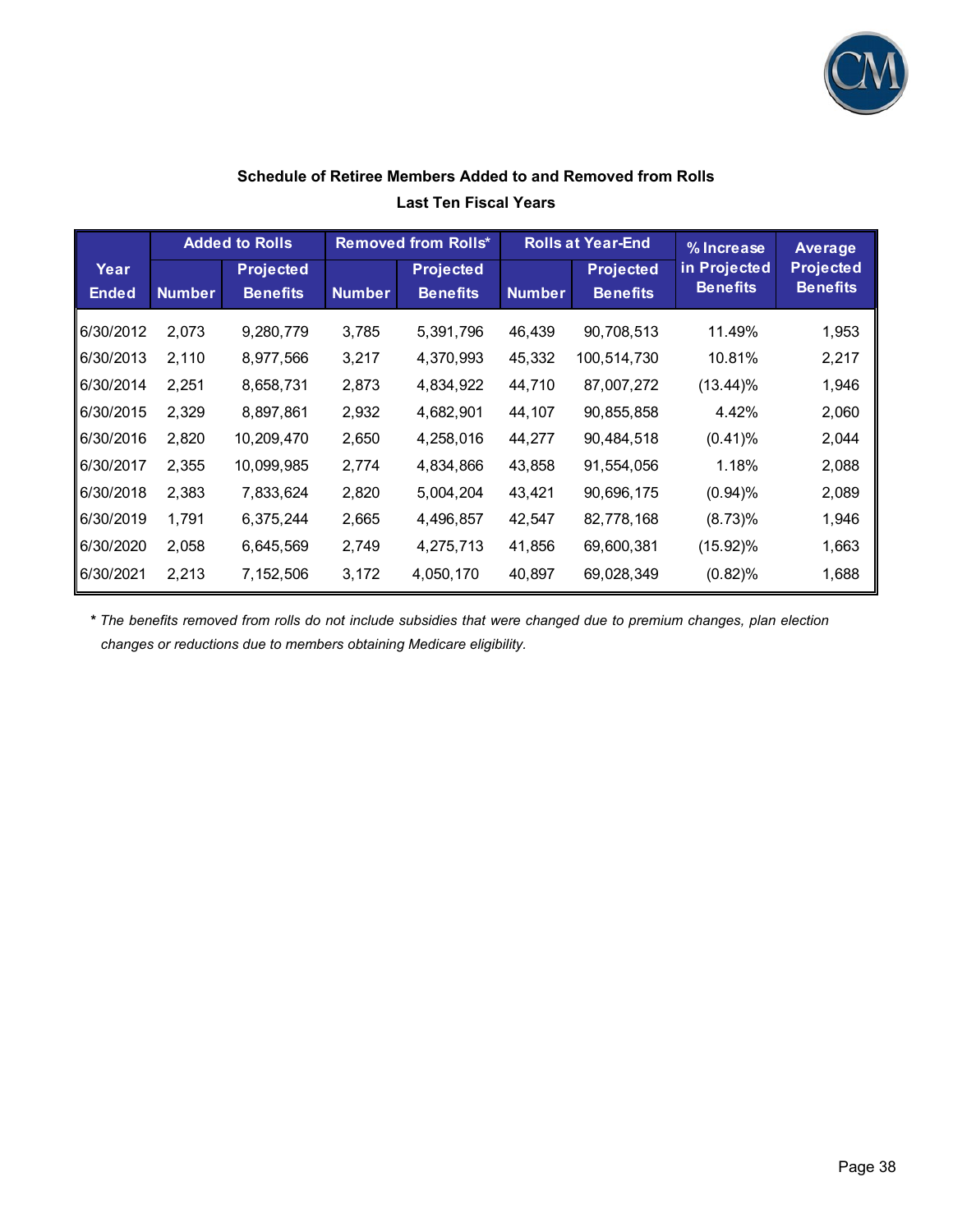## Schedule of Retiree Members Added to and Removed from Rolls

### Last Ten Fiscal Years

| Year Ended | Added to Rolls | | Removed from Rolls* | | Rolls at Year-End | | % Increase in Projected Benefits | Average Projected Benefits |
|---|---|---|---|---|---|---|---|---|
| | Number | Projected Benefits | Number | Projected Benefits | Number | Projected Benefits | | |
| 6/30/2012 | 2,073 | 9,280,779 | 3,785 | 5,391,796 | 46,439 | 90,708,513 | 11.49% | 1,953 |
| 6/30/2013 | 2,110 | 8,977,566 | 3,217 | 4,370,993 | 45,332 | 100,514,730 | 10.81% | 2,217 |
| 6/30/2014 | 2,251 | 8,658,731 | 2,873 | 4,834,922 | 44,710 | 87,007,272 | (13.44)% | 1,946 |
| 6/30/2015 | 2,329 | 8,897,861 | 2,932 | 4,682,901 | 44,107 | 90,855,858 | 4.42% | 2,060 |
| 6/30/2016 | 2,820 | 10,209,470 | 2,650 | 4,258,016 | 44,277 | 90,484,518 | (0.41)% | 2,044 |
| 6/30/2017 | 2,355 | 10,099,985 | 2,774 | 4,834,866 | 43,858 | 91,554,056 | 1.18% | 2,088 |
| 6/30/2018 | 2,383 | 7,833,624 | 2,820 | 5,004,204 | 43,421 | 90,696,175 | (0.94)% | 2,089 |
| 6/30/2019 | 1,791 | 6,375,244 | 2,665 | 4,496,857 | 42,547 | 82,778,168 | (8.73)% | 1,946 |
| 6/30/2020 | 2,058 | 6,645,569 | 2,749 | 4,275,713 | 41,856 | 69,600,381 | (15.92)% | 1,663 |
| 6/30/2021 | 2,213 | 7,152,506 | 3,172 | 4,050,170 | 40,897 | 69,028,349 | (0.82)% | 1,688 |

*\* The benefits removed from rolls do not include subsidies that were changed due to premium changes, plan election changes or reductions due to members obtaining Medicare eligibility.*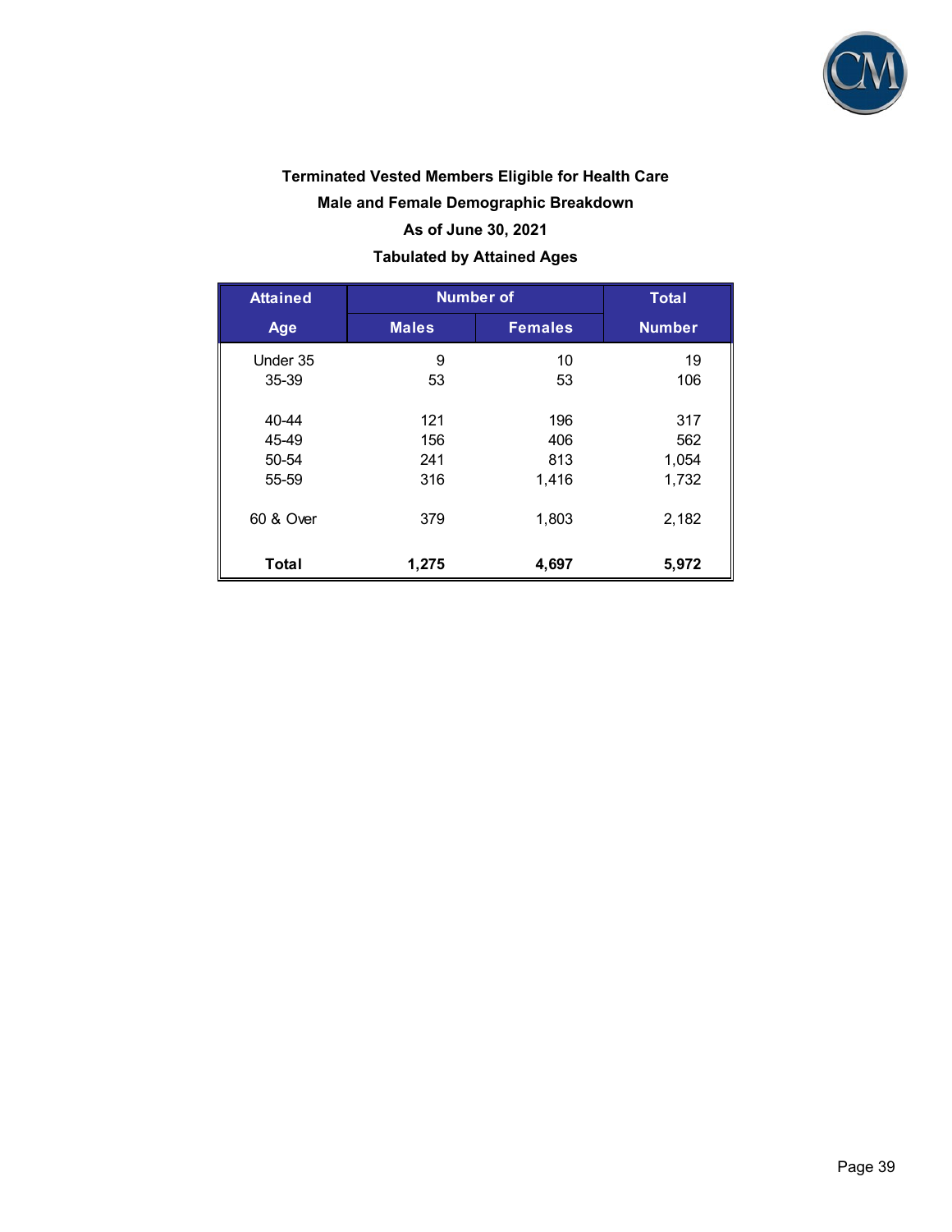**Terminated Vested Members Eligible for Health Care**

**Male and Female Demographic Breakdown**

**As of June 30, 2021**

**Tabulated by Attained Ages**

| Attained Age | Number of Males | Number of Females | Total Number |
|---|---|---|---|
| Under 35 | 9 | 10 | 19 |
| 35-39 | 53 | 53 | 106 |
| 40-44 | 121 | 196 | 317 |
| 45-49 | 156 | 406 | 562 |
| 50-54 | 241 | 813 | 1,054 |
| 55-59 | 316 | 1,416 | 1,732 |
| 60 & Over | 379 | 1,803 | 2,182 |
| **Total** | **1,275** | **4,697** | **5,972** |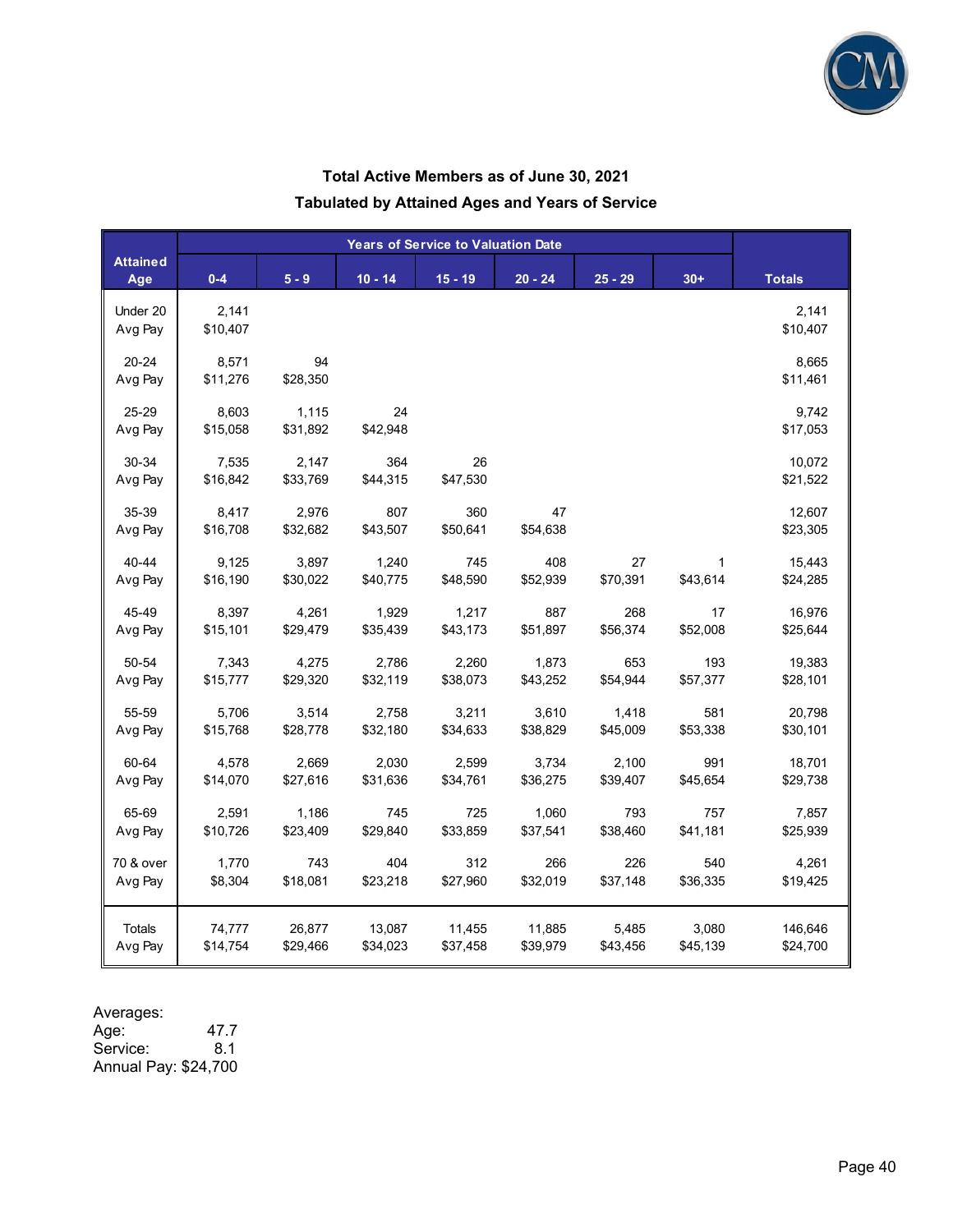## Total Active Members as of June 30, 2021
## Tabulated by Attained Ages and Years of Service

| Attained Age | Years of Service to Valuation Date | | | | | | | Totals |
|---|---|---|---|---|---|---|---|---|
| | 0-4 | 5 - 9 | 10 - 14 | 15 - 19 | 20 - 24 | 25 - 29 | 30+ | |
| Under 20 | 2,141 | | | | | | | 2,141 |
| Avg Pay | $10,407 | | | | | | | $10,407 |
| 20-24 | 8,571 | 94 | | | | | | 8,665 |
| Avg Pay | $11,276 | $28,350 | | | | | | $11,461 |
| 25-29 | 8,603 | 1,115 | 24 | | | | | 9,742 |
| Avg Pay | $15,058 | $31,892 | $42,948 | | | | | $17,053 |
| 30-34 | 7,535 | 2,147 | 364 | 26 | | | | 10,072 |
| Avg Pay | $16,842 | $33,769 | $44,315 | $47,530 | | | | $21,522 |
| 35-39 | 8,417 | 2,976 | 807 | 360 | 47 | | | 12,607 |
| Avg Pay | $16,708 | $32,682 | $43,507 | $50,641 | $54,638 | | | $23,305 |
| 40-44 | 9,125 | 3,897 | 1,240 | 745 | 408 | 27 | 1 | 15,443 |
| Avg Pay | $16,190 | $30,022 | $40,775 | $48,590 | $52,939 | $70,391 | $43,614 | $24,285 |
| 45-49 | 8,397 | 4,261 | 1,929 | 1,217 | 887 | 268 | 17 | 16,976 |
| Avg Pay | $15,101 | $29,479 | $35,439 | $43,173 | $51,897 | $56,374 | $52,008 | $25,644 |
| 50-54 | 7,343 | 4,275 | 2,786 | 2,260 | 1,873 | 653 | 193 | 19,383 |
| Avg Pay | $15,777 | $29,320 | $32,119 | $38,073 | $43,252 | $54,944 | $57,377 | $28,101 |
| 55-59 | 5,706 | 3,514 | 2,758 | 3,211 | 3,610 | 1,418 | 581 | 20,798 |
| Avg Pay | $15,768 | $28,778 | $32,180 | $34,633 | $38,829 | $45,009 | $53,338 | $30,101 |
| 60-64 | 4,578 | 2,669 | 2,030 | 2,599 | 3,734 | 2,100 | 991 | 18,701 |
| Avg Pay | $14,070 | $27,616 | $31,636 | $34,761 | $36,275 | $39,407 | $45,654 | $29,738 |
| 65-69 | 2,591 | 1,186 | 745 | 725 | 1,060 | 793 | 757 | 7,857 |
| Avg Pay | $10,726 | $23,409 | $29,840 | $33,859 | $37,541 | $38,460 | $41,181 | $25,939 |
| 70 & over | 1,770 | 743 | 404 | 312 | 266 | 226 | 540 | 4,261 |
| Avg Pay | $8,304 | $18,081 | $23,218 | $27,960 | $32,019 | $37,148 | $36,335 | $19,425 |
| Totals | 74,777 | 26,877 | 13,087 | 11,455 | 11,885 | 5,485 | 3,080 | 146,646 |
| Avg Pay | $14,754 | $29,466 | $34,023 | $37,458 | $39,979 | $43,456 | $45,139 | $24,700 |

Averages:
Age: 47.7
Service: 8.1
Annual Pay: $24,700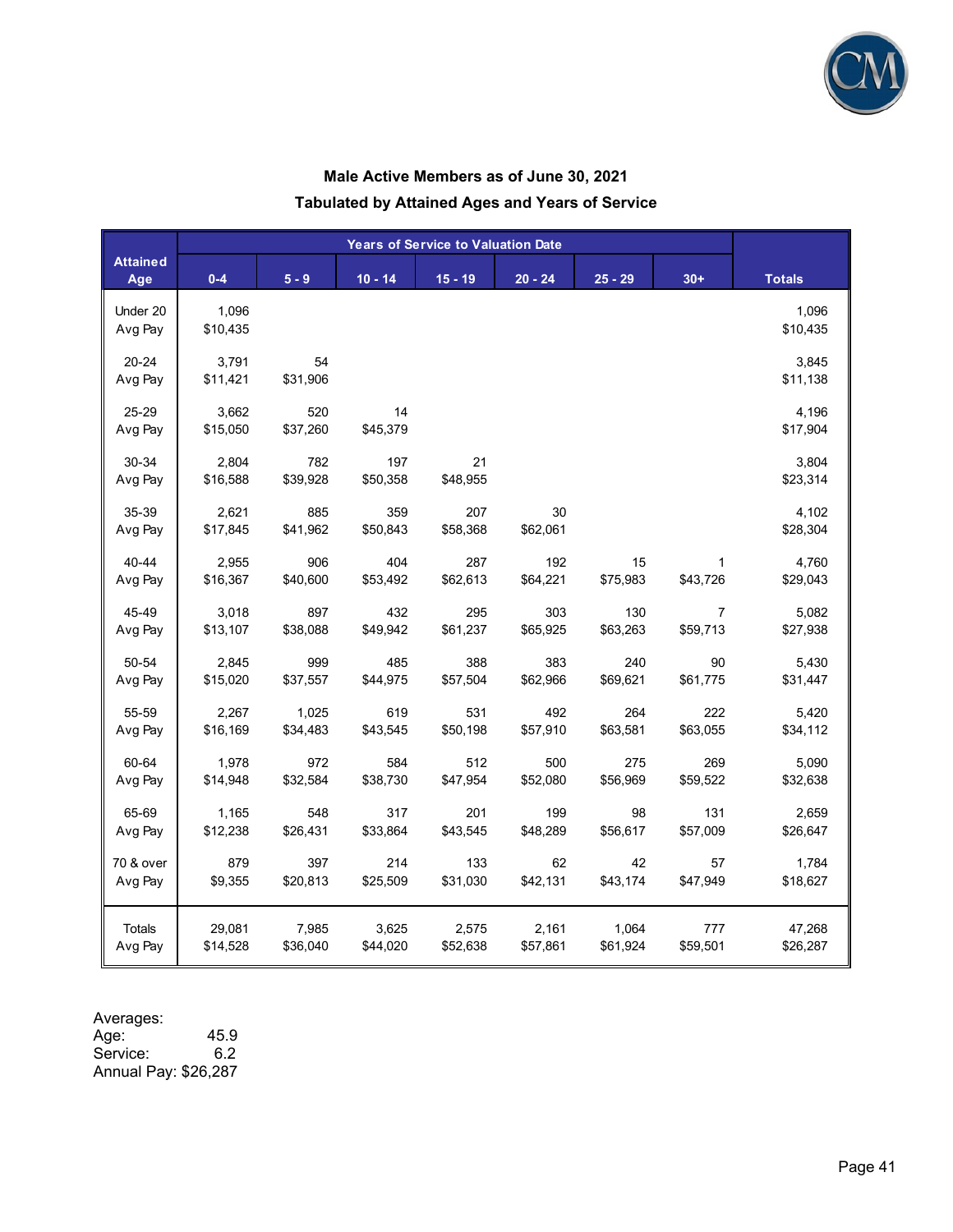## Male Active Members as of June 30, 2021

### Tabulated by Attained Ages and Years of Service

| Attained Age | Years of Service to Valuation Date | | | | | | | Totals |
|---|---|---|---|---|---|---|---|---|
| | 0-4 | 5 - 9 | 10 - 14 | 15 - 19 | 20 - 24 | 25 - 29 | 30+ | |
| Under 20 | 1,096 | | | | | | | 1,096 |
| Avg Pay | $10,435 | | | | | | | $10,435 |
| 20-24 | 3,791 | 54 | | | | | | 3,845 |
| Avg Pay | $11,421 | $31,906 | | | | | | $11,138 |
| 25-29 | 3,662 | 520 | 14 | | | | | 4,196 |
| Avg Pay | $15,050 | $37,260 | $45,379 | | | | | $17,904 |
| 30-34 | 2,804 | 782 | 197 | 21 | | | | 3,804 |
| Avg Pay | $16,588 | $39,928 | $50,358 | $48,955 | | | | $23,314 |
| 35-39 | 2,621 | 885 | 359 | 207 | 30 | | | 4,102 |
| Avg Pay | $17,845 | $41,962 | $50,843 | $58,368 | $62,061 | | | $28,304 |
| 40-44 | 2,955 | 906 | 404 | 287 | 192 | 15 | 1 | 4,760 |
| Avg Pay | $16,367 | $40,600 | $53,492 | $62,613 | $64,221 | $75,983 | $43,726 | $29,043 |
| 45-49 | 3,018 | 897 | 432 | 295 | 303 | 130 | 7 | 5,082 |
| Avg Pay | $13,107 | $38,088 | $49,942 | $61,237 | $65,925 | $63,263 | $59,713 | $27,938 |
| 50-54 | 2,845 | 999 | 485 | 388 | 383 | 240 | 90 | 5,430 |
| Avg Pay | $15,020 | $37,557 | $44,975 | $57,504 | $62,966 | $69,621 | $61,775 | $31,447 |
| 55-59 | 2,267 | 1,025 | 619 | 531 | 492 | 264 | 222 | 5,420 |
| Avg Pay | $16,169 | $34,483 | $43,545 | $50,198 | $57,910 | $63,581 | $63,055 | $34,112 |
| 60-64 | 1,978 | 972 | 584 | 512 | 500 | 275 | 269 | 5,090 |
| Avg Pay | $14,948 | $32,584 | $38,730 | $47,954 | $52,080 | $56,969 | $59,522 | $32,638 |
| 65-69 | 1,165 | 548 | 317 | 201 | 199 | 98 | 131 | 2,659 |
| Avg Pay | $12,238 | $26,431 | $33,864 | $43,545 | $48,289 | $56,617 | $57,009 | $26,647 |
| 70 & over | 879 | 397 | 214 | 133 | 62 | 42 | 57 | 1,784 |
| Avg Pay | $9,355 | $20,813 | $25,509 | $31,030 | $42,131 | $43,174 | $47,949 | $18,627 |
| Totals | 29,081 | 7,985 | 3,625 | 2,575 | 2,161 | 1,064 | 777 | 47,268 |
| Avg Pay | $14,528 | $36,040 | $44,020 | $52,638 | $57,861 | $61,924 | $59,501 | $26,287 |

Averages:
Age: 45.9
Service: 6.2
Annual Pay: $26,287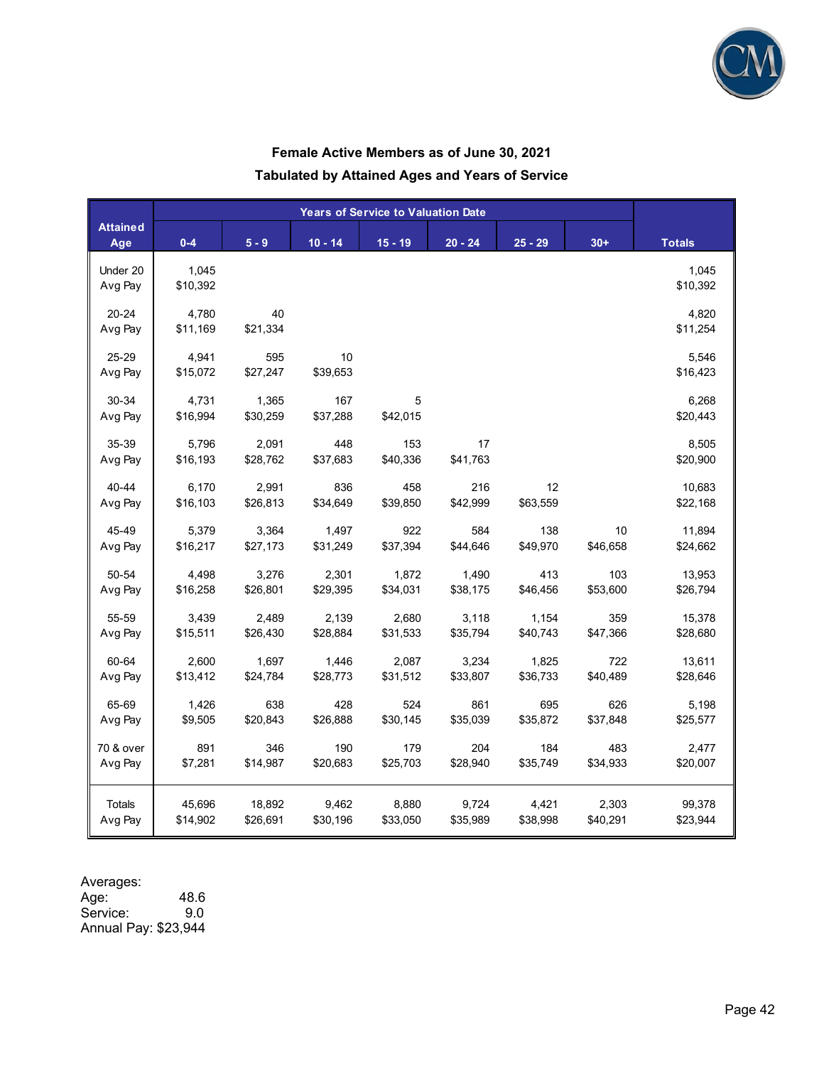## Female Active Members as of June 30, 2021

## Tabulated by Attained Ages and Years of Service

| Attained Age | Years of Service to Valuation Date | | | | | | | Totals |
|---|---|---|---|---|---|---|---|---|
| | 0-4 | 5 - 9 | 10 - 14 | 15 - 19 | 20 - 24 | 25 - 29 | 30+ | |
| Under 20 | 1,045 | | | | | | | 1,045 |
| Avg Pay | $10,392 | | | | | | | $10,392 |
| 20-24 | 4,780 | 40 | | | | | | 4,820 |
| Avg Pay | $11,169 | $21,334 | | | | | | $11,254 |
| 25-29 | 4,941 | 595 | 10 | | | | | 5,546 |
| Avg Pay | $15,072 | $27,247 | $39,653 | | | | | $16,423 |
| 30-34 | 4,731 | 1,365 | 167 | 5 | | | | 6,268 |
| Avg Pay | $16,994 | $30,259 | $37,288 | $42,015 | | | | $20,443 |
| 35-39 | 5,796 | 2,091 | 448 | 153 | 17 | | | 8,505 |
| Avg Pay | $16,193 | $28,762 | $37,683 | $40,336 | $41,763 | | | $20,900 |
| 40-44 | 6,170 | 2,991 | 836 | 458 | 216 | 12 | | 10,683 |
| Avg Pay | $16,103 | $26,813 | $34,649 | $39,850 | $42,999 | $63,559 | | $22,168 |
| 45-49 | 5,379 | 3,364 | 1,497 | 922 | 584 | 138 | 10 | 11,894 |
| Avg Pay | $16,217 | $27,173 | $31,249 | $37,394 | $44,646 | $49,970 | $46,658 | $24,662 |
| 50-54 | 4,498 | 3,276 | 2,301 | 1,872 | 1,490 | 413 | 103 | 13,953 |
| Avg Pay | $16,258 | $26,801 | $29,395 | $34,031 | $38,175 | $46,456 | $53,600 | $26,794 |
| 55-59 | 3,439 | 2,489 | 2,139 | 2,680 | 3,118 | 1,154 | 359 | 15,378 |
| Avg Pay | $15,511 | $26,430 | $28,884 | $31,533 | $35,794 | $40,743 | $47,366 | $28,680 |
| 60-64 | 2,600 | 1,697 | 1,446 | 2,087 | 3,234 | 1,825 | 722 | 13,611 |
| Avg Pay | $13,412 | $24,784 | $28,773 | $31,512 | $33,807 | $36,733 | $40,489 | $28,646 |
| 65-69 | 1,426 | 638 | 428 | 524 | 861 | 695 | 626 | 5,198 |
| Avg Pay | $9,505 | $20,843 | $26,888 | $30,145 | $35,039 | $35,872 | $37,848 | $25,577 |
| 70 & over | 891 | 346 | 190 | 179 | 204 | 184 | 483 | 2,477 |
| Avg Pay | $7,281 | $14,987 | $20,683 | $25,703 | $28,940 | $35,749 | $34,933 | $20,007 |
| Totals | 45,696 | 18,892 | 9,462 | 8,880 | 9,724 | 4,421 | 2,303 | 99,378 |
| Avg Pay | $14,902 | $26,691 | $30,196 | $33,050 | $35,989 | $38,998 | $40,291 | $23,944 |

Averages:
Age: 48.6
Service: 9.0
Annual Pay: $23,944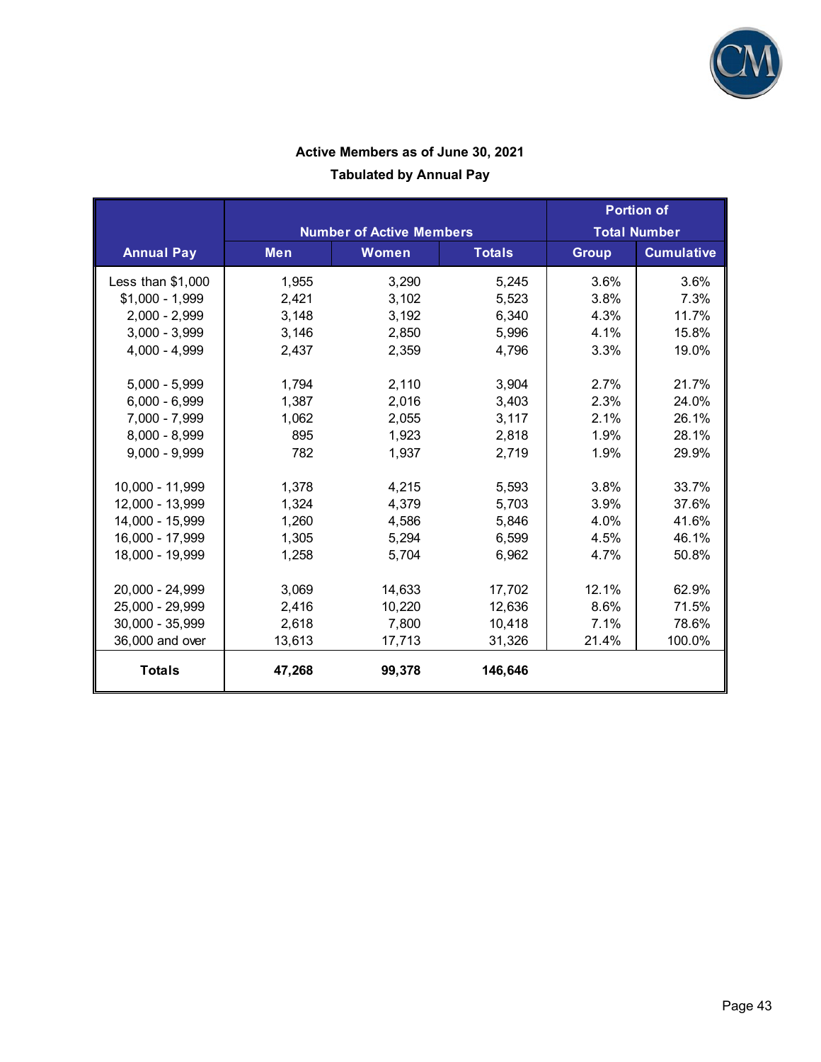**Active Members as of June 30, 2021**

**Tabulated by Annual Pay**

| Annual Pay | Number of Active Members | | | Portion of Total Number | |
|---|---|---|---|---|---|
| | Men | Women | Totals | Group | Cumulative |
| Less than $1,000 | 1,955 | 3,290 | 5,245 | 3.6% | 3.6% |
| $1,000 - 1,999 | 2,421 | 3,102 | 5,523 | 3.8% | 7.3% |
| 2,000 - 2,999 | 3,148 | 3,192 | 6,340 | 4.3% | 11.7% |
| 3,000 - 3,999 | 3,146 | 2,850 | 5,996 | 4.1% | 15.8% |
| 4,000 - 4,999 | 2,437 | 2,359 | 4,796 | 3.3% | 19.0% |
| 5,000 - 5,999 | 1,794 | 2,110 | 3,904 | 2.7% | 21.7% |
| 6,000 - 6,999 | 1,387 | 2,016 | 3,403 | 2.3% | 24.0% |
| 7,000 - 7,999 | 1,062 | 2,055 | 3,117 | 2.1% | 26.1% |
| 8,000 - 8,999 | 895 | 1,923 | 2,818 | 1.9% | 28.1% |
| 9,000 - 9,999 | 782 | 1,937 | 2,719 | 1.9% | 29.9% |
| 10,000 - 11,999 | 1,378 | 4,215 | 5,593 | 3.8% | 33.7% |
| 12,000 - 13,999 | 1,324 | 4,379 | 5,703 | 3.9% | 37.6% |
| 14,000 - 15,999 | 1,260 | 4,586 | 5,846 | 4.0% | 41.6% |
| 16,000 - 17,999 | 1,305 | 5,294 | 6,599 | 4.5% | 46.1% |
| 18,000 - 19,999 | 1,258 | 5,704 | 6,962 | 4.7% | 50.8% |
| 20,000 - 24,999 | 3,069 | 14,633 | 17,702 | 12.1% | 62.9% |
| 25,000 - 29,999 | 2,416 | 10,220 | 12,636 | 8.6% | 71.5% |
| 30,000 - 35,999 | 2,618 | 7,800 | 10,418 | 7.1% | 78.6% |
| 36,000 and over | 13,613 | 17,713 | 31,326 | 21.4% | 100.0% |
| **Totals** | **47,268** | **99,378** | **146,646** | | |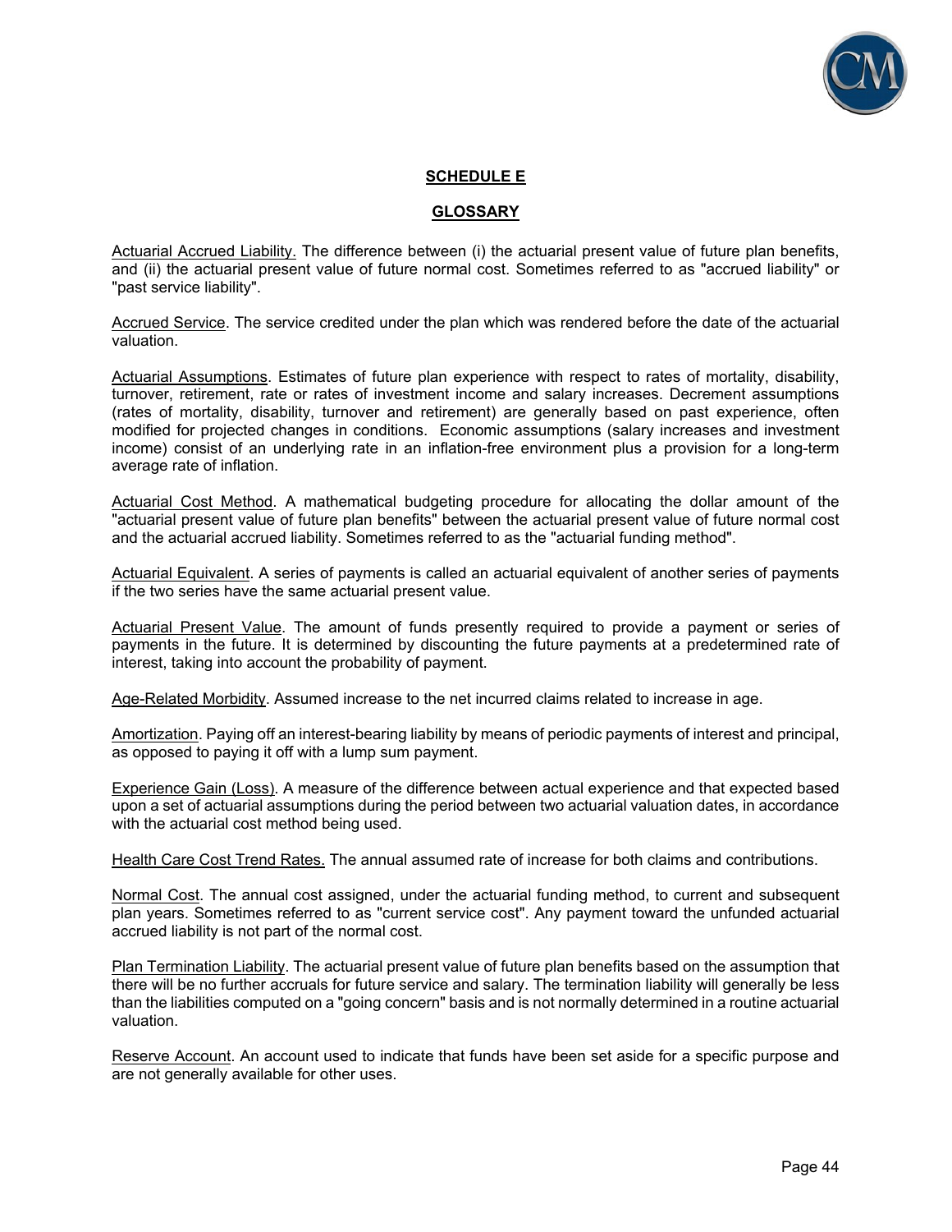## SCHEDULE E

## GLOSSARY

Actuarial Accrued Liability. The difference between (i) the actuarial present value of future plan benefits, and (ii) the actuarial present value of future normal cost. Sometimes referred to as "accrued liability" or "past service liability".

Accrued Service. The service credited under the plan which was rendered before the date of the actuarial valuation.

Actuarial Assumptions. Estimates of future plan experience with respect to rates of mortality, disability, turnover, retirement, rate or rates of investment income and salary increases. Decrement assumptions (rates of mortality, disability, turnover and retirement) are generally based on past experience, often modified for projected changes in conditions. Economic assumptions (salary increases and investment income) consist of an underlying rate in an inflation-free environment plus a provision for a long-term average rate of inflation.

Actuarial Cost Method. A mathematical budgeting procedure for allocating the dollar amount of the "actuarial present value of future plan benefits" between the actuarial present value of future normal cost and the actuarial accrued liability. Sometimes referred to as the "actuarial funding method".

Actuarial Equivalent. A series of payments is called an actuarial equivalent of another series of payments if the two series have the same actuarial present value.

Actuarial Present Value. The amount of funds presently required to provide a payment or series of payments in the future. It is determined by discounting the future payments at a predetermined rate of interest, taking into account the probability of payment.

Age-Related Morbidity. Assumed increase to the net incurred claims related to increase in age.

Amortization. Paying off an interest-bearing liability by means of periodic payments of interest and principal, as opposed to paying it off with a lump sum payment.

Experience Gain (Loss). A measure of the difference between actual experience and that expected based upon a set of actuarial assumptions during the period between two actuarial valuation dates, in accordance with the actuarial cost method being used.

Health Care Cost Trend Rates. The annual assumed rate of increase for both claims and contributions.

Normal Cost. The annual cost assigned, under the actuarial funding method, to current and subsequent plan years. Sometimes referred to as "current service cost". Any payment toward the unfunded actuarial accrued liability is not part of the normal cost.

Plan Termination Liability. The actuarial present value of future plan benefits based on the assumption that there will be no further accruals for future service and salary. The termination liability will generally be less than the liabilities computed on a "going concern" basis and is not normally determined in a routine actuarial valuation.

Reserve Account. An account used to indicate that funds have been set aside for a specific purpose and are not generally available for other uses.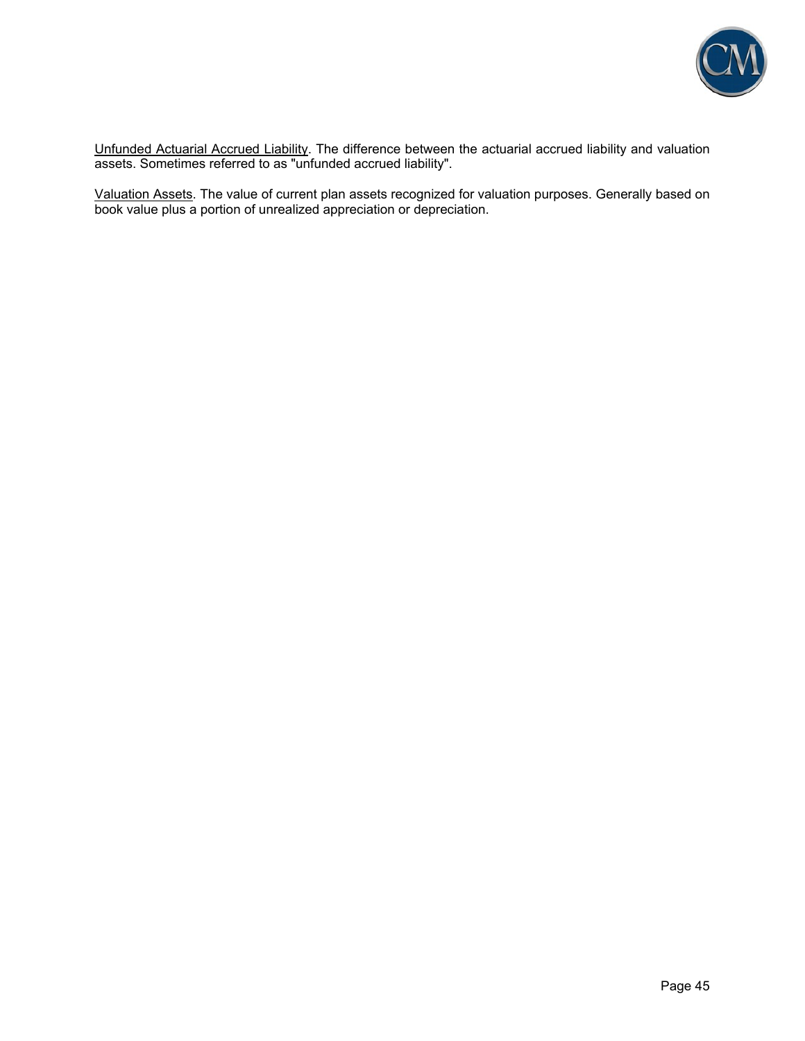<u>Unfunded Actuarial Accrued Liability</u>. The difference between the actuarial accrued liability and valuation assets. Sometimes referred to as "unfunded accrued liability".

<u>Valuation Assets</u>. The value of current plan assets recognized for valuation purposes. Generally based on book value plus a portion of unrealized appreciation or depreciation.